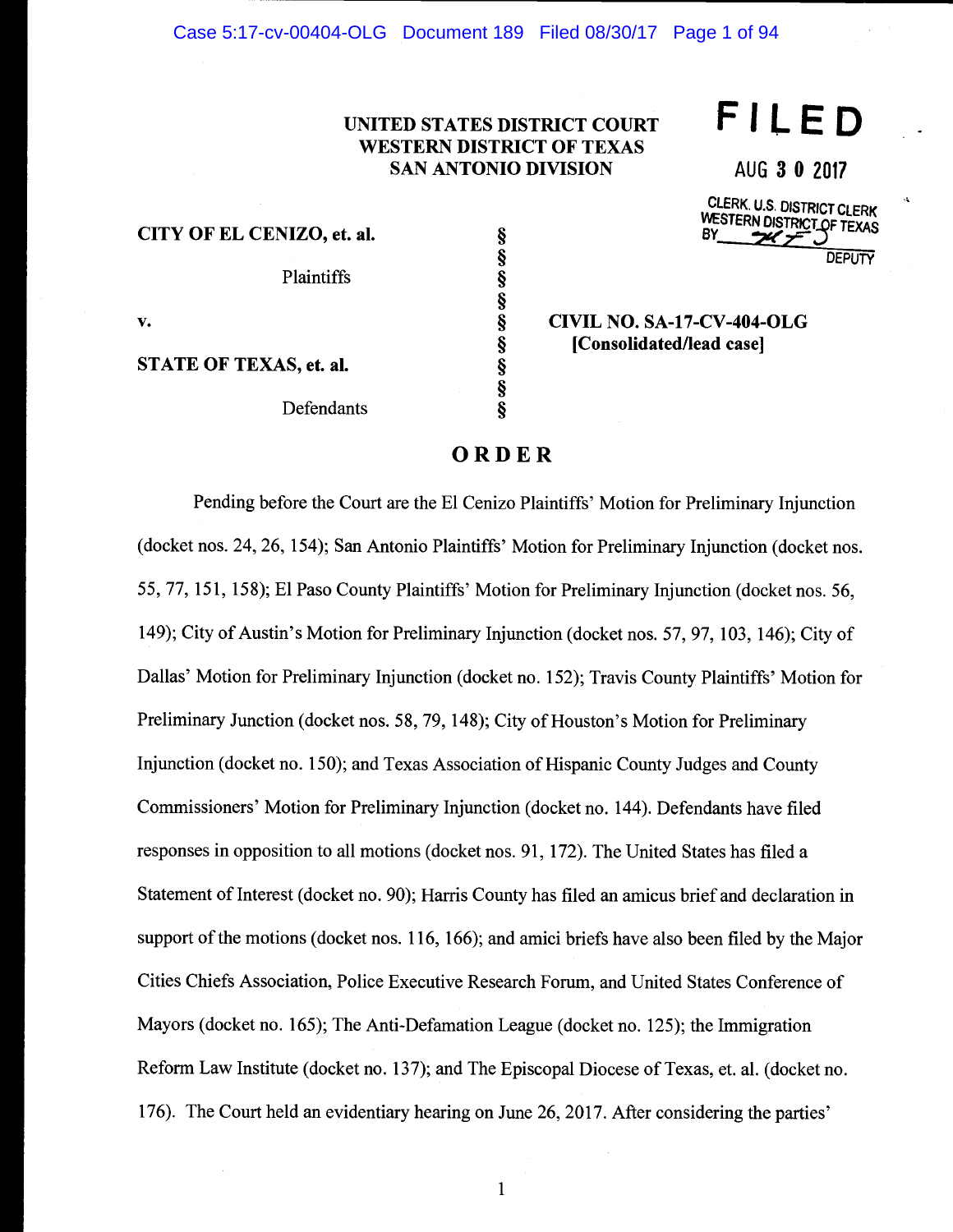UNITED STATES DISTRICT COURT
WESTERN DISTRICT OF TEXAS
SAN ANTONIO DIVISION

**FILED**

AUG 3 0 2017

CLERK, U.S. DISTRICT CLERK
WESTERN DISTRICT OF TEXAS
BY ________ DEPUTY

| | | |
|---|---|---|
| **CITY OF EL CENIZO, et. al.** | § | |
| Plaintiffs | § | |
| | § | |
| **v.** | § | **CIVIL NO. SA-17-CV-404-OLG** |
| | § | **[Consolidated/lead case]** |
| **STATE OF TEXAS, et. al.** | § | |
| Defendants | § | |

# ORDER

Pending before the Court are the El Cenizo Plaintiffs' Motion for Preliminary Injunction (docket nos. 24, 26, 154); San Antonio Plaintiffs' Motion for Preliminary Injunction (docket nos. 55, 77, 151, 158); El Paso County Plaintiffs' Motion for Preliminary Injunction (docket nos. 56, 149); City of Austin's Motion for Preliminary Injunction (docket nos. 57, 97, 103, 146); City of Dallas' Motion for Preliminary Injunction (docket no. 152); Travis County Plaintiffs' Motion for Preliminary Junction (docket nos. 58, 79, 148); City of Houston's Motion for Preliminary Injunction (docket no. 150); and Texas Association of Hispanic County Judges and County Commissioners' Motion for Preliminary Injunction (docket no. 144). Defendants have filed responses in opposition to all motions (docket nos. 91, 172). The United States has filed a Statement of Interest (docket no. 90); Harris County has filed an amicus brief and declaration in support of the motions (docket nos. 116, 166); and amici briefs have also been filed by the Major Cities Chiefs Association, Police Executive Research Forum, and United States Conference of Mayors (docket no. 165); The Anti-Defamation League (docket no. 125); the Immigration Reform Law Institute (docket no. 137); and The Episcopal Diocese of Texas, et. al. (docket no. 176). The Court held an evidentiary hearing on June 26, 2017. After considering the parties'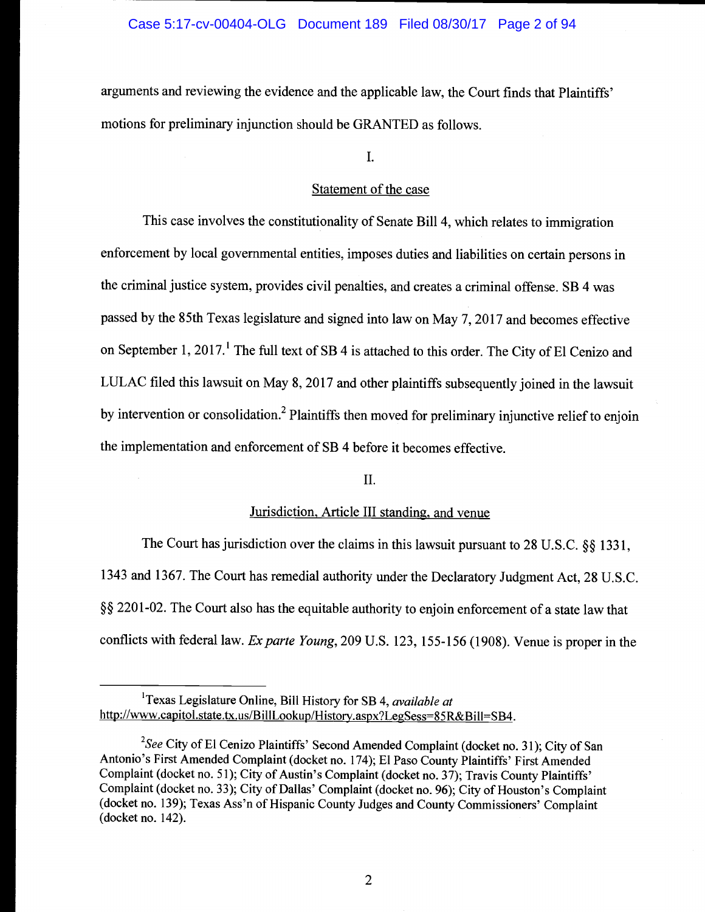arguments and reviewing the evidence and the applicable law, the Court finds that Plaintiffs' motions for preliminary injunction should be GRANTED as follows.

I.

Statement of the case

This case involves the constitutionality of Senate Bill 4, which relates to immigration enforcement by local governmental entities, imposes duties and liabilities on certain persons in the criminal justice system, provides civil penalties, and creates a criminal offense. SB 4 was passed by the 85th Texas legislature and signed into law on May 7, 2017 and becomes effective on September 1, 2017.[1] The full text of SB 4 is attached to this order. The City of El Cenizo and LULAC filed this lawsuit on May 8, 2017 and other plaintiffs subsequently joined in the lawsuit by intervention or consolidation.[2] Plaintiffs then moved for preliminary injunctive relief to enjoin the implementation and enforcement of SB 4 before it becomes effective.

II.

Jurisdiction, Article III standing, and venue

The Court has jurisdiction over the claims in this lawsuit pursuant to 28 U.S.C. §§ 1331, 1343 and 1367. The Court has remedial authority under the Declaratory Judgment Act, 28 U.S.C. §§ 2201-02. The Court also has the equitable authority to enjoin enforcement of a state law that conflicts with federal law. *Ex parte Young*, 209 U.S. 123, 155-156 (1908). Venue is proper in the

---

[1] Texas Legislature Online, Bill History for SB 4, *available at* http://www.capitol.state.tx.us/BillLookup/History.aspx?LegSess=85R&Bill=SB4.

[2] *See* City of El Cenizo Plaintiffs' Second Amended Complaint (docket no. 31); City of San Antonio's First Amended Complaint (docket no. 174); El Paso County Plaintiffs' First Amended Complaint (docket no. 51); City of Austin's Complaint (docket no. 37); Travis County Plaintiffs' Complaint (docket no. 33); City of Dallas' Complaint (docket no. 96); City of Houston's Complaint (docket no. 139); Texas Ass'n of Hispanic County Judges and County Commissioners' Complaint (docket no. 142).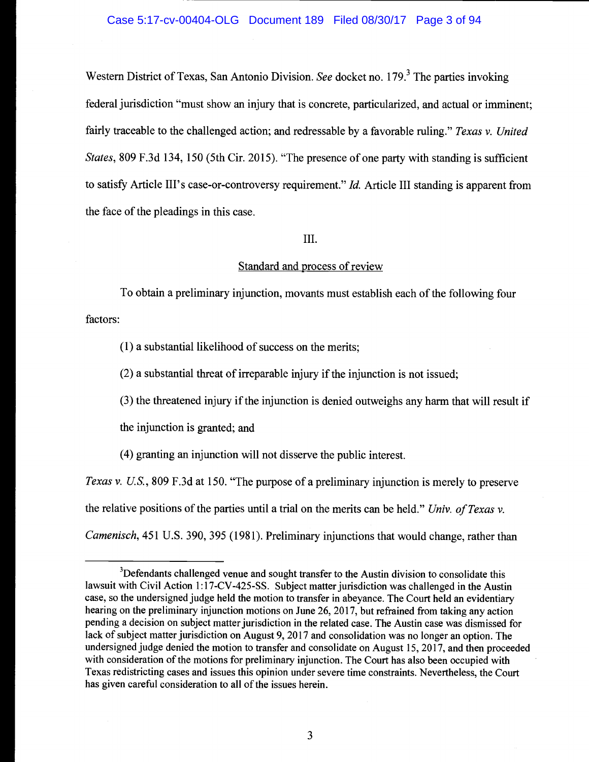Western District of Texas, San Antonio Division. *See* docket no. 179.[3] The parties invoking federal jurisdiction "must show an injury that is concrete, particularized, and actual or imminent; fairly traceable to the challenged action; and redressable by a favorable ruling." *Texas v. United States*, 809 F.3d 134, 150 (5th Cir. 2015). "The presence of one party with standing is sufficient to satisfy Article III's case-or-controversy requirement." *Id.* Article III standing is apparent from the face of the pleadings in this case.

III.

Standard and process of review

To obtain a preliminary injunction, movants must establish each of the following four factors:

(1) a substantial likelihood of success on the merits;

(2) a substantial threat of irreparable injury if the injunction is not issued;

(3) the threatened injury if the injunction is denied outweighs any harm that will result if the injunction is granted; and

(4) granting an injunction will not disserve the public interest.

*Texas v. U.S.*, 809 F.3d at 150. "The purpose of a preliminary injunction is merely to preserve the relative positions of the parties until a trial on the merits can be held." *Univ. of Texas v. Camenisch*, 451 U.S. 390, 395 (1981). Preliminary injunctions that would change, rather than

---

[3]Defendants challenged venue and sought transfer to the Austin division to consolidate this lawsuit with Civil Action 1:17-CV-425-SS. Subject matter jurisdiction was challenged in the Austin case, so the undersigned judge held the motion to transfer in abeyance. The Court held an evidentiary hearing on the preliminary injunction motions on June 26, 2017, but refrained from taking any action pending a decision on subject matter jurisdiction in the related case. The Austin case was dismissed for lack of subject matter jurisdiction on August 9, 2017 and consolidation was no longer an option. The undersigned judge denied the motion to transfer and consolidate on August 15, 2017, and then proceeded with consideration of the motions for preliminary injunction. The Court has also been occupied with Texas redistricting cases and issues this opinion under severe time constraints. Nevertheless, the Court has given careful consideration to all of the issues herein.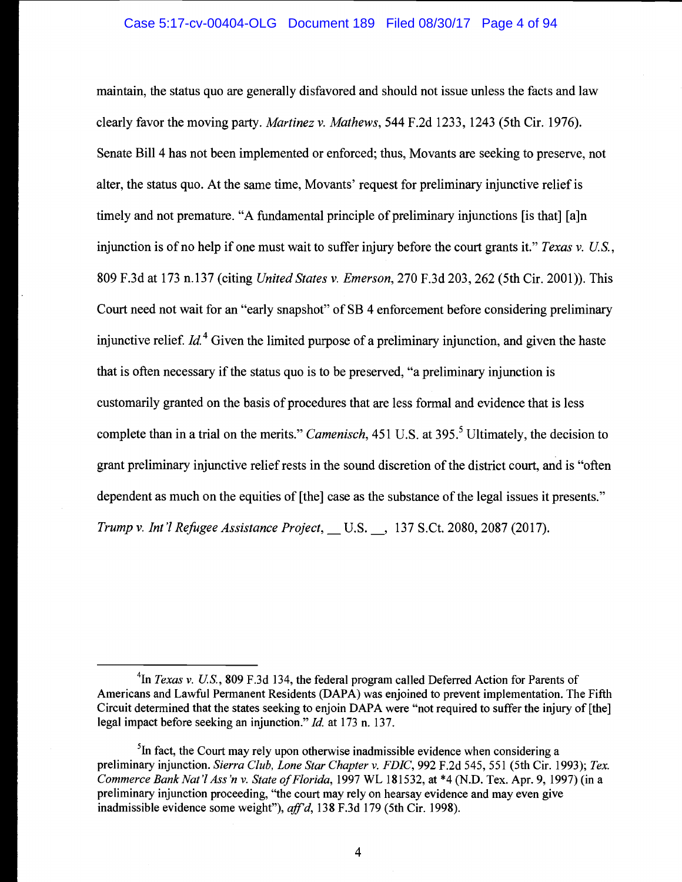maintain, the status quo are generally disfavored and should not issue unless the facts and law clearly favor the moving party. *Martinez v. Mathews*, 544 F.2d 1233, 1243 (5th Cir. 1976). Senate Bill 4 has not been implemented or enforced; thus, Movants are seeking to preserve, not alter, the status quo. At the same time, Movants' request for preliminary injunctive relief is timely and not premature. "A fundamental principle of preliminary injunctions [is that] [a]n injunction is of no help if one must wait to suffer injury before the court grants it." *Texas v. U.S.*, 809 F.3d at 173 n.137 (citing *United States v. Emerson*, 270 F.3d 203, 262 (5th Cir. 2001)). This Court need not wait for an "early snapshot" of SB 4 enforcement before considering preliminary injunctive relief. *Id.*[4] Given the limited purpose of a preliminary injunction, and given the haste that is often necessary if the status quo is to be preserved, "a preliminary injunction is customarily granted on the basis of procedures that are less formal and evidence that is less complete than in a trial on the merits." *Camenisch*, 451 U.S. at 395.[5] Ultimately, the decision to grant preliminary injunctive relief rests in the sound discretion of the district court, and is "often dependent as much on the equities of [the] case as the substance of the legal issues it presents." *Trump v. Int'l Refugee Assistance Project*, __ U.S. __, 137 S.Ct. 2080, 2087 (2017).

---

[4]In *Texas v. U.S.*, 809 F.3d 134, the federal program called Deferred Action for Parents of Americans and Lawful Permanent Residents (DAPA) was enjoined to prevent implementation. The Fifth Circuit determined that the states seeking to enjoin DAPA were "not required to suffer the injury of [the] legal impact before seeking an injunction." *Id.* at 173 n. 137.

[5]In fact, the Court may rely upon otherwise inadmissible evidence when considering a preliminary injunction. *Sierra Club, Lone Star Chapter v. FDIC*, 992 F.2d 545, 551 (5th Cir. 1993); *Tex. Commerce Bank Nat'l Ass'n v. State of Florida*, 1997 WL 181532, at *4 (N.D. Tex. Apr. 9, 1997) (in a preliminary injunction proceeding, "the court may rely on hearsay evidence and may even give inadmissible evidence some weight"), *aff'd*, 138 F.3d 179 (5th Cir. 1998).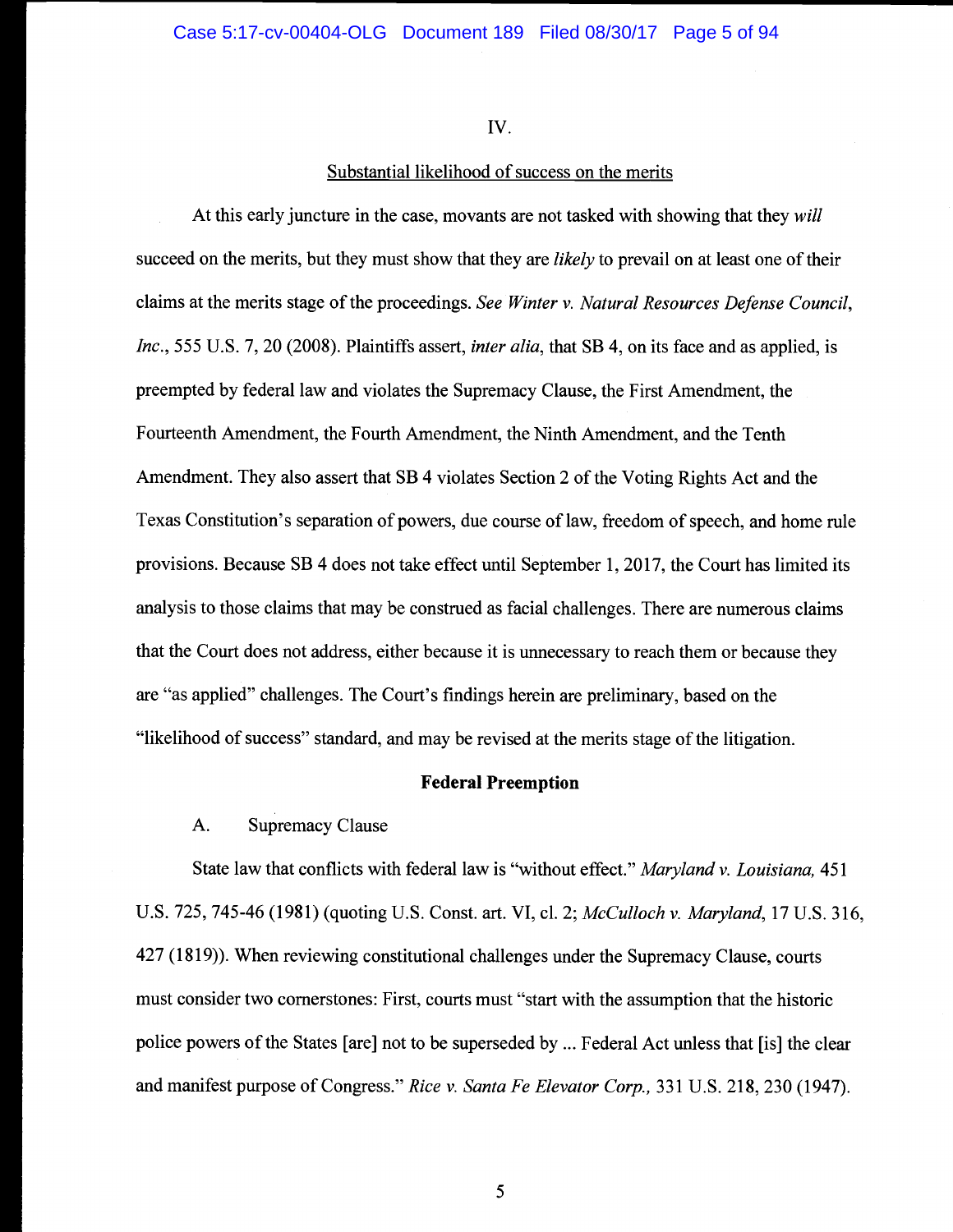IV.

Substantial likelihood of success on the merits

At this early juncture in the case, movants are not tasked with showing that they *will* succeed on the merits, but they must show that they are *likely* to prevail on at least one of their claims at the merits stage of the proceedings. *See Winter v. Natural Resources Defense Council, Inc.*, 555 U.S. 7, 20 (2008). Plaintiffs assert, *inter alia*, that SB 4, on its face and as applied, is preempted by federal law and violates the Supremacy Clause, the First Amendment, the Fourteenth Amendment, the Fourth Amendment, the Ninth Amendment, and the Tenth Amendment. They also assert that SB 4 violates Section 2 of the Voting Rights Act and the Texas Constitution's separation of powers, due course of law, freedom of speech, and home rule provisions. Because SB 4 does not take effect until September 1, 2017, the Court has limited its analysis to those claims that may be construed as facial challenges. There are numerous claims that the Court does not address, either because it is unnecessary to reach them or because they are "as applied" challenges. The Court's findings herein are preliminary, based on the "likelihood of success" standard, and may be revised at the merits stage of the litigation.

**Federal Preemption**

A. Supremacy Clause

State law that conflicts with federal law is "without effect." *Maryland v. Louisiana,* 451 U.S. 725, 745-46 (1981) (quoting U.S. Const. art. VI, cl. 2; *McCulloch v. Maryland*, 17 U.S. 316, 427 (1819)). When reviewing constitutional challenges under the Supremacy Clause, courts must consider two cornerstones: First, courts must "start with the assumption that the historic police powers of the States [are] not to be superseded by ... Federal Act unless that [is] the clear and manifest purpose of Congress." *Rice v. Santa Fe Elevator Corp.,* 331 U.S. 218, 230 (1947).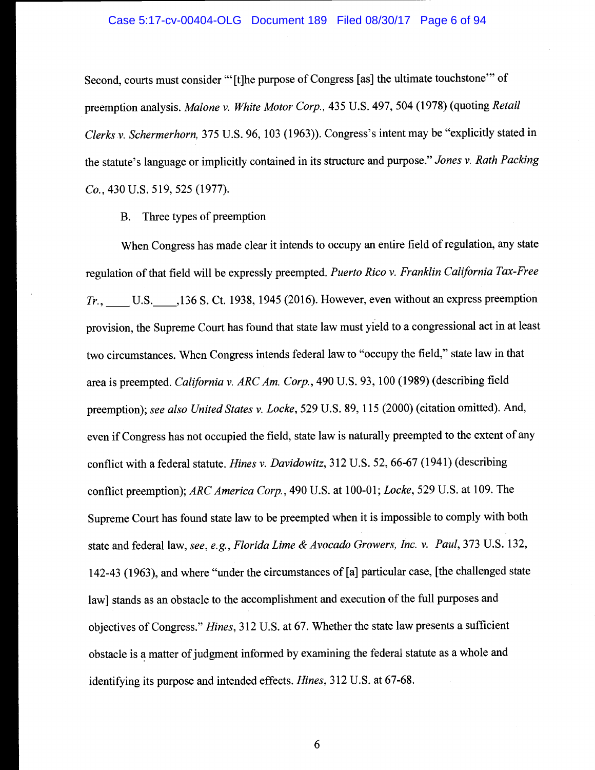Second, courts must consider "'[t]he purpose of Congress [as] the ultimate touchstone'" of preemption analysis. *Malone v. White Motor Corp.,* 435 U.S. 497, 504 (1978) (quoting *Retail Clerks v. Schermerhorn,* 375 U.S. 96, 103 (1963)). Congress's intent may be "explicitly stated in the statute's language or implicitly contained in its structure and purpose." *Jones v. Rath Packing Co.*, 430 U.S. 519, 525 (1977).

B. Three types of preemption

When Congress has made clear it intends to occupy an entire field of regulation, any state regulation of that field will be expressly preempted. *Puerto Rico v. Franklin California Tax-Free Tr.*, ____ U.S.____,136 S. Ct. 1938, 1945 (2016). However, even without an express preemption provision, the Supreme Court has found that state law must yield to a congressional act in at least two circumstances. When Congress intends federal law to "occupy the field," state law in that area is preempted. *California v. ARC Am. Corp.*, 490 U.S. 93, 100 (1989) (describing field preemption); *see also United States v. Locke*, 529 U.S. 89, 115 (2000) (citation omitted). And, even if Congress has not occupied the field, state law is naturally preempted to the extent of any conflict with a federal statute. *Hines v. Davidowitz*, 312 U.S. 52, 66-67 (1941) (describing conflict preemption); *ARC America Corp.*, 490 U.S. at 100-01; *Locke*, 529 U.S. at 109. The Supreme Court has found state law to be preempted when it is impossible to comply with both state and federal law, *see, e.g., Florida Lime & Avocado Growers, Inc. v. Paul*, 373 U.S. 132, 142-43 (1963), and where "under the circumstances of [a] particular case, [the challenged state law] stands as an obstacle to the accomplishment and execution of the full purposes and objectives of Congress." *Hines*, 312 U.S. at 67. Whether the state law presents a sufficient obstacle is a matter of judgment informed by examining the federal statute as a whole and identifying its purpose and intended effects. *Hines*, 312 U.S. at 67-68.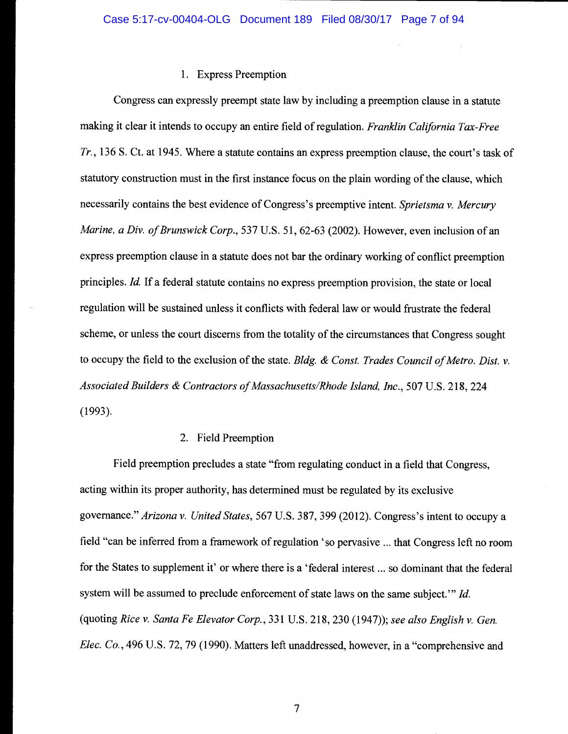### 1. Express Preemption

Congress can expressly preempt state law by including a preemption clause in a statute making it clear it intends to occupy an entire field of regulation. *Franklin California Tax-Free Tr.*, 136 S. Ct. at 1945. Where a statute contains an express preemption clause, the court's task of statutory construction must in the first instance focus on the plain wording of the clause, which necessarily contains the best evidence of Congress's preemptive intent. *Sprietsma v. Mercury Marine, a Div. of Brunswick Corp.*, 537 U.S. 51, 62-63 (2002). However, even inclusion of an express preemption clause in a statute does not bar the ordinary working of conflict preemption principles. *Id.* If a federal statute contains no express preemption provision, the state or local regulation will be sustained unless it conflicts with federal law or would frustrate the federal scheme, or unless the court discerns from the totality of the circumstances that Congress sought to occupy the field to the exclusion of the state. *Bldg. & Const. Trades Council of Metro. Dist. v. Associated Builders & Contractors of Massachusetts/Rhode Island, Inc.*, 507 U.S. 218, 224 (1993).

### 2. Field Preemption

Field preemption precludes a state "from regulating conduct in a field that Congress, acting within its proper authority, has determined must be regulated by its exclusive governance." *Arizona v. United States*, 567 U.S. 387, 399 (2012). Congress's intent to occupy a field "can be inferred from a framework of regulation 'so pervasive ... that Congress left no room for the States to supplement it' or where there is a 'federal interest ... so dominant that the federal system will be assumed to preclude enforcement of state laws on the same subject.'" *Id.* (quoting *Rice v. Santa Fe Elevator Corp.*, 331 U.S. 218, 230 (1947)); *see also English v. Gen. Elec. Co.*, 496 U.S. 72, 79 (1990). Matters left unaddressed, however, in a "comprehensive and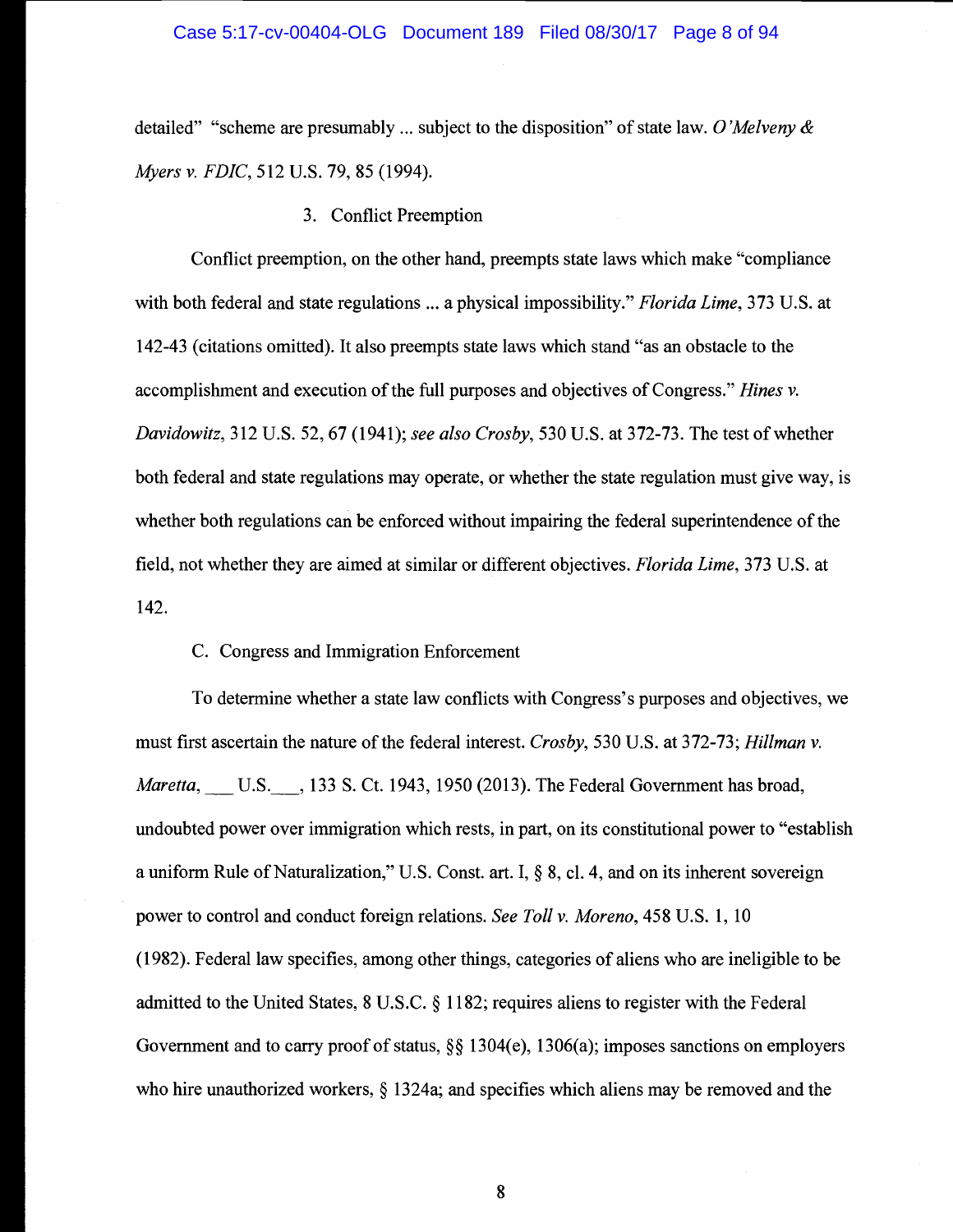detailed" "scheme are presumably ... subject to the disposition" of state law. *O'Melveny & Myers v. FDIC*, 512 U.S. 79, 85 (1994).

### 3. Conflict Preemption

Conflict preemption, on the other hand, preempts state laws which make "compliance with both federal and state regulations ... a physical impossibility." *Florida Lime*, 373 U.S. at 142-43 (citations omitted). It also preempts state laws which stand "as an obstacle to the accomplishment and execution of the full purposes and objectives of Congress." *Hines v. Davidowitz*, 312 U.S. 52, 67 (1941); *see also Crosby*, 530 U.S. at 372-73. The test of whether both federal and state regulations may operate, or whether the state regulation must give way, is whether both regulations can be enforced without impairing the federal superintendence of the field, not whether they are aimed at similar or different objectives. *Florida Lime*, 373 U.S. at 142.

## C. Congress and Immigration Enforcement

To determine whether a state law conflicts with Congress's purposes and objectives, we must first ascertain the nature of the federal interest. *Crosby*, 530 U.S. at 372-73; *Hillman v. Maretta*, ___ U.S.___, 133 S. Ct. 1943, 1950 (2013). The Federal Government has broad, undoubted power over immigration which rests, in part, on its constitutional power to "establish a uniform Rule of Naturalization," U.S. Const. art. I, § 8, cl. 4, and on its inherent sovereign power to control and conduct foreign relations. *See Toll v. Moreno*, 458 U.S. 1, 10 (1982). Federal law specifies, among other things, categories of aliens who are ineligible to be admitted to the United States, 8 U.S.C. § 1182; requires aliens to register with the Federal Government and to carry proof of status, §§ 1304(e), 1306(a); imposes sanctions on employers who hire unauthorized workers, § 1324a; and specifies which aliens may be removed and the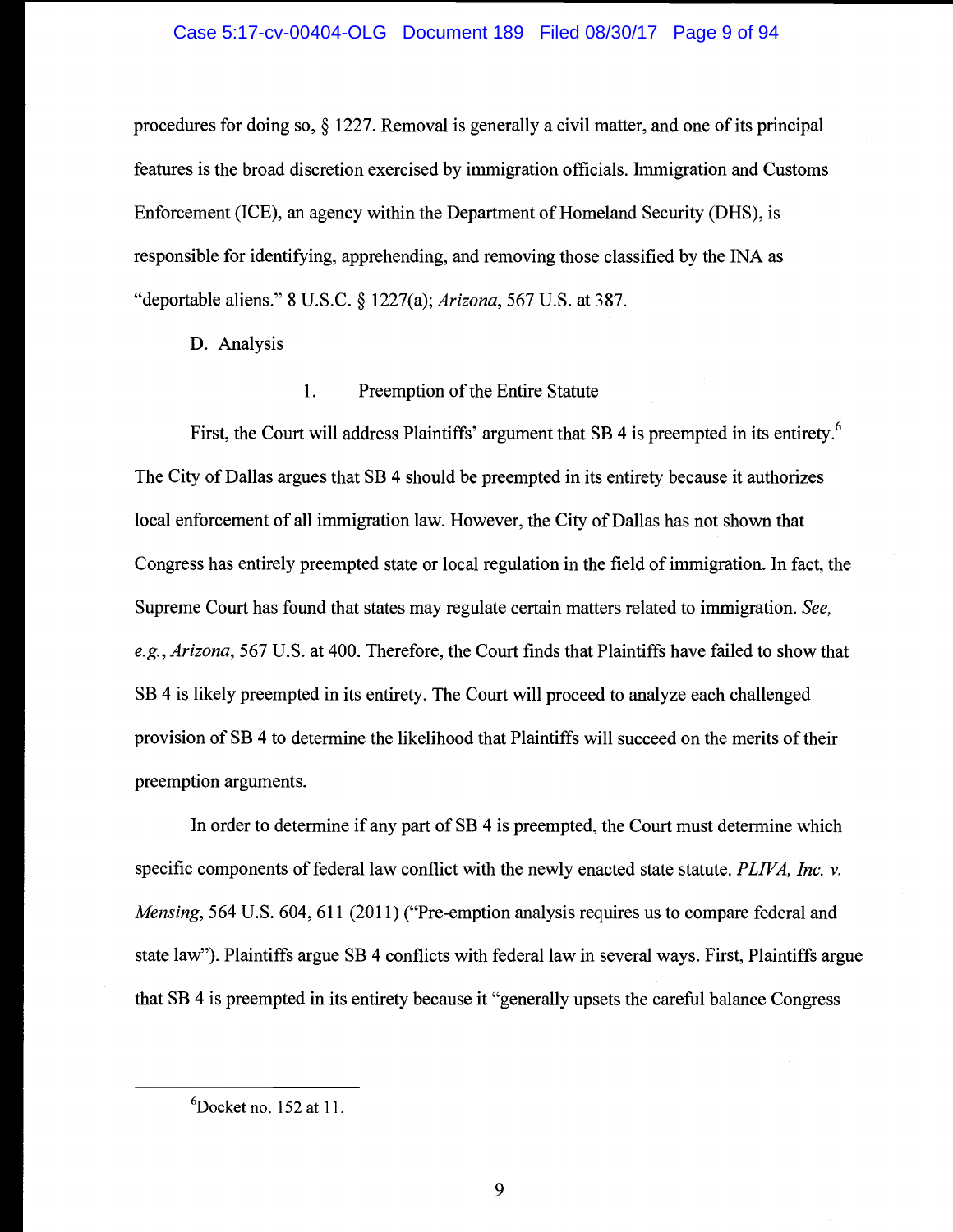procedures for doing so, § 1227. Removal is generally a civil matter, and one of its principal features is the broad discretion exercised by immigration officials. Immigration and Customs Enforcement (ICE), an agency within the Department of Homeland Security (DHS), is responsible for identifying, apprehending, and removing those classified by the INA as "deportable aliens." 8 U.S.C. § 1227(a); *Arizona*, 567 U.S. at 387.

D. Analysis

1. Preemption of the Entire Statute

First, the Court will address Plaintiffs' argument that SB 4 is preempted in its entirety.[6] The City of Dallas argues that SB 4 should be preempted in its entirety because it authorizes local enforcement of all immigration law. However, the City of Dallas has not shown that Congress has entirely preempted state or local regulation in the field of immigration. In fact, the Supreme Court has found that states may regulate certain matters related to immigration. *See, e.g.*, *Arizona*, 567 U.S. at 400. Therefore, the Court finds that Plaintiffs have failed to show that SB 4 is likely preempted in its entirety. The Court will proceed to analyze each challenged provision of SB 4 to determine the likelihood that Plaintiffs will succeed on the merits of their preemption arguments.

In order to determine if any part of SB 4 is preempted, the Court must determine which specific components of federal law conflict with the newly enacted state statute. *PLIVA, Inc. v. Mensing*, 564 U.S. 604, 611 (2011) ("Pre-emption analysis requires us to compare federal and state law"). Plaintiffs argue SB 4 conflicts with federal law in several ways. First, Plaintiffs argue that SB 4 is preempted in its entirety because it "generally upsets the careful balance Congress

---

[6] Docket no. 152 at 11.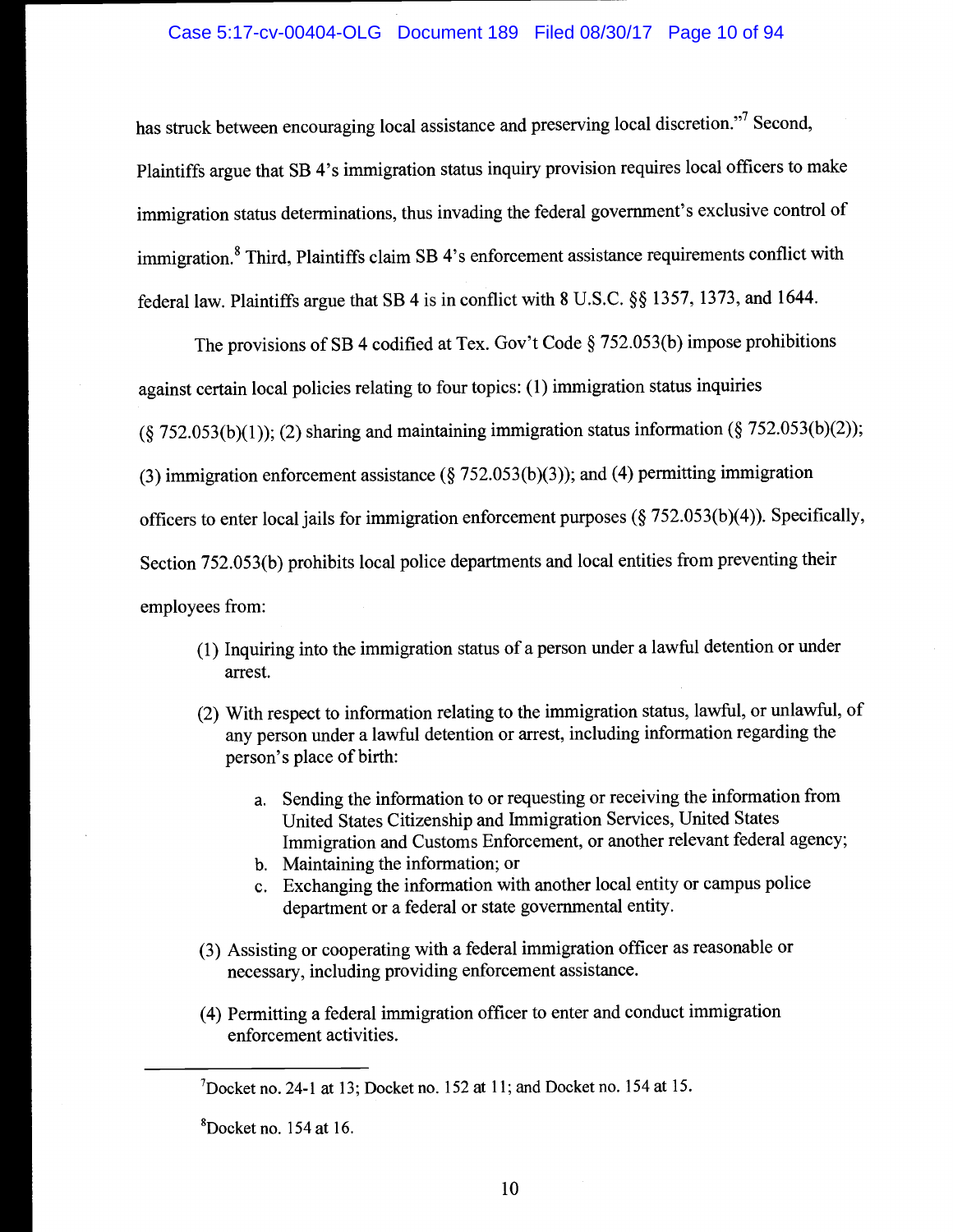has struck between encouraging local assistance and preserving local discretion."[7] Second, Plaintiffs argue that SB 4's immigration status inquiry provision requires local officers to make immigration status determinations, thus invading the federal government's exclusive control of immigration.[8] Third, Plaintiffs claim SB 4's enforcement assistance requirements conflict with federal law. Plaintiffs argue that SB 4 is in conflict with 8 U.S.C. §§ 1357, 1373, and 1644.

The provisions of SB 4 codified at Tex. Gov't Code § 752.053(b) impose prohibitions against certain local policies relating to four topics: (1) immigration status inquiries (§ 752.053(b)(1)); (2) sharing and maintaining immigration status information (§ 752.053(b)(2)); (3) immigration enforcement assistance (§ 752.053(b)(3)); and (4) permitting immigration officers to enter local jails for immigration enforcement purposes (§ 752.053(b)(4)). Specifically, Section 752.053(b) prohibits local police departments and local entities from preventing their employees from:

(1) Inquiring into the immigration status of a person under a lawful detention or under arrest.

(2) With respect to information relating to the immigration status, lawful, or unlawful, of any person under a lawful detention or arrest, including information regarding the person's place of birth:

   a. Sending the information to or requesting or receiving the information from United States Citizenship and Immigration Services, United States Immigration and Customs Enforcement, or another relevant federal agency;
   b. Maintaining the information; or
   c. Exchanging the information with another local entity or campus police department or a federal or state governmental entity.

(3) Assisting or cooperating with a federal immigration officer as reasonable or necessary, including providing enforcement assistance.

(4) Permitting a federal immigration officer to enter and conduct immigration enforcement activities.

---

[7] Docket no. 24-1 at 13; Docket no. 152 at 11; and Docket no. 154 at 15.

[8] Docket no. 154 at 16.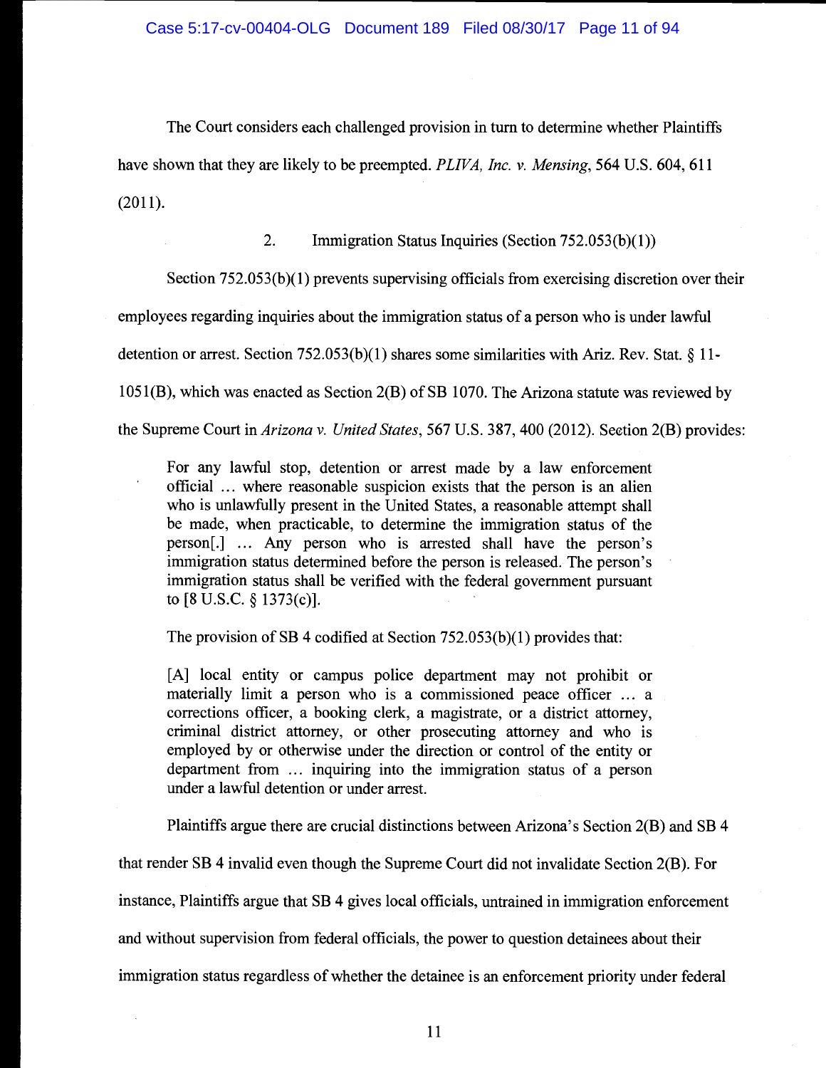The Court considers each challenged provision in turn to determine whether Plaintiffs have shown that they are likely to be preempted. *PLIVA, Inc. v. Mensing*, 564 U.S. 604, 611 (2011).

2. Immigration Status Inquiries (Section 752.053(b)(1))

Section 752.053(b)(1) prevents supervising officials from exercising discretion over their employees regarding inquiries about the immigration status of a person who is under lawful detention or arrest. Section 752.053(b)(1) shares some similarities with Ariz. Rev. Stat. § 11-1051(B), which was enacted as Section 2(B) of SB 1070. The Arizona statute was reviewed by the Supreme Court in *Arizona v. United States*, 567 U.S. 387, 400 (2012). Section 2(B) provides:

> For any lawful stop, detention or arrest made by a law enforcement official … where reasonable suspicion exists that the person is an alien who is unlawfully present in the United States, a reasonable attempt shall be made, when practicable, to determine the immigration status of the person[.] … Any person who is arrested shall have the person's immigration status determined before the person is released. The person's immigration status shall be verified with the federal government pursuant to [8 U.S.C. § 1373(c)].

The provision of SB 4 codified at Section 752.053(b)(1) provides that:

> [A] local entity or campus police department may not prohibit or materially limit a person who is a commissioned peace officer … a corrections officer, a booking clerk, a magistrate, or a district attorney, criminal district attorney, or other prosecuting attorney and who is employed by or otherwise under the direction or control of the entity or department from … inquiring into the immigration status of a person under a lawful detention or under arrest.

Plaintiffs argue there are crucial distinctions between Arizona's Section 2(B) and SB 4 that render SB 4 invalid even though the Supreme Court did not invalidate Section 2(B). For instance, Plaintiffs argue that SB 4 gives local officials, untrained in immigration enforcement and without supervision from federal officials, the power to question detainees about their immigration status regardless of whether the detainee is an enforcement priority under federal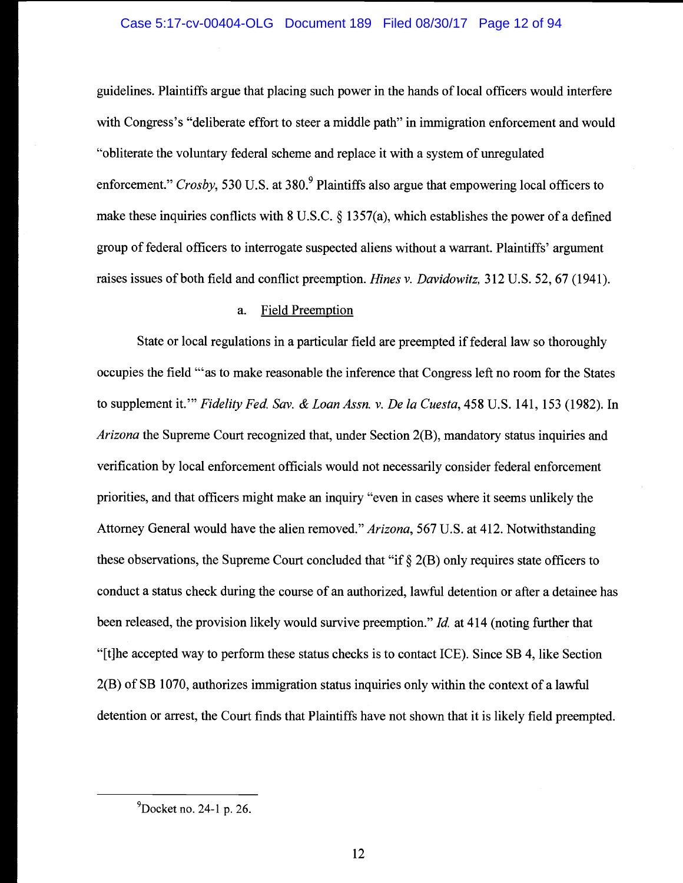guidelines. Plaintiffs argue that placing such power in the hands of local officers would interfere with Congress's "deliberate effort to steer a middle path" in immigration enforcement and would "obliterate the voluntary federal scheme and replace it with a system of unregulated enforcement." *Crosby*, 530 U.S. at 380.[9] Plaintiffs also argue that empowering local officers to make these inquiries conflicts with 8 U.S.C. § 1357(a), which establishes the power of a defined group of federal officers to interrogate suspected aliens without a warrant. Plaintiffs' argument raises issues of both field and conflict preemption. *Hines v. Davidowitz,* 312 U.S. 52, 67 (1941).

a. Field Preemption

State or local regulations in a particular field are preempted if federal law so thoroughly occupies the field "'as to make reasonable the inference that Congress left no room for the States to supplement it.'" *Fidelity Fed. Sav. & Loan Assn. v. De la Cuesta*, 458 U.S. 141, 153 (1982). In *Arizona* the Supreme Court recognized that, under Section 2(B), mandatory status inquiries and verification by local enforcement officials would not necessarily consider federal enforcement priorities, and that officers might make an inquiry "even in cases where it seems unlikely the Attorney General would have the alien removed." *Arizona*, 567 U.S. at 412. Notwithstanding these observations, the Supreme Court concluded that "if § 2(B) only requires state officers to conduct a status check during the course of an authorized, lawful detention or after a detainee has been released, the provision likely would survive preemption." *Id.* at 414 (noting further that "[t]he accepted way to perform these status checks is to contact ICE). Since SB 4, like Section 2(B) of SB 1070, authorizes immigration status inquiries only within the context of a lawful detention or arrest, the Court finds that Plaintiffs have not shown that it is likely field preempted.

---

[9]Docket no. 24-1 p. 26.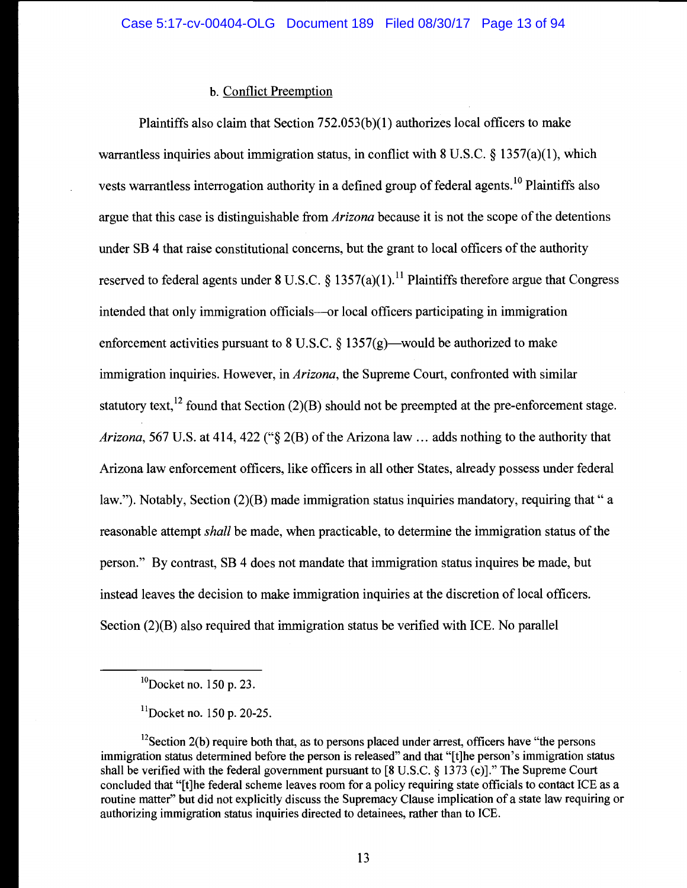b. Conflict Preemption

Plaintiffs also claim that Section 752.053(b)(1) authorizes local officers to make warrantless inquiries about immigration status, in conflict with 8 U.S.C. § 1357(a)(1), which vests warrantless interrogation authority in a defined group of federal agents.[10] Plaintiffs also argue that this case is distinguishable from *Arizona* because it is not the scope of the detentions under SB 4 that raise constitutional concerns, but the grant to local officers of the authority reserved to federal agents under 8 U.S.C. § 1357(a)(1).[11] Plaintiffs therefore argue that Congress intended that only immigration officials—or local officers participating in immigration enforcement activities pursuant to 8 U.S.C. § 1357(g)—would be authorized to make immigration inquiries. However, in *Arizona*, the Supreme Court, confronted with similar statutory text,[12] found that Section (2)(B) should not be preempted at the pre-enforcement stage. *Arizona*, 567 U.S. at 414, 422 ("§ 2(B) of the Arizona law … adds nothing to the authority that Arizona law enforcement officers, like officers in all other States, already possess under federal law."). Notably, Section (2)(B) made immigration status inquiries mandatory, requiring that " a reasonable attempt *shall* be made, when practicable, to determine the immigration status of the person." By contrast, SB 4 does not mandate that immigration status inquires be made, but instead leaves the decision to make immigration inquiries at the discretion of local officers. Section (2)(B) also required that immigration status be verified with ICE. No parallel

---

[10] Docket no. 150 p. 23.

[11] Docket no. 150 p. 20-25.

[12] Section 2(b) require both that, as to persons placed under arrest, officers have "the persons immigration status determined before the person is released" and that "[t]he person's immigration status shall be verified with the federal government pursuant to [8 U.S.C. § 1373 (c)]." The Supreme Court concluded that "[t]he federal scheme leaves room for a policy requiring state officials to contact ICE as a routine matter" but did not explicitly discuss the Supremacy Clause implication of a state law requiring or authorizing immigration status inquiries directed to detainees, rather than to ICE.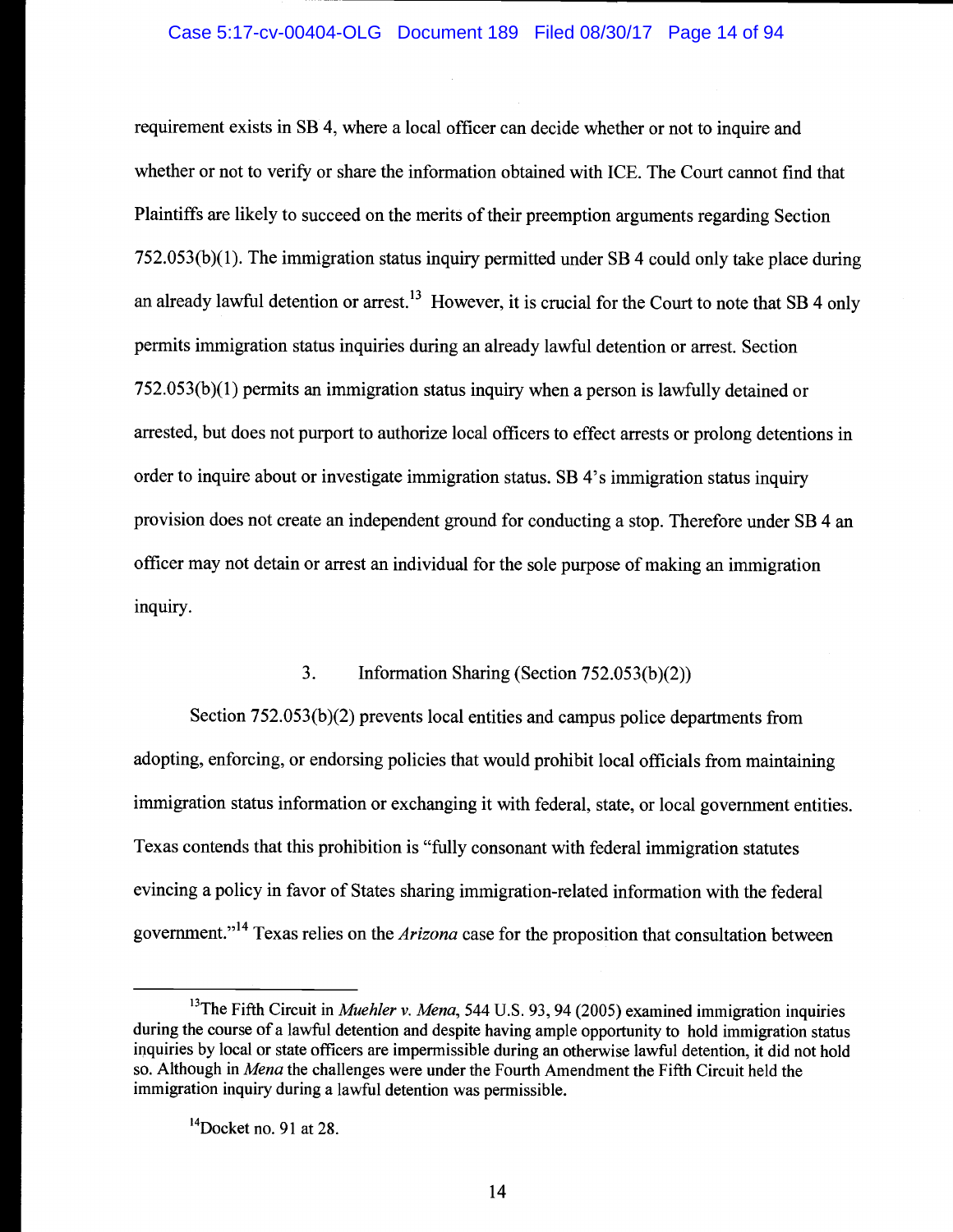requirement exists in SB 4, where a local officer can decide whether or not to inquire and whether or not to verify or share the information obtained with ICE. The Court cannot find that Plaintiffs are likely to succeed on the merits of their preemption arguments regarding Section 752.053(b)(1). The immigration status inquiry permitted under SB 4 could only take place during an already lawful detention or arrest.[13] However, it is crucial for the Court to note that SB 4 only permits immigration status inquiries during an already lawful detention or arrest. Section 752.053(b)(1) permits an immigration status inquiry when a person is lawfully detained or arrested, but does not purport to authorize local officers to effect arrests or prolong detentions in order to inquire about or investigate immigration status. SB 4's immigration status inquiry provision does not create an independent ground for conducting a stop. Therefore under SB 4 an officer may not detain or arrest an individual for the sole purpose of making an immigration inquiry.

### 3. Information Sharing (Section 752.053(b)(2))

Section 752.053(b)(2) prevents local entities and campus police departments from adopting, enforcing, or endorsing policies that would prohibit local officials from maintaining immigration status information or exchanging it with federal, state, or local government entities. Texas contends that this prohibition is "fully consonant with federal immigration statutes evincing a policy in favor of States sharing immigration-related information with the federal government."[14] Texas relies on the *Arizona* case for the proposition that consultation between

---

[13] The Fifth Circuit in *Muehler v. Mena*, 544 U.S. 93, 94 (2005) examined immigration inquiries during the course of a lawful detention and despite having ample opportunity to hold immigration status inquiries by local or state officers are impermissible during an otherwise lawful detention, it did not hold so. Although in *Mena* the challenges were under the Fourth Amendment the Fifth Circuit held the immigration inquiry during a lawful detention was permissible.

[14] Docket no. 91 at 28.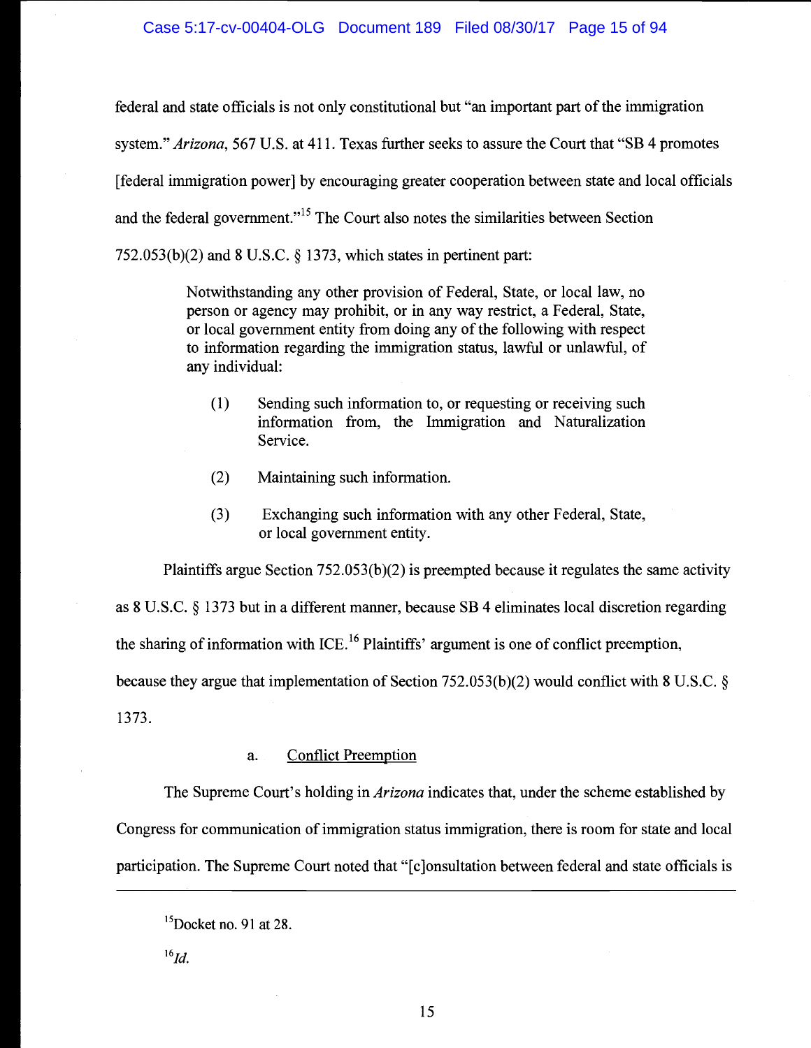federal and state officials is not only constitutional but "an important part of the immigration system." *Arizona*, 567 U.S. at 411. Texas further seeks to assure the Court that "SB 4 promotes [federal immigration power] by encouraging greater cooperation between state and local officials and the federal government."[15] The Court also notes the similarities between Section 752.053(b)(2) and 8 U.S.C. § 1373, which states in pertinent part:

> Notwithstanding any other provision of Federal, State, or local law, no person or agency may prohibit, or in any way restrict, a Federal, State, or local government entity from doing any of the following with respect to information regarding the immigration status, lawful or unlawful, of any individual:
>
> (1) Sending such information to, or requesting or receiving such information from, the Immigration and Naturalization Service.
>
> (2) Maintaining such information.
>
> (3) Exchanging such information with any other Federal, State, or local government entity.

Plaintiffs argue Section 752.053(b)(2) is preempted because it regulates the same activity as 8 U.S.C. § 1373 but in a different manner, because SB 4 eliminates local discretion regarding the sharing of information with ICE.[16] Plaintiffs' argument is one of conflict preemption, because they argue that implementation of Section 752.053(b)(2) would conflict with 8 U.S.C. § 1373.

a. Conflict Preemption

The Supreme Court's holding in *Arizona* indicates that, under the scheme established by Congress for communication of immigration status immigration, there is room for state and local participation. The Supreme Court noted that "[c]onsultation between federal and state officials is

---

[15] Docket no. 91 at 28.

[16] *Id.*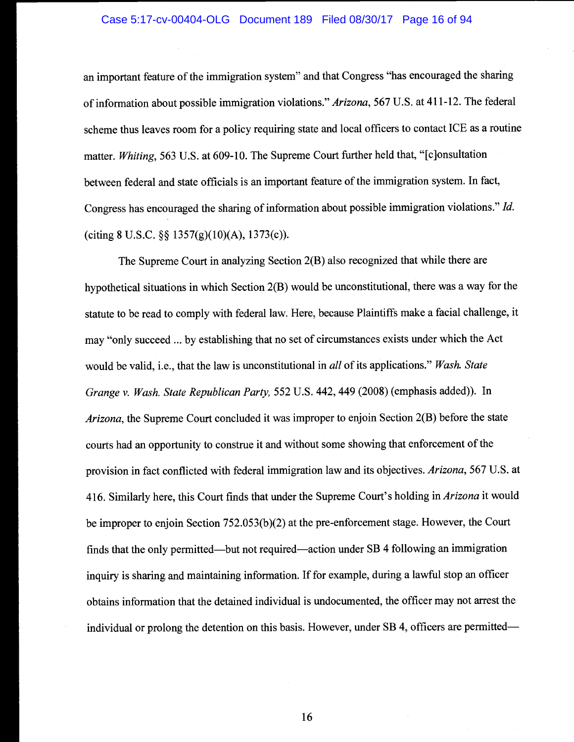an important feature of the immigration system" and that Congress "has encouraged the sharing of information about possible immigration violations." *Arizona*, 567 U.S. at 411-12. The federal scheme thus leaves room for a policy requiring state and local officers to contact ICE as a routine matter. *Whiting*, 563 U.S. at 609-10. The Supreme Court further held that, "[c]onsultation between federal and state officials is an important feature of the immigration system. In fact, Congress has encouraged the sharing of information about possible immigration violations." *Id.* (citing 8 U.S.C. §§ 1357(g)(10)(A), 1373(c)).

The Supreme Court in analyzing Section 2(B) also recognized that while there are hypothetical situations in which Section 2(B) would be unconstitutional, there was a way for the statute to be read to comply with federal law. Here, because Plaintiffs make a facial challenge, it may "only succeed ... by establishing that no set of circumstances exists under which the Act would be valid, i.e., that the law is unconstitutional in *all* of its applications." *Wash. State Grange v. Wash. State Republican Party*, 552 U.S. 442, 449 (2008) (emphasis added)). In *Arizona*, the Supreme Court concluded it was improper to enjoin Section 2(B) before the state courts had an opportunity to construe it and without some showing that enforcement of the provision in fact conflicted with federal immigration law and its objectives. *Arizona*, 567 U.S. at 416. Similarly here, this Court finds that under the Supreme Court's holding in *Arizona* it would be improper to enjoin Section 752.053(b)(2) at the pre-enforcement stage. However, the Court finds that the only permitted—but not required—action under SB 4 following an immigration inquiry is sharing and maintaining information. If for example, during a lawful stop an officer obtains information that the detained individual is undocumented, the officer may not arrest the individual or prolong the detention on this basis. However, under SB 4, officers are permitted—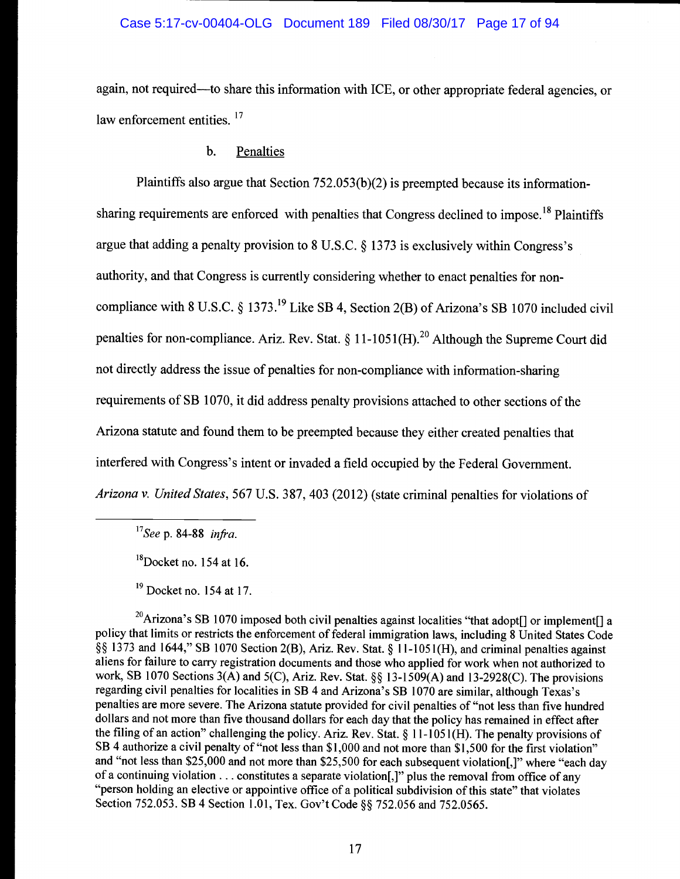again, not required—to share this information with ICE, or other appropriate federal agencies, or law enforcement entities.[17]

b. Penalties

Plaintiffs also argue that Section 752.053(b)(2) is preempted because its information-sharing requirements are enforced with penalties that Congress declined to impose.[18] Plaintiffs argue that adding a penalty provision to 8 U.S.C. § 1373 is exclusively within Congress's authority, and that Congress is currently considering whether to enact penalties for non-compliance with 8 U.S.C. § 1373.[19] Like SB 4, Section 2(B) of Arizona's SB 1070 included civil penalties for non-compliance. Ariz. Rev. Stat. § 11-1051(H).[20] Although the Supreme Court did not directly address the issue of penalties for non-compliance with information-sharing requirements of SB 1070, it did address penalty provisions attached to other sections of the Arizona statute and found them to be preempted because they either created penalties that interfered with Congress's intent or invaded a field occupied by the Federal Government. *Arizona v. United States*, 567 U.S. 387, 403 (2012) (state criminal penalties for violations of

---

[17] *See* p. 84-88 *infra*.

[18] Docket no. 154 at 16.

[19] Docket no. 154 at 17.

[20] Arizona's SB 1070 imposed both civil penalties against localities "that adopt[] or implement[] a policy that limits or restricts the enforcement of federal immigration laws, including 8 United States Code §§ 1373 and 1644," SB 1070 Section 2(B), Ariz. Rev. Stat. § 11-1051(H), and criminal penalties against aliens for failure to carry registration documents and those who applied for work when not authorized to work, SB 1070 Sections 3(A) and 5(C), Ariz. Rev. Stat. §§ 13-1509(A) and 13-2928(C). The provisions regarding civil penalties for localities in SB 4 and Arizona's SB 1070 are similar, although Texas's penalties are more severe. The Arizona statute provided for civil penalties of "not less than five hundred dollars and not more than five thousand dollars for each day that the policy has remained in effect after the filing of an action" challenging the policy. Ariz. Rev. Stat. § 11-1051(H). The penalty provisions of SB 4 authorize a civil penalty of "not less than $1,000 and not more than $1,500 for the first violation" and "not less than $25,000 and not more than $25,500 for each subsequent violation[,]" where "each day of a continuing violation . . . constitutes a separate violation[,]" plus the removal from office of any "person holding an elective or appointive office of a political subdivision of this state" that violates Section 752.053. SB 4 Section 1.01, Tex. Gov't Code §§ 752.056 and 752.0565.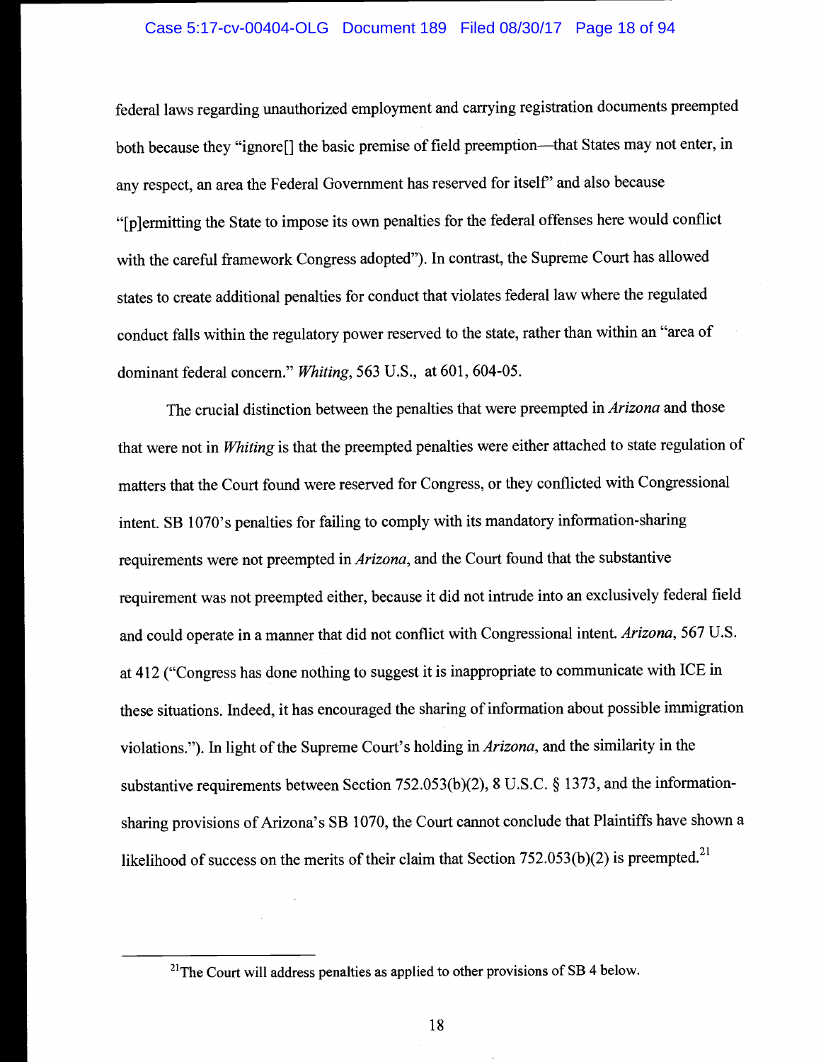federal laws regarding unauthorized employment and carrying registration documents preempted both because they "ignore[] the basic premise of field preemption—that States may not enter, in any respect, an area the Federal Government has reserved for itself" and also because "[p]ermitting the State to impose its own penalties for the federal offenses here would conflict with the careful framework Congress adopted"). In contrast, the Supreme Court has allowed states to create additional penalties for conduct that violates federal law where the regulated conduct falls within the regulatory power reserved to the state, rather than within an "area of dominant federal concern." *Whiting*, 563 U.S., at 601, 604-05.

The crucial distinction between the penalties that were preempted in *Arizona* and those that were not in *Whiting* is that the preempted penalties were either attached to state regulation of matters that the Court found were reserved for Congress, or they conflicted with Congressional intent. SB 1070's penalties for failing to comply with its mandatory information-sharing requirements were not preempted in *Arizona*, and the Court found that the substantive requirement was not preempted either, because it did not intrude into an exclusively federal field and could operate in a manner that did not conflict with Congressional intent. *Arizona*, 567 U.S. at 412 ("Congress has done nothing to suggest it is inappropriate to communicate with ICE in these situations. Indeed, it has encouraged the sharing of information about possible immigration violations."). In light of the Supreme Court's holding in *Arizona*, and the similarity in the substantive requirements between Section 752.053(b)(2), 8 U.S.C. § 1373, and the information-sharing provisions of Arizona's SB 1070, the Court cannot conclude that Plaintiffs have shown a likelihood of success on the merits of their claim that Section 752.053(b)(2) is preempted.[21]

---

[21] The Court will address penalties as applied to other provisions of SB 4 below.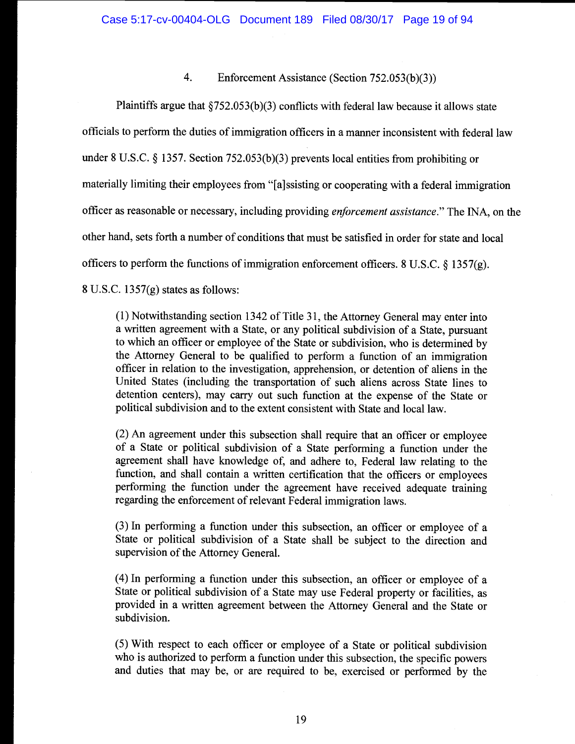4. Enforcement Assistance (Section 752.053(b)(3))

Plaintiffs argue that §752.053(b)(3) conflicts with federal law because it allows state officials to perform the duties of immigration officers in a manner inconsistent with federal law under 8 U.S.C. § 1357. Section 752.053(b)(3) prevents local entities from prohibiting or materially limiting their employees from "[a]ssisting or cooperating with a federal immigration officer as reasonable or necessary, including providing *enforcement assistance*." The INA, on the other hand, sets forth a number of conditions that must be satisfied in order for state and local officers to perform the functions of immigration enforcement officers. 8 U.S.C. § 1357(g). 8 U.S.C. 1357(g) states as follows:

> (1) Notwithstanding section 1342 of Title 31, the Attorney General may enter into a written agreement with a State, or any political subdivision of a State, pursuant to which an officer or employee of the State or subdivision, who is determined by the Attorney General to be qualified to perform a function of an immigration officer in relation to the investigation, apprehension, or detention of aliens in the United States (including the transportation of such aliens across State lines to detention centers), may carry out such function at the expense of the State or political subdivision and to the extent consistent with State and local law.
>
> (2) An agreement under this subsection shall require that an officer or employee of a State or political subdivision of a State performing a function under the agreement shall have knowledge of, and adhere to, Federal law relating to the function, and shall contain a written certification that the officers or employees performing the function under the agreement have received adequate training regarding the enforcement of relevant Federal immigration laws.
>
> (3) In performing a function under this subsection, an officer or employee of a State or political subdivision of a State shall be subject to the direction and supervision of the Attorney General.
>
> (4) In performing a function under this subsection, an officer or employee of a State or political subdivision of a State may use Federal property or facilities, as provided in a written agreement between the Attorney General and the State or subdivision.
>
> (5) With respect to each officer or employee of a State or political subdivision who is authorized to perform a function under this subsection, the specific powers and duties that may be, or are required to be, exercised or performed by the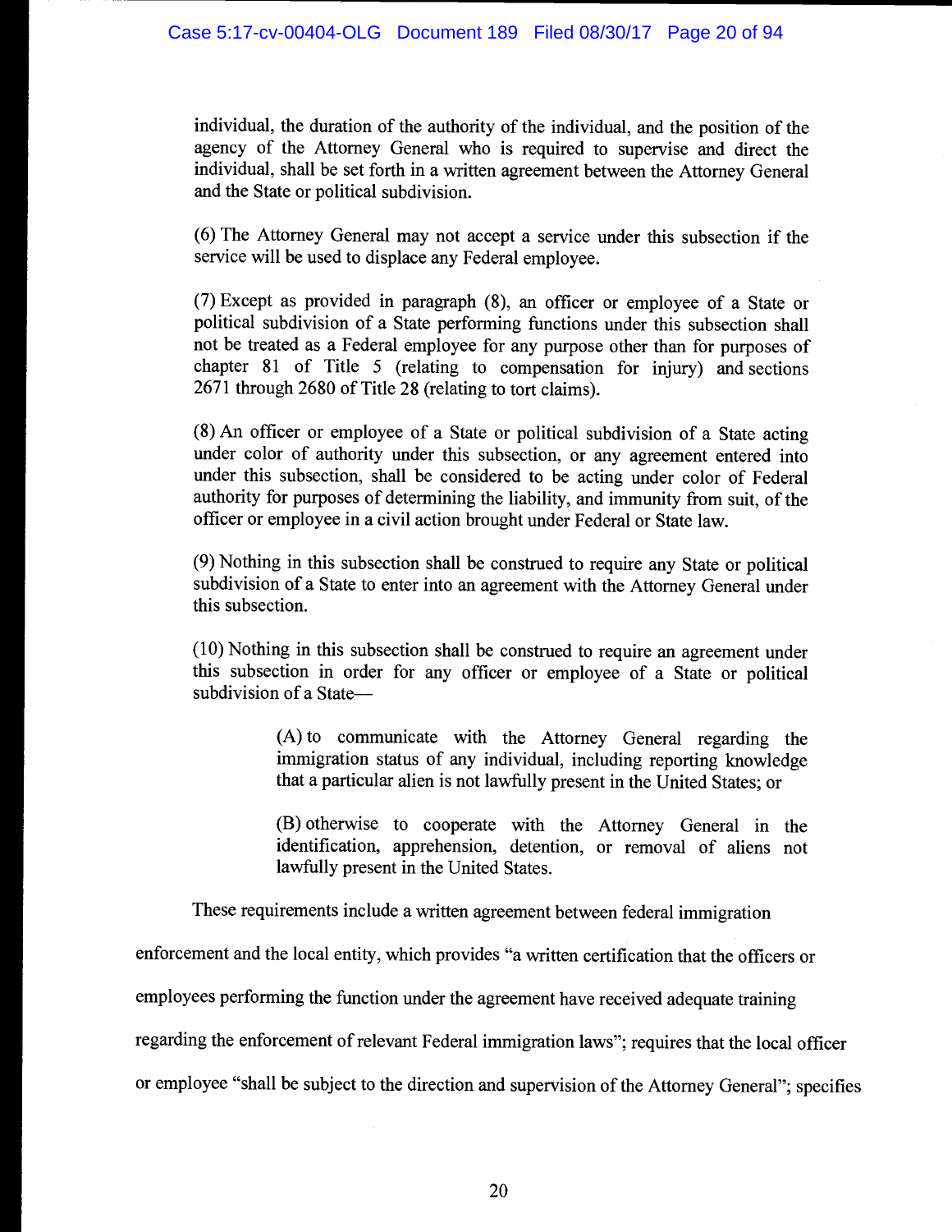individual, the duration of the authority of the individual, and the position of the agency of the Attorney General who is required to supervise and direct the individual, shall be set forth in a written agreement between the Attorney General and the State or political subdivision.

(6) The Attorney General may not accept a service under this subsection if the service will be used to displace any Federal employee.

(7) Except as provided in paragraph (8), an officer or employee of a State or political subdivision of a State performing functions under this subsection shall not be treated as a Federal employee for any purpose other than for purposes of chapter 81 of Title 5 (relating to compensation for injury) and sections 2671 through 2680 of Title 28 (relating to tort claims).

(8) An officer or employee of a State or political subdivision of a State acting under color of authority under this subsection, or any agreement entered into under this subsection, shall be considered to be acting under color of Federal authority for purposes of determining the liability, and immunity from suit, of the officer or employee in a civil action brought under Federal or State law.

(9) Nothing in this subsection shall be construed to require any State or political subdivision of a State to enter into an agreement with the Attorney General under this subsection.

(10) Nothing in this subsection shall be construed to require an agreement under this subsection in order for any officer or employee of a State or political subdivision of a State—

> (A) to communicate with the Attorney General regarding the immigration status of any individual, including reporting knowledge that a particular alien is not lawfully present in the United States; or
>
> (B) otherwise to cooperate with the Attorney General in the identification, apprehension, detention, or removal of aliens not lawfully present in the United States.

These requirements include a written agreement between federal immigration enforcement and the local entity, which provides "a written certification that the officers or employees performing the function under the agreement have received adequate training regarding the enforcement of relevant Federal immigration laws"; requires that the local officer or employee "shall be subject to the direction and supervision of the Attorney General"; specifies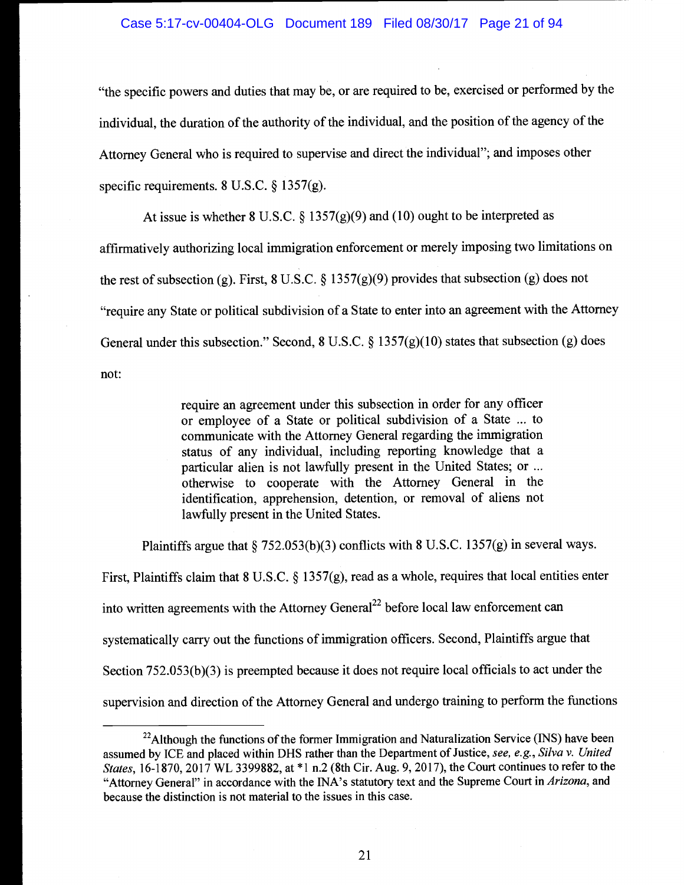"the specific powers and duties that may be, or are required to be, exercised or performed by the individual, the duration of the authority of the individual, and the position of the agency of the Attorney General who is required to supervise and direct the individual"; and imposes other specific requirements. 8 U.S.C. § 1357(g).

At issue is whether 8 U.S.C. § 1357(g)(9) and (10) ought to be interpreted as affirmatively authorizing local immigration enforcement or merely imposing two limitations on the rest of subsection (g). First, 8 U.S.C. § 1357(g)(9) provides that subsection (g) does not "require any State or political subdivision of a State to enter into an agreement with the Attorney General under this subsection." Second, 8 U.S.C. § 1357(g)(10) states that subsection (g) does not:

> require an agreement under this subsection in order for any officer or employee of a State or political subdivision of a State ... to communicate with the Attorney General regarding the immigration status of any individual, including reporting knowledge that a particular alien is not lawfully present in the United States; or ... otherwise to cooperate with the Attorney General in the identification, apprehension, detention, or removal of aliens not lawfully present in the United States.

Plaintiffs argue that § 752.053(b)(3) conflicts with 8 U.S.C. 1357(g) in several ways. First, Plaintiffs claim that 8 U.S.C. § 1357(g), read as a whole, requires that local entities enter into written agreements with the Attorney General[22] before local law enforcement can systematically carry out the functions of immigration officers. Second, Plaintiffs argue that Section 752.053(b)(3) is preempted because it does not require local officials to act under the supervision and direction of the Attorney General and undergo training to perform the functions

---

[22] Although the functions of the former Immigration and Naturalization Service (INS) have been assumed by ICE and placed within DHS rather than the Department of Justice, *see, e.g., Silva v. United States*, 16-1870, 2017 WL 3399882, at *1 n.2 (8th Cir. Aug. 9, 2017), the Court continues to refer to the "Attorney General" in accordance with the INA's statutory text and the Supreme Court in *Arizona*, and because the distinction is not material to the issues in this case.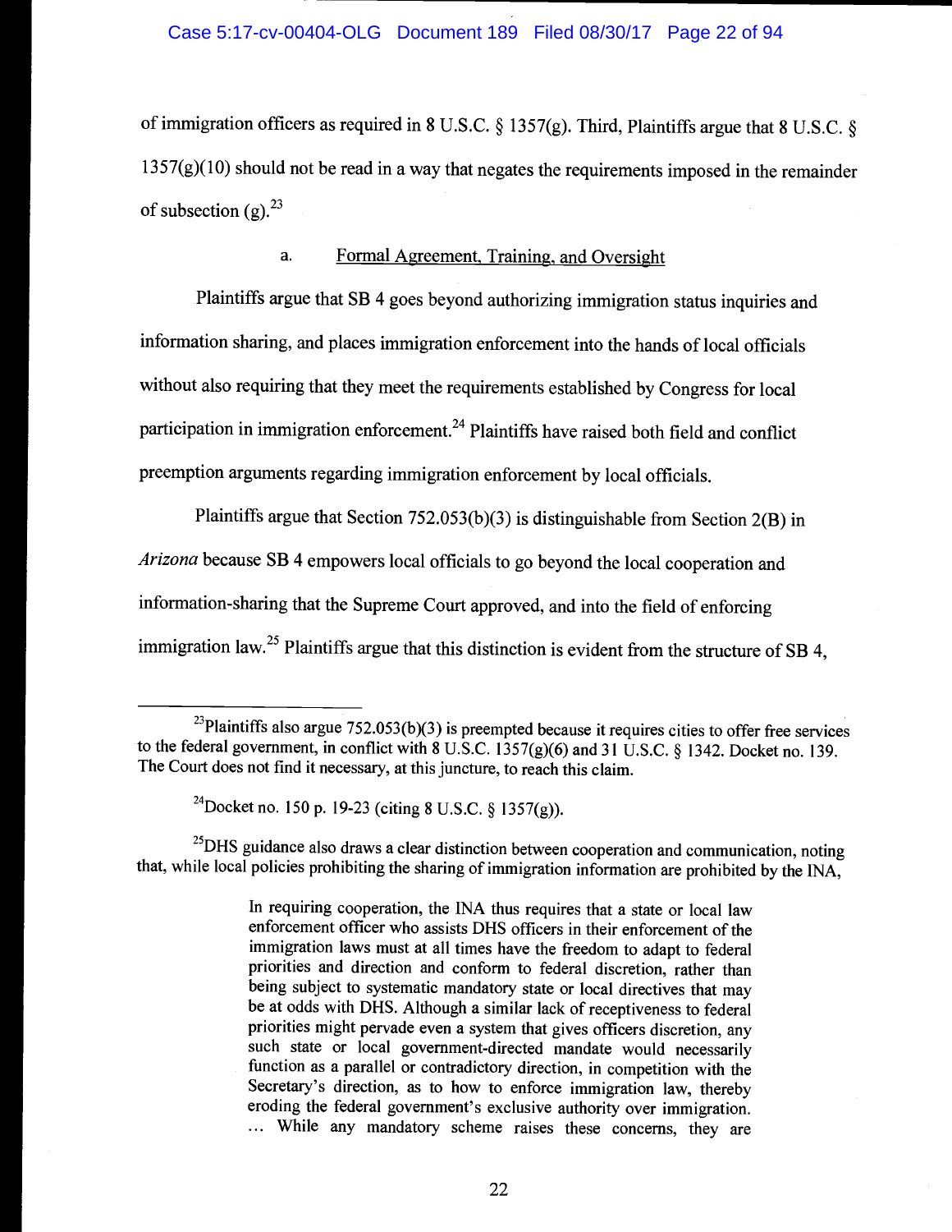of immigration officers as required in 8 U.S.C. § 1357(g). Third, Plaintiffs argue that 8 U.S.C. § 1357(g)(10) should not be read in a way that negates the requirements imposed in the remainder of subsection (g).[23]

a. Formal Agreement, Training, and Oversight

Plaintiffs argue that SB 4 goes beyond authorizing immigration status inquiries and information sharing, and places immigration enforcement into the hands of local officials without also requiring that they meet the requirements established by Congress for local participation in immigration enforcement.[24] Plaintiffs have raised both field and conflict preemption arguments regarding immigration enforcement by local officials.

Plaintiffs argue that Section 752.053(b)(3) is distinguishable from Section 2(B) in *Arizona* because SB 4 empowers local officials to go beyond the local cooperation and information-sharing that the Supreme Court approved, and into the field of enforcing immigration law.[25] Plaintiffs argue that this distinction is evident from the structure of SB 4,

---

[23]Plaintiffs also argue 752.053(b)(3) is preempted because it requires cities to offer free services to the federal government, in conflict with 8 U.S.C. 1357(g)(6) and 31 U.S.C. § 1342. Docket no. 139. The Court does not find it necessary, at this juncture, to reach this claim.

[24]Docket no. 150 p. 19-23 (citing 8 U.S.C. § 1357(g)).

[25]DHS guidance also draws a clear distinction between cooperation and communication, noting that, while local policies prohibiting the sharing of immigration information are prohibited by the INA,

> In requiring cooperation, the INA thus requires that a state or local law enforcement officer who assists DHS officers in their enforcement of the immigration laws must at all times have the freedom to adapt to federal priorities and direction and conform to federal discretion, rather than being subject to systematic mandatory state or local directives that may be at odds with DHS. Although a similar lack of receptiveness to federal priorities might pervade even a system that gives officers discretion, any such state or local government-directed mandate would necessarily function as a parallel or contradictory direction, in competition with the Secretary's direction, as to how to enforce immigration law, thereby eroding the federal government's exclusive authority over immigration. … While any mandatory scheme raises these concerns, they are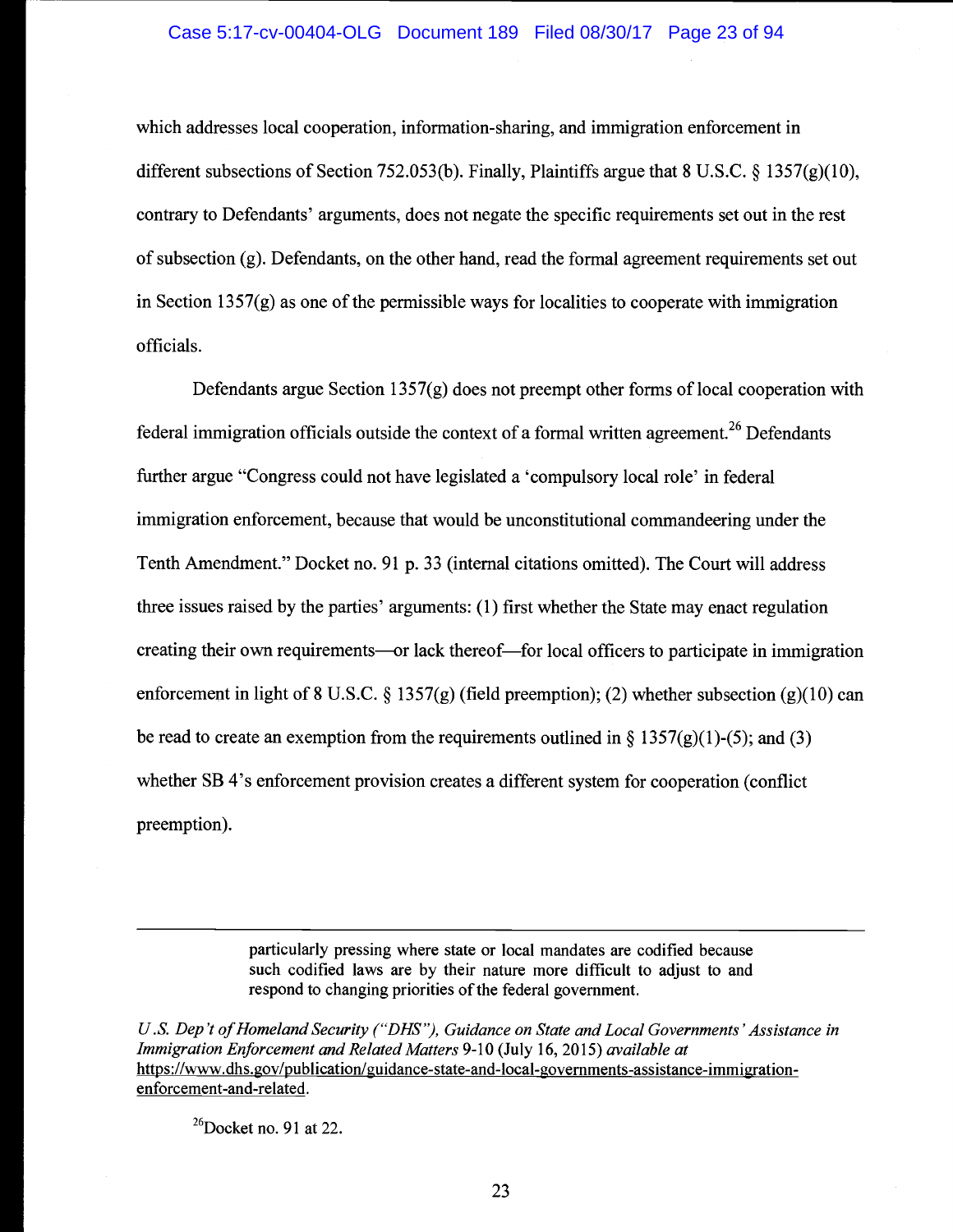which addresses local cooperation, information-sharing, and immigration enforcement in different subsections of Section 752.053(b). Finally, Plaintiffs argue that 8 U.S.C. § 1357(g)(10), contrary to Defendants' arguments, does not negate the specific requirements set out in the rest of subsection (g). Defendants, on the other hand, read the formal agreement requirements set out in Section 1357(g) as one of the permissible ways for localities to cooperate with immigration officials.

Defendants argue Section 1357(g) does not preempt other forms of local cooperation with federal immigration officials outside the context of a formal written agreement.[26] Defendants further argue "Congress could not have legislated a 'compulsory local role' in federal immigration enforcement, because that would be unconstitutional commandeering under the Tenth Amendment." Docket no. 91 p. 33 (internal citations omitted). The Court will address three issues raised by the parties' arguments: (1) first whether the State may enact regulation creating their own requirements—or lack thereof—for local officers to participate in immigration enforcement in light of 8 U.S.C. § 1357(g) (field preemption); (2) whether subsection (g)(10) can be read to create an exemption from the requirements outlined in § 1357(g)(1)-(5); and (3) whether SB 4's enforcement provision creates a different system for cooperation (conflict preemption).

---

> particularly pressing where state or local mandates are codified because such codified laws are by their nature more difficult to adjust to and respond to changing priorities of the federal government.

*U.S. Dep't of Homeland Security ("DHS"), Guidance on State and Local Governments' Assistance in Immigration Enforcement and Related Matters* 9-10 (July 16, 2015) *available at* https://www.dhs.gov/publication/guidance-state-and-local-governments-assistance-immigration-enforcement-and-related.

[26] Docket no. 91 at 22.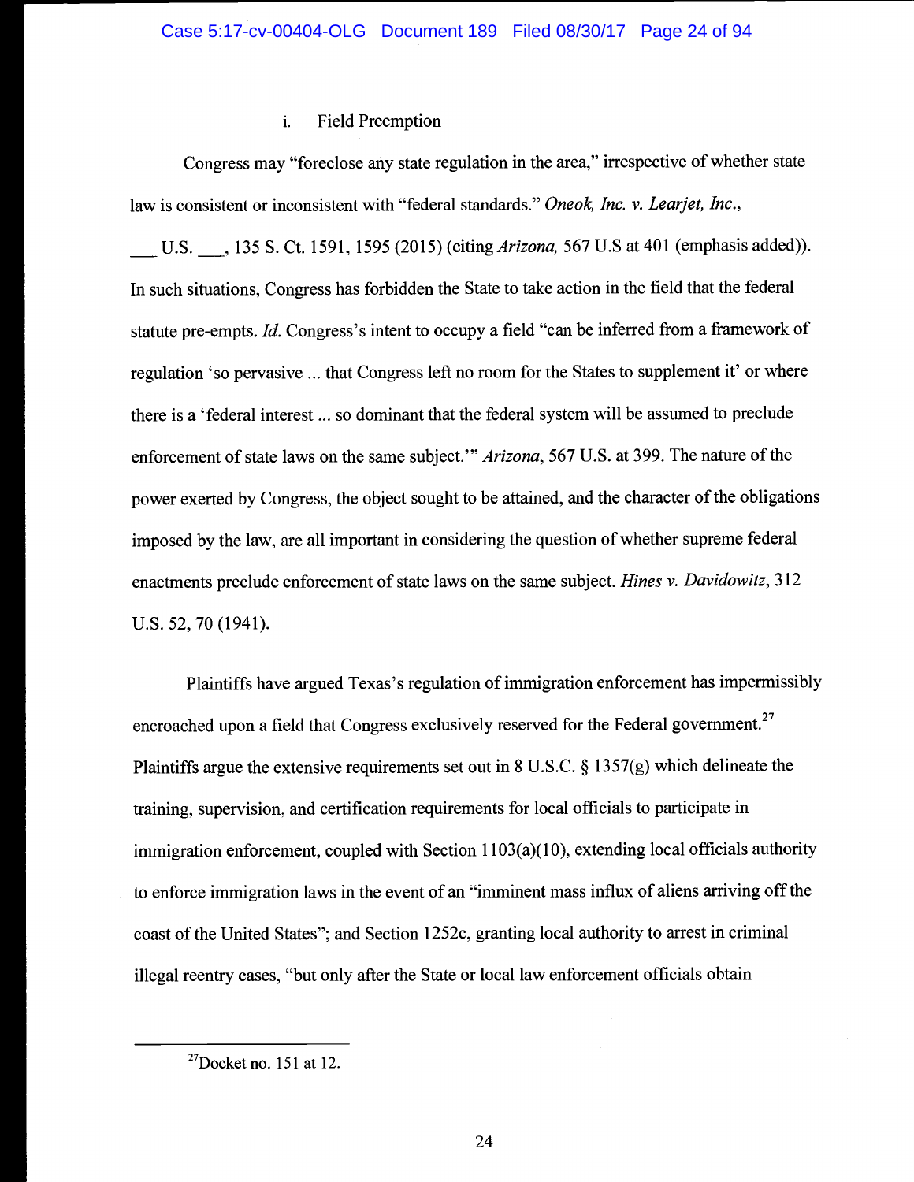### i. Field Preemption

Congress may "foreclose any state regulation in the area," irrespective of whether state law is consistent or inconsistent with "federal standards." *Oneok, Inc. v. Learjet, Inc.*, ___ U.S. ___, 135 S. Ct. 1591, 1595 (2015) (citing *Arizona*, 567 U.S at 401 (emphasis added)). In such situations, Congress has forbidden the State to take action in the field that the federal statute pre-empts. *Id.* Congress's intent to occupy a field "can be inferred from a framework of regulation 'so pervasive ... that Congress left no room for the States to supplement it' or where there is a 'federal interest ... so dominant that the federal system will be assumed to preclude enforcement of state laws on the same subject.'" *Arizona*, 567 U.S. at 399. The nature of the power exerted by Congress, the object sought to be attained, and the character of the obligations imposed by the law, are all important in considering the question of whether supreme federal enactments preclude enforcement of state laws on the same subject. *Hines v. Davidowitz*, 312 U.S. 52, 70 (1941).

Plaintiffs have argued Texas's regulation of immigration enforcement has impermissibly encroached upon a field that Congress exclusively reserved for the Federal government.[27] Plaintiffs argue the extensive requirements set out in 8 U.S.C. § 1357(g) which delineate the training, supervision, and certification requirements for local officials to participate in immigration enforcement, coupled with Section 1103(a)(10), extending local officials authority to enforce immigration laws in the event of an "imminent mass influx of aliens arriving off the coast of the United States"; and Section 1252c, granting local authority to arrest in criminal illegal reentry cases, "but only after the State or local law enforcement officials obtain

---

[27] Docket no. 151 at 12.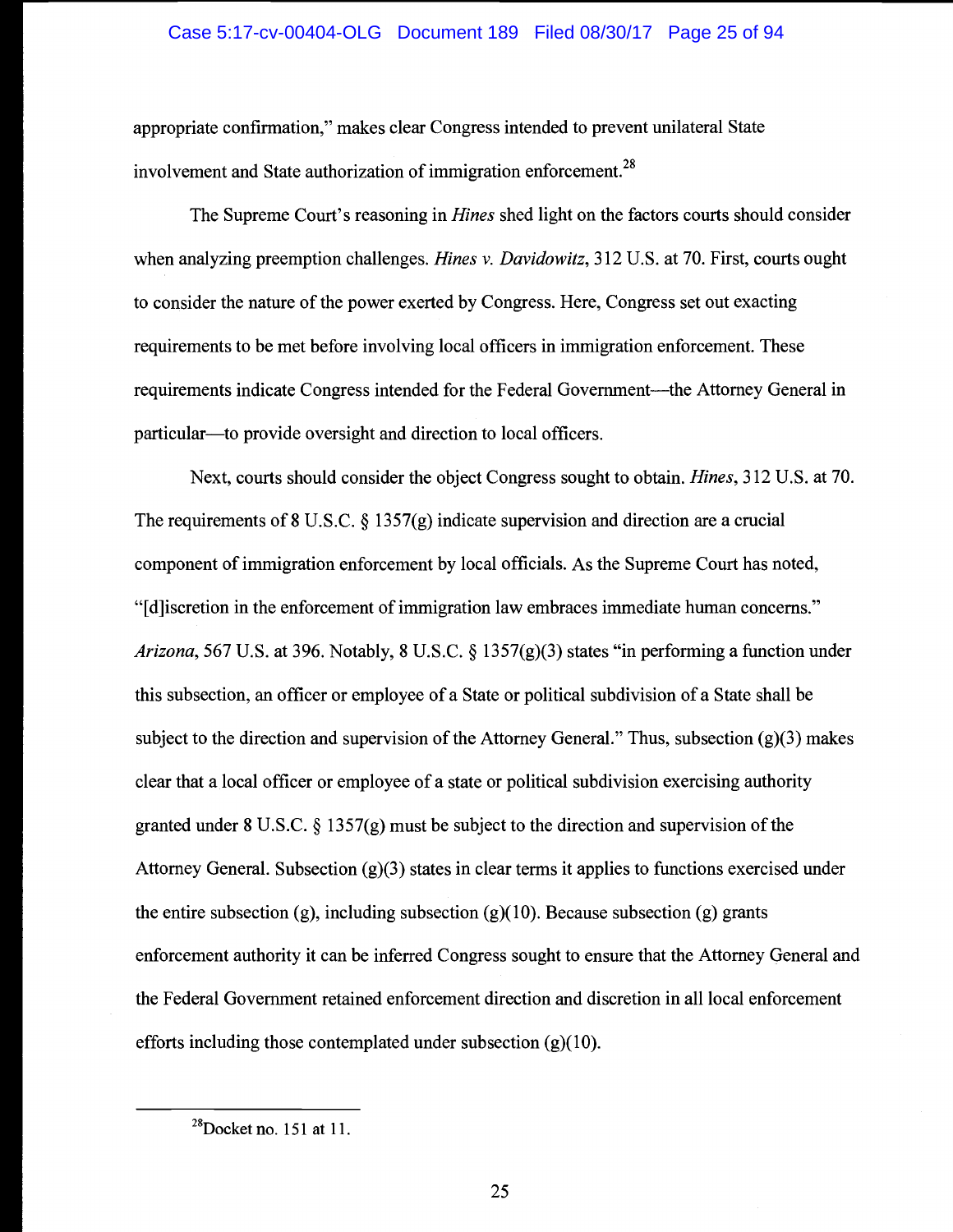appropriate confirmation," makes clear Congress intended to prevent unilateral State involvement and State authorization of immigration enforcement.[28]

The Supreme Court's reasoning in *Hines* shed light on the factors courts should consider when analyzing preemption challenges. *Hines v. Davidowitz*, 312 U.S. at 70. First, courts ought to consider the nature of the power exerted by Congress. Here, Congress set out exacting requirements to be met before involving local officers in immigration enforcement. These requirements indicate Congress intended for the Federal Government—the Attorney General in particular—to provide oversight and direction to local officers.

Next, courts should consider the object Congress sought to obtain. *Hines*, 312 U.S. at 70. The requirements of 8 U.S.C. § 1357(g) indicate supervision and direction are a crucial component of immigration enforcement by local officials. As the Supreme Court has noted, "[d]iscretion in the enforcement of immigration law embraces immediate human concerns." *Arizona*, 567 U.S. at 396. Notably, 8 U.S.C. § 1357(g)(3) states "in performing a function under this subsection, an officer or employee of a State or political subdivision of a State shall be subject to the direction and supervision of the Attorney General." Thus, subsection (g)(3) makes clear that a local officer or employee of a state or political subdivision exercising authority granted under 8 U.S.C. § 1357(g) must be subject to the direction and supervision of the Attorney General. Subsection (g)(3) states in clear terms it applies to functions exercised under the entire subsection (g), including subsection (g)(10). Because subsection (g) grants enforcement authority it can be inferred Congress sought to ensure that the Attorney General and the Federal Government retained enforcement direction and discretion in all local enforcement efforts including those contemplated under subsection (g)(10).

---

[28] Docket no. 151 at 11.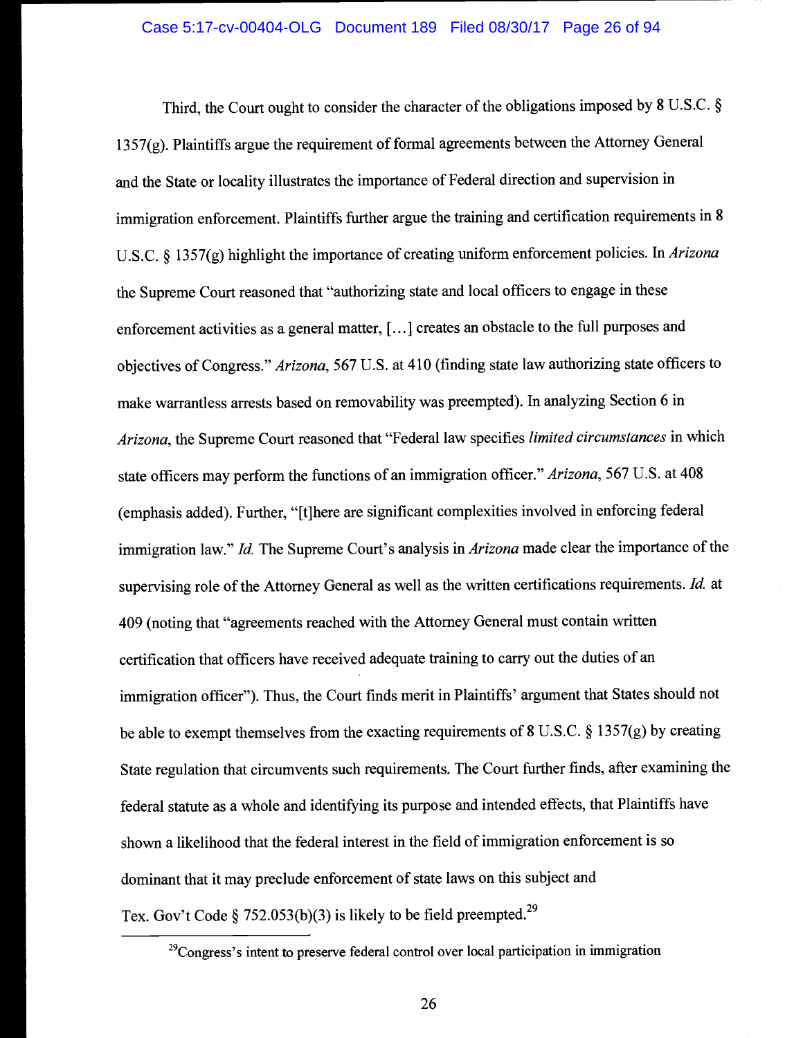Third, the Court ought to consider the character of the obligations imposed by 8 U.S.C. § 1357(g). Plaintiffs argue the requirement of formal agreements between the Attorney General and the State or locality illustrates the importance of Federal direction and supervision in immigration enforcement. Plaintiffs further argue the training and certification requirements in 8 U.S.C. § 1357(g) highlight the importance of creating uniform enforcement policies. In *Arizona* the Supreme Court reasoned that "authorizing state and local officers to engage in these enforcement activities as a general matter, [...] creates an obstacle to the full purposes and objectives of Congress." *Arizona*, 567 U.S. at 410 (finding state law authorizing state officers to make warrantless arrests based on removability was preempted). In analyzing Section 6 in *Arizona*, the Supreme Court reasoned that "Federal law specifies *limited circumstances* in which state officers may perform the functions of an immigration officer." *Arizona*, 567 U.S. at 408 (emphasis added). Further, "[t]here are significant complexities involved in enforcing federal immigration law." *Id.* The Supreme Court's analysis in *Arizona* made clear the importance of the supervising role of the Attorney General as well as the written certifications requirements. *Id.* at 409 (noting that "agreements reached with the Attorney General must contain written certification that officers have received adequate training to carry out the duties of an immigration officer"). Thus, the Court finds merit in Plaintiffs' argument that States should not be able to exempt themselves from the exacting requirements of 8 U.S.C. § 1357(g) by creating State regulation that circumvents such requirements. The Court further finds, after examining the federal statute as a whole and identifying its purpose and intended effects, that Plaintiffs have shown a likelihood that the federal interest in the field of immigration enforcement is so dominant that it may preclude enforcement of state laws on this subject and Tex. Gov't Code § 752.053(b)(3) is likely to be field preempted.[29]

---

[29] Congress's intent to preserve federal control over local participation in immigration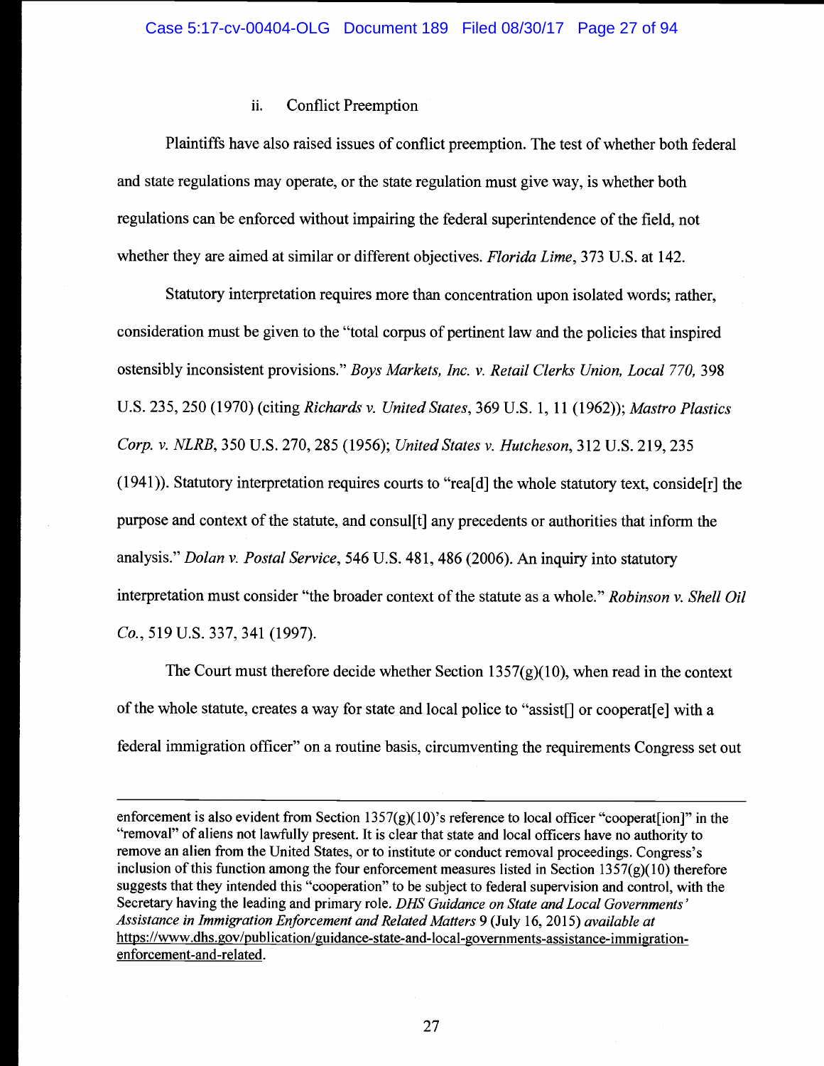### ii. Conflict Preemption

Plaintiffs have also raised issues of conflict preemption. The test of whether both federal and state regulations may operate, or the state regulation must give way, is whether both regulations can be enforced without impairing the federal superintendence of the field, not whether they are aimed at similar or different objectives. *Florida Lime*, 373 U.S. at 142.

Statutory interpretation requires more than concentration upon isolated words; rather, consideration must be given to the "total corpus of pertinent law and the policies that inspired ostensibly inconsistent provisions." *Boys Markets, Inc. v. Retail Clerks Union, Local 770*, 398 U.S. 235, 250 (1970) (citing *Richards v. United States*, 369 U.S. 1, 11 (1962)); *Mastro Plastics Corp. v. NLRB*, 350 U.S. 270, 285 (1956); *United States v. Hutcheson*, 312 U.S. 219, 235 (1941)). Statutory interpretation requires courts to "rea[d] the whole statutory text, conside[r] the purpose and context of the statute, and consul[t] any precedents or authorities that inform the analysis." *Dolan v. Postal Service*, 546 U.S. 481, 486 (2006). An inquiry into statutory interpretation must consider "the broader context of the statute as a whole." *Robinson v. Shell Oil Co.*, 519 U.S. 337, 341 (1997).

The Court must therefore decide whether Section 1357(g)(10), when read in the context of the whole statute, creates a way for state and local police to "assist[] or cooperat[e] with a federal immigration officer" on a routine basis, circumventing the requirements Congress set out

---

enforcement is also evident from Section 1357(g)(10)'s reference to local officer "cooperat[ion]" in the "removal" of aliens not lawfully present. It is clear that state and local officers have no authority to remove an alien from the United States, or to institute or conduct removal proceedings. Congress's inclusion of this function among the four enforcement measures listed in Section 1357(g)(10) therefore suggests that they intended this "cooperation" to be subject to federal supervision and control, with the Secretary having the leading and primary role. *DHS Guidance on State and Local Governments' Assistance in Immigration Enforcement and Related Matters* 9 (July 16, 2015) *available at* https://www.dhs.gov/publication/guidance-state-and-local-governments-assistance-immigration-enforcement-and-related.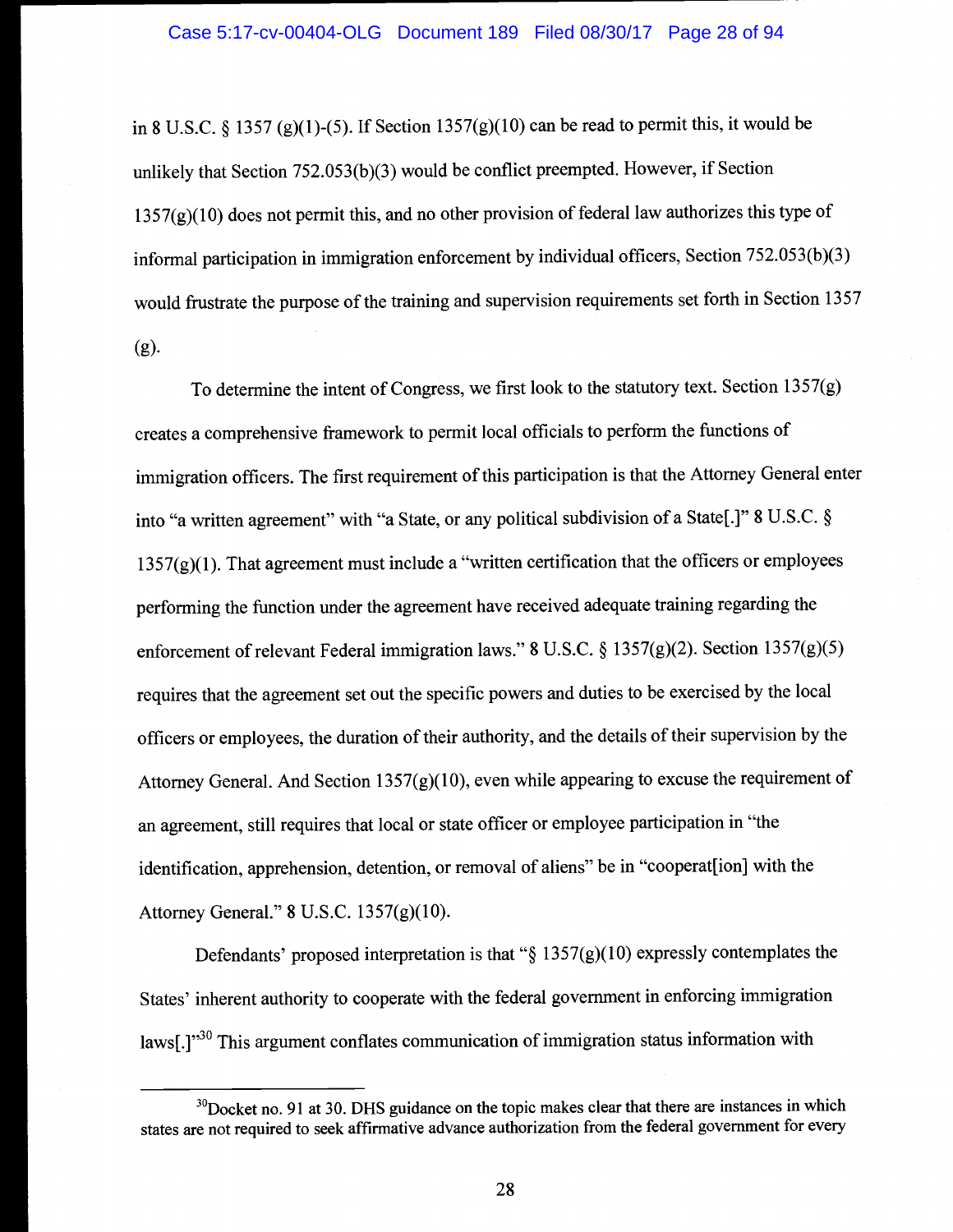in 8 U.S.C. § 1357 (g)(1)-(5). If Section 1357(g)(10) can be read to permit this, it would be unlikely that Section 752.053(b)(3) would be conflict preempted. However, if Section 1357(g)(10) does not permit this, and no other provision of federal law authorizes this type of informal participation in immigration enforcement by individual officers, Section 752.053(b)(3) would frustrate the purpose of the training and supervision requirements set forth in Section 1357 (g).

To determine the intent of Congress, we first look to the statutory text. Section 1357(g) creates a comprehensive framework to permit local officials to perform the functions of immigration officers. The first requirement of this participation is that the Attorney General enter into "a written agreement" with "a State, or any political subdivision of a State[.]" 8 U.S.C. § 1357(g)(1). That agreement must include a "written certification that the officers or employees performing the function under the agreement have received adequate training regarding the enforcement of relevant Federal immigration laws." 8 U.S.C. § 1357(g)(2). Section 1357(g)(5) requires that the agreement set out the specific powers and duties to be exercised by the local officers or employees, the duration of their authority, and the details of their supervision by the Attorney General. And Section 1357(g)(10), even while appearing to excuse the requirement of an agreement, still requires that local or state officer or employee participation in "the identification, apprehension, detention, or removal of aliens" be in "cooperat[ion] with the Attorney General." 8 U.S.C. 1357(g)(10).

Defendants' proposed interpretation is that "§ 1357(g)(10) expressly contemplates the States' inherent authority to cooperate with the federal government in enforcing immigration laws[.]"[30] This argument conflates communication of immigration status information with

---

[30] Docket no. 91 at 30. DHS guidance on the topic makes clear that there are instances in which states are not required to seek affirmative advance authorization from the federal government for every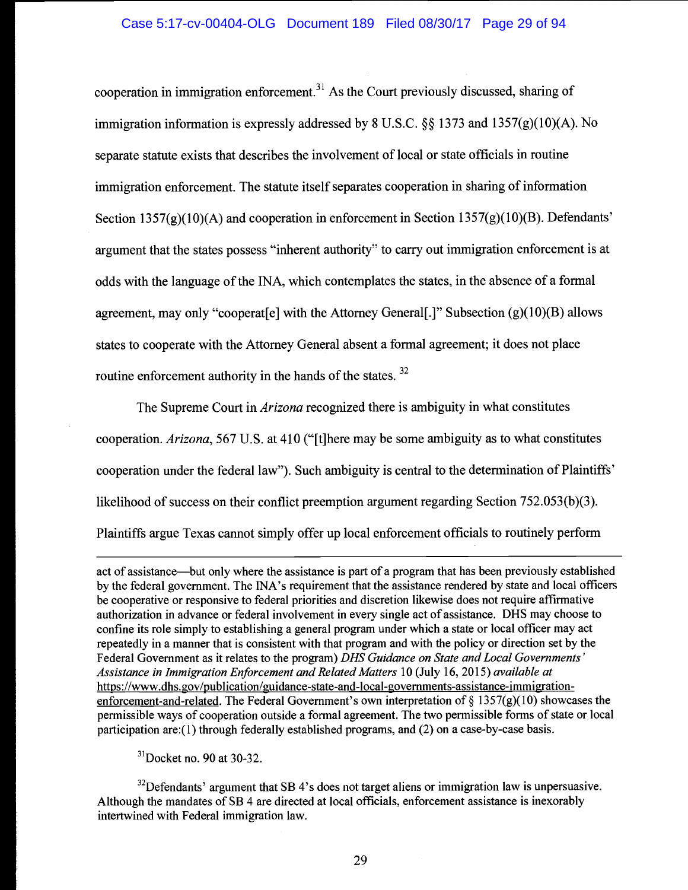cooperation in immigration enforcement.[31] As the Court previously discussed, sharing of immigration information is expressly addressed by 8 U.S.C. §§ 1373 and 1357(g)(10)(A). No separate statute exists that describes the involvement of local or state officials in routine immigration enforcement. The statute itself separates cooperation in sharing of information Section 1357(g)(10)(A) and cooperation in enforcement in Section 1357(g)(10)(B). Defendants' argument that the states possess "inherent authority" to carry out immigration enforcement is at odds with the language of the INA, which contemplates the states, in the absence of a formal agreement, may only "cooperat[e] with the Attorney General[.]" Subsection (g)(10)(B) allows states to cooperate with the Attorney General absent a formal agreement; it does not place routine enforcement authority in the hands of the states.[32]

The Supreme Court in *Arizona* recognized there is ambiguity in what constitutes cooperation. *Arizona*, 567 U.S. at 410 ("[t]here may be some ambiguity as to what constitutes cooperation under the federal law"). Such ambiguity is central to the determination of Plaintiffs' likelihood of success on their conflict preemption argument regarding Section 752.053(b)(3). Plaintiffs argue Texas cannot simply offer up local enforcement officials to routinely perform

---

act of assistance—but only where the assistance is part of a program that has been previously established by the federal government. The INA's requirement that the assistance rendered by state and local officers be cooperative or responsive to federal priorities and discretion likewise does not require affirmative authorization in advance or federal involvement in every single act of assistance. DHS may choose to confine its role simply to establishing a general program under which a state or local officer may act repeatedly in a manner that is consistent with that program and with the policy or direction set by the Federal Government as it relates to the program) *DHS Guidance on State and Local Governments' Assistance in Immigration Enforcement and Related Matters* 10 (July 16, 2015) *available at* https://www.dhs.gov/publication/guidance-state-and-local-governments-assistance-immigration-enforcement-and-related. The Federal Government's own interpretation of § 1357(g)(10) showcases the permissible ways of cooperation outside a formal agreement. The two permissible forms of state or local participation are:(1) through federally established programs, and (2) on a case-by-case basis.

[31] Docket no. 90 at 30-32.

[32] Defendants' argument that SB 4's does not target aliens or immigration law is unpersuasive. Although the mandates of SB 4 are directed at local officials, enforcement assistance is inexorably intertwined with Federal immigration law.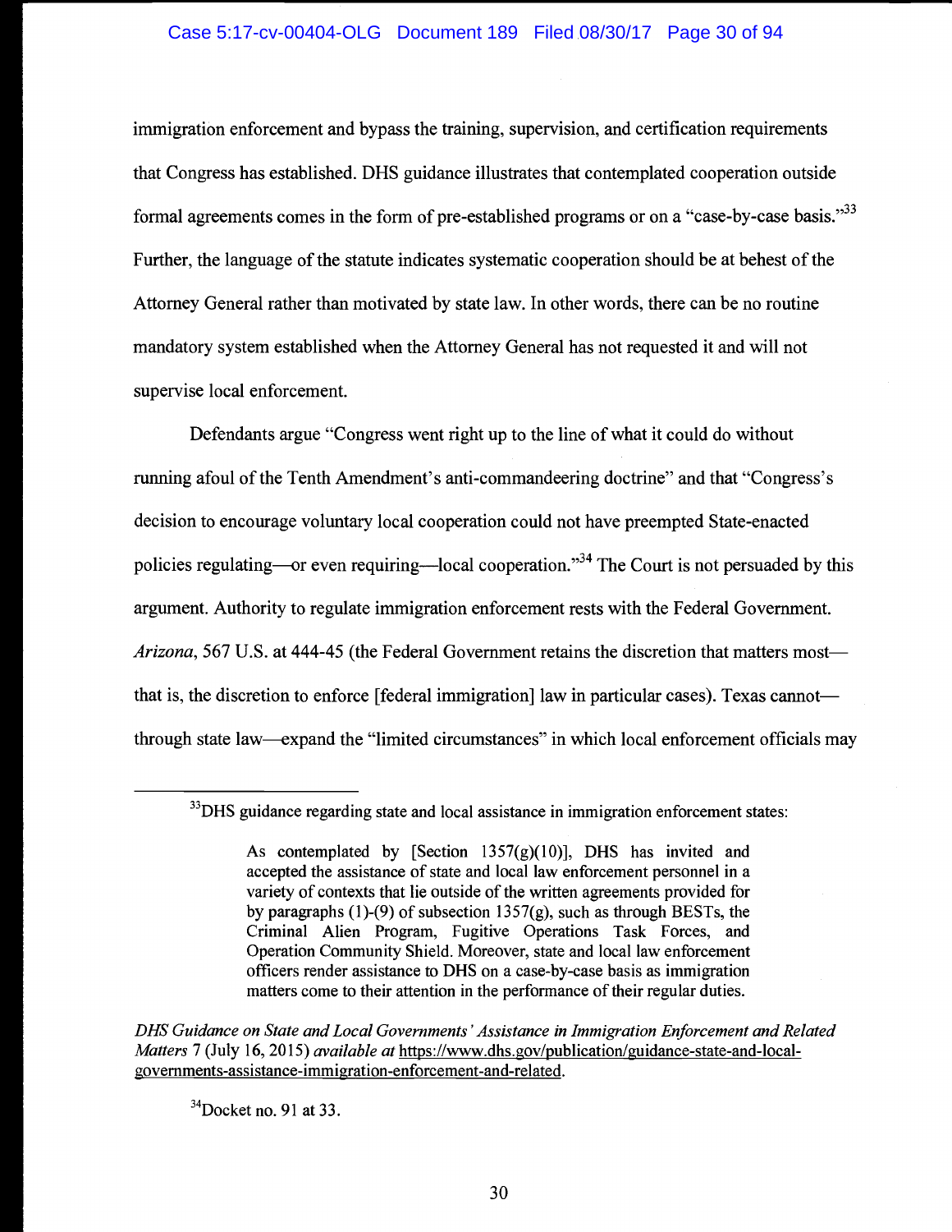immigration enforcement and bypass the training, supervision, and certification requirements that Congress has established. DHS guidance illustrates that contemplated cooperation outside formal agreements comes in the form of pre-established programs or on a "case-by-case basis."[33] Further, the language of the statute indicates systematic cooperation should be at behest of the Attorney General rather than motivated by state law. In other words, there can be no routine mandatory system established when the Attorney General has not requested it and will not supervise local enforcement.

Defendants argue "Congress went right up to the line of what it could do without running afoul of the Tenth Amendment's anti-commandeering doctrine" and that "Congress's decision to encourage voluntary local cooperation could not have preempted State-enacted policies regulating—or even requiring—local cooperation."[34] The Court is not persuaded by this argument. Authority to regulate immigration enforcement rests with the Federal Government. *Arizona*, 567 U.S. at 444-45 (the Federal Government retains the discretion that matters most—that is, the discretion to enforce [federal immigration] law in particular cases). Texas cannot—through state law—expand the "limited circumstances" in which local enforcement officials may

---

[33] DHS guidance regarding state and local assistance in immigration enforcement states:

> As contemplated by [Section 1357(g)(10)], DHS has invited and accepted the assistance of state and local law enforcement personnel in a variety of contexts that lie outside of the written agreements provided for by paragraphs (1)-(9) of subsection 1357(g), such as through BESTs, the Criminal Alien Program, Fugitive Operations Task Forces, and Operation Community Shield. Moreover, state and local law enforcement officers render assistance to DHS on a case-by-case basis as immigration matters come to their attention in the performance of their regular duties.

*DHS Guidance on State and Local Governments' Assistance in Immigration Enforcement and Related Matters* 7 (July 16, 2015) *available at* https://www.dhs.gov/publication/guidance-state-and-local-governments-assistance-immigration-enforcement-and-related.

[34] Docket no. 91 at 33.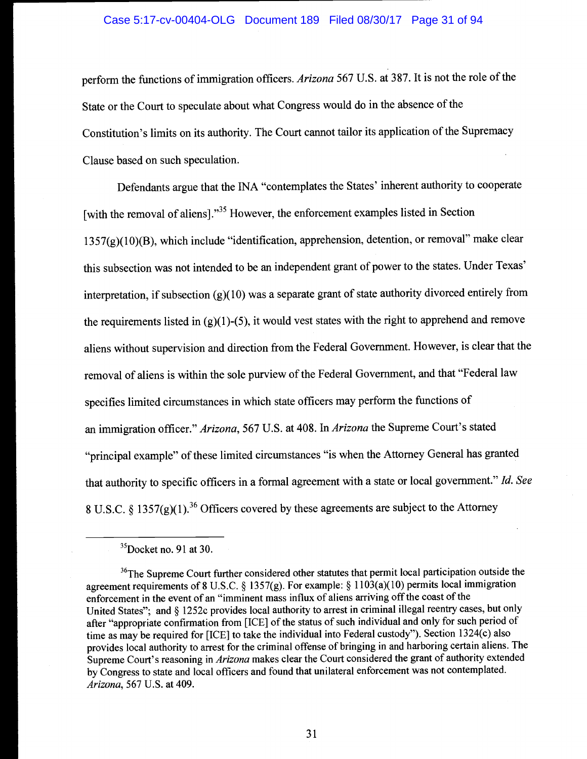perform the functions of immigration officers. *Arizona* 567 U.S. at 387. It is not the role of the State or the Court to speculate about what Congress would do in the absence of the Constitution's limits on its authority. The Court cannot tailor its application of the Supremacy Clause based on such speculation.

Defendants argue that the INA "contemplates the States' inherent authority to cooperate [with the removal of aliens]."[35] However, the enforcement examples listed in Section 1357(g)(10)(B), which include "identification, apprehension, detention, or removal" make clear this subsection was not intended to be an independent grant of power to the states. Under Texas' interpretation, if subsection (g)(10) was a separate grant of state authority divorced entirely from the requirements listed in (g)(1)-(5), it would vest states with the right to apprehend and remove aliens without supervision and direction from the Federal Government. However, is clear that the removal of aliens is within the sole purview of the Federal Government, and that "Federal law specifies limited circumstances in which state officers may perform the functions of an immigration officer." *Arizona*, 567 U.S. at 408. In *Arizona* the Supreme Court's stated "principal example" of these limited circumstances "is when the Attorney General has granted that authority to specific officers in a formal agreement with a state or local government." *Id. See* 8 U.S.C. § 1357(g)(1).[36] Officers covered by these agreements are subject to the Attorney

---

[35] Docket no. 91 at 30.

[36] The Supreme Court further considered other statutes that permit local participation outside the agreement requirements of 8 U.S.C. § 1357(g). For example: § 1103(a)(10) permits local immigration enforcement in the event of an "imminent mass influx of aliens arriving off the coast of the United States"; and § 1252c provides local authority to arrest in criminal illegal reentry cases, but only after "appropriate confirmation from [ICE] of the status of such individual and only for such period of time as may be required for [ICE] to take the individual into Federal custody"). Section 1324(c) also provides local authority to arrest for the criminal offense of bringing in and harboring certain aliens. The Supreme Court's reasoning in *Arizona* makes clear the Court considered the grant of authority extended by Congress to state and local officers and found that unilateral enforcement was not contemplated. *Arizona*, 567 U.S. at 409.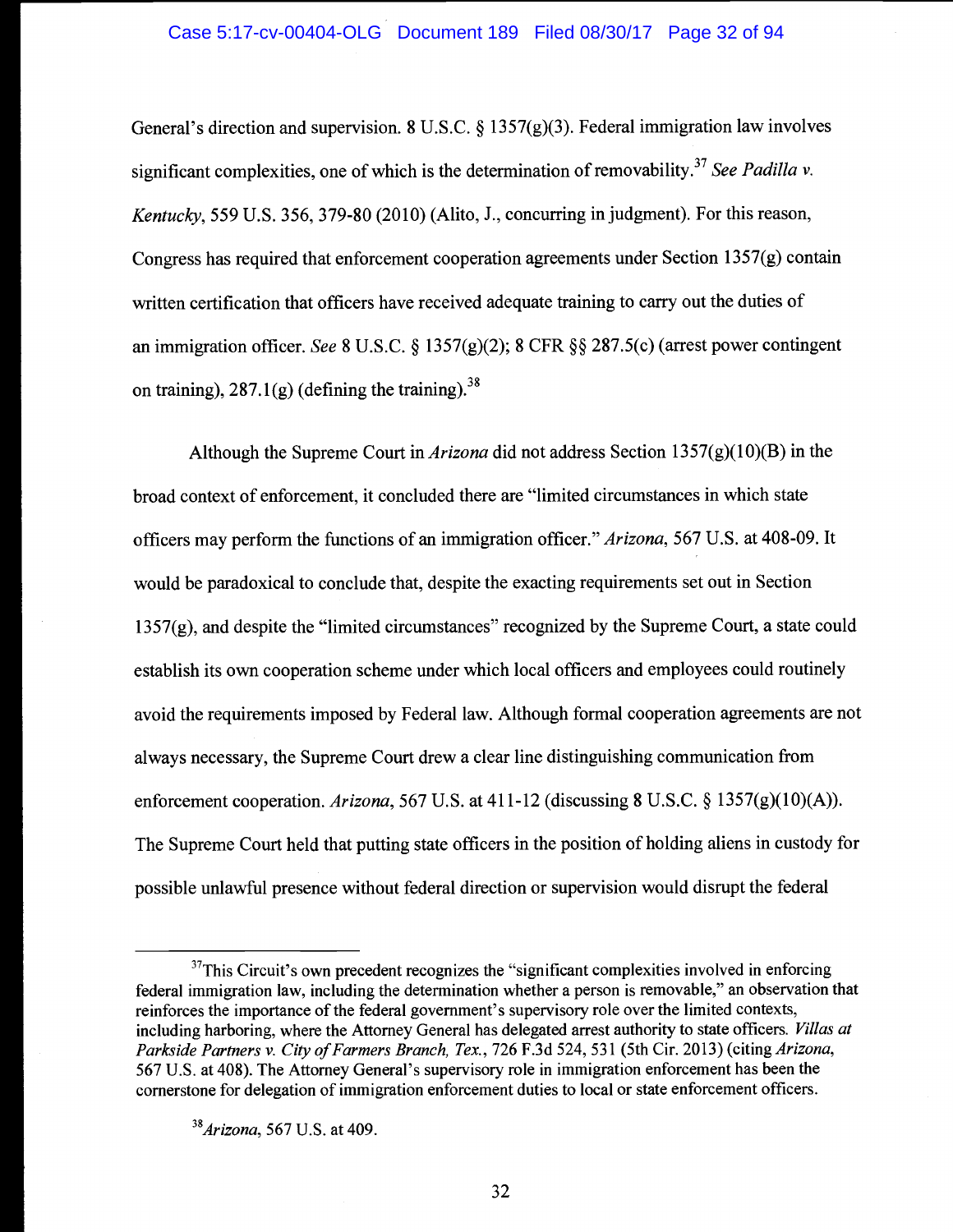General's direction and supervision. 8 U.S.C. § 1357(g)(3). Federal immigration law involves significant complexities, one of which is the determination of removability.[37] *See Padilla v. Kentucky*, 559 U.S. 356, 379-80 (2010) (Alito, J., concurring in judgment). For this reason, Congress has required that enforcement cooperation agreements under Section 1357(g) contain written certification that officers have received adequate training to carry out the duties of an immigration officer. *See* 8 U.S.C. § 1357(g)(2); 8 CFR §§ 287.5(c) (arrest power contingent on training), 287.1(g) (defining the training).[38]

Although the Supreme Court in *Arizona* did not address Section 1357(g)(10)(B) in the broad context of enforcement, it concluded there are "limited circumstances in which state officers may perform the functions of an immigration officer." *Arizona*, 567 U.S. at 408-09. It would be paradoxical to conclude that, despite the exacting requirements set out in Section 1357(g), and despite the "limited circumstances" recognized by the Supreme Court, a state could establish its own cooperation scheme under which local officers and employees could routinely avoid the requirements imposed by Federal law. Although formal cooperation agreements are not always necessary, the Supreme Court drew a clear line distinguishing communication from enforcement cooperation. *Arizona*, 567 U.S. at 411-12 (discussing 8 U.S.C. § 1357(g)(10)(A)). The Supreme Court held that putting state officers in the position of holding aliens in custody for possible unlawful presence without federal direction or supervision would disrupt the federal

---

[37] This Circuit's own precedent recognizes the "significant complexities involved in enforcing federal immigration law, including the determination whether a person is removable," an observation that reinforces the importance of the federal government's supervisory role over the limited contexts, including harboring, where the Attorney General has delegated arrest authority to state officers. *Villas at Parkside Partners v. City of Farmers Branch, Tex.*, 726 F.3d 524, 531 (5th Cir. 2013) (citing *Arizona*, 567 U.S. at 408). The Attorney General's supervisory role in immigration enforcement has been the cornerstone for delegation of immigration enforcement duties to local or state enforcement officers.

[38] *Arizona*, 567 U.S. at 409.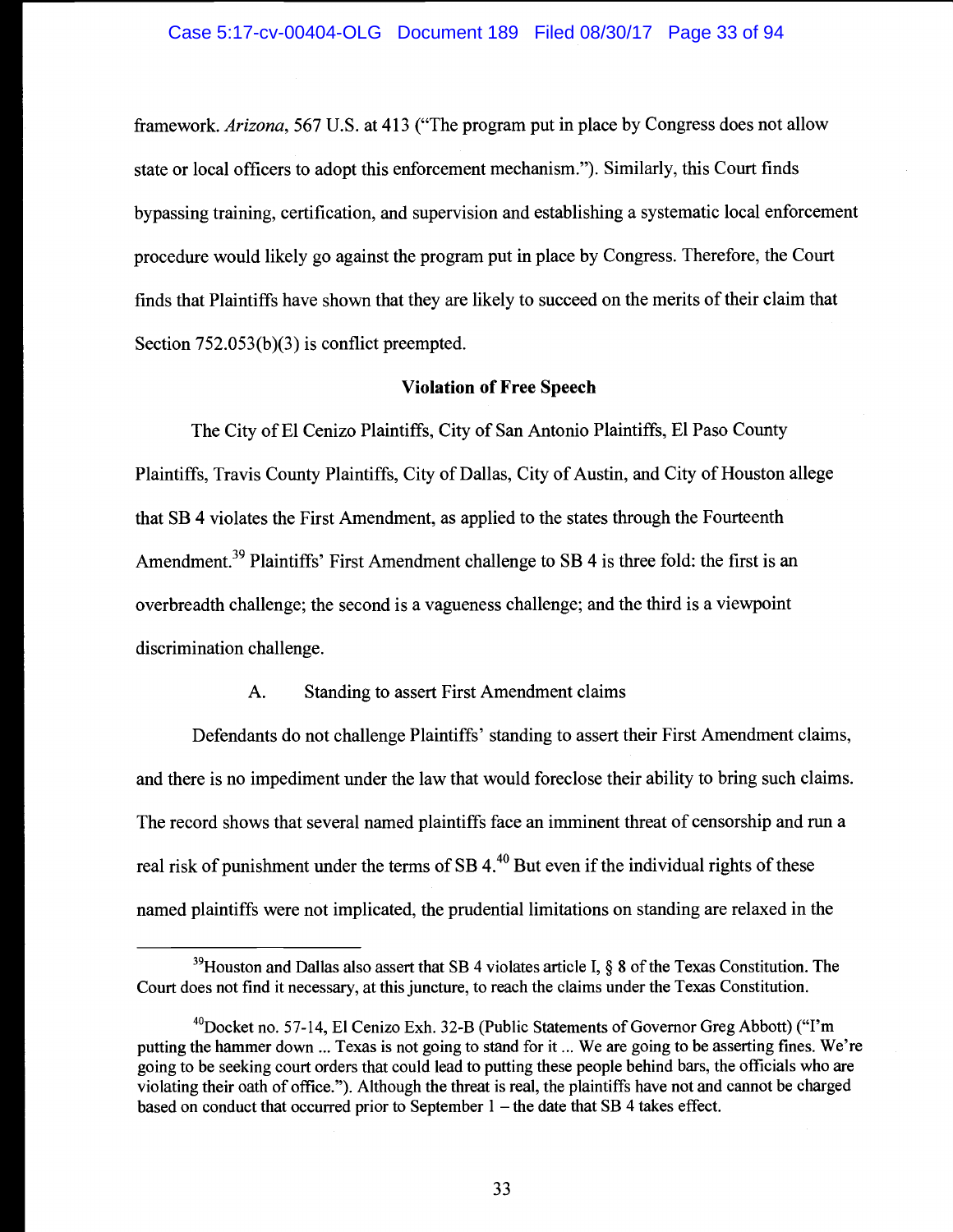framework. *Arizona*, 567 U.S. at 413 ("The program put in place by Congress does not allow state or local officers to adopt this enforcement mechanism."). Similarly, this Court finds bypassing training, certification, and supervision and establishing a systematic local enforcement procedure would likely go against the program put in place by Congress. Therefore, the Court finds that Plaintiffs have shown that they are likely to succeed on the merits of their claim that Section 752.053(b)(3) is conflict preempted.

**Violation of Free Speech**

The City of El Cenizo Plaintiffs, City of San Antonio Plaintiffs, El Paso County Plaintiffs, Travis County Plaintiffs, City of Dallas, City of Austin, and City of Houston allege that SB 4 violates the First Amendment, as applied to the states through the Fourteenth Amendment.[39] Plaintiffs' First Amendment challenge to SB 4 is three fold: the first is an overbreadth challenge; the second is a vagueness challenge; and the third is a viewpoint discrimination challenge.

A. Standing to assert First Amendment claims

Defendants do not challenge Plaintiffs' standing to assert their First Amendment claims, and there is no impediment under the law that would foreclose their ability to bring such claims. The record shows that several named plaintiffs face an imminent threat of censorship and run a real risk of punishment under the terms of SB 4.[40] But even if the individual rights of these named plaintiffs were not implicated, the prudential limitations on standing are relaxed in the

---

[39] Houston and Dallas also assert that SB 4 violates article I, § 8 of the Texas Constitution. The Court does not find it necessary, at this juncture, to reach the claims under the Texas Constitution.

[40] Docket no. 57-14, El Cenizo Exh. 32-B (Public Statements of Governor Greg Abbott) ("I'm putting the hammer down ... Texas is not going to stand for it ... We are going to be asserting fines. We're going to be seeking court orders that could lead to putting these people behind bars, the officials who are violating their oath of office."). Although the threat is real, the plaintiffs have not and cannot be charged based on conduct that occurred prior to September 1 – the date that SB 4 takes effect.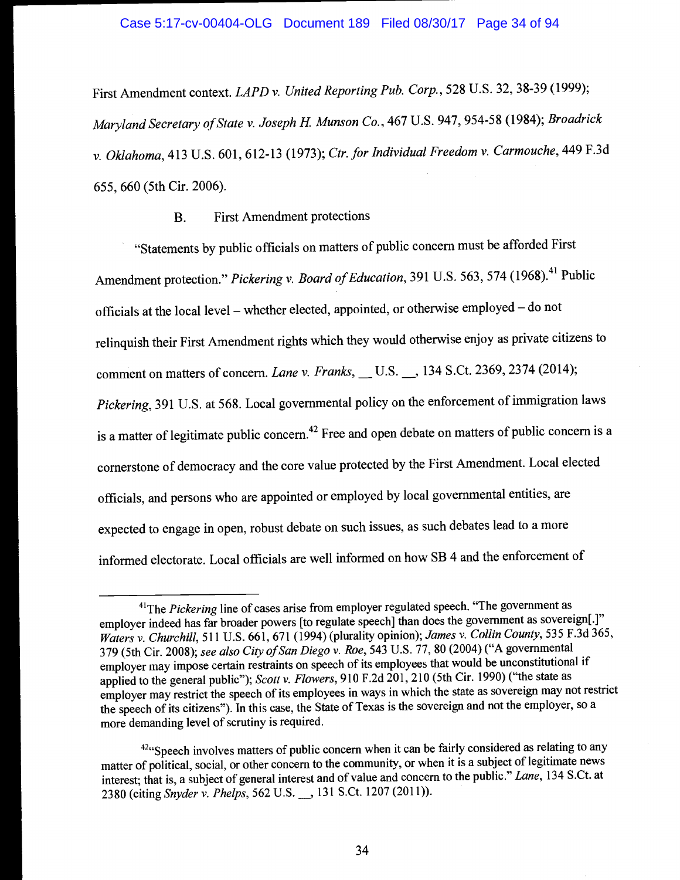First Amendment context. *LAPD v. United Reporting Pub. Corp.*, 528 U.S. 32, 38-39 (1999); *Maryland Secretary of State v. Joseph H. Munson Co.*, 467 U.S. 947, 954-58 (1984); *Broadrick v. Oklahoma*, 413 U.S. 601, 612-13 (1973); *Ctr. for Individual Freedom v. Carmouche*, 449 F.3d 655, 660 (5th Cir. 2006).

### B. First Amendment protections

"Statements by public officials on matters of public concern must be afforded First Amendment protection." *Pickering v. Board of Education*, 391 U.S. 563, 574 (1968).[41] Public officials at the local level – whether elected, appointed, or otherwise employed – do not relinquish their First Amendment rights which they would otherwise enjoy as private citizens to comment on matters of concern. *Lane v. Franks*, __ U.S. __, 134 S.Ct. 2369, 2374 (2014); *Pickering*, 391 U.S. at 568. Local governmental policy on the enforcement of immigration laws is a matter of legitimate public concern.[42] Free and open debate on matters of public concern is a cornerstone of democracy and the core value protected by the First Amendment. Local elected officials, and persons who are appointed or employed by local governmental entities, are expected to engage in open, robust debate on such issues, as such debates lead to a more informed electorate. Local officials are well informed on how SB 4 and the enforcement of

---

[41] The *Pickering* line of cases arise from employer regulated speech. "The government as employer indeed has far broader powers [to regulate speech] than does the government as sovereign[.]" *Waters v. Churchill*, 511 U.S. 661, 671 (1994) (plurality opinion); *James v. Collin County*, 535 F.3d 365, 379 (5th Cir. 2008); *see also City of San Diego v. Roe*, 543 U.S. 77, 80 (2004) ("A governmental employer may impose certain restraints on speech of its employees that would be unconstitutional if applied to the general public"); *Scott v. Flowers*, 910 F.2d 201, 210 (5th Cir. 1990) ("the state as employer may restrict the speech of its employees in ways in which the state as sovereign may not restrict the speech of its citizens"). In this case, the State of Texas is the sovereign and not the employer, so a more demanding level of scrutiny is required.

[42] "Speech involves matters of public concern when it can be fairly considered as relating to any matter of political, social, or other concern to the community, or when it is a subject of legitimate news interest; that is, a subject of general interest and of value and concern to the public." *Lane*, 134 S.Ct. at 2380 (citing *Snyder v. Phelps*, 562 U.S. __, 131 S.Ct. 1207 (2011)).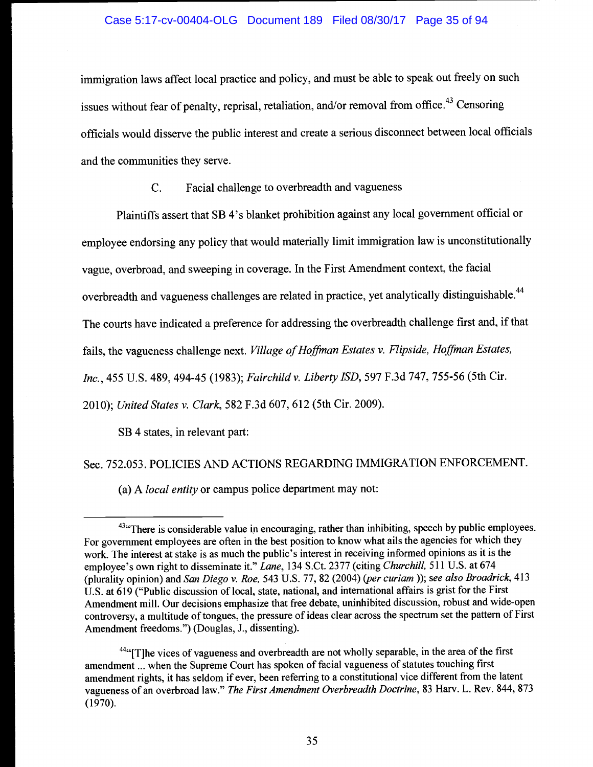immigration laws affect local practice and policy, and must be able to speak out freely on such issues without fear of penalty, reprisal, retaliation, and/or removal from office.[43] Censoring officials would disserve the public interest and create a serious disconnect between local officials and the communities they serve.

### C. Facial challenge to overbreadth and vagueness

Plaintiffs assert that SB 4's blanket prohibition against any local government official or employee endorsing any policy that would materially limit immigration law is unconstitutionally vague, overbroad, and sweeping in coverage. In the First Amendment context, the facial overbreadth and vagueness challenges are related in practice, yet analytically distinguishable.[44] The courts have indicated a preference for addressing the overbreadth challenge first and, if that fails, the vagueness challenge next. *Village of Hoffman Estates v. Flipside, Hoffman Estates, Inc.*, 455 U.S. 489, 494-45 (1983); *Fairchild v. Liberty ISD*, 597 F.3d 747, 755-56 (5th Cir. 2010); *United States v. Clark*, 582 F.3d 607, 612 (5th Cir. 2009).

SB 4 states, in relevant part:

Sec. 752.053. POLICIES AND ACTIONS REGARDING IMMIGRATION ENFORCEMENT.

(a) A *local entity* or campus police department may not:

---

[43] "There is considerable value in encouraging, rather than inhibiting, speech by public employees. For government employees are often in the best position to know what ails the agencies for which they work. The interest at stake is as much the public's interest in receiving informed opinions as it is the employee's own right to disseminate it." *Lane*, 134 S.Ct. 2377 (citing *Churchill*, 511 U.S. at 674 (plurality opinion) and *San Diego v. Roe*, 543 U.S. 77, 82 (2004) (*per curiam*)); *see also Broadrick*, 413 U.S. at 619 ("Public discussion of local, state, national, and international affairs is grist for the First Amendment mill. Our decisions emphasize that free debate, uninhibited discussion, robust and wide-open controversy, a multitude of tongues, the pressure of ideas clear across the spectrum set the pattern of First Amendment freedoms.") (Douglas, J., dissenting).

[44] "[T]he vices of vagueness and overbreadth are not wholly separable, in the area of the first amendment ... when the Supreme Court has spoken of facial vagueness of statutes touching first amendment rights, it has seldom if ever, been referring to a constitutional vice different from the latent vagueness of an overbroad law." *The First Amendment Overbreadth Doctrine*, 83 Harv. L. Rev. 844, 873 (1970).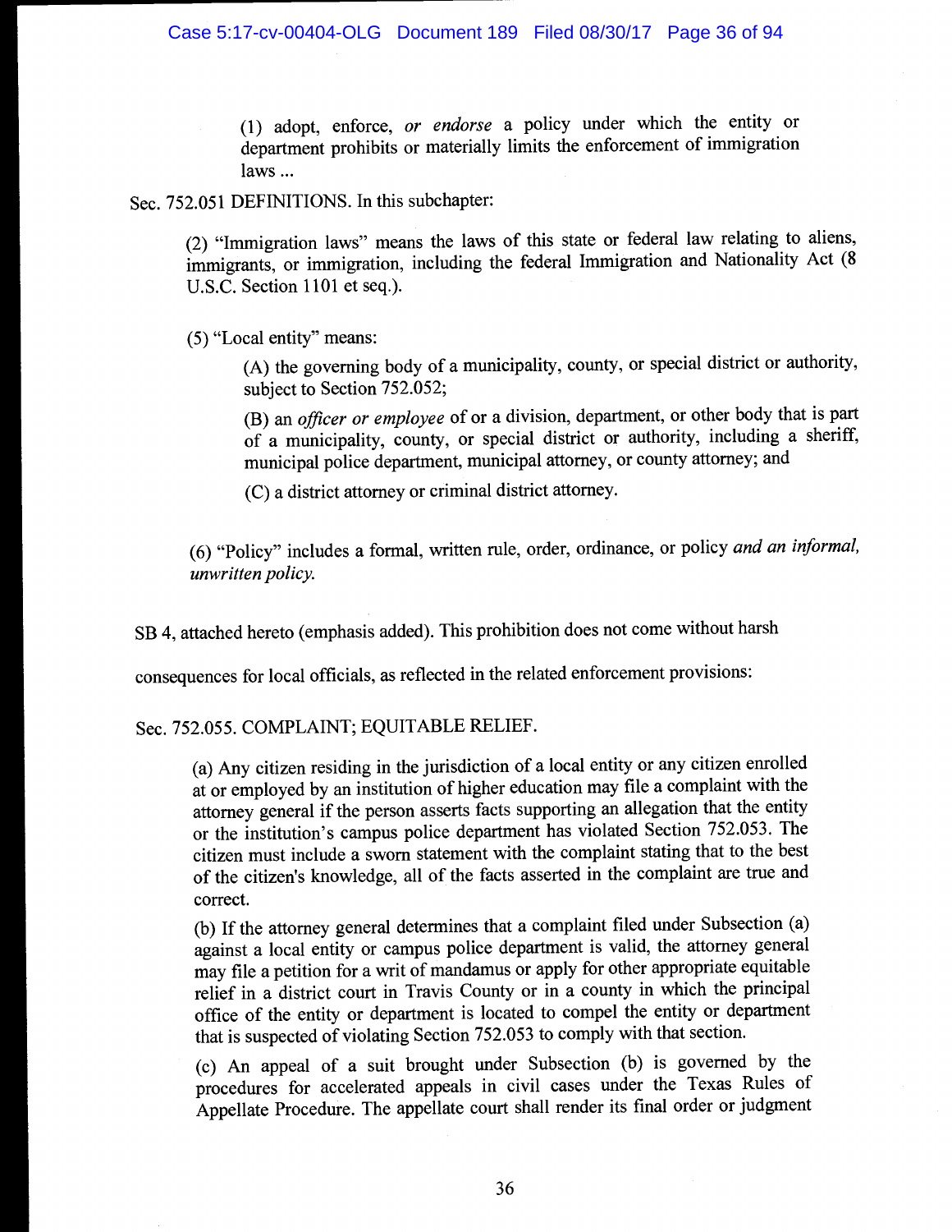> (1) adopt, enforce, *or endorse* a policy under which the entity or department prohibits or materially limits the enforcement of immigration laws ...

Sec. 752.051 DEFINITIONS. In this subchapter:

> (2) "Immigration laws" means the laws of this state or federal law relating to aliens, immigrants, or immigration, including the federal Immigration and Nationality Act (8 U.S.C. Section 1101 et seq.).
>
> (5) "Local entity" means:
>
> > (A) the governing body of a municipality, county, or special district or authority, subject to Section 752.052;
> >
> > (B) an *officer or employee* of or a division, department, or other body that is part of a municipality, county, or special district or authority, including a sheriff, municipal police department, municipal attorney, or county attorney; and
> >
> > (C) a district attorney or criminal district attorney.
>
> (6) "Policy" includes a formal, written rule, order, ordinance, or policy *and an informal, unwritten policy.*

SB 4, attached hereto (emphasis added). This prohibition does not come without harsh consequences for local officials, as reflected in the related enforcement provisions:

Sec. 752.055. COMPLAINT; EQUITABLE RELIEF.

> (a) Any citizen residing in the jurisdiction of a local entity or any citizen enrolled at or employed by an institution of higher education may file a complaint with the attorney general if the person asserts facts supporting an allegation that the entity or the institution's campus police department has violated Section 752.053. The citizen must include a sworn statement with the complaint stating that to the best of the citizen's knowledge, all of the facts asserted in the complaint are true and correct.
>
> (b) If the attorney general determines that a complaint filed under Subsection (a) against a local entity or campus police department is valid, the attorney general may file a petition for a writ of mandamus or apply for other appropriate equitable relief in a district court in Travis County or in a county in which the principal office of the entity or department is located to compel the entity or department that is suspected of violating Section 752.053 to comply with that section.
>
> (c) An appeal of a suit brought under Subsection (b) is governed by the procedures for accelerated appeals in civil cases under the Texas Rules of Appellate Procedure. The appellate court shall render its final order or judgment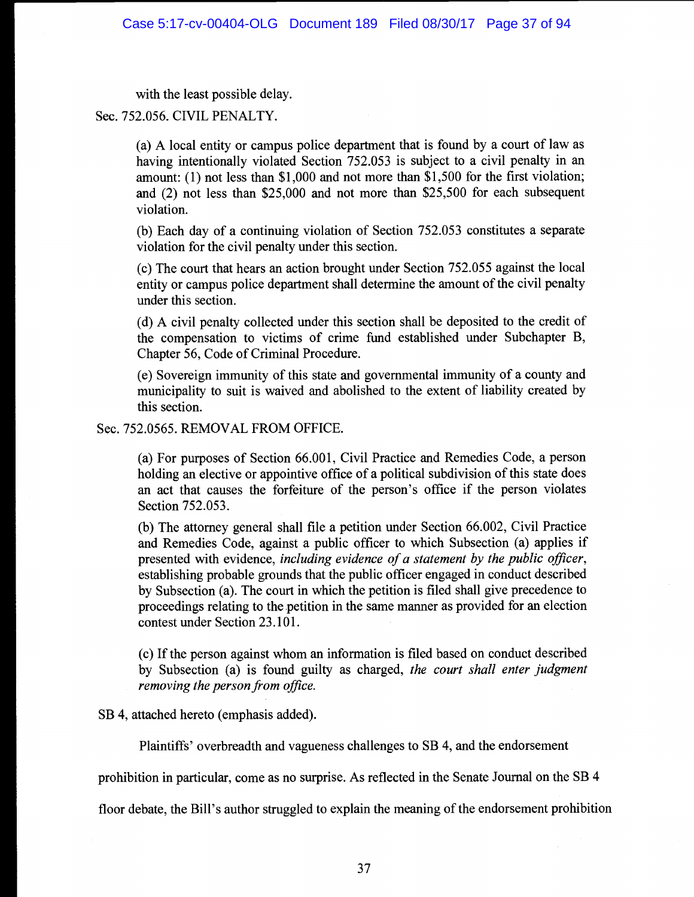with the least possible delay.

Sec. 752.056. CIVIL PENALTY.

> (a) A local entity or campus police department that is found by a court of law as having intentionally violated Section 752.053 is subject to a civil penalty in an amount: (1) not less than $1,000 and not more than $1,500 for the first violation; and (2) not less than $25,000 and not more than $25,500 for each subsequent violation.
>
> (b) Each day of a continuing violation of Section 752.053 constitutes a separate violation for the civil penalty under this section.
>
> (c) The court that hears an action brought under Section 752.055 against the local entity or campus police department shall determine the amount of the civil penalty under this section.
>
> (d) A civil penalty collected under this section shall be deposited to the credit of the compensation to victims of crime fund established under Subchapter B, Chapter 56, Code of Criminal Procedure.
>
> (e) Sovereign immunity of this state and governmental immunity of a county and municipality to suit is waived and abolished to the extent of liability created by this section.

Sec. 752.0565. REMOVAL FROM OFFICE.

> (a) For purposes of Section 66.001, Civil Practice and Remedies Code, a person holding an elective or appointive office of a political subdivision of this state does an act that causes the forfeiture of the person's office if the person violates Section 752.053.
>
> (b) The attorney general shall file a petition under Section 66.002, Civil Practice and Remedies Code, against a public officer to which Subsection (a) applies if presented with evidence, *including evidence of a statement by the public officer*, establishing probable grounds that the public officer engaged in conduct described by Subsection (a). The court in which the petition is filed shall give precedence to proceedings relating to the petition in the same manner as provided for an election contest under Section 23.101.
>
> (c) If the person against whom an information is filed based on conduct described by Subsection (a) is found guilty as charged, *the court shall enter judgment removing the person from office.*

SB 4, attached hereto (emphasis added).

Plaintiffs' overbreadth and vagueness challenges to SB 4, and the endorsement prohibition in particular, come as no surprise. As reflected in the Senate Journal on the SB 4 floor debate, the Bill's author struggled to explain the meaning of the endorsement prohibition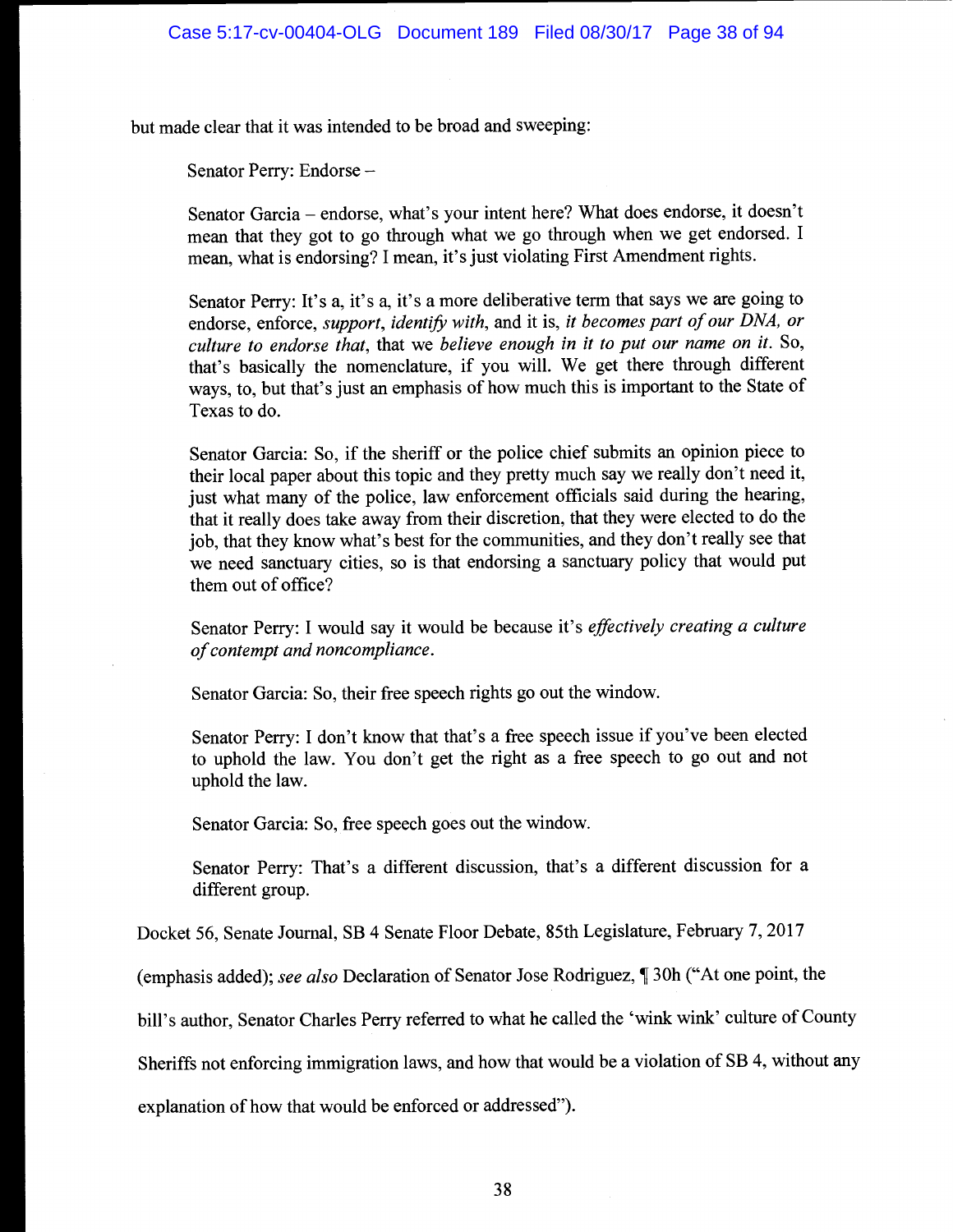but made clear that it was intended to be broad and sweeping:

> Senator Perry: Endorse –
>
> Senator Garcia – endorse, what's your intent here? What does endorse, it doesn't mean that they got to go through what we go through when we get endorsed. I mean, what is endorsing? I mean, it's just violating First Amendment rights.
>
> Senator Perry: It's a, it's a, it's a more deliberative term that says we are going to endorse, enforce, *support*, *identify with*, and it is, *it becomes part of our DNA, or culture to endorse that*, that we *believe enough in it to put our name on it*. So, that's basically the nomenclature, if you will. We get there through different ways, to, but that's just an emphasis of how much this is important to the State of Texas to do.
>
> Senator Garcia: So, if the sheriff or the police chief submits an opinion piece to their local paper about this topic and they pretty much say we really don't need it, just what many of the police, law enforcement officials said during the hearing, that it really does take away from their discretion, that they were elected to do the job, that they know what's best for the communities, and they don't really see that we need sanctuary cities, so is that endorsing a sanctuary policy that would put them out of office?
>
> Senator Perry: I would say it would be because it's *effectively creating a culture of contempt and noncompliance*.
>
> Senator Garcia: So, their free speech rights go out the window.
>
> Senator Perry: I don't know that that's a free speech issue if you've been elected to uphold the law. You don't get the right as a free speech to go out and not uphold the law.
>
> Senator Garcia: So, free speech goes out the window.
>
> Senator Perry: That's a different discussion, that's a different discussion for a different group.

Docket 56, Senate Journal, SB 4 Senate Floor Debate, 85th Legislature, February 7, 2017 (emphasis added); *see also* Declaration of Senator Jose Rodriguez, ¶ 30h ("At one point, the bill's author, Senator Charles Perry referred to what he called the 'wink wink' culture of County Sheriffs not enforcing immigration laws, and how that would be a violation of SB 4, without any explanation of how that would be enforced or addressed").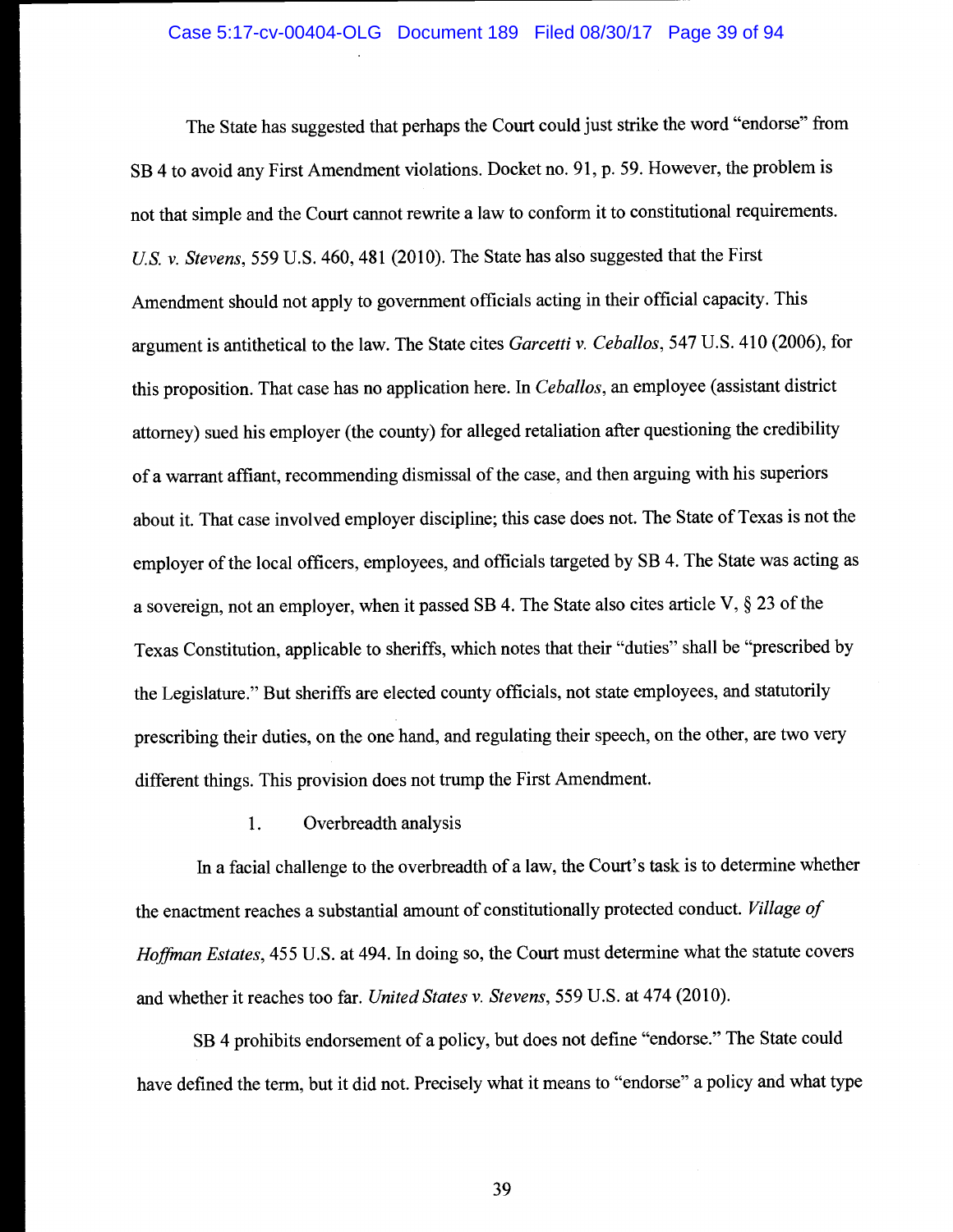The State has suggested that perhaps the Court could just strike the word "endorse" from SB 4 to avoid any First Amendment violations. Docket no. 91, p. 59. However, the problem is not that simple and the Court cannot rewrite a law to conform it to constitutional requirements. *U.S. v. Stevens*, 559 U.S. 460, 481 (2010). The State has also suggested that the First Amendment should not apply to government officials acting in their official capacity. This argument is antithetical to the law. The State cites *Garcetti v. Ceballos*, 547 U.S. 410 (2006), for this proposition. That case has no application here. In *Ceballos*, an employee (assistant district attorney) sued his employer (the county) for alleged retaliation after questioning the credibility of a warrant affiant, recommending dismissal of the case, and then arguing with his superiors about it. That case involved employer discipline; this case does not. The State of Texas is not the employer of the local officers, employees, and officials targeted by SB 4. The State was acting as a sovereign, not an employer, when it passed SB 4. The State also cites article V, § 23 of the Texas Constitution, applicable to sheriffs, which notes that their "duties" shall be "prescribed by the Legislature." But sheriffs are elected county officials, not state employees, and statutorily prescribing their duties, on the one hand, and regulating their speech, on the other, are two very different things. This provision does not trump the First Amendment.

1. Overbreadth analysis

In a facial challenge to the overbreadth of a law, the Court's task is to determine whether the enactment reaches a substantial amount of constitutionally protected conduct. *Village of Hoffman Estates*, 455 U.S. at 494. In doing so, the Court must determine what the statute covers and whether it reaches too far. *United States v. Stevens*, 559 U.S. at 474 (2010).

SB 4 prohibits endorsement of a policy, but does not define "endorse." The State could have defined the term, but it did not. Precisely what it means to "endorse" a policy and what type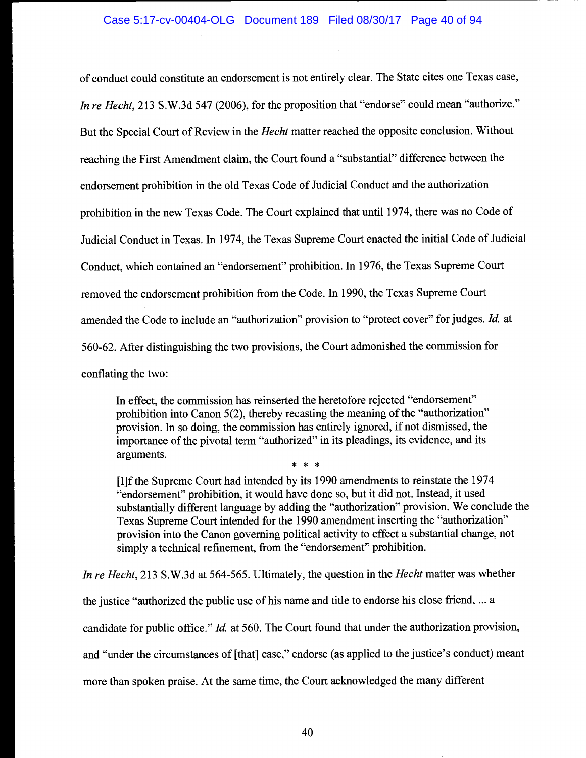of conduct could constitute an endorsement is not entirely clear. The State cites one Texas case, *In re Hecht*, 213 S.W.3d 547 (2006), for the proposition that "endorse" could mean "authorize." But the Special Court of Review in the *Hecht* matter reached the opposite conclusion. Without reaching the First Amendment claim, the Court found a "substantial" difference between the endorsement prohibition in the old Texas Code of Judicial Conduct and the authorization prohibition in the new Texas Code. The Court explained that until 1974, there was no Code of Judicial Conduct in Texas. In 1974, the Texas Supreme Court enacted the initial Code of Judicial Conduct, which contained an "endorsement" prohibition. In 1976, the Texas Supreme Court removed the endorsement prohibition from the Code. In 1990, the Texas Supreme Court amended the Code to include an "authorization" provision to "protect cover" for judges. *Id.* at 560-62. After distinguishing the two provisions, the Court admonished the commission for conflating the two:

> In effect, the commission has reinserted the heretofore rejected "endorsement" prohibition into Canon 5(2), thereby recasting the meaning of the "authorization" provision. In so doing, the commission has entirely ignored, if not dismissed, the importance of the pivotal term "authorized" in its pleadings, its evidence, and its arguments.
>
> \* \* \*
>
> [I]f the Supreme Court had intended by its 1990 amendments to reinstate the 1974 "endorsement" prohibition, it would have done so, but it did not. Instead, it used substantially different language by adding the "authorization" provision. We conclude the Texas Supreme Court intended for the 1990 amendment inserting the "authorization" provision into the Canon governing political activity to effect a substantial change, not simply a technical refinement, from the "endorsement" prohibition.

*In re Hecht*, 213 S.W.3d at 564-565. Ultimately, the question in the *Hecht* matter was whether the justice "authorized the public use of his name and title to endorse his close friend, ... a candidate for public office." *Id.* at 560. The Court found that under the authorization provision, and "under the circumstances of [that] case," endorse (as applied to the justice's conduct) meant more than spoken praise. At the same time, the Court acknowledged the many different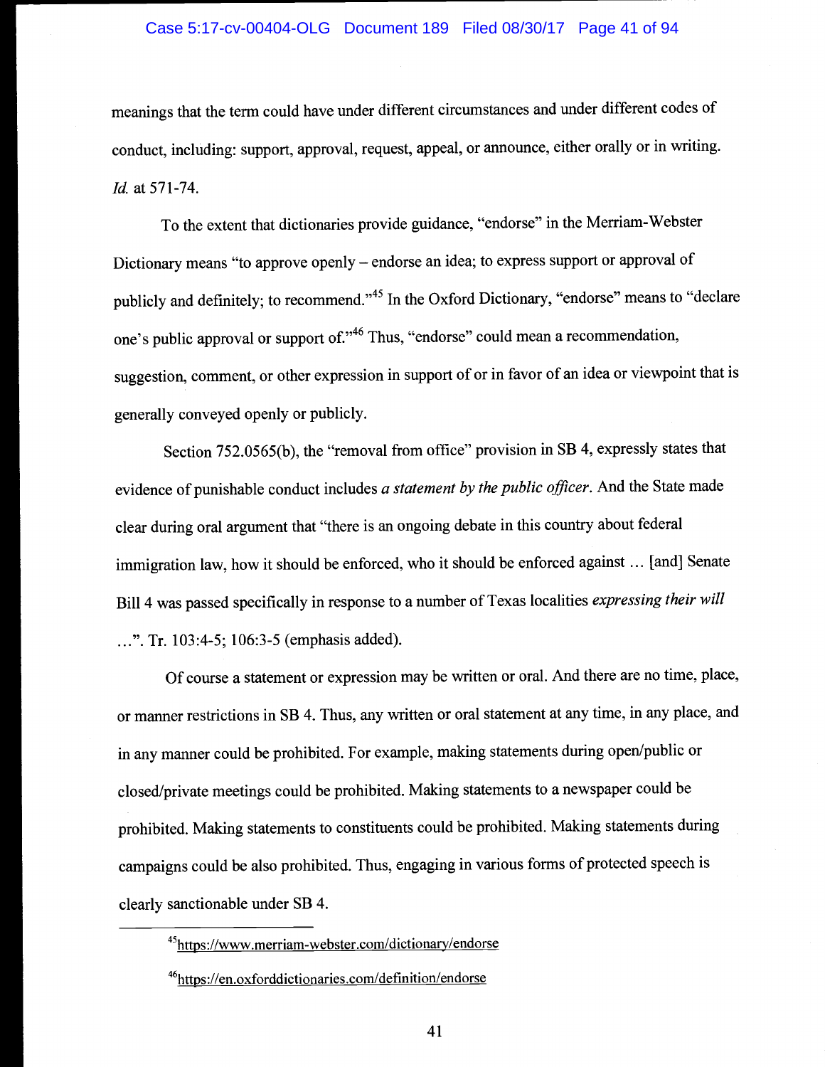meanings that the term could have under different circumstances and under different codes of conduct, including: support, approval, request, appeal, or announce, either orally or in writing. *Id.* at 571-74.

To the extent that dictionaries provide guidance, "endorse" in the Merriam-Webster Dictionary means "to approve openly – endorse an idea; to express support or approval of publicly and definitely; to recommend."[45] In the Oxford Dictionary, "endorse" means to "declare one's public approval or support of."[46] Thus, "endorse" could mean a recommendation, suggestion, comment, or other expression in support of or in favor of an idea or viewpoint that is generally conveyed openly or publicly.

Section 752.0565(b), the "removal from office" provision in SB 4, expressly states that evidence of punishable conduct includes *a statement by the public officer*. And the State made clear during oral argument that "there is an ongoing debate in this country about federal immigration law, how it should be enforced, who it should be enforced against … [and] Senate Bill 4 was passed specifically in response to a number of Texas localities *expressing their will* …". Tr. 103:4-5; 106:3-5 (emphasis added).

Of course a statement or expression may be written or oral. And there are no time, place, or manner restrictions in SB 4. Thus, any written or oral statement at any time, in any place, and in any manner could be prohibited. For example, making statements during open/public or closed/private meetings could be prohibited. Making statements to a newspaper could be prohibited. Making statements to constituents could be prohibited. Making statements during campaigns could be also prohibited. Thus, engaging in various forms of protected speech is clearly sanctionable under SB 4.

---

[45] https://www.merriam-webster.com/dictionary/endorse

[46] https://en.oxforddictionaries.com/definition/endorse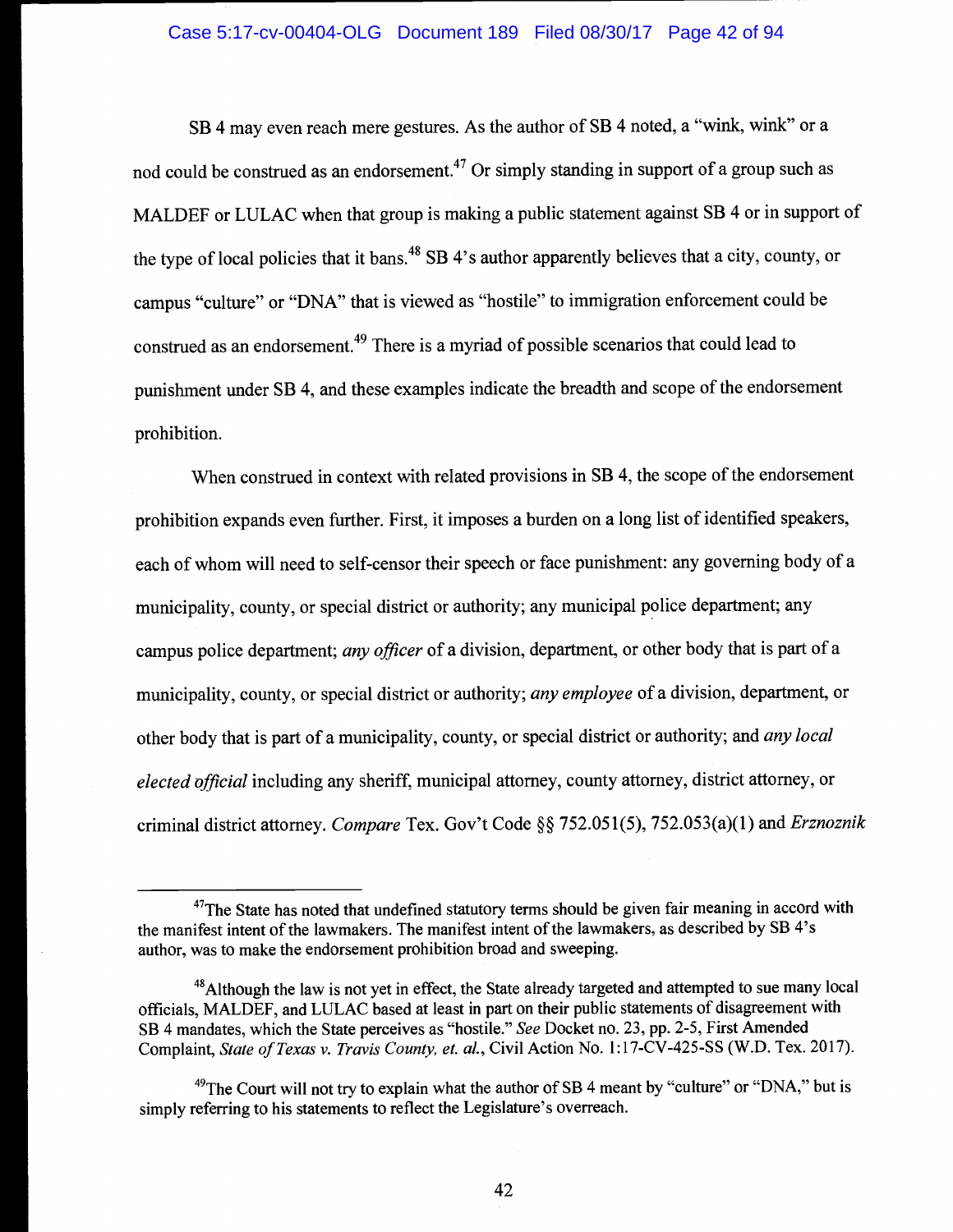SB 4 may even reach mere gestures. As the author of SB 4 noted, a "wink, wink" or a nod could be construed as an endorsement.[47] Or simply standing in support of a group such as MALDEF or LULAC when that group is making a public statement against SB 4 or in support of the type of local policies that it bans.[48] SB 4's author apparently believes that a city, county, or campus "culture" or "DNA" that is viewed as "hostile" to immigration enforcement could be construed as an endorsement.[49] There is a myriad of possible scenarios that could lead to punishment under SB 4, and these examples indicate the breadth and scope of the endorsement prohibition.

When construed in context with related provisions in SB 4, the scope of the endorsement prohibition expands even further. First, it imposes a burden on a long list of identified speakers, each of whom will need to self-censor their speech or face punishment: any governing body of a municipality, county, or special district or authority; any municipal police department; any campus police department; *any officer* of a division, department, or other body that is part of a municipality, county, or special district or authority; *any employee* of a division, department, or other body that is part of a municipality, county, or special district or authority; and *any local elected official* including any sheriff, municipal attorney, county attorney, district attorney, or criminal district attorney. *Compare* Tex. Gov't Code §§ 752.051(5), 752.053(a)(1) and *Erznoznik*

---

[47] The State has noted that undefined statutory terms should be given fair meaning in accord with the manifest intent of the lawmakers. The manifest intent of the lawmakers, as described by SB 4's author, was to make the endorsement prohibition broad and sweeping.

[48] Although the law is not yet in effect, the State already targeted and attempted to sue many local officials, MALDEF, and LULAC based at least in part on their public statements of disagreement with SB 4 mandates, which the State perceives as "hostile." *See* Docket no. 23, pp. 2-5, First Amended Complaint, *State of Texas v. Travis County, et. al.*, Civil Action No. 1:17-CV-425-SS (W.D. Tex. 2017).

[49] The Court will not try to explain what the author of SB 4 meant by "culture" or "DNA," but is simply referring to his statements to reflect the Legislature's overreach.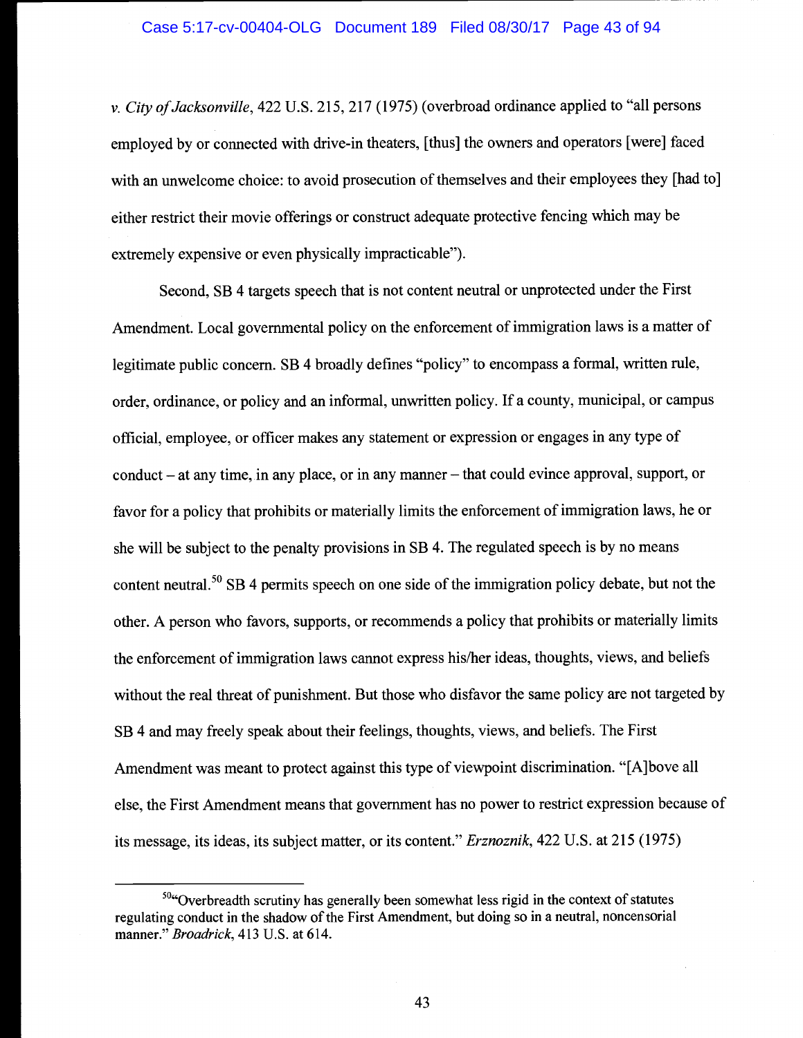*v. City of Jacksonville*, 422 U.S. 215, 217 (1975) (overbroad ordinance applied to "all persons employed by or connected with drive-in theaters, [thus] the owners and operators [were] faced with an unwelcome choice: to avoid prosecution of themselves and their employees they [had to] either restrict their movie offerings or construct adequate protective fencing which may be extremely expensive or even physically impracticable").

Second, SB 4 targets speech that is not content neutral or unprotected under the First Amendment. Local governmental policy on the enforcement of immigration laws is a matter of legitimate public concern. SB 4 broadly defines "policy" to encompass a formal, written rule, order, ordinance, or policy and an informal, unwritten policy. If a county, municipal, or campus official, employee, or officer makes any statement or expression or engages in any type of conduct – at any time, in any place, or in any manner – that could evince approval, support, or favor for a policy that prohibits or materially limits the enforcement of immigration laws, he or she will be subject to the penalty provisions in SB 4. The regulated speech is by no means content neutral.[50] SB 4 permits speech on one side of the immigration policy debate, but not the other. A person who favors, supports, or recommends a policy that prohibits or materially limits the enforcement of immigration laws cannot express his/her ideas, thoughts, views, and beliefs without the real threat of punishment. But those who disfavor the same policy are not targeted by SB 4 and may freely speak about their feelings, thoughts, views, and beliefs. The First Amendment was meant to protect against this type of viewpoint discrimination. "[A]bove all else, the First Amendment means that government has no power to restrict expression because of its message, its ideas, its subject matter, or its content." *Erznoznik*, 422 U.S. at 215 (1975)

---

[50]"Overbreadth scrutiny has generally been somewhat less rigid in the context of statutes regulating conduct in the shadow of the First Amendment, but doing so in a neutral, noncensorial manner." *Broadrick*, 413 U.S. at 614.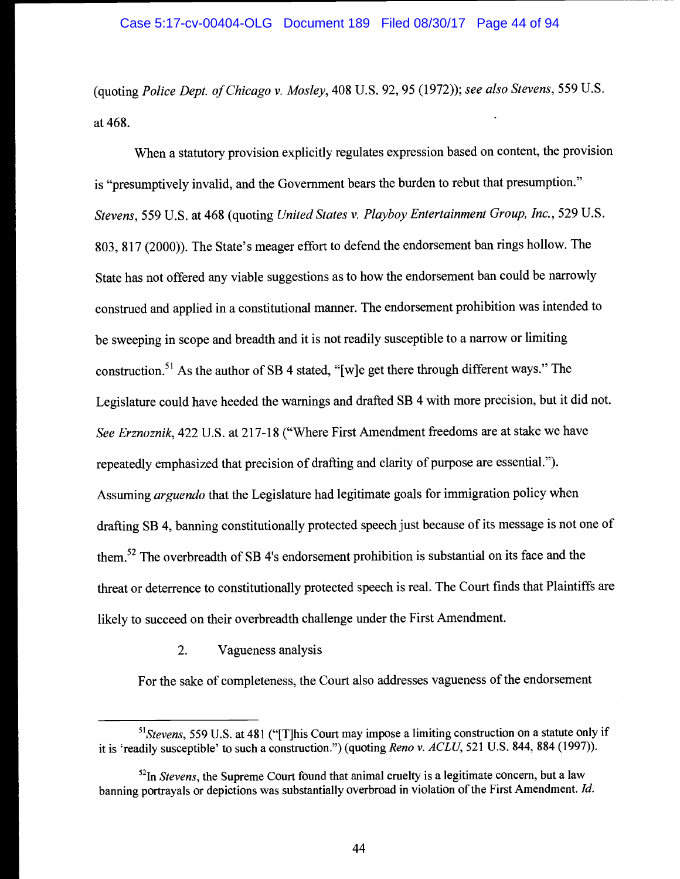(quoting *Police Dept. of Chicago v. Mosley*, 408 U.S. 92, 95 (1972)); *see also Stevens*, 559 U.S. at 468.

When a statutory provision explicitly regulates expression based on content, the provision is "presumptively invalid, and the Government bears the burden to rebut that presumption." *Stevens*, 559 U.S. at 468 (quoting *United States v. Playboy Entertainment Group, Inc.*, 529 U.S. 803, 817 (2000)). The State's meager effort to defend the endorsement ban rings hollow. The State has not offered any viable suggestions as to how the endorsement ban could be narrowly construed and applied in a constitutional manner. The endorsement prohibition was intended to be sweeping in scope and breadth and it is not readily susceptible to a narrow or limiting construction.[51] As the author of SB 4 stated, "[w]e get there through different ways." The Legislature could have heeded the warnings and drafted SB 4 with more precision, but it did not. *See Erznoznik*, 422 U.S. at 217-18 ("Where First Amendment freedoms are at stake we have repeatedly emphasized that precision of drafting and clarity of purpose are essential."). Assuming *arguendo* that the Legislature had legitimate goals for immigration policy when drafting SB 4, banning constitutionally protected speech just because of its message is not one of them.[52] The overbreadth of SB 4's endorsement prohibition is substantial on its face and the threat or deterrence to constitutionally protected speech is real. The Court finds that Plaintiffs are likely to succeed on their overbreadth challenge under the First Amendment.

### 2. Vagueness analysis

For the sake of completeness, the Court also addresses vagueness of the endorsement

---

[51] *Stevens*, 559 U.S. at 481 ("[T]his Court may impose a limiting construction on a statute only if it is 'readily susceptible' to such a construction.") (quoting *Reno v. ACLU*, 521 U.S. 844, 884 (1997)).

[52] In *Stevens*, the Supreme Court found that animal cruelty is a legitimate concern, but a law banning portrayals or depictions was substantially overbroad in violation of the First Amendment. *Id.*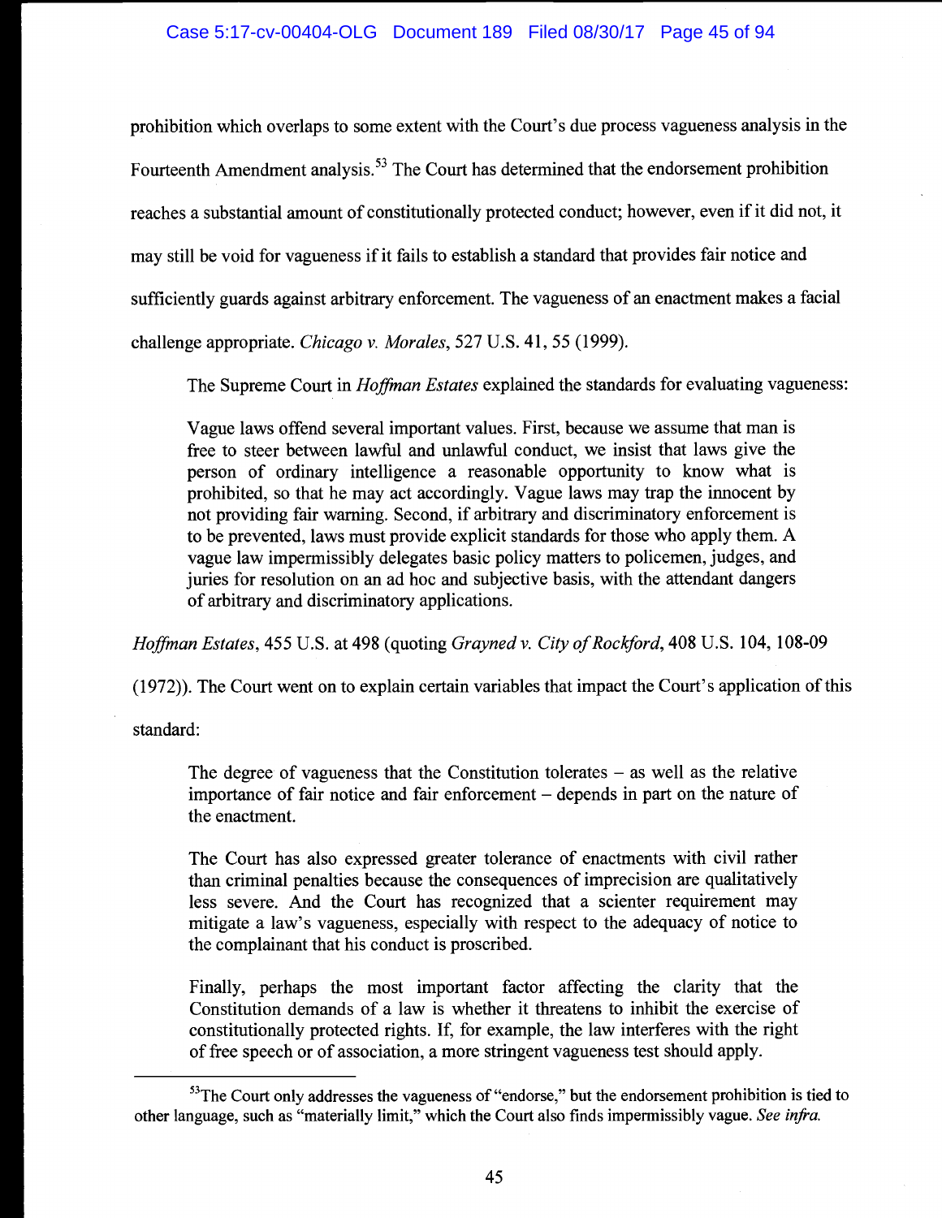prohibition which overlaps to some extent with the Court's due process vagueness analysis in the Fourteenth Amendment analysis.[53] The Court has determined that the endorsement prohibition reaches a substantial amount of constitutionally protected conduct; however, even if it did not, it may still be void for vagueness if it fails to establish a standard that provides fair notice and sufficiently guards against arbitrary enforcement. The vagueness of an enactment makes a facial challenge appropriate. *Chicago v. Morales*, 527 U.S. 41, 55 (1999).

The Supreme Court in *Hoffman Estates* explained the standards for evaluating vagueness:

> Vague laws offend several important values. First, because we assume that man is free to steer between lawful and unlawful conduct, we insist that laws give the person of ordinary intelligence a reasonable opportunity to know what is prohibited, so that he may act accordingly. Vague laws may trap the innocent by not providing fair warning. Second, if arbitrary and discriminatory enforcement is to be prevented, laws must provide explicit standards for those who apply them. A vague law impermissibly delegates basic policy matters to policemen, judges, and juries for resolution on an ad hoc and subjective basis, with the attendant dangers of arbitrary and discriminatory applications.

*Hoffman Estates*, 455 U.S. at 498 (quoting *Grayned v. City of Rockford*, 408 U.S. 104, 108-09 (1972)). The Court went on to explain certain variables that impact the Court's application of this standard:

> The degree of vagueness that the Constitution tolerates – as well as the relative importance of fair notice and fair enforcement – depends in part on the nature of the enactment.
>
> The Court has also expressed greater tolerance of enactments with civil rather than criminal penalties because the consequences of imprecision are qualitatively less severe. And the Court has recognized that a scienter requirement may mitigate a law's vagueness, especially with respect to the adequacy of notice to the complainant that his conduct is proscribed.
>
> Finally, perhaps the most important factor affecting the clarity that the Constitution demands of a law is whether it threatens to inhibit the exercise of constitutionally protected rights. If, for example, the law interferes with the right of free speech or of association, a more stringent vagueness test should apply.

---

[53] The Court only addresses the vagueness of "endorse," but the endorsement prohibition is tied to other language, such as "materially limit," which the Court also finds impermissibly vague. *See infra.*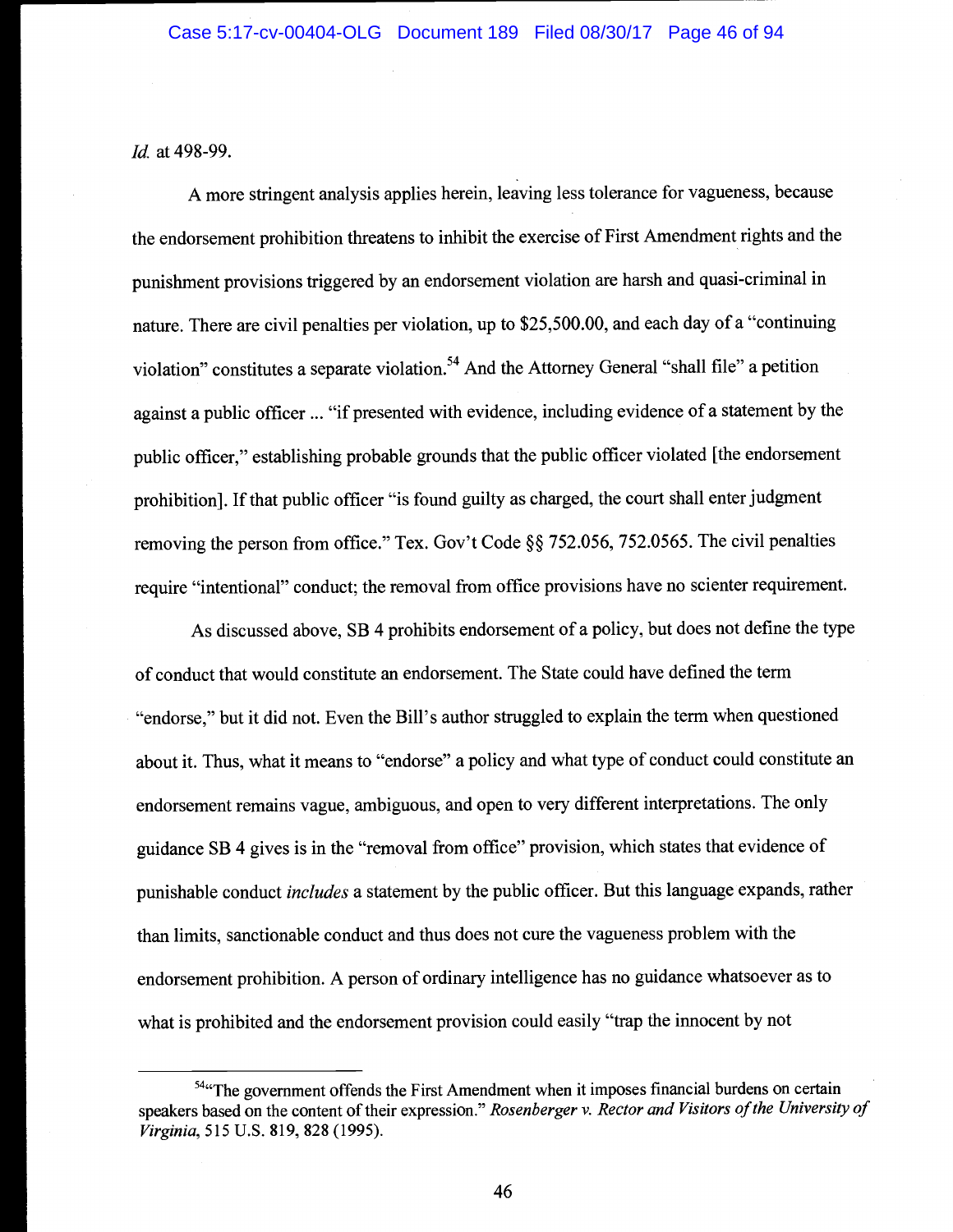*Id.* at 498-99.

A more stringent analysis applies herein, leaving less tolerance for vagueness, because the endorsement prohibition threatens to inhibit the exercise of First Amendment rights and the punishment provisions triggered by an endorsement violation are harsh and quasi-criminal in nature. There are civil penalties per violation, up to $25,500.00, and each day of a "continuing violation" constitutes a separate violation.[54] And the Attorney General "shall file" a petition against a public officer ... "if presented with evidence, including evidence of a statement by the public officer," establishing probable grounds that the public officer violated [the endorsement prohibition]. If that public officer "is found guilty as charged, the court shall enter judgment removing the person from office." Tex. Gov't Code §§ 752.056, 752.0565. The civil penalties require "intentional" conduct; the removal from office provisions have no scienter requirement.

As discussed above, SB 4 prohibits endorsement of a policy, but does not define the type of conduct that would constitute an endorsement. The State could have defined the term "endorse," but it did not. Even the Bill's author struggled to explain the term when questioned about it. Thus, what it means to "endorse" a policy and what type of conduct could constitute an endorsement remains vague, ambiguous, and open to very different interpretations. The only guidance SB 4 gives is in the "removal from office" provision, which states that evidence of punishable conduct *includes* a statement by the public officer. But this language expands, rather than limits, sanctionable conduct and thus does not cure the vagueness problem with the endorsement prohibition. A person of ordinary intelligence has no guidance whatsoever as to what is prohibited and the endorsement provision could easily "trap the innocent by not

---

[54] "The government offends the First Amendment when it imposes financial burdens on certain speakers based on the content of their expression." *Rosenberger v. Rector and Visitors of the University of Virginia*, 515 U.S. 819, 828 (1995).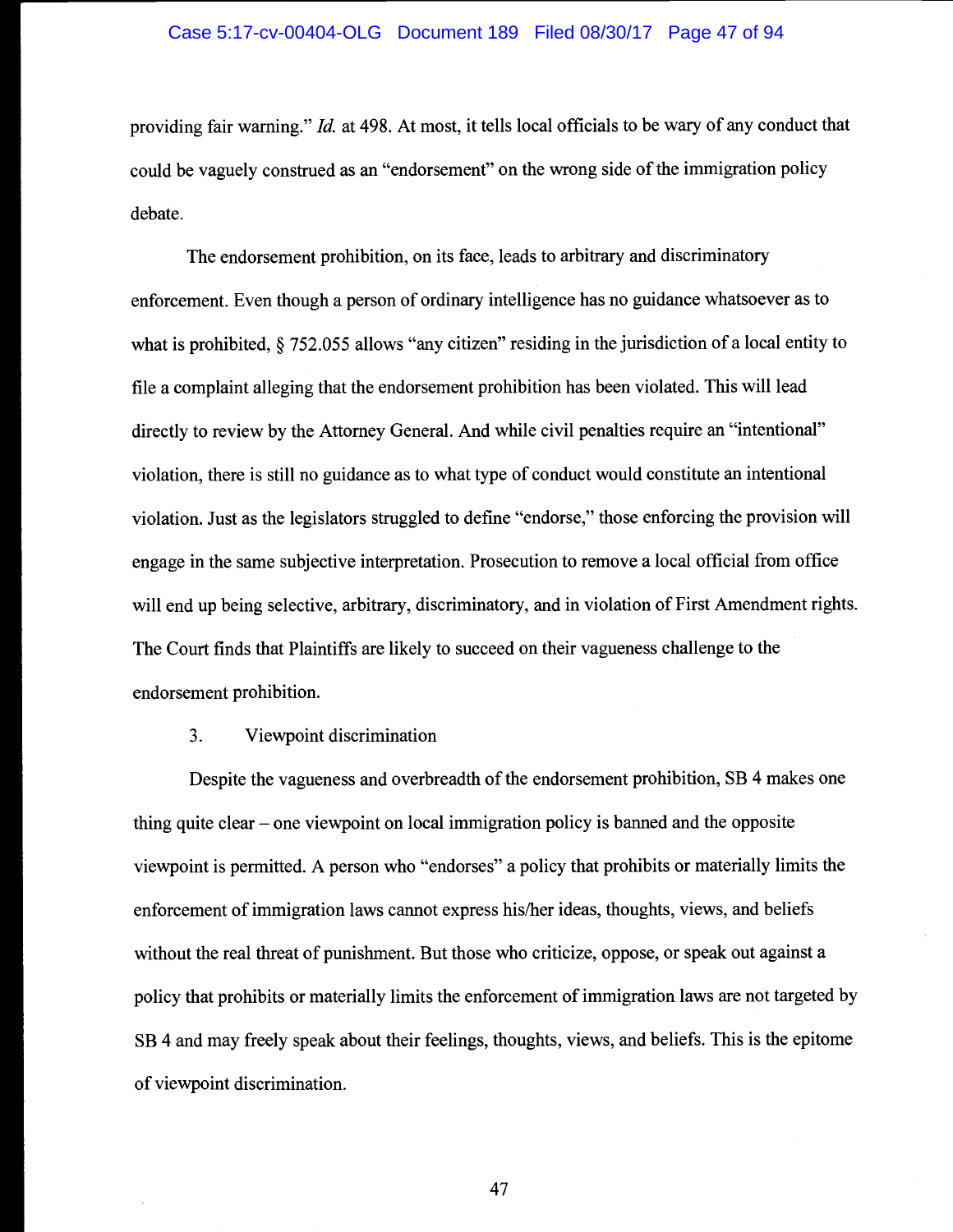providing fair warning." *Id.* at 498. At most, it tells local officials to be wary of any conduct that could be vaguely construed as an "endorsement" on the wrong side of the immigration policy debate.

The endorsement prohibition, on its face, leads to arbitrary and discriminatory enforcement. Even though a person of ordinary intelligence has no guidance whatsoever as to what is prohibited, § 752.055 allows "any citizen" residing in the jurisdiction of a local entity to file a complaint alleging that the endorsement prohibition has been violated. This will lead directly to review by the Attorney General. And while civil penalties require an "intentional" violation, there is still no guidance as to what type of conduct would constitute an intentional violation. Just as the legislators struggled to define "endorse," those enforcing the provision will engage in the same subjective interpretation. Prosecution to remove a local official from office will end up being selective, arbitrary, discriminatory, and in violation of First Amendment rights. The Court finds that Plaintiffs are likely to succeed on their vagueness challenge to the endorsement prohibition.

3. Viewpoint discrimination

Despite the vagueness and overbreadth of the endorsement prohibition, SB 4 makes one thing quite clear – one viewpoint on local immigration policy is banned and the opposite viewpoint is permitted. A person who "endorses" a policy that prohibits or materially limits the enforcement of immigration laws cannot express his/her ideas, thoughts, views, and beliefs without the real threat of punishment. But those who criticize, oppose, or speak out against a policy that prohibits or materially limits the enforcement of immigration laws are not targeted by SB 4 and may freely speak about their feelings, thoughts, views, and beliefs. This is the epitome of viewpoint discrimination.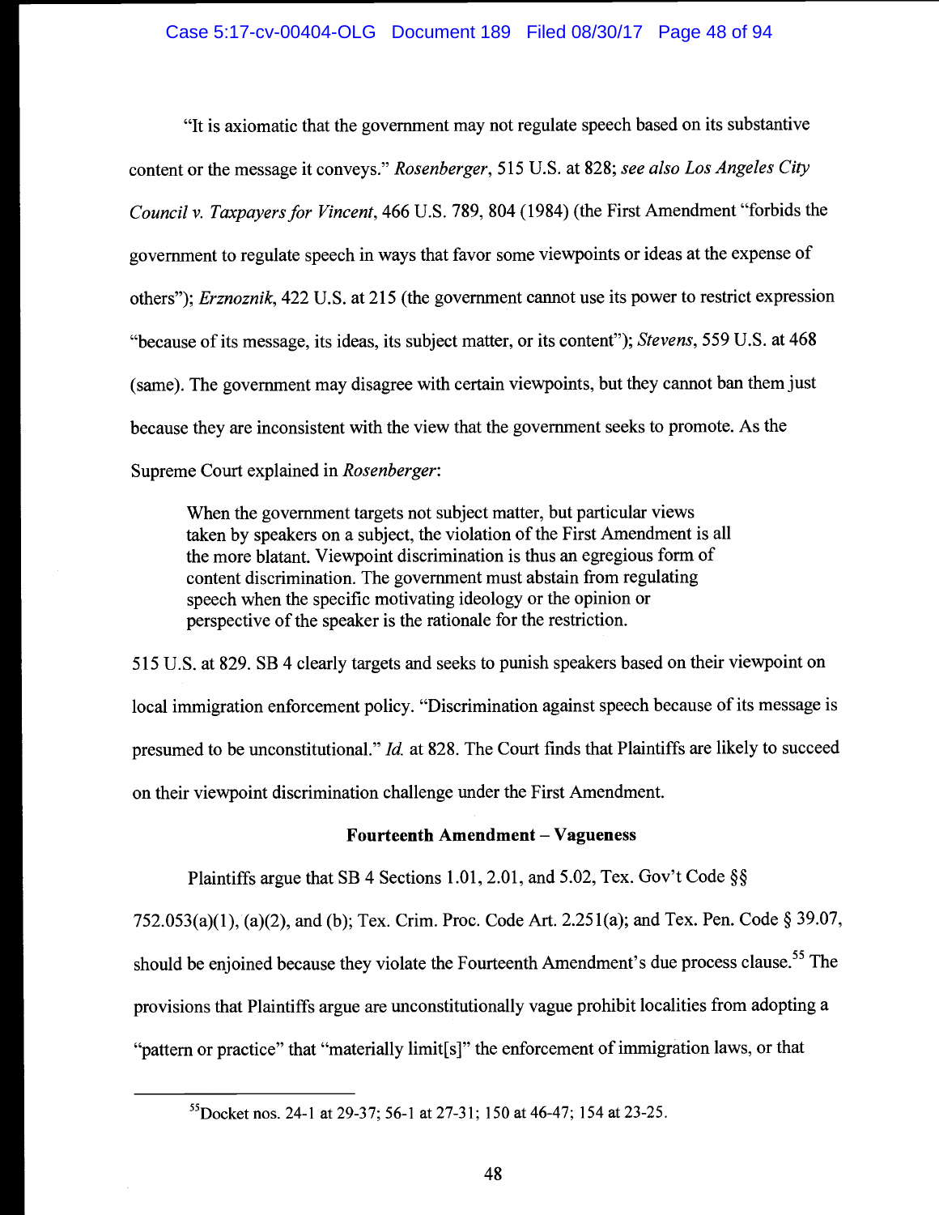"It is axiomatic that the government may not regulate speech based on its substantive content or the message it conveys." *Rosenberger*, 515 U.S. at 828; *see also Los Angeles City Council v. Taxpayers for Vincent*, 466 U.S. 789, 804 (1984) (the First Amendment "forbids the government to regulate speech in ways that favor some viewpoints or ideas at the expense of others"); *Erznoznik*, 422 U.S. at 215 (the government cannot use its power to restrict expression "because of its message, its ideas, its subject matter, or its content"); *Stevens*, 559 U.S. at 468 (same). The government may disagree with certain viewpoints, but they cannot ban them just because they are inconsistent with the view that the government seeks to promote. As the Supreme Court explained in *Rosenberger*:

> When the government targets not subject matter, but particular views taken by speakers on a subject, the violation of the First Amendment is all the more blatant. Viewpoint discrimination is thus an egregious form of content discrimination. The government must abstain from regulating speech when the specific motivating ideology or the opinion or perspective of the speaker is the rationale for the restriction.

515 U.S. at 829. SB 4 clearly targets and seeks to punish speakers based on their viewpoint on local immigration enforcement policy. "Discrimination against speech because of its message is presumed to be unconstitutional." *Id.* at 828. The Court finds that Plaintiffs are likely to succeed on their viewpoint discrimination challenge under the First Amendment.

**Fourteenth Amendment – Vagueness**

Plaintiffs argue that SB 4 Sections 1.01, 2.01, and 5.02, Tex. Gov't Code §§ 752.053(a)(1), (a)(2), and (b); Tex. Crim. Proc. Code Art. 2.251(a); and Tex. Pen. Code § 39.07, should be enjoined because they violate the Fourteenth Amendment's due process clause.[55] The provisions that Plaintiffs argue are unconstitutionally vague prohibit localities from adopting a "pattern or practice" that "materially limit[s]" the enforcement of immigration laws, or that

[55] Docket nos. 24-1 at 29-37; 56-1 at 27-31; 150 at 46-47; 154 at 23-25.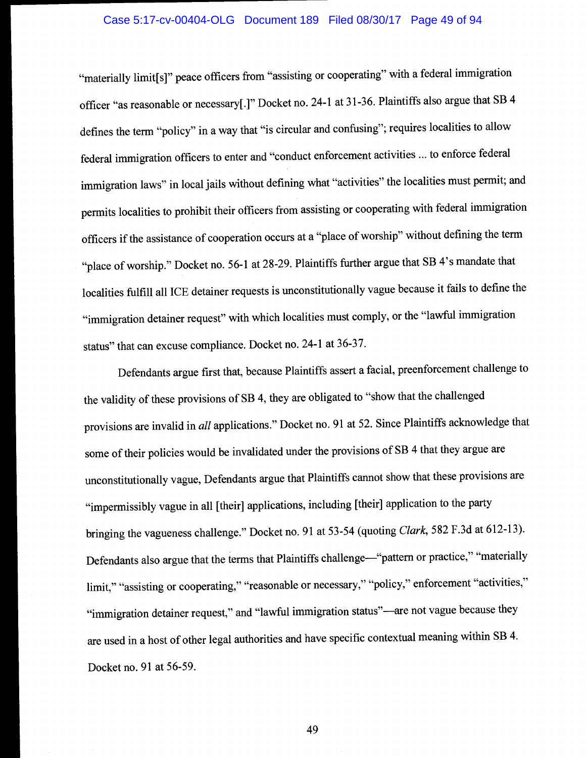"materially limit[s]" peace officers from "assisting or cooperating" with a federal immigration officer "as reasonable or necessary[.]" Docket no. 24-1 at 31-36. Plaintiffs also argue that SB 4 defines the term "policy" in a way that "is circular and confusing"; requires localities to allow federal immigration officers to enter and "conduct enforcement activities ... to enforce federal immigration laws" in local jails without defining what "activities" the localities must permit; and permits localities to prohibit their officers from assisting or cooperating with federal immigration officers if the assistance of cooperation occurs at a "place of worship" without defining the term "place of worship." Docket no. 56-1 at 28-29. Plaintiffs further argue that SB 4's mandate that localities fulfill all ICE detainer requests is unconstitutionally vague because it fails to define the "immigration detainer request" with which localities must comply, or the "lawful immigration status" that can excuse compliance. Docket no. 24-1 at 36-37.

Defendants argue first that, because Plaintiffs assert a facial, preenforcement challenge to the validity of these provisions of SB 4, they are obligated to "show that the challenged provisions are invalid in *all* applications." Docket no. 91 at 52. Since Plaintiffs acknowledge that some of their policies would be invalidated under the provisions of SB 4 that they argue are unconstitutionally vague, Defendants argue that Plaintiffs cannot show that these provisions are "impermissibly vague in all [their] applications, including [their] application to the party bringing the vagueness challenge." Docket no. 91 at 53-54 (quoting *Clark*, 582 F.3d at 612-13). Defendants also argue that the terms that Plaintiffs challenge—"pattern or practice," "materially limit," "assisting or cooperating," "reasonable or necessary," "policy," enforcement "activities," "immigration detainer request," and "lawful immigration status"—are not vague because they are used in a host of other legal authorities and have specific contextual meaning within SB 4. Docket no. 91 at 56-59.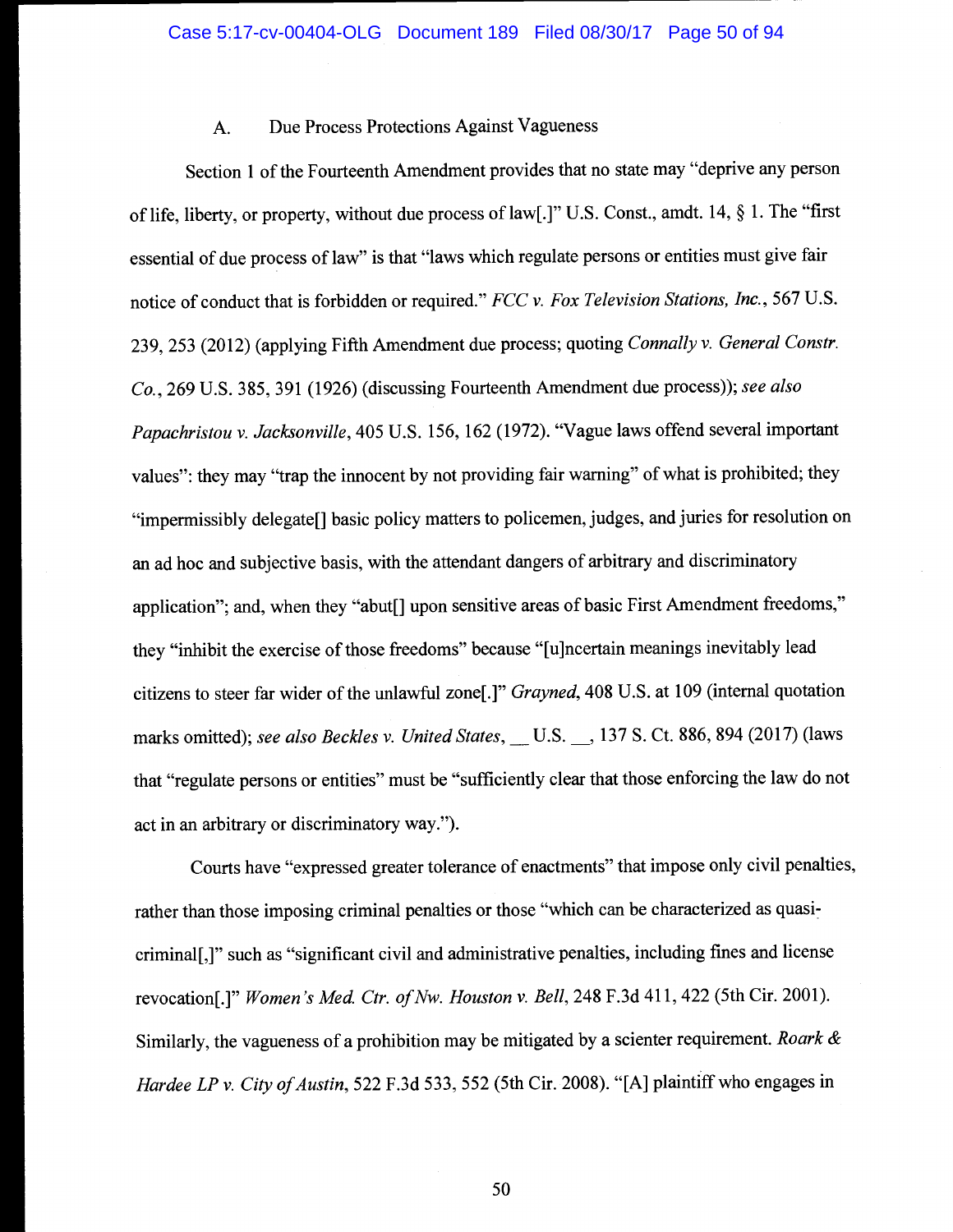### A. Due Process Protections Against Vagueness

Section 1 of the Fourteenth Amendment provides that no state may "deprive any person of life, liberty, or property, without due process of law[.]" U.S. Const., amdt. 14, § 1. The "first essential of due process of law" is that "laws which regulate persons or entities must give fair notice of conduct that is forbidden or required." *FCC v. Fox Television Stations, Inc.*, 567 U.S. 239, 253 (2012) (applying Fifth Amendment due process; quoting *Connally v. General Constr. Co.*, 269 U.S. 385, 391 (1926) (discussing Fourteenth Amendment due process)); *see also Papachristou v. Jacksonville*, 405 U.S. 156, 162 (1972). "Vague laws offend several important values": they may "trap the innocent by not providing fair warning" of what is prohibited; they "impermissibly delegate[] basic policy matters to policemen, judges, and juries for resolution on an ad hoc and subjective basis, with the attendant dangers of arbitrary and discriminatory application"; and, when they "abut[] upon sensitive areas of basic First Amendment freedoms," they "inhibit the exercise of those freedoms" because "[u]ncertain meanings inevitably lead citizens to steer far wider of the unlawful zone[.]" *Grayned*, 408 U.S. at 109 (internal quotation marks omitted); *see also Beckles v. United States*, __ U.S. __, 137 S. Ct. 886, 894 (2017) (laws that "regulate persons or entities" must be "sufficiently clear that those enforcing the law do not act in an arbitrary or discriminatory way.").

Courts have "expressed greater tolerance of enactments" that impose only civil penalties, rather than those imposing criminal penalties or those "which can be characterized as quasi-criminal[,]" such as "significant civil and administrative penalties, including fines and license revocation[.]" *Women's Med. Ctr. of Nw. Houston v. Bell*, 248 F.3d 411, 422 (5th Cir. 2001). Similarly, the vagueness of a prohibition may be mitigated by a scienter requirement. *Roark & Hardee LP v. City of Austin*, 522 F.3d 533, 552 (5th Cir. 2008). "[A] plaintiff who engages in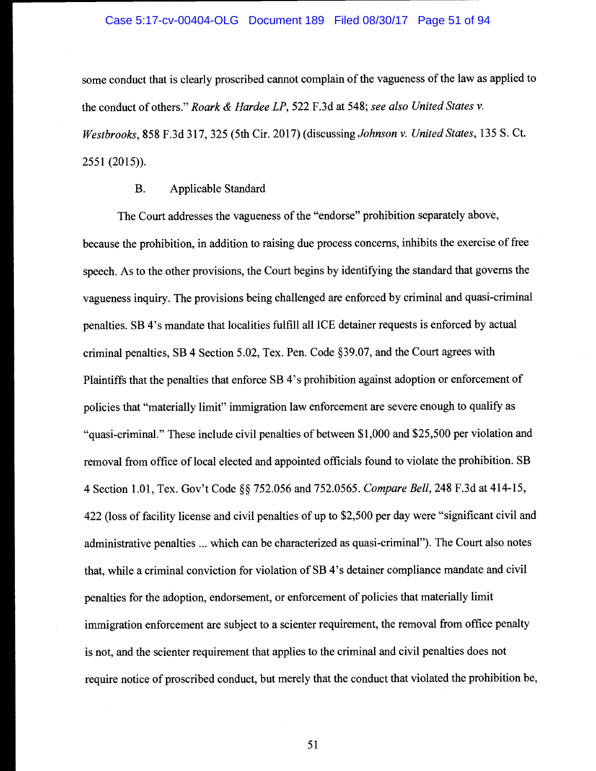some conduct that is clearly proscribed cannot complain of the vagueness of the law as applied to the conduct of others." *Roark & Hardee LP*, 522 F.3d at 548; *see also United States v. Westbrooks*, 858 F.3d 317, 325 (5th Cir. 2017) (discussing *Johnson v. United States*, 135 S. Ct. 2551 (2015)).

### B. Applicable Standard

The Court addresses the vagueness of the "endorse" prohibition separately above, because the prohibition, in addition to raising due process concerns, inhibits the exercise of free speech. As to the other provisions, the Court begins by identifying the standard that governs the vagueness inquiry. The provisions being challenged are enforced by criminal and quasi-criminal penalties. SB 4's mandate that localities fulfill all ICE detainer requests is enforced by actual criminal penalties, SB 4 Section 5.02, Tex. Pen. Code §39.07, and the Court agrees with Plaintiffs that the penalties that enforce SB 4's prohibition against adoption or enforcement of policies that "materially limit" immigration law enforcement are severe enough to qualify as "quasi-criminal." These include civil penalties of between $1,000 and $25,500 per violation and removal from office of local elected and appointed officials found to violate the prohibition. SB 4 Section 1.01, Tex. Gov't Code §§ 752.056 and 752.0565. *Compare Bell*, 248 F.3d at 414-15, 422 (loss of facility license and civil penalties of up to $2,500 per day were "significant civil and administrative penalties ... which can be characterized as quasi-criminal"). The Court also notes that, while a criminal conviction for violation of SB 4's detainer compliance mandate and civil penalties for the adoption, endorsement, or enforcement of policies that materially limit immigration enforcement are subject to a scienter requirement, the removal from office penalty is not, and the scienter requirement that applies to the criminal and civil penalties does not require notice of proscribed conduct, but merely that the conduct that violated the prohibition be,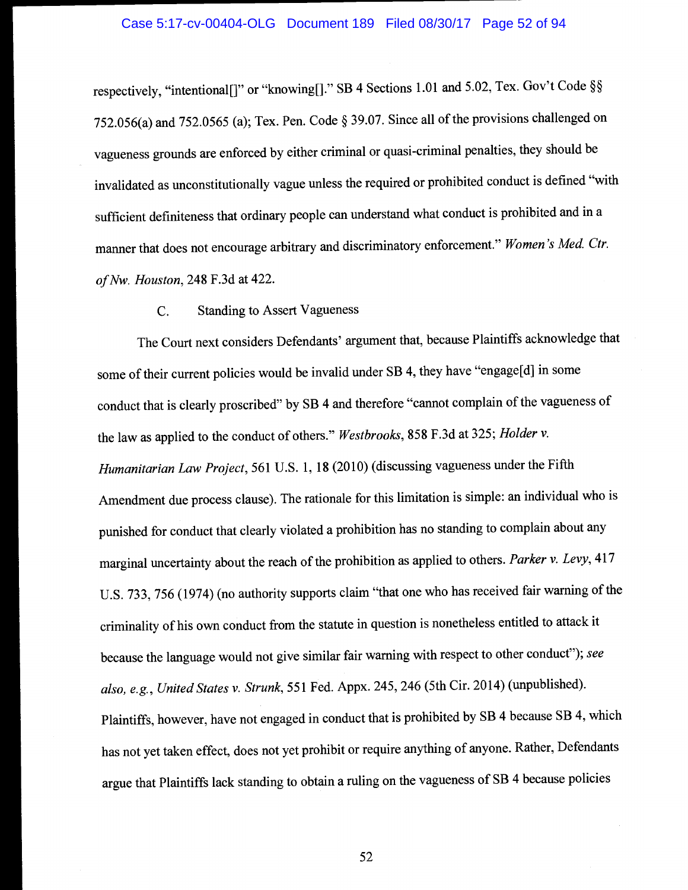respectively, "intentional[]" or "knowing[]." SB 4 Sections 1.01 and 5.02, Tex. Gov't Code §§ 752.056(a) and 752.0565 (a); Tex. Pen. Code § 39.07. Since all of the provisions challenged on vagueness grounds are enforced by either criminal or quasi-criminal penalties, they should be invalidated as unconstitutionally vague unless the required or prohibited conduct is defined "with sufficient definiteness that ordinary people can understand what conduct is prohibited and in a manner that does not encourage arbitrary and discriminatory enforcement." *Women's Med. Ctr. of Nw. Houston*, 248 F.3d at 422.

### C. Standing to Assert Vagueness

The Court next considers Defendants' argument that, because Plaintiffs acknowledge that some of their current policies would be invalid under SB 4, they have "engage[d] in some conduct that is clearly proscribed" by SB 4 and therefore "cannot complain of the vagueness of the law as applied to the conduct of others." *Westbrooks*, 858 F.3d at 325; *Holder v. Humanitarian Law Project*, 561 U.S. 1, 18 (2010) (discussing vagueness under the Fifth Amendment due process clause). The rationale for this limitation is simple: an individual who is punished for conduct that clearly violated a prohibition has no standing to complain about any marginal uncertainty about the reach of the prohibition as applied to others. *Parker v. Levy*, 417 U.S. 733, 756 (1974) (no authority supports claim "that one who has received fair warning of the criminality of his own conduct from the statute in question is nonetheless entitled to attack it because the language would not give similar fair warning with respect to other conduct"); *see also, e.g., United States v. Strunk*, 551 Fed. Appx. 245, 246 (5th Cir. 2014) (unpublished). Plaintiffs, however, have not engaged in conduct that is prohibited by SB 4 because SB 4, which has not yet taken effect, does not yet prohibit or require anything of anyone. Rather, Defendants argue that Plaintiffs lack standing to obtain a ruling on the vagueness of SB 4 because policies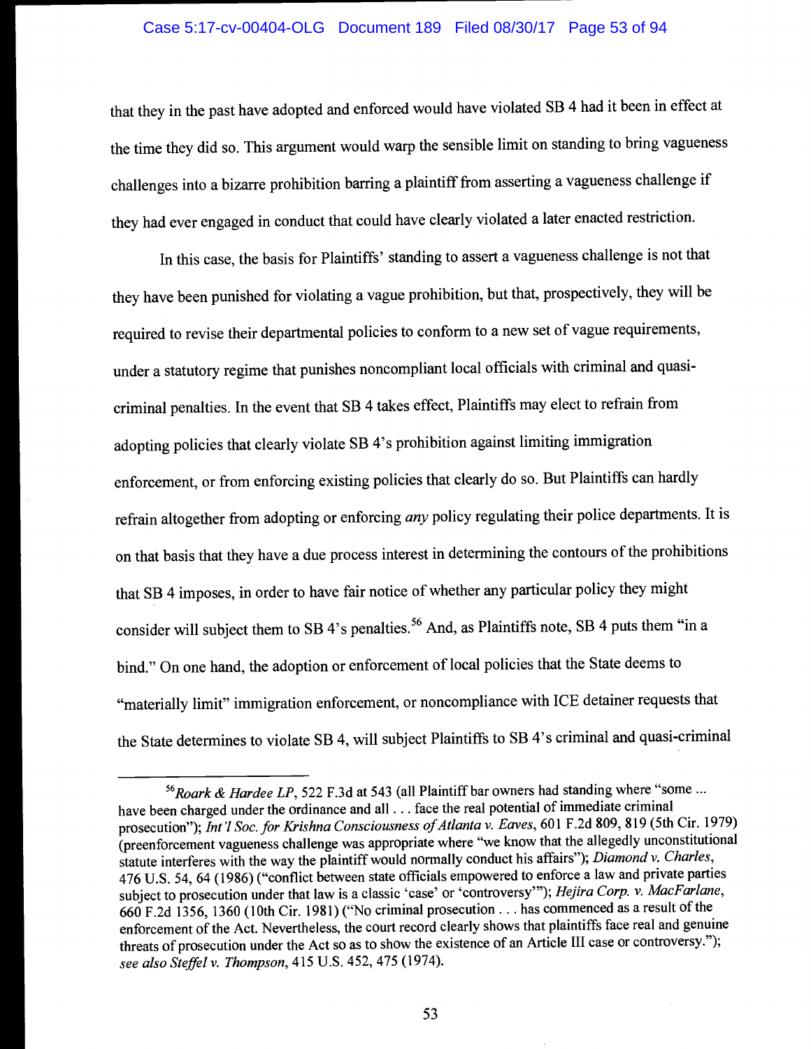that they in the past have adopted and enforced would have violated SB 4 had it been in effect at the time they did so. This argument would warp the sensible limit on standing to bring vagueness challenges into a bizarre prohibition barring a plaintiff from asserting a vagueness challenge if they had ever engaged in conduct that could have clearly violated a later enacted restriction.

In this case, the basis for Plaintiffs' standing to assert a vagueness challenge is not that they have been punished for violating a vague prohibition, but that, prospectively, they will be required to revise their departmental policies to conform to a new set of vague requirements, under a statutory regime that punishes noncompliant local officials with criminal and quasi-criminal penalties. In the event that SB 4 takes effect, Plaintiffs may elect to refrain from adopting policies that clearly violate SB 4's prohibition against limiting immigration enforcement, or from enforcing existing policies that clearly do so. But Plaintiffs can hardly refrain altogether from adopting or enforcing *any* policy regulating their police departments. It is on that basis that they have a due process interest in determining the contours of the prohibitions that SB 4 imposes, in order to have fair notice of whether any particular policy they might consider will subject them to SB 4's penalties.[56] And, as Plaintiffs note, SB 4 puts them "in a bind." On one hand, the adoption or enforcement of local policies that the State deems to "materially limit" immigration enforcement, or noncompliance with ICE detainer requests that the State determines to violate SB 4, will subject Plaintiffs to SB 4's criminal and quasi-criminal

---

[56] *Roark & Hardee LP*, 522 F.3d at 543 (all Plaintiff bar owners had standing where "some ... have been charged under the ordinance and all . . . face the real potential of immediate criminal prosecution"); *Int'l Soc. for Krishna Consciousness of Atlanta v. Eaves*, 601 F.2d 809, 819 (5th Cir. 1979) (preenforcement vagueness challenge was appropriate where "we know that the allegedly unconstitutional statute interferes with the way the plaintiff would normally conduct his affairs"); *Diamond v. Charles*, 476 U.S. 54, 64 (1986) ("conflict between state officials empowered to enforce a law and private parties subject to prosecution under that law is a classic 'case' or 'controversy'"); *Hejira Corp. v. MacFarlane*, 660 F.2d 1356, 1360 (10th Cir. 1981) ("No criminal prosecution . . . has commenced as a result of the enforcement of the Act. Nevertheless, the court record clearly shows that plaintiffs face real and genuine threats of prosecution under the Act so as to show the existence of an Article III case or controversy."); *see also Steffel v. Thompson*, 415 U.S. 452, 475 (1974).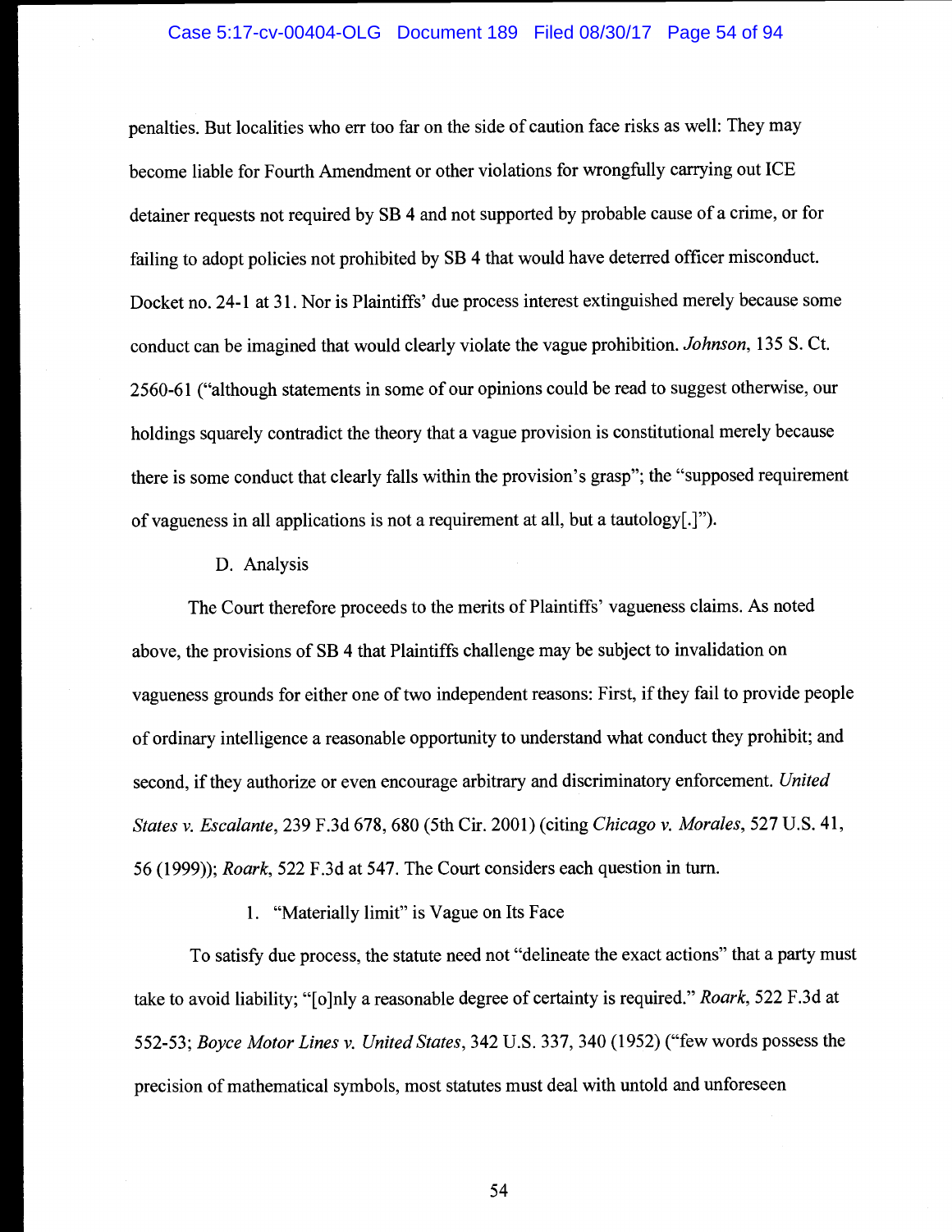penalties. But localities who err too far on the side of caution face risks as well: They may become liable for Fourth Amendment or other violations for wrongfully carrying out ICE detainer requests not required by SB 4 and not supported by probable cause of a crime, or for failing to adopt policies not prohibited by SB 4 that would have deterred officer misconduct. Docket no. 24-1 at 31. Nor is Plaintiffs' due process interest extinguished merely because some conduct can be imagined that would clearly violate the vague prohibition. *Johnson*, 135 S. Ct. 2560-61 ("although statements in some of our opinions could be read to suggest otherwise, our holdings squarely contradict the theory that a vague provision is constitutional merely because there is some conduct that clearly falls within the provision's grasp"; the "supposed requirement of vagueness in all applications is not a requirement at all, but a tautology[.]").

D. Analysis

The Court therefore proceeds to the merits of Plaintiffs' vagueness claims. As noted above, the provisions of SB 4 that Plaintiffs challenge may be subject to invalidation on vagueness grounds for either one of two independent reasons: First, if they fail to provide people of ordinary intelligence a reasonable opportunity to understand what conduct they prohibit; and second, if they authorize or even encourage arbitrary and discriminatory enforcement. *United States v. Escalante*, 239 F.3d 678, 680 (5th Cir. 2001) (citing *Chicago v. Morales*, 527 U.S. 41, 56 (1999)); *Roark*, 522 F.3d at 547. The Court considers each question in turn.

1. "Materially limit" is Vague on Its Face

To satisfy due process, the statute need not "delineate the exact actions" that a party must take to avoid liability; "[o]nly a reasonable degree of certainty is required." *Roark*, 522 F.3d at 552-53; *Boyce Motor Lines v. United States*, 342 U.S. 337, 340 (1952) ("few words possess the precision of mathematical symbols, most statutes must deal with untold and unforeseen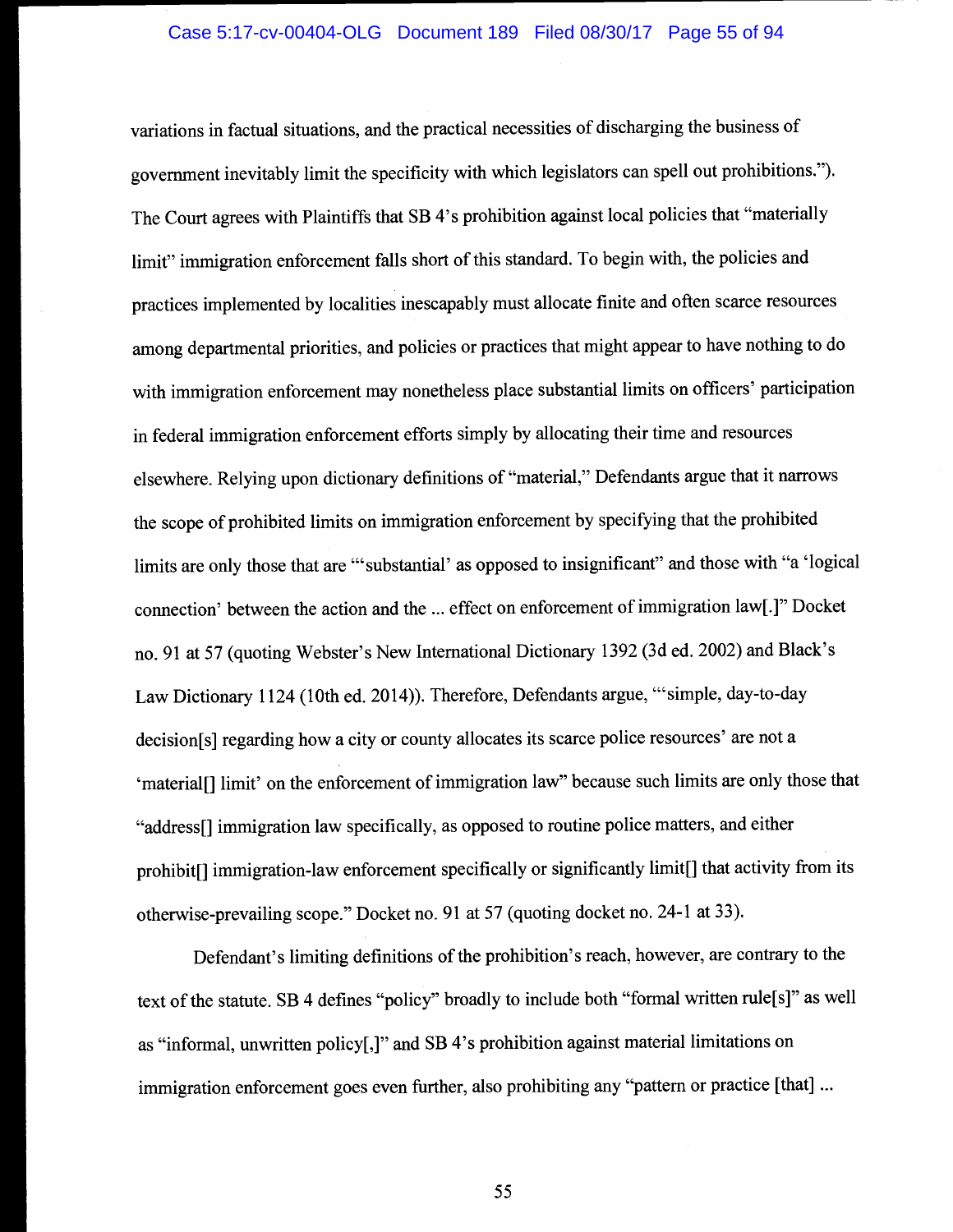variations in factual situations, and the practical necessities of discharging the business of government inevitably limit the specificity with which legislators can spell out prohibitions."). The Court agrees with Plaintiffs that SB 4's prohibition against local policies that "materially limit" immigration enforcement falls short of this standard. To begin with, the policies and practices implemented by localities inescapably must allocate finite and often scarce resources among departmental priorities, and policies or practices that might appear to have nothing to do with immigration enforcement may nonetheless place substantial limits on officers' participation in federal immigration enforcement efforts simply by allocating their time and resources elsewhere. Relying upon dictionary definitions of "material," Defendants argue that it narrows the scope of prohibited limits on immigration enforcement by specifying that the prohibited limits are only those that are "'substantial' as opposed to insignificant" and those with "a 'logical connection' between the action and the ... effect on enforcement of immigration law[.]" Docket no. 91 at 57 (quoting Webster's New International Dictionary 1392 (3d ed. 2002) and Black's Law Dictionary 1124 (10th ed. 2014)). Therefore, Defendants argue, "'simple, day-to-day decision[s] regarding how a city or county allocates its scarce police resources' are not a 'material[] limit' on the enforcement of immigration law" because such limits are only those that "address[] immigration law specifically, as opposed to routine police matters, and either prohibit[] immigration-law enforcement specifically or significantly limit[] that activity from its otherwise-prevailing scope." Docket no. 91 at 57 (quoting docket no. 24-1 at 33).

Defendant's limiting definitions of the prohibition's reach, however, are contrary to the text of the statute. SB 4 defines "policy" broadly to include both "formal written rule[s]" as well as "informal, unwritten policy[,]" and SB 4's prohibition against material limitations on immigration enforcement goes even further, also prohibiting any "pattern or practice [that] ...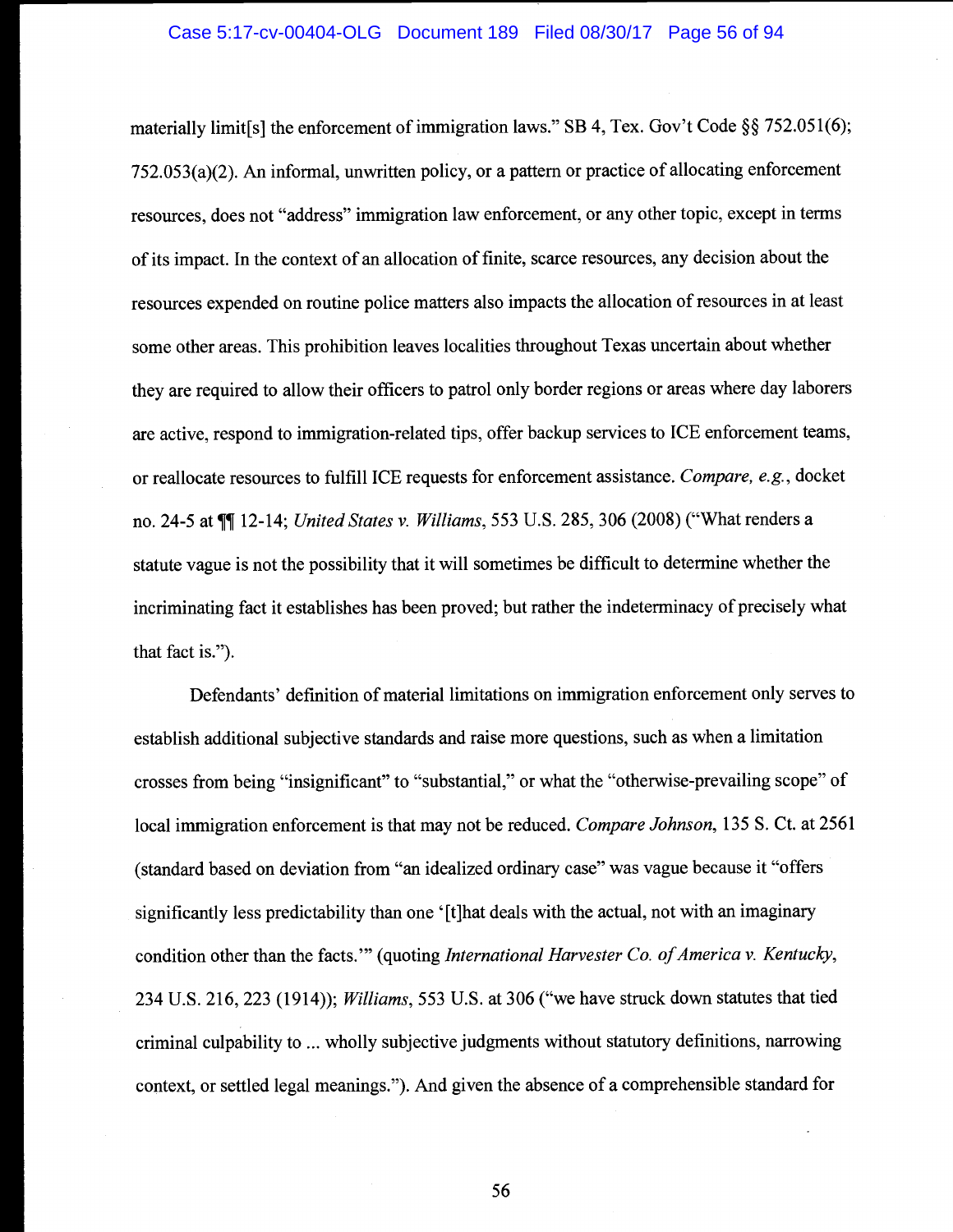materially limit[s] the enforcement of immigration laws." SB 4, Tex. Gov't Code §§ 752.051(6); 752.053(a)(2). An informal, unwritten policy, or a pattern or practice of allocating enforcement resources, does not "address" immigration law enforcement, or any other topic, except in terms of its impact. In the context of an allocation of finite, scarce resources, any decision about the resources expended on routine police matters also impacts the allocation of resources in at least some other areas. This prohibition leaves localities throughout Texas uncertain about whether they are required to allow their officers to patrol only border regions or areas where day laborers are active, respond to immigration-related tips, offer backup services to ICE enforcement teams, or reallocate resources to fulfill ICE requests for enforcement assistance. *Compare, e.g.*, docket no. 24-5 at ¶¶ 12-14; *United States v. Williams*, 553 U.S. 285, 306 (2008) ("What renders a statute vague is not the possibility that it will sometimes be difficult to determine whether the incriminating fact it establishes has been proved; but rather the indeterminacy of precisely what that fact is.").

Defendants' definition of material limitations on immigration enforcement only serves to establish additional subjective standards and raise more questions, such as when a limitation crosses from being "insignificant" to "substantial," or what the "otherwise-prevailing scope" of local immigration enforcement is that may not be reduced. *Compare Johnson*, 135 S. Ct. at 2561 (standard based on deviation from "an idealized ordinary case" was vague because it "offers significantly less predictability than one '[t]hat deals with the actual, not with an imaginary condition other than the facts.'" (quoting *International Harvester Co. of America v. Kentucky*, 234 U.S. 216, 223 (1914)); *Williams*, 553 U.S. at 306 ("we have struck down statutes that tied criminal culpability to ... wholly subjective judgments without statutory definitions, narrowing context, or settled legal meanings."). And given the absence of a comprehensible standard for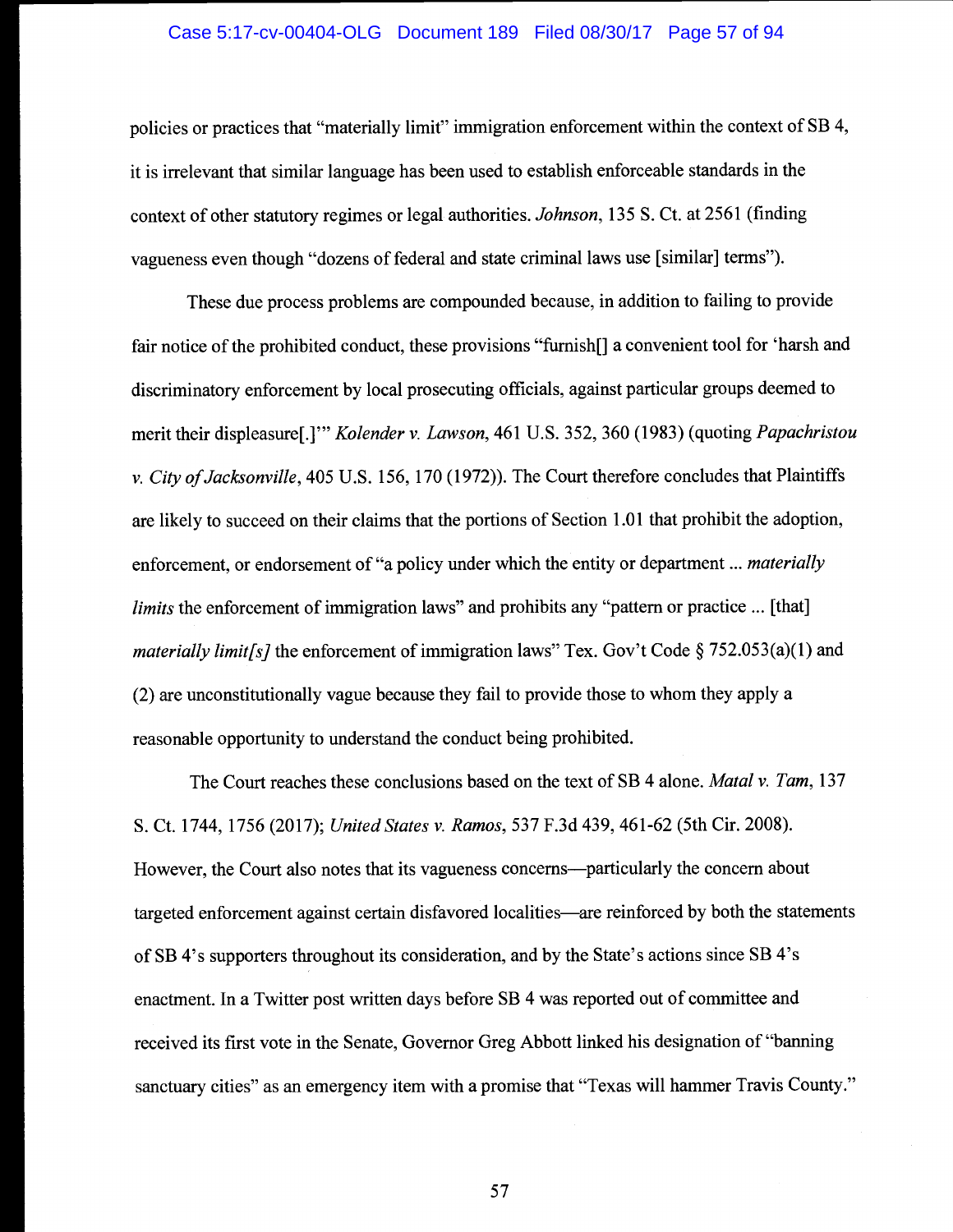policies or practices that "materially limit" immigration enforcement within the context of SB 4, it is irrelevant that similar language has been used to establish enforceable standards in the context of other statutory regimes or legal authorities. *Johnson*, 135 S. Ct. at 2561 (finding vagueness even though "dozens of federal and state criminal laws use [similar] terms").

These due process problems are compounded because, in addition to failing to provide fair notice of the prohibited conduct, these provisions "furnish[] a convenient tool for 'harsh and discriminatory enforcement by local prosecuting officials, against particular groups deemed to merit their displeasure[.]'" *Kolender v. Lawson*, 461 U.S. 352, 360 (1983) (quoting *Papachristou v. City of Jacksonville*, 405 U.S. 156, 170 (1972)). The Court therefore concludes that Plaintiffs are likely to succeed on their claims that the portions of Section 1.01 that prohibit the adoption, enforcement, or endorsement of "a policy under which the entity or department ... *materially limits* the enforcement of immigration laws" and prohibits any "pattern or practice ... [that] *materially limit[s]* the enforcement of immigration laws" Tex. Gov't Code § 752.053(a)(1) and (2) are unconstitutionally vague because they fail to provide those to whom they apply a reasonable opportunity to understand the conduct being prohibited.

The Court reaches these conclusions based on the text of SB 4 alone. *Matal v. Tam*, 137 S. Ct. 1744, 1756 (2017); *United States v. Ramos*, 537 F.3d 439, 461-62 (5th Cir. 2008). However, the Court also notes that its vagueness concerns—particularly the concern about targeted enforcement against certain disfavored localities—are reinforced by both the statements of SB 4's supporters throughout its consideration, and by the State's actions since SB 4's enactment. In a Twitter post written days before SB 4 was reported out of committee and received its first vote in the Senate, Governor Greg Abbott linked his designation of "banning sanctuary cities" as an emergency item with a promise that "Texas will hammer Travis County."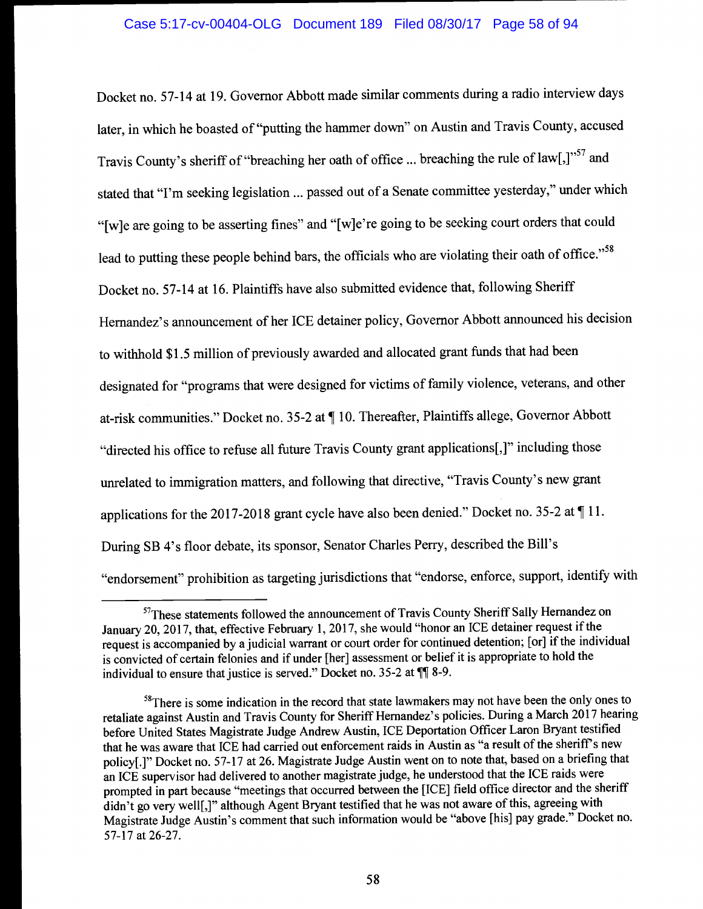Docket no. 57-14 at 19. Governor Abbott made similar comments during a radio interview days later, in which he boasted of "putting the hammer down" on Austin and Travis County, accused Travis County's sheriff of "breaching her oath of office ... breaching the rule of law[,]"[57] and stated that "I'm seeking legislation ... passed out of a Senate committee yesterday," under which "[w]e are going to be asserting fines" and "[w]e're going to be seeking court orders that could lead to putting these people behind bars, the officials who are violating their oath of office."[58] Docket no. 57-14 at 16. Plaintiffs have also submitted evidence that, following Sheriff Hernandez's announcement of her ICE detainer policy, Governor Abbott announced his decision to withhold $1.5 million of previously awarded and allocated grant funds that had been designated for "programs that were designed for victims of family violence, veterans, and other at-risk communities." Docket no. 35-2 at ¶ 10. Thereafter, Plaintiffs allege, Governor Abbott "directed his office to refuse all future Travis County grant applications[,]" including those unrelated to immigration matters, and following that directive, "Travis County's new grant applications for the 2017-2018 grant cycle have also been denied." Docket no. 35-2 at ¶ 11. During SB 4's floor debate, its sponsor, Senator Charles Perry, described the Bill's "endorsement" prohibition as targeting jurisdictions that "endorse, enforce, support, identify with

---

[57] These statements followed the announcement of Travis County Sheriff Sally Hernandez on January 20, 2017, that, effective February 1, 2017, she would "honor an ICE detainer request if the request is accompanied by a judicial warrant or court order for continued detention; [or] if the individual is convicted of certain felonies and if under [her] assessment or belief it is appropriate to hold the individual to ensure that justice is served." Docket no. 35-2 at ¶¶ 8-9.

[58] There is some indication in the record that state lawmakers may not have been the only ones to retaliate against Austin and Travis County for Sheriff Hernandez's policies. During a March 2017 hearing before United States Magistrate Judge Andrew Austin, ICE Deportation Officer Laron Bryant testified that he was aware that ICE had carried out enforcement raids in Austin as "a result of the sheriff's new policy[.]" Docket no. 57-17 at 26. Magistrate Judge Austin went on to note that, based on a briefing that an ICE supervisor had delivered to another magistrate judge, he understood that the ICE raids were prompted in part because "meetings that occurred between the [ICE] field office director and the sheriff didn't go very well[,]" although Agent Bryant testified that he was not aware of this, agreeing with Magistrate Judge Austin's comment that such information would be "above [his] pay grade." Docket no. 57-17 at 26-27.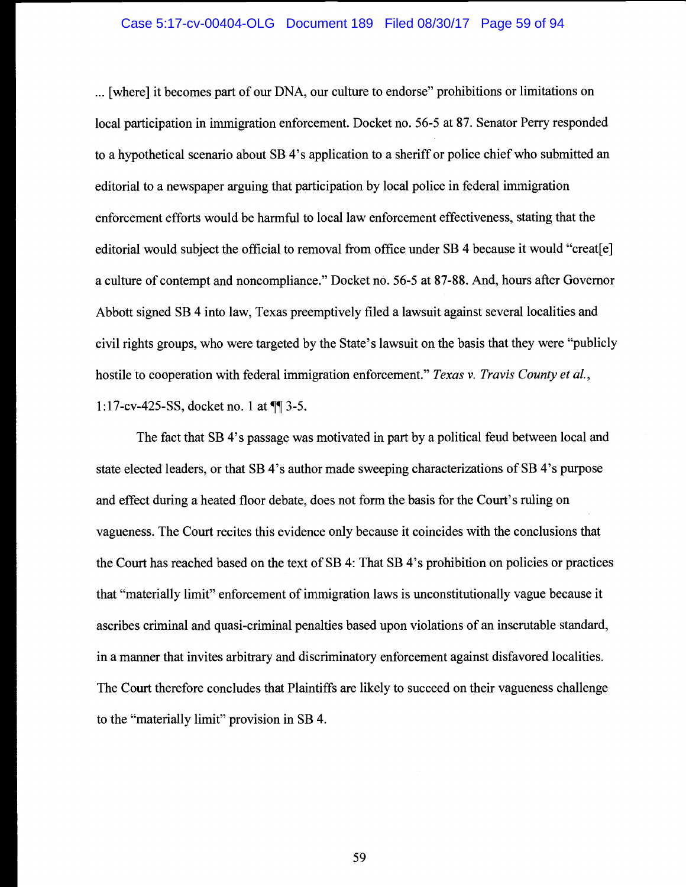... [where] it becomes part of our DNA, our culture to endorse" prohibitions or limitations on local participation in immigration enforcement. Docket no. 56-5 at 87. Senator Perry responded to a hypothetical scenario about SB 4's application to a sheriff or police chief who submitted an editorial to a newspaper arguing that participation by local police in federal immigration enforcement efforts would be harmful to local law enforcement effectiveness, stating that the editorial would subject the official to removal from office under SB 4 because it would "creat[e] a culture of contempt and noncompliance." Docket no. 56-5 at 87-88. And, hours after Governor Abbott signed SB 4 into law, Texas preemptively filed a lawsuit against several localities and civil rights groups, who were targeted by the State's lawsuit on the basis that they were "publicly hostile to cooperation with federal immigration enforcement." *Texas v. Travis County et al.*, 1:17-cv-425-SS, docket no. 1 at ¶¶ 3-5.

The fact that SB 4's passage was motivated in part by a political feud between local and state elected leaders, or that SB 4's author made sweeping characterizations of SB 4's purpose and effect during a heated floor debate, does not form the basis for the Court's ruling on vagueness. The Court recites this evidence only because it coincides with the conclusions that the Court has reached based on the text of SB 4: That SB 4's prohibition on policies or practices that "materially limit" enforcement of immigration laws is unconstitutionally vague because it ascribes criminal and quasi-criminal penalties based upon violations of an inscrutable standard, in a manner that invites arbitrary and discriminatory enforcement against disfavored localities. The Court therefore concludes that Plaintiffs are likely to succeed on their vagueness challenge to the "materially limit" provision in SB 4.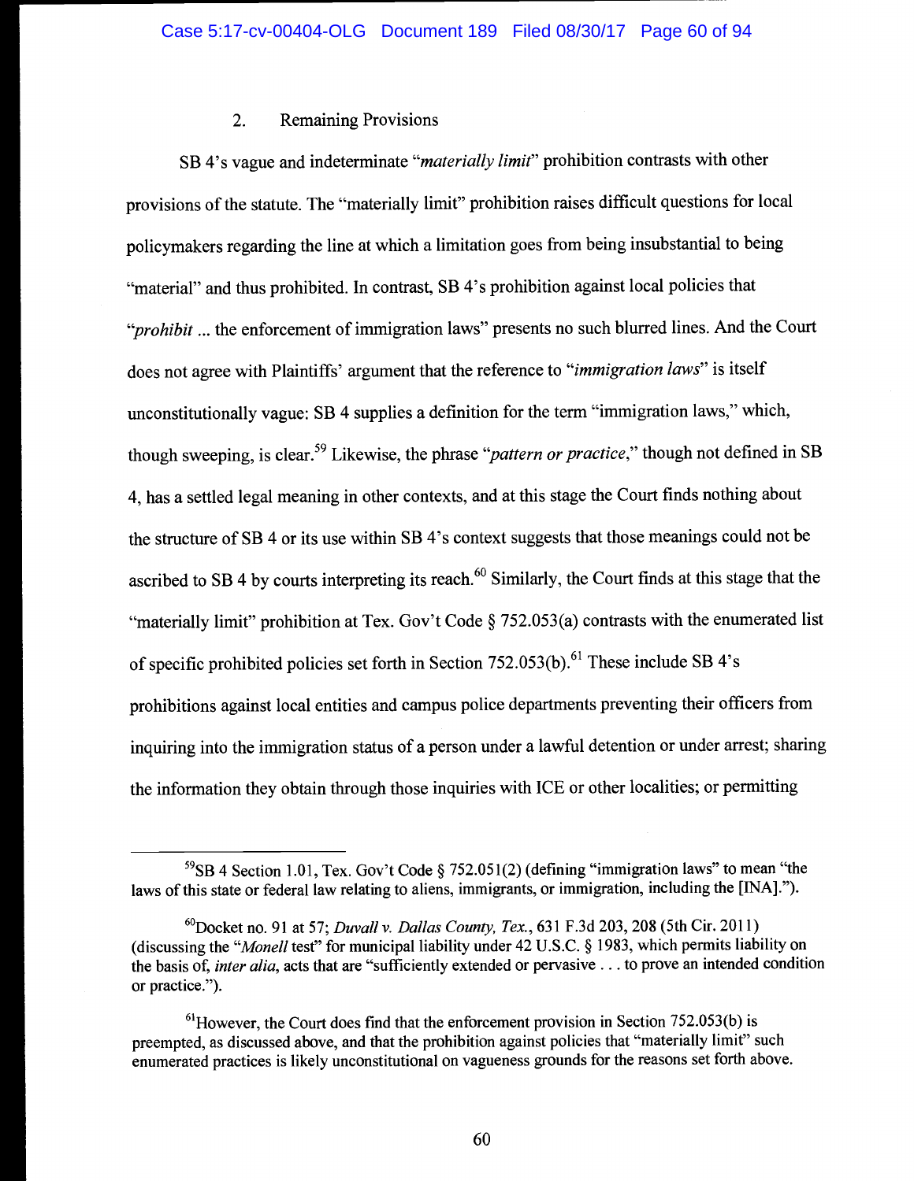### 2. Remaining Provisions

SB 4's vague and indeterminate "*materially limit*" prohibition contrasts with other provisions of the statute. The "materially limit" prohibition raises difficult questions for local policymakers regarding the line at which a limitation goes from being insubstantial to being "material" and thus prohibited. In contrast, SB 4's prohibition against local policies that "*prohibit* ... the enforcement of immigration laws" presents no such blurred lines. And the Court does not agree with Plaintiffs' argument that the reference to "*immigration laws*" is itself unconstitutionally vague: SB 4 supplies a definition for the term "immigration laws," which, though sweeping, is clear.[59] Likewise, the phrase "*pattern or practice*," though not defined in SB 4, has a settled legal meaning in other contexts, and at this stage the Court finds nothing about the structure of SB 4 or its use within SB 4's context suggests that those meanings could not be ascribed to SB 4 by courts interpreting its reach.[60] Similarly, the Court finds at this stage that the "materially limit" prohibition at Tex. Gov't Code § 752.053(a) contrasts with the enumerated list of specific prohibited policies set forth in Section 752.053(b).[61] These include SB 4's prohibitions against local entities and campus police departments preventing their officers from inquiring into the immigration status of a person under a lawful detention or under arrest; sharing the information they obtain through those inquiries with ICE or other localities; or permitting

---

[59]SB 4 Section 1.01, Tex. Gov't Code § 752.051(2) (defining "immigration laws" to mean "the laws of this state or federal law relating to aliens, immigrants, or immigration, including the [INA].").

[60]Docket no. 91 at 57; *Duvall v. Dallas County, Tex.*, 631 F.3d 203, 208 (5th Cir. 2011) (discussing the "*Monell* test" for municipal liability under 42 U.S.C. § 1983, which permits liability on the basis of, *inter alia*, acts that are "sufficiently extended or pervasive . . . to prove an intended condition or practice.").

[61]However, the Court does find that the enforcement provision in Section 752.053(b) is preempted, as discussed above, and that the prohibition against policies that "materially limit" such enumerated practices is likely unconstitutional on vagueness grounds for the reasons set forth above.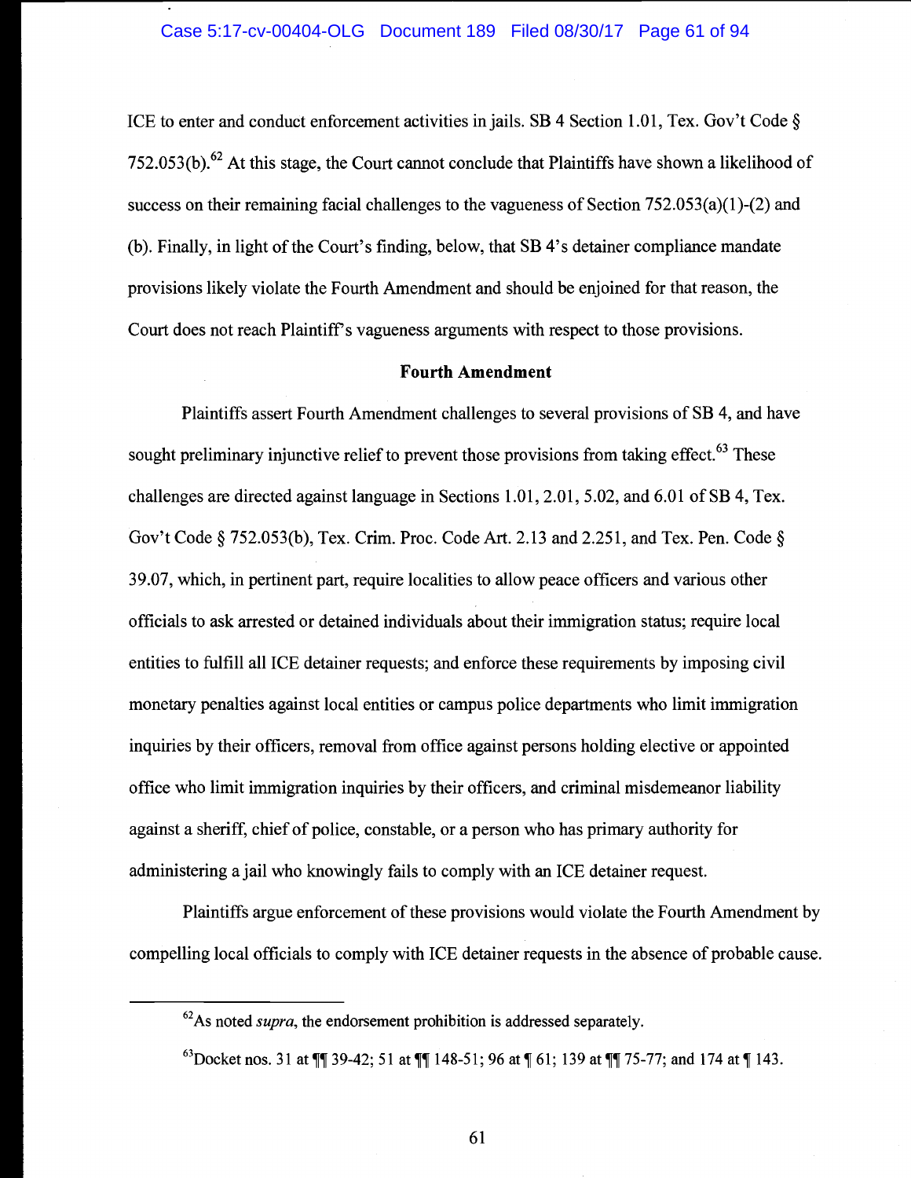ICE to enter and conduct enforcement activities in jails. SB 4 Section 1.01, Tex. Gov't Code § 752.053(b).[62] At this stage, the Court cannot conclude that Plaintiffs have shown a likelihood of success on their remaining facial challenges to the vagueness of Section 752.053(a)(1)-(2) and (b). Finally, in light of the Court's finding, below, that SB 4's detainer compliance mandate provisions likely violate the Fourth Amendment and should be enjoined for that reason, the Court does not reach Plaintiff's vagueness arguments with respect to those provisions.

**Fourth Amendment**

Plaintiffs assert Fourth Amendment challenges to several provisions of SB 4, and have sought preliminary injunctive relief to prevent those provisions from taking effect.[63] These challenges are directed against language in Sections 1.01, 2.01, 5.02, and 6.01 of SB 4, Tex. Gov't Code § 752.053(b), Tex. Crim. Proc. Code Art. 2.13 and 2.251, and Tex. Pen. Code § 39.07, which, in pertinent part, require localities to allow peace officers and various other officials to ask arrested or detained individuals about their immigration status; require local entities to fulfill all ICE detainer requests; and enforce these requirements by imposing civil monetary penalties against local entities or campus police departments who limit immigration inquiries by their officers, removal from office against persons holding elective or appointed office who limit immigration inquiries by their officers, and criminal misdemeanor liability against a sheriff, chief of police, constable, or a person who has primary authority for administering a jail who knowingly fails to comply with an ICE detainer request.

Plaintiffs argue enforcement of these provisions would violate the Fourth Amendment by compelling local officials to comply with ICE detainer requests in the absence of probable cause.

---

[62] As noted *supra*, the endorsement prohibition is addressed separately.

[63] Docket nos. 31 at ¶¶ 39-42; 51 at ¶¶ 148-51; 96 at ¶ 61; 139 at ¶¶ 75-77; and 174 at ¶ 143.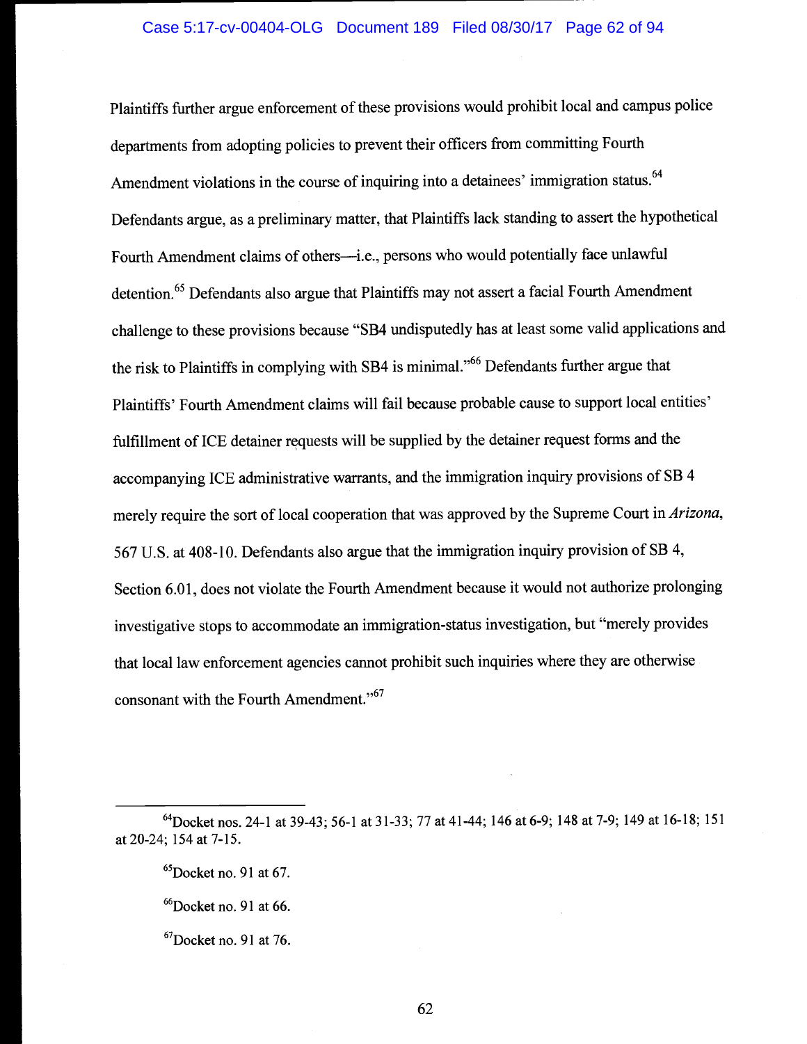Plaintiffs further argue enforcement of these provisions would prohibit local and campus police departments from adopting policies to prevent their officers from committing Fourth Amendment violations in the course of inquiring into a detainees' immigration status.[64] Defendants argue, as a preliminary matter, that Plaintiffs lack standing to assert the hypothetical Fourth Amendment claims of others—i.e., persons who would potentially face unlawful detention.[65] Defendants also argue that Plaintiffs may not assert a facial Fourth Amendment challenge to these provisions because "SB4 undisputedly has at least some valid applications and the risk to Plaintiffs in complying with SB4 is minimal."[66] Defendants further argue that Plaintiffs' Fourth Amendment claims will fail because probable cause to support local entities' fulfillment of ICE detainer requests will be supplied by the detainer request forms and the accompanying ICE administrative warrants, and the immigration inquiry provisions of SB 4 merely require the sort of local cooperation that was approved by the Supreme Court in *Arizona*, 567 U.S. at 408-10. Defendants also argue that the immigration inquiry provision of SB 4, Section 6.01, does not violate the Fourth Amendment because it would not authorize prolonging investigative stops to accommodate an immigration-status investigation, but "merely provides that local law enforcement agencies cannot prohibit such inquiries where they are otherwise consonant with the Fourth Amendment."[67]

---

[64]Docket nos. 24-1 at 39-43; 56-1 at 31-33; 77 at 41-44; 146 at 6-9; 148 at 7-9; 149 at 16-18; 151 at 20-24; 154 at 7-15.

[65]Docket no. 91 at 67.

[66]Docket no. 91 at 66.

[67]Docket no. 91 at 76.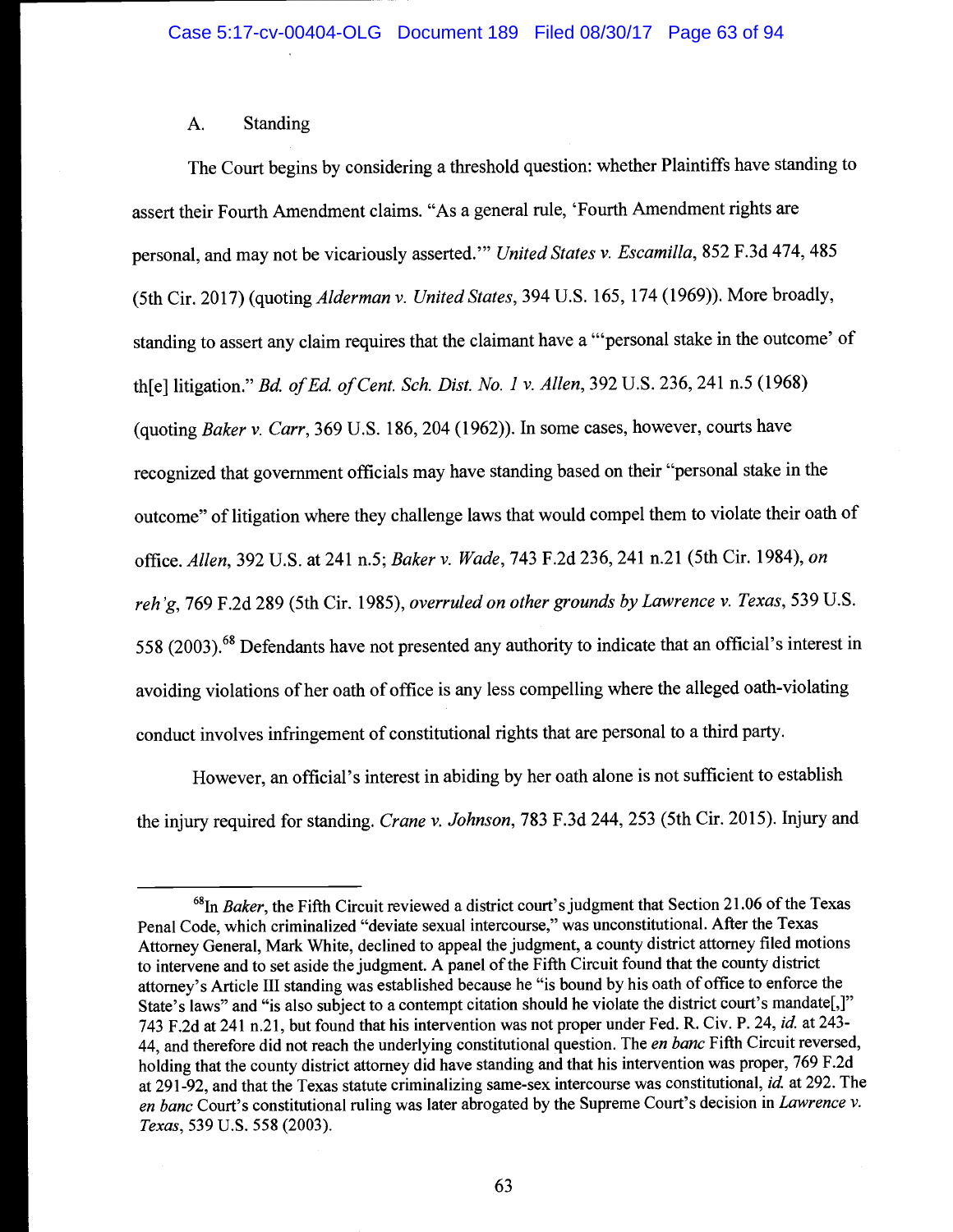## A. Standing

The Court begins by considering a threshold question: whether Plaintiffs have standing to assert their Fourth Amendment claims. "As a general rule, 'Fourth Amendment rights are personal, and may not be vicariously asserted.'" *United States v. Escamilla*, 852 F.3d 474, 485 (5th Cir. 2017) (quoting *Alderman v. United States*, 394 U.S. 165, 174 (1969)). More broadly, standing to assert any claim requires that the claimant have a "'personal stake in the outcome' of th[e] litigation." *Bd. of Ed. of Cent. Sch. Dist. No. 1 v. Allen*, 392 U.S. 236, 241 n.5 (1968) (quoting *Baker v. Carr*, 369 U.S. 186, 204 (1962)). In some cases, however, courts have recognized that government officials may have standing based on their "personal stake in the outcome" of litigation where they challenge laws that would compel them to violate their oath of office. *Allen*, 392 U.S. at 241 n.5; *Baker v. Wade*, 743 F.2d 236, 241 n.21 (5th Cir. 1984), *on reh'g*, 769 F.2d 289 (5th Cir. 1985), *overruled on other grounds by Lawrence v. Texas*, 539 U.S. 558 (2003).[68] Defendants have not presented any authority to indicate that an official's interest in avoiding violations of her oath of office is any less compelling where the alleged oath-violating conduct involves infringement of constitutional rights that are personal to a third party.

However, an official's interest in abiding by her oath alone is not sufficient to establish the injury required for standing. *Crane v. Johnson*, 783 F.3d 244, 253 (5th Cir. 2015). Injury and

---

[68] In *Baker*, the Fifth Circuit reviewed a district court's judgment that Section 21.06 of the Texas Penal Code, which criminalized "deviate sexual intercourse," was unconstitutional. After the Texas Attorney General, Mark White, declined to appeal the judgment, a county district attorney filed motions to intervene and to set aside the judgment. A panel of the Fifth Circuit found that the county district attorney's Article III standing was established because he "is bound by his oath of office to enforce the State's laws" and "is also subject to a contempt citation should he violate the district court's mandate[,]" 743 F.2d at 241 n.21, but found that his intervention was not proper under Fed. R. Civ. P. 24, *id.* at 243-44, and therefore did not reach the underlying constitutional question. The *en banc* Fifth Circuit reversed, holding that the county district attorney did have standing and that his intervention was proper, 769 F.2d at 291-92, and that the Texas statute criminalizing same-sex intercourse was constitutional, *id.* at 292. The *en banc* Court's constitutional ruling was later abrogated by the Supreme Court's decision in *Lawrence v. Texas*, 539 U.S. 558 (2003).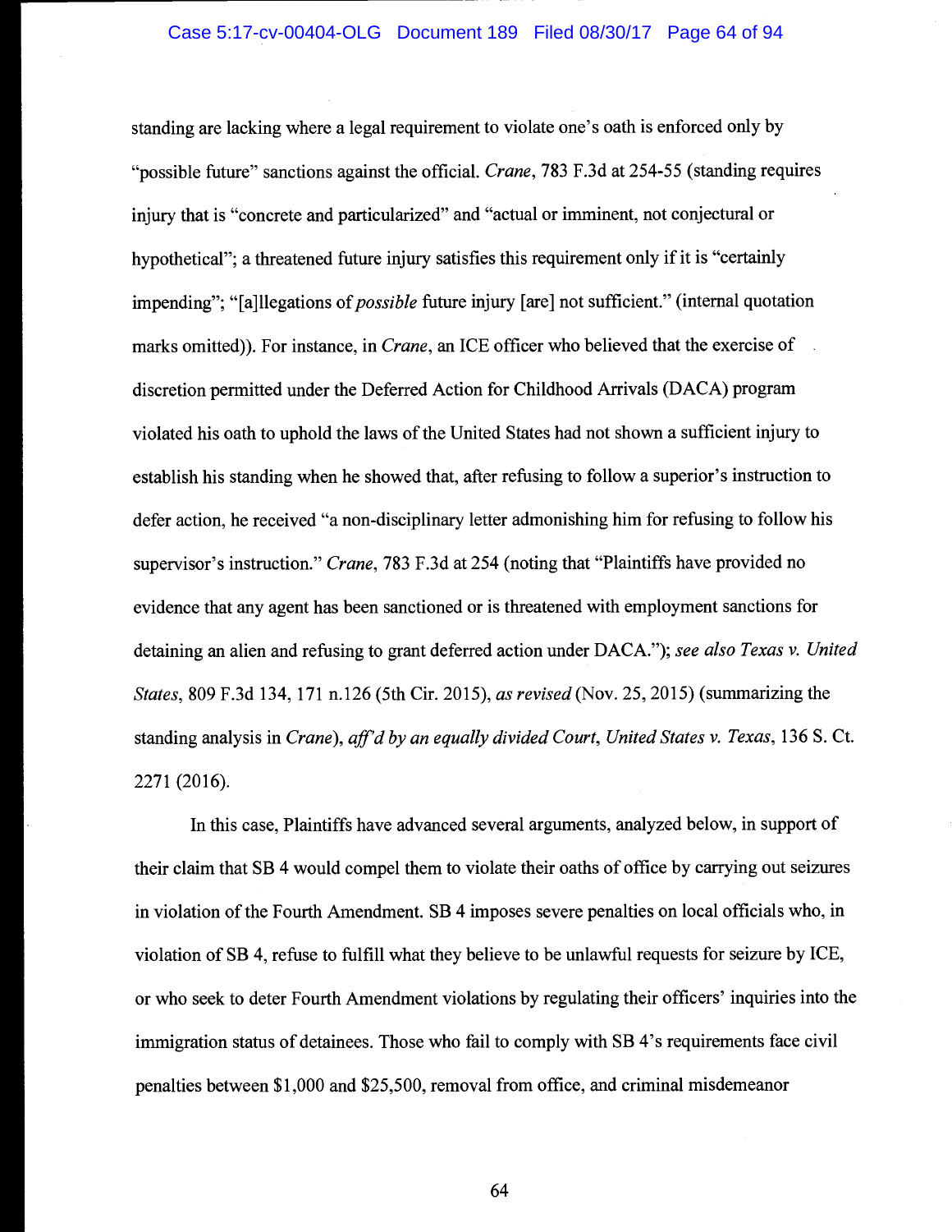standing are lacking where a legal requirement to violate one's oath is enforced only by "possible future" sanctions against the official. *Crane*, 783 F.3d at 254-55 (standing requires injury that is "concrete and particularized" and "actual or imminent, not conjectural or hypothetical"; a threatened future injury satisfies this requirement only if it is "certainly impending"; "[a]llegations of *possible* future injury [are] not sufficient." (internal quotation marks omitted)). For instance, in *Crane*, an ICE officer who believed that the exercise of discretion permitted under the Deferred Action for Childhood Arrivals (DACA) program violated his oath to uphold the laws of the United States had not shown a sufficient injury to establish his standing when he showed that, after refusing to follow a superior's instruction to defer action, he received "a non-disciplinary letter admonishing him for refusing to follow his supervisor's instruction." *Crane*, 783 F.3d at 254 (noting that "Plaintiffs have provided no evidence that any agent has been sanctioned or is threatened with employment sanctions for detaining an alien and refusing to grant deferred action under DACA."); *see also Texas v. United States*, 809 F.3d 134, 171 n.126 (5th Cir. 2015), *as revised* (Nov. 25, 2015) (summarizing the standing analysis in *Crane*), *aff'd by an equally divided Court*, *United States v. Texas*, 136 S. Ct. 2271 (2016).

In this case, Plaintiffs have advanced several arguments, analyzed below, in support of their claim that SB 4 would compel them to violate their oaths of office by carrying out seizures in violation of the Fourth Amendment. SB 4 imposes severe penalties on local officials who, in violation of SB 4, refuse to fulfill what they believe to be unlawful requests for seizure by ICE, or who seek to deter Fourth Amendment violations by regulating their officers' inquiries into the immigration status of detainees. Those who fail to comply with SB 4's requirements face civil penalties between $1,000 and $25,500, removal from office, and criminal misdemeanor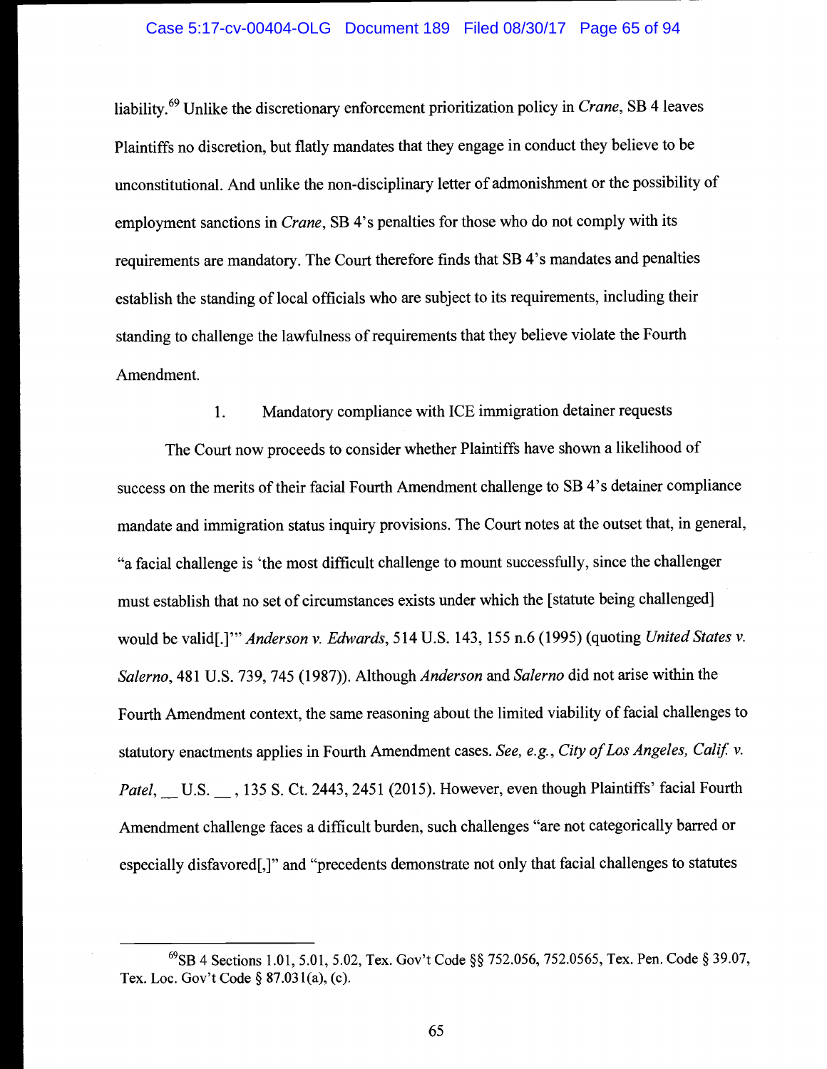liability.[69] Unlike the discretionary enforcement prioritization policy in *Crane*, SB 4 leaves Plaintiffs no discretion, but flatly mandates that they engage in conduct they believe to be unconstitutional. And unlike the non-disciplinary letter of admonishment or the possibility of employment sanctions in *Crane*, SB 4's penalties for those who do not comply with its requirements are mandatory. The Court therefore finds that SB 4's mandates and penalties establish the standing of local officials who are subject to its requirements, including their standing to challenge the lawfulness of requirements that they believe violate the Fourth Amendment.

1. Mandatory compliance with ICE immigration detainer requests

The Court now proceeds to consider whether Plaintiffs have shown a likelihood of success on the merits of their facial Fourth Amendment challenge to SB 4's detainer compliance mandate and immigration status inquiry provisions. The Court notes at the outset that, in general, "a facial challenge is 'the most difficult challenge to mount successfully, since the challenger must establish that no set of circumstances exists under which the [statute being challenged] would be valid[.]'" *Anderson v. Edwards*, 514 U.S. 143, 155 n.6 (1995) (quoting *United States v. Salerno*, 481 U.S. 739, 745 (1987)). Although *Anderson* and *Salerno* did not arise within the Fourth Amendment context, the same reasoning about the limited viability of facial challenges to statutory enactments applies in Fourth Amendment cases. *See, e.g.*, *City of Los Angeles, Calif. v. Patel*, __ U.S. __, 135 S. Ct. 2443, 2451 (2015). However, even though Plaintiffs' facial Fourth Amendment challenge faces a difficult burden, such challenges "are not categorically barred or especially disfavored[,]" and "precedents demonstrate not only that facial challenges to statutes

---

[69] SB 4 Sections 1.01, 5.01, 5.02, Tex. Gov't Code §§ 752.056, 752.0565, Tex. Pen. Code § 39.07, Tex. Loc. Gov't Code § 87.031(a), (c).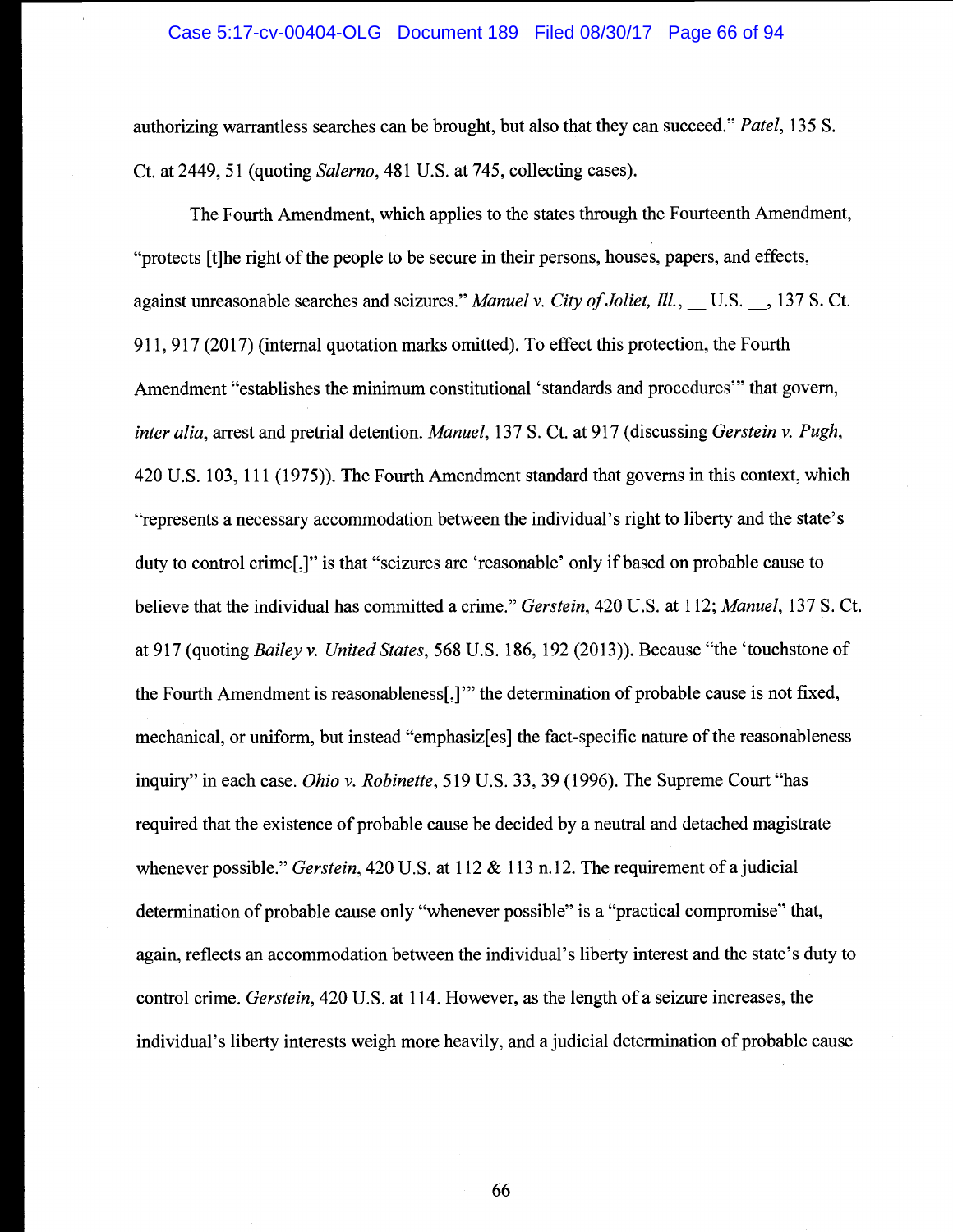authorizing warrantless searches can be brought, but also that they can succeed." *Patel*, 135 S. Ct. at 2449, 51 (quoting *Salerno*, 481 U.S. at 745, collecting cases).

The Fourth Amendment, which applies to the states through the Fourteenth Amendment, "protects [t]he right of the people to be secure in their persons, houses, papers, and effects, against unreasonable searches and seizures." *Manuel v. City of Joliet, Ill.*, __ U.S. __, 137 S. Ct. 911, 917 (2017) (internal quotation marks omitted). To effect this protection, the Fourth Amendment "establishes the minimum constitutional 'standards and procedures'" that govern, *inter alia*, arrest and pretrial detention. *Manuel*, 137 S. Ct. at 917 (discussing *Gerstein v. Pugh*, 420 U.S. 103, 111 (1975)). The Fourth Amendment standard that governs in this context, which "represents a necessary accommodation between the individual's right to liberty and the state's duty to control crime[,]" is that "seizures are 'reasonable' only if based on probable cause to believe that the individual has committed a crime." *Gerstein*, 420 U.S. at 112; *Manuel*, 137 S. Ct. at 917 (quoting *Bailey v. United States*, 568 U.S. 186, 192 (2013)). Because "the 'touchstone of the Fourth Amendment is reasonableness[,]'" the determination of probable cause is not fixed, mechanical, or uniform, but instead "emphasiz[es] the fact-specific nature of the reasonableness inquiry" in each case. *Ohio v. Robinette*, 519 U.S. 33, 39 (1996). The Supreme Court "has required that the existence of probable cause be decided by a neutral and detached magistrate whenever possible." *Gerstein*, 420 U.S. at 112 & 113 n.12. The requirement of a judicial determination of probable cause only "whenever possible" is a "practical compromise" that, again, reflects an accommodation between the individual's liberty interest and the state's duty to control crime. *Gerstein*, 420 U.S. at 114. However, as the length of a seizure increases, the individual's liberty interests weigh more heavily, and a judicial determination of probable cause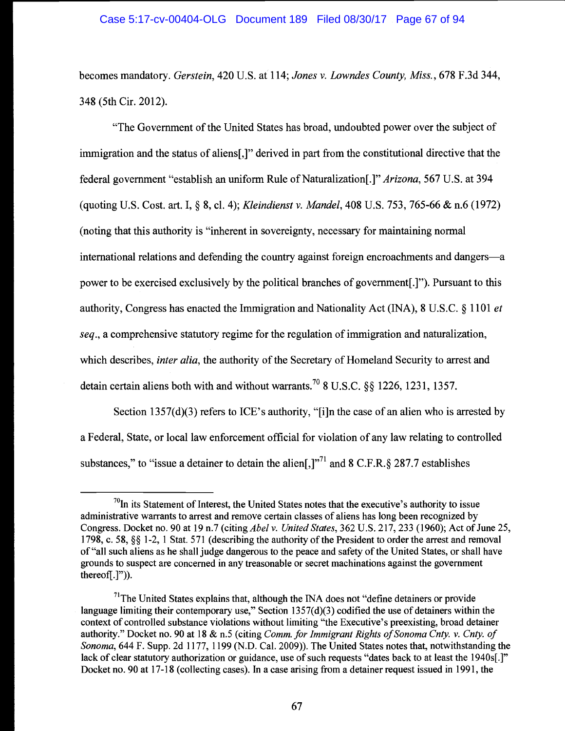becomes mandatory. *Gerstein*, 420 U.S. at 114; *Jones v. Lowndes County, Miss.*, 678 F.3d 344, 348 (5th Cir. 2012).

"The Government of the United States has broad, undoubted power over the subject of immigration and the status of aliens[,]" derived in part from the constitutional directive that the federal government "establish an uniform Rule of Naturalization[.]" *Arizona*, 567 U.S. at 394 (quoting U.S. Cost. art. I, § 8, cl. 4); *Kleindienst v. Mandel*, 408 U.S. 753, 765-66 & n.6 (1972) (noting that this authority is "inherent in sovereignty, necessary for maintaining normal international relations and defending the country against foreign encroachments and dangers—a power to be exercised exclusively by the political branches of government[.]"). Pursuant to this authority, Congress has enacted the Immigration and Nationality Act (INA), 8 U.S.C. § 1101 *et seq*., a comprehensive statutory regime for the regulation of immigration and naturalization, which describes, *inter alia*, the authority of the Secretary of Homeland Security to arrest and detain certain aliens both with and without warrants.[70] 8 U.S.C. §§ 1226, 1231, 1357.

Section 1357(d)(3) refers to ICE's authority, "[i]n the case of an alien who is arrested by a Federal, State, or local law enforcement official for violation of any law relating to controlled substances," to "issue a detainer to detain the alien[,]"[71] and 8 C.F.R.§ 287.7 establishes

[70]In its Statement of Interest, the United States notes that the executive's authority to issue administrative warrants to arrest and remove certain classes of aliens has long been recognized by Congress. Docket no. 90 at 19 n.7 (citing *Abel v. United States*, 362 U.S. 217, 233 (1960); Act of June 25, 1798, c. 58, §§ 1-2, 1 Stat. 571 (describing the authority of the President to order the arrest and removal of "all such aliens as he shall judge dangerous to the peace and safety of the United States, or shall have grounds to suspect are concerned in any treasonable or secret machinations against the government thereof[.]")).

[71]The United States explains that, although the INA does not "define detainers or provide language limiting their contemporary use," Section 1357(d)(3) codified the use of detainers within the context of controlled substance violations without limiting "the Executive's preexisting, broad detainer authority." Docket no. 90 at 18 & n.5 (citing *Comm. for Immigrant Rights of Sonoma Cnty. v. Cnty. of Sonoma*, 644 F. Supp. 2d 1177, 1199 (N.D. Cal. 2009)). The United States notes that, notwithstanding the lack of clear statutory authorization or guidance, use of such requests "dates back to at least the 1940s[.]" Docket no. 90 at 17-18 (collecting cases). In a case arising from a detainer request issued in 1991, the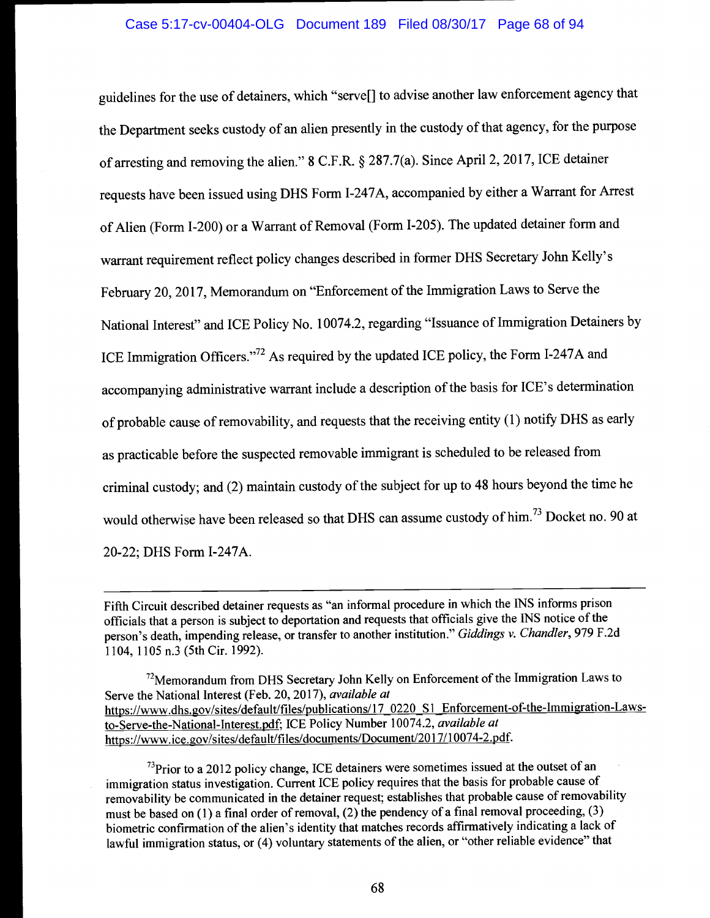guidelines for the use of detainers, which "serve[] to advise another law enforcement agency that the Department seeks custody of an alien presently in the custody of that agency, for the purpose of arresting and removing the alien." 8 C.F.R. § 287.7(a). Since April 2, 2017, ICE detainer requests have been issued using DHS Form I-247A, accompanied by either a Warrant for Arrest of Alien (Form I-200) or a Warrant of Removal (Form I-205). The updated detainer form and warrant requirement reflect policy changes described in former DHS Secretary John Kelly's February 20, 2017, Memorandum on "Enforcement of the Immigration Laws to Serve the National Interest" and ICE Policy No. 10074.2, regarding "Issuance of Immigration Detainers by ICE Immigration Officers."[72] As required by the updated ICE policy, the Form I-247A and accompanying administrative warrant include a description of the basis for ICE's determination of probable cause of removability, and requests that the receiving entity (1) notify DHS as early as practicable before the suspected removable immigrant is scheduled to be released from criminal custody; and (2) maintain custody of the subject for up to 48 hours beyond the time he would otherwise have been released so that DHS can assume custody of him.[73] Docket no. 90 at 20-22; DHS Form I-247A.

---

Fifth Circuit described detainer requests as "an informal procedure in which the INS informs prison officials that a person is subject to deportation and requests that officials give the INS notice of the person's death, impending release, or transfer to another institution." *Giddings v. Chandler*, 979 F.2d 1104, 1105 n.3 (5th Cir. 1992).

[72]Memorandum from DHS Secretary John Kelly on Enforcement of the Immigration Laws to Serve the National Interest (Feb. 20, 2017), *available at* https://www.dhs.gov/sites/default/files/publications/17_0220_S1_Enforcement-of-the-Immigration-Laws-to-Serve-the-National-Interest.pdf; ICE Policy Number 10074.2, *available at* https://www.ice.gov/sites/default/files/documents/Document/2017/10074-2.pdf.

[73]Prior to a 2012 policy change, ICE detainers were sometimes issued at the outset of an immigration status investigation. Current ICE policy requires that the basis for probable cause of removability be communicated in the detainer request; establishes that probable cause of removability must be based on (1) a final order of removal, (2) the pendency of a final removal proceeding, (3) biometric confirmation of the alien's identity that matches records affirmatively indicating a lack of lawful immigration status, or (4) voluntary statements of the alien, or "other reliable evidence" that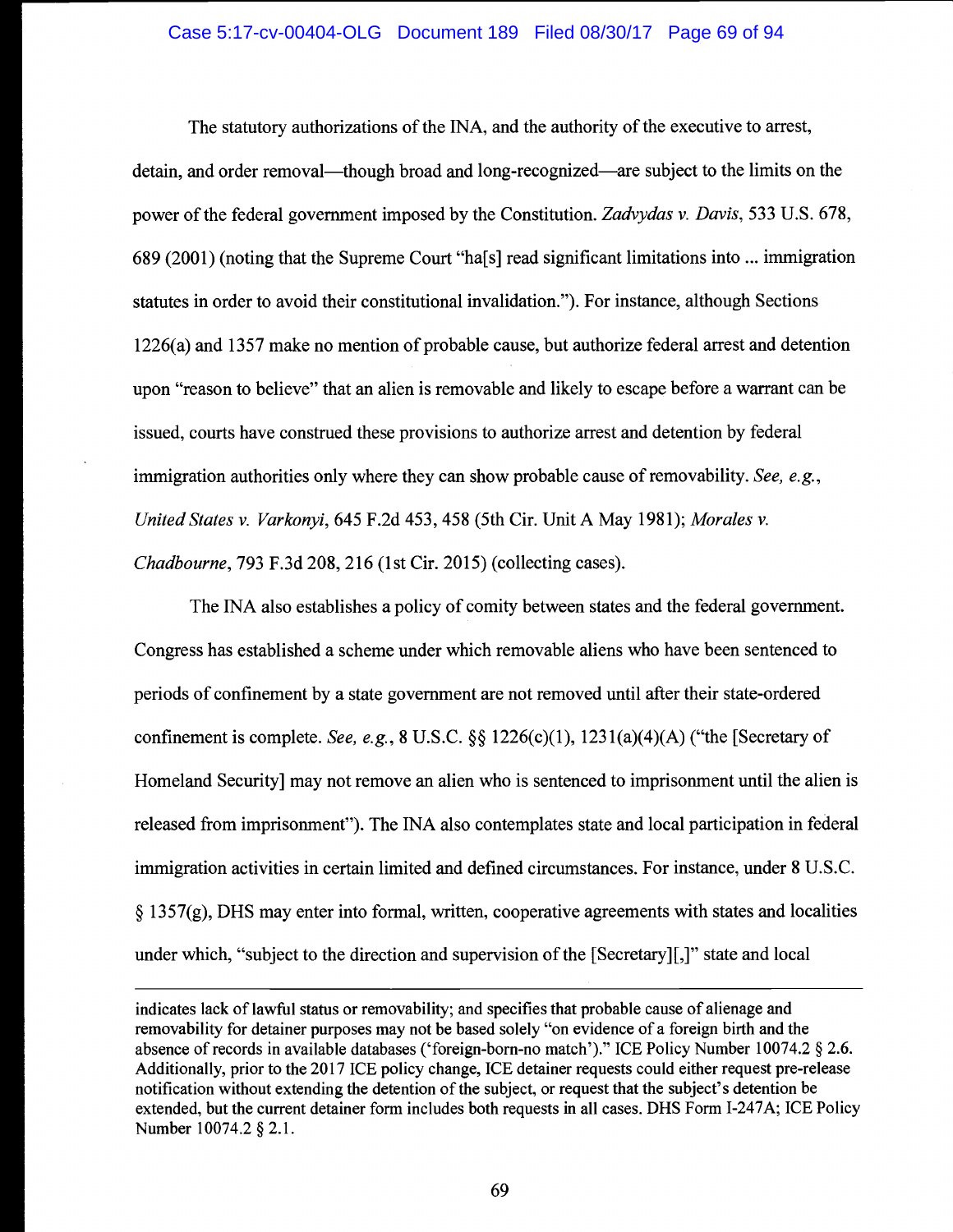The statutory authorizations of the INA, and the authority of the executive to arrest, detain, and order removal—though broad and long-recognized—are subject to the limits on the power of the federal government imposed by the Constitution. *Zadvydas v. Davis*, 533 U.S. 678, 689 (2001) (noting that the Supreme Court "ha[s] read significant limitations into ... immigration statutes in order to avoid their constitutional invalidation."). For instance, although Sections 1226(a) and 1357 make no mention of probable cause, but authorize federal arrest and detention upon "reason to believe" that an alien is removable and likely to escape before a warrant can be issued, courts have construed these provisions to authorize arrest and detention by federal immigration authorities only where they can show probable cause of removability. *See, e.g.*, *United States v. Varkonyi*, 645 F.2d 453, 458 (5th Cir. Unit A May 1981); *Morales v. Chadbourne*, 793 F.3d 208, 216 (1st Cir. 2015) (collecting cases).

The INA also establishes a policy of comity between states and the federal government. Congress has established a scheme under which removable aliens who have been sentenced to periods of confinement by a state government are not removed until after their state-ordered confinement is complete. *See, e.g.*, 8 U.S.C. §§ 1226(c)(1), 1231(a)(4)(A) ("the [Secretary of Homeland Security] may not remove an alien who is sentenced to imprisonment until the alien is released from imprisonment"). The INA also contemplates state and local participation in federal immigration activities in certain limited and defined circumstances. For instance, under 8 U.S.C. § 1357(g), DHS may enter into formal, written, cooperative agreements with states and localities under which, "subject to the direction and supervision of the [Secretary][,]" state and local

---

indicates lack of lawful status or removability; and specifies that probable cause of alienage and removability for detainer purposes may not be based solely "on evidence of a foreign birth and the absence of records in available databases ('foreign-born-no match')." ICE Policy Number 10074.2 § 2.6. Additionally, prior to the 2017 ICE policy change, ICE detainer requests could either request pre-release notification without extending the detention of the subject, or request that the subject's detention be extended, but the current detainer form includes both requests in all cases. DHS Form I-247A; ICE Policy Number 10074.2 § 2.1.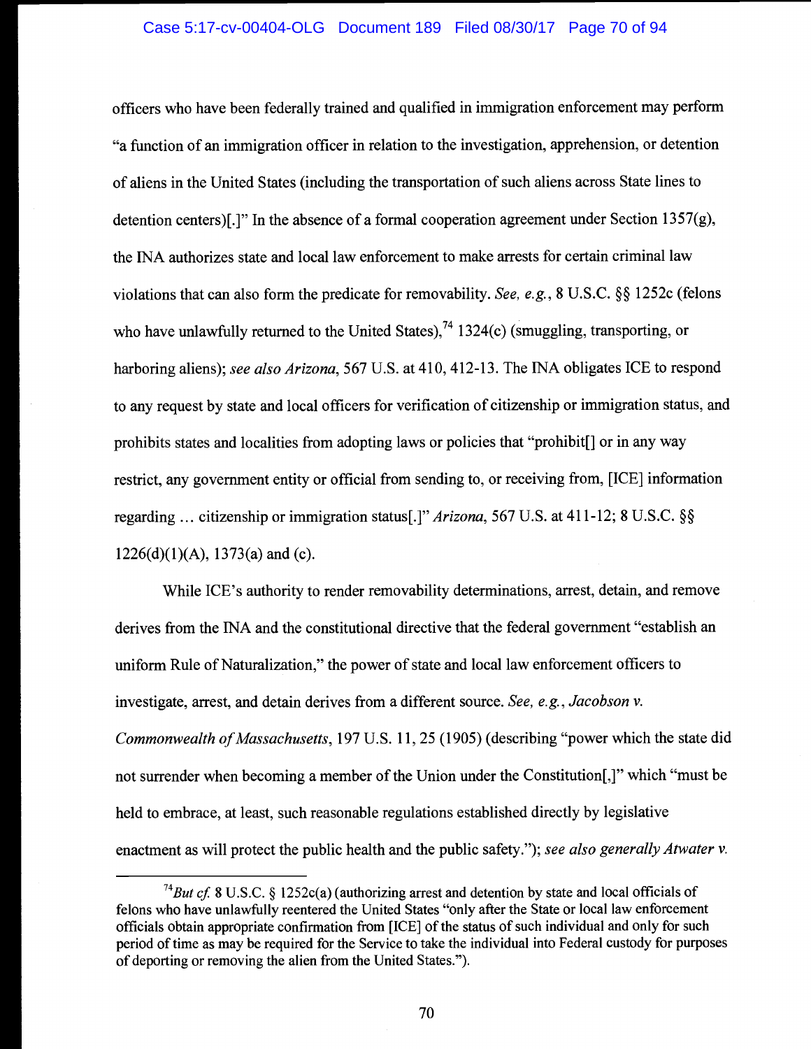officers who have been federally trained and qualified in immigration enforcement may perform "a function of an immigration officer in relation to the investigation, apprehension, or detention of aliens in the United States (including the transportation of such aliens across State lines to detention centers)[.]" In the absence of a formal cooperation agreement under Section 1357(g), the INA authorizes state and local law enforcement to make arrests for certain criminal law violations that can also form the predicate for removability. *See, e.g.*, 8 U.S.C. §§ 1252c (felons who have unlawfully returned to the United States),[74] 1324(c) (smuggling, transporting, or harboring aliens); *see also Arizona*, 567 U.S. at 410, 412-13. The INA obligates ICE to respond to any request by state and local officers for verification of citizenship or immigration status, and prohibits states and localities from adopting laws or policies that "prohibit[] or in any way restrict, any government entity or official from sending to, or receiving from, [ICE] information regarding … citizenship or immigration status[.]" *Arizona*, 567 U.S. at 411-12; 8 U.S.C. §§ 1226(d)(1)(A), 1373(a) and (c).

While ICE's authority to render removability determinations, arrest, detain, and remove derives from the INA and the constitutional directive that the federal government "establish an uniform Rule of Naturalization," the power of state and local law enforcement officers to investigate, arrest, and detain derives from a different source. *See, e.g.*, *Jacobson v. Commonwealth of Massachusetts*, 197 U.S. 11, 25 (1905) (describing "power which the state did not surrender when becoming a member of the Union under the Constitution[,]" which "must be held to embrace, at least, such reasonable regulations established directly by legislative enactment as will protect the public health and the public safety."); *see also generally Atwater v.*

---

[74] *But cf.* 8 U.S.C. § 1252c(a) (authorizing arrest and detention by state and local officials of felons who have unlawfully reentered the United States "only after the State or local law enforcement officials obtain appropriate confirmation from [ICE] of the status of such individual and only for such period of time as may be required for the Service to take the individual into Federal custody for purposes of deporting or removing the alien from the United States.").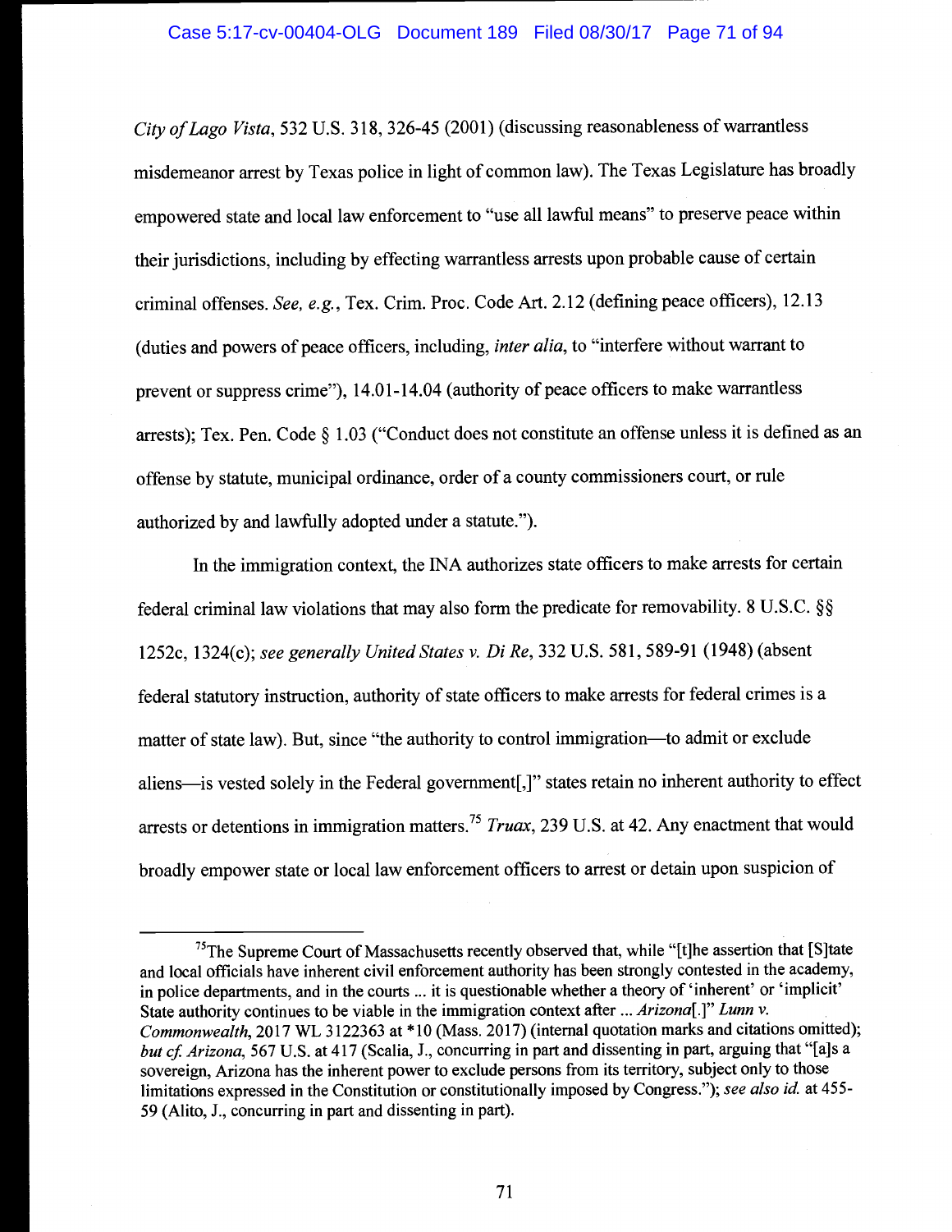*City of Lago Vista*, 532 U.S. 318, 326-45 (2001) (discussing reasonableness of warrantless misdemeanor arrest by Texas police in light of common law). The Texas Legislature has broadly empowered state and local law enforcement to "use all lawful means" to preserve peace within their jurisdictions, including by effecting warrantless arrests upon probable cause of certain criminal offenses. *See, e.g.*, Tex. Crim. Proc. Code Art. 2.12 (defining peace officers), 12.13 (duties and powers of peace officers, including, *inter alia*, to "interfere without warrant to prevent or suppress crime"), 14.01-14.04 (authority of peace officers to make warrantless arrests); Tex. Pen. Code § 1.03 ("Conduct does not constitute an offense unless it is defined as an offense by statute, municipal ordinance, order of a county commissioners court, or rule authorized by and lawfully adopted under a statute.").

In the immigration context, the INA authorizes state officers to make arrests for certain federal criminal law violations that may also form the predicate for removability. 8 U.S.C. §§ 1252c, 1324(c); *see generally United States v. Di Re*, 332 U.S. 581, 589-91 (1948) (absent federal statutory instruction, authority of state officers to make arrests for federal crimes is a matter of state law). But, since "the authority to control immigration—to admit or exclude aliens—is vested solely in the Federal government[,]" states retain no inherent authority to effect arrests or detentions in immigration matters.[75] *Truax*, 239 U.S. at 42. Any enactment that would broadly empower state or local law enforcement officers to arrest or detain upon suspicion of

---

[75] The Supreme Court of Massachusetts recently observed that, while "[t]he assertion that [S]tate and local officials have inherent civil enforcement authority has been strongly contested in the academy, in police departments, and in the courts ... it is questionable whether a theory of 'inherent' or 'implicit' State authority continues to be viable in the immigration context after ... *Arizona*[.]" *Lunn v. Commonwealth*, 2017 WL 3122363 at *10 (Mass. 2017) (internal quotation marks and citations omitted); *but cf. Arizona*, 567 U.S. at 417 (Scalia, J., concurring in part and dissenting in part, arguing that "[a]s a sovereign, Arizona has the inherent power to exclude persons from its territory, subject only to those limitations expressed in the Constitution or constitutionally imposed by Congress."); *see also id.* at 455-59 (Alito, J., concurring in part and dissenting in part).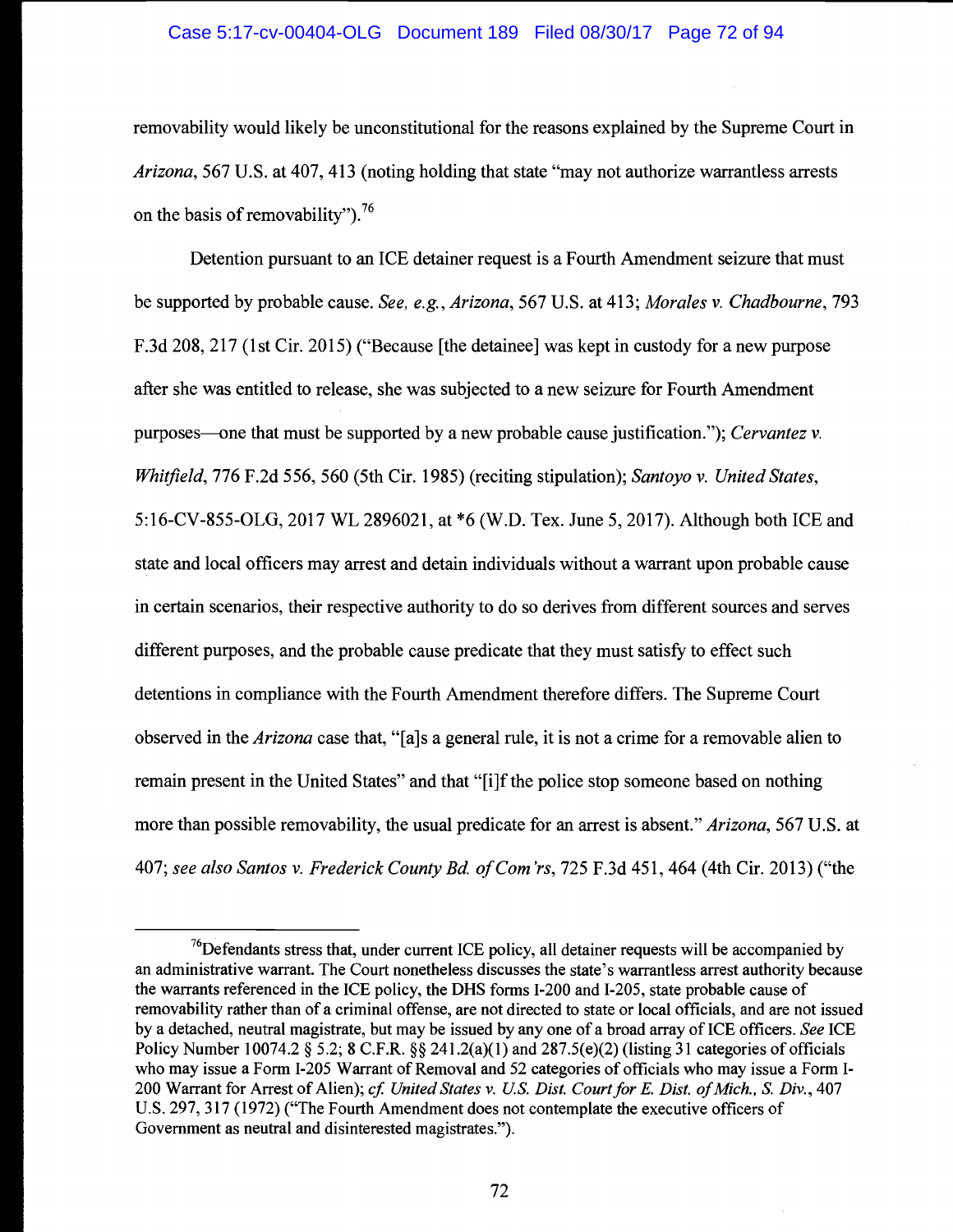removability would likely be unconstitutional for the reasons explained by the Supreme Court in *Arizona*, 567 U.S. at 407, 413 (noting holding that state "may not authorize warrantless arrests on the basis of removability").[76]

Detention pursuant to an ICE detainer request is a Fourth Amendment seizure that must be supported by probable cause. *See, e.g.*, *Arizona*, 567 U.S. at 413; *Morales v. Chadbourne*, 793 F.3d 208, 217 (1st Cir. 2015) ("Because [the detainee] was kept in custody for a new purpose after she was entitled to release, she was subjected to a new seizure for Fourth Amendment purposes—one that must be supported by a new probable cause justification."); *Cervantez v. Whitfield*, 776 F.2d 556, 560 (5th Cir. 1985) (reciting stipulation); *Santoyo v. United States*, 5:16-CV-855-OLG, 2017 WL 2896021, at *6 (W.D. Tex. June 5, 2017). Although both ICE and state and local officers may arrest and detain individuals without a warrant upon probable cause in certain scenarios, their respective authority to do so derives from different sources and serves different purposes, and the probable cause predicate that they must satisfy to effect such detentions in compliance with the Fourth Amendment therefore differs. The Supreme Court observed in the *Arizona* case that, "[a]s a general rule, it is not a crime for a removable alien to remain present in the United States" and that "[i]f the police stop someone based on nothing more than possible removability, the usual predicate for an arrest is absent." *Arizona*, 567 U.S. at 407; *see also Santos v. Frederick County Bd. of Com'rs*, 725 F.3d 451, 464 (4th Cir. 2013) ("the

[76]Defendants stress that, under current ICE policy, all detainer requests will be accompanied by an administrative warrant. The Court nonetheless discusses the state's warrantless arrest authority because the warrants referenced in the ICE policy, the DHS forms I-200 and I-205, state probable cause of removability rather than of a criminal offense, are not directed to state or local officials, and are not issued by a detached, neutral magistrate, but may be issued by any one of a broad array of ICE officers. *See* ICE Policy Number 10074.2 § 5.2; 8 C.F.R. §§ 241.2(a)(1) and 287.5(e)(2) (listing 31 categories of officials who may issue a Form I-205 Warrant of Removal and 52 categories of officials who may issue a Form I-200 Warrant for Arrest of Alien); *cf. United States v. U.S. Dist. Court for E. Dist. of Mich., S. Div.*, 407 U.S. 297, 317 (1972) ("The Fourth Amendment does not contemplate the executive officers of Government as neutral and disinterested magistrates.").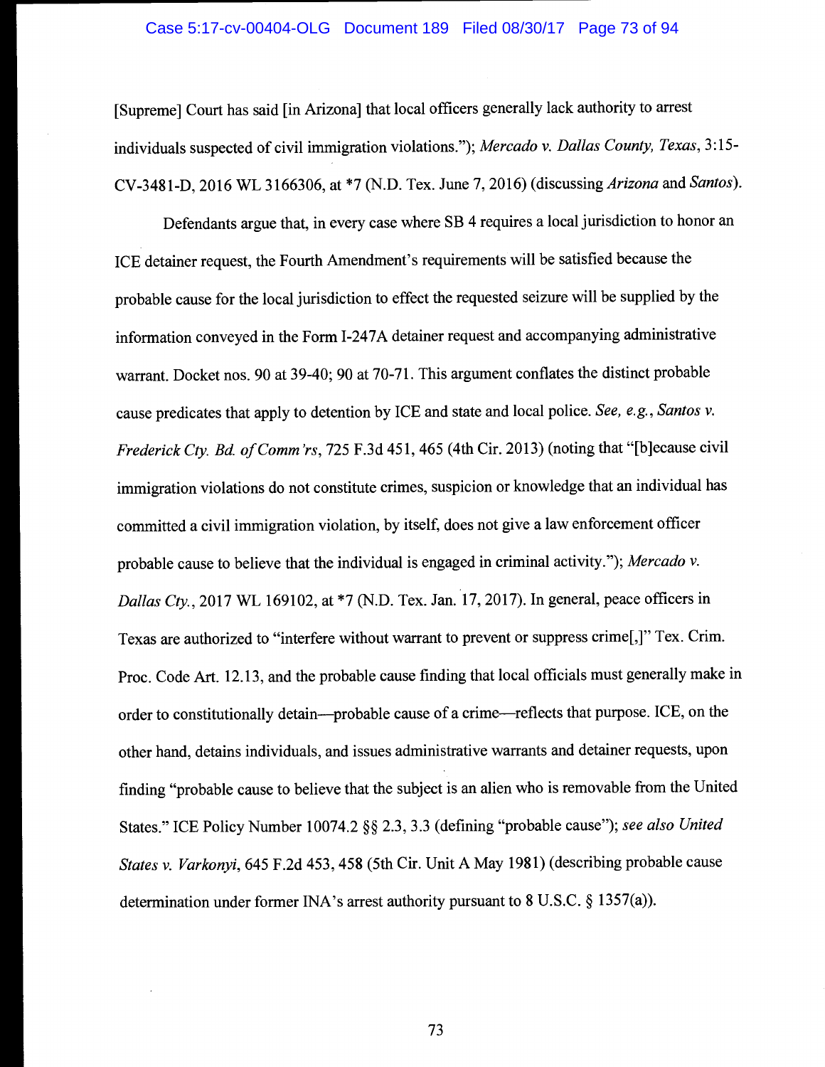[Supreme] Court has said [in Arizona] that local officers generally lack authority to arrest individuals suspected of civil immigration violations."); *Mercado v. Dallas County, Texas*, 3:15-CV-3481-D, 2016 WL 3166306, at *7 (N.D. Tex. June 7, 2016) (discussing *Arizona* and *Santos*).

Defendants argue that, in every case where SB 4 requires a local jurisdiction to honor an ICE detainer request, the Fourth Amendment's requirements will be satisfied because the probable cause for the local jurisdiction to effect the requested seizure will be supplied by the information conveyed in the Form I-247A detainer request and accompanying administrative warrant. Docket nos. 90 at 39-40; 90 at 70-71. This argument conflates the distinct probable cause predicates that apply to detention by ICE and state and local police. *See, e.g.*, *Santos v. Frederick Cty. Bd. of Comm'rs*, 725 F.3d 451, 465 (4th Cir. 2013) (noting that "[b]ecause civil immigration violations do not constitute crimes, suspicion or knowledge that an individual has committed a civil immigration violation, by itself, does not give a law enforcement officer probable cause to believe that the individual is engaged in criminal activity."); *Mercado v. Dallas Cty.*, 2017 WL 169102, at *7 (N.D. Tex. Jan. 17, 2017). In general, peace officers in Texas are authorized to "interfere without warrant to prevent or suppress crime[,]" Tex. Crim. Proc. Code Art. 12.13, and the probable cause finding that local officials must generally make in order to constitutionally detain—probable cause of a crime—reflects that purpose. ICE, on the other hand, detains individuals, and issues administrative warrants and detainer requests, upon finding "probable cause to believe that the subject is an alien who is removable from the United States." ICE Policy Number 10074.2 §§ 2.3, 3.3 (defining "probable cause"); *see also United States v. Varkonyi*, 645 F.2d 453, 458 (5th Cir. Unit A May 1981) (describing probable cause determination under former INA's arrest authority pursuant to 8 U.S.C. § 1357(a)).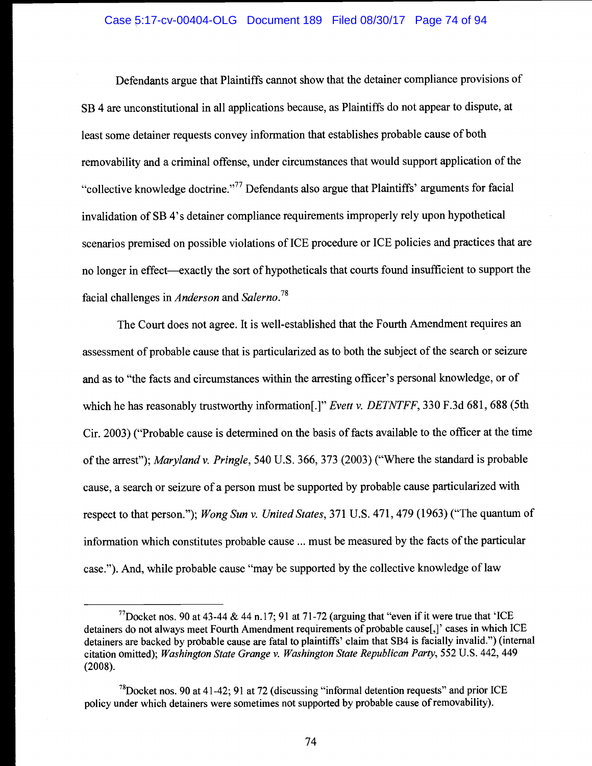Defendants argue that Plaintiffs cannot show that the detainer compliance provisions of SB 4 are unconstitutional in all applications because, as Plaintiffs do not appear to dispute, at least some detainer requests convey information that establishes probable cause of both removability and a criminal offense, under circumstances that would support application of the "collective knowledge doctrine."[77] Defendants also argue that Plaintiffs' arguments for facial invalidation of SB 4's detainer compliance requirements improperly rely upon hypothetical scenarios premised on possible violations of ICE procedure or ICE policies and practices that are no longer in effect—exactly the sort of hypotheticals that courts found insufficient to support the facial challenges in *Anderson* and *Salerno*.[78]

The Court does not agree. It is well-established that the Fourth Amendment requires an assessment of probable cause that is particularized as to both the subject of the search or seizure and as to "the facts and circumstances within the arresting officer's personal knowledge, or of which he has reasonably trustworthy information[.]" *Evett v. DETNTFF*, 330 F.3d 681, 688 (5th Cir. 2003) ("Probable cause is determined on the basis of facts available to the officer at the time of the arrest"); *Maryland v. Pringle*, 540 U.S. 366, 373 (2003) ("Where the standard is probable cause, a search or seizure of a person must be supported by probable cause particularized with respect to that person."); *Wong Sun v. United States*, 371 U.S. 471, 479 (1963) ("The quantum of information which constitutes probable cause ... must be measured by the facts of the particular case."). And, while probable cause "may be supported by the collective knowledge of law

---

[77]Docket nos. 90 at 43-44 & 44 n.17; 91 at 71-72 (arguing that "even if it were true that 'ICE detainers do not always meet Fourth Amendment requirements of probable cause[,]' cases in which ICE detainers are backed by probable cause are fatal to plaintiffs' claim that SB4 is facially invalid.") (internal citation omitted); *Washington State Grange v. Washington State Republican Party*, 552 U.S. 442, 449 (2008).

[78]Docket nos. 90 at 41-42; 91 at 72 (discussing "informal detention requests" and prior ICE policy under which detainers were sometimes not supported by probable cause of removability).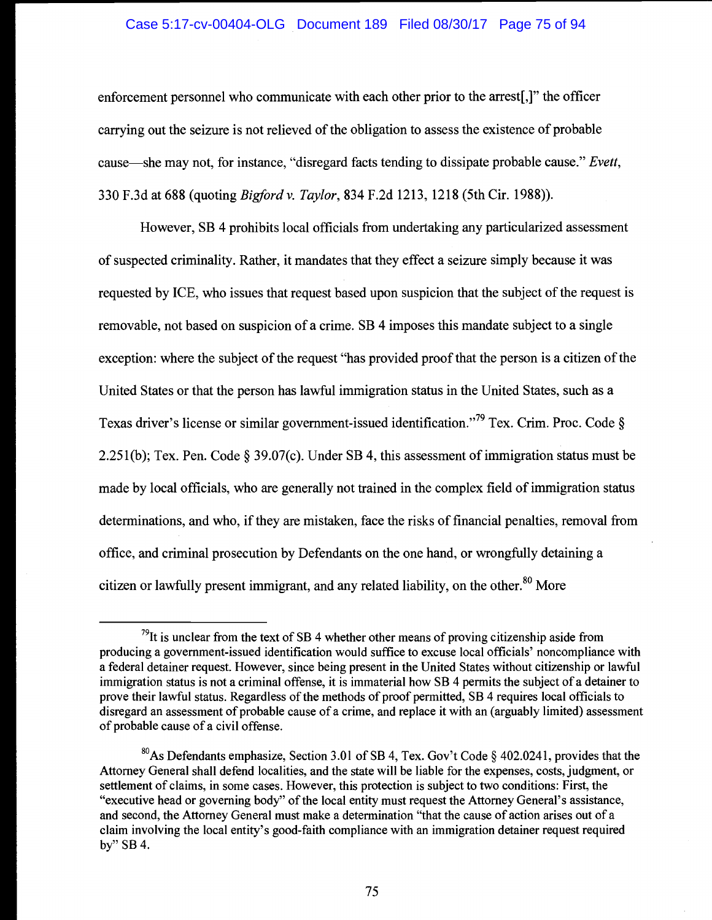enforcement personnel who communicate with each other prior to the arrest[,]" the officer carrying out the seizure is not relieved of the obligation to assess the existence of probable cause—she may not, for instance, "disregard facts tending to dissipate probable cause." *Evett*, 330 F.3d at 688 (quoting *Bigford v. Taylor*, 834 F.2d 1213, 1218 (5th Cir. 1988)).

However, SB 4 prohibits local officials from undertaking any particularized assessment of suspected criminality. Rather, it mandates that they effect a seizure simply because it was requested by ICE, who issues that request based upon suspicion that the subject of the request is removable, not based on suspicion of a crime. SB 4 imposes this mandate subject to a single exception: where the subject of the request "has provided proof that the person is a citizen of the United States or that the person has lawful immigration status in the United States, such as a Texas driver's license or similar government-issued identification."[79] Tex. Crim. Proc. Code § 2.251(b); Tex. Pen. Code § 39.07(c). Under SB 4, this assessment of immigration status must be made by local officials, who are generally not trained in the complex field of immigration status determinations, and who, if they are mistaken, face the risks of financial penalties, removal from office, and criminal prosecution by Defendants on the one hand, or wrongfully detaining a citizen or lawfully present immigrant, and any related liability, on the other.[80] More

---

[79] It is unclear from the text of SB 4 whether other means of proving citizenship aside from producing a government-issued identification would suffice to excuse local officials' noncompliance with a federal detainer request. However, since being present in the United States without citizenship or lawful immigration status is not a criminal offense, it is immaterial how SB 4 permits the subject of a detainer to prove their lawful status. Regardless of the methods of proof permitted, SB 4 requires local officials to disregard an assessment of probable cause of a crime, and replace it with an (arguably limited) assessment of probable cause of a civil offense.

[80] As Defendants emphasize, Section 3.01 of SB 4, Tex. Gov't Code § 402.0241, provides that the Attorney General shall defend localities, and the state will be liable for the expenses, costs, judgment, or settlement of claims, in some cases. However, this protection is subject to two conditions: First, the "executive head or governing body" of the local entity must request the Attorney General's assistance, and second, the Attorney General must make a determination "that the cause of action arises out of a claim involving the local entity's good-faith compliance with an immigration detainer request required by" SB 4.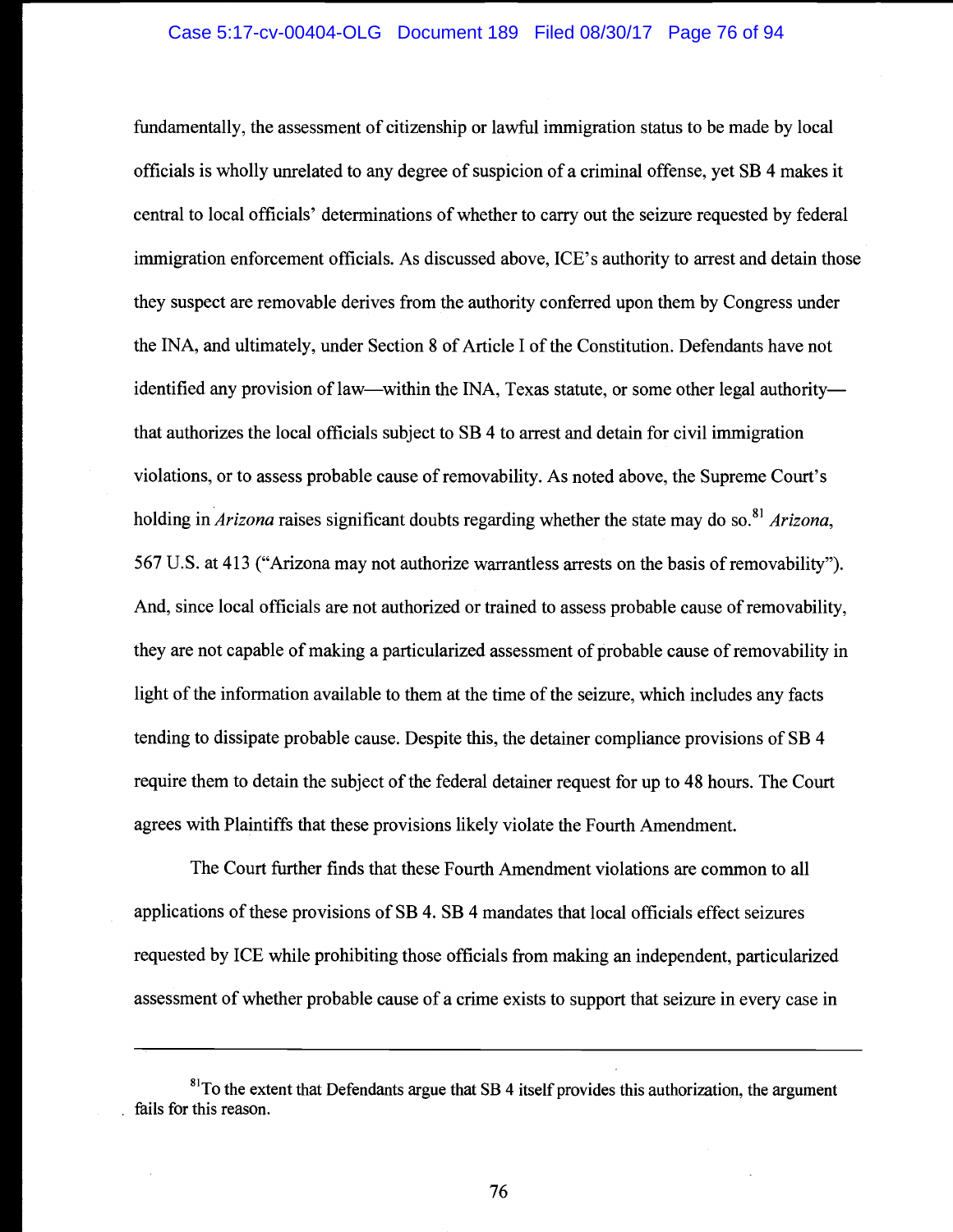fundamentally, the assessment of citizenship or lawful immigration status to be made by local officials is wholly unrelated to any degree of suspicion of a criminal offense, yet SB 4 makes it central to local officials' determinations of whether to carry out the seizure requested by federal immigration enforcement officials. As discussed above, ICE's authority to arrest and detain those they suspect are removable derives from the authority conferred upon them by Congress under the INA, and ultimately, under Section 8 of Article I of the Constitution. Defendants have not identified any provision of law—within the INA, Texas statute, or some other legal authority—that authorizes the local officials subject to SB 4 to arrest and detain for civil immigration violations, or to assess probable cause of removability. As noted above, the Supreme Court's holding in *Arizona* raises significant doubts regarding whether the state may do so.[81] *Arizona*, 567 U.S. at 413 ("Arizona may not authorize warrantless arrests on the basis of removability"). And, since local officials are not authorized or trained to assess probable cause of removability, they are not capable of making a particularized assessment of probable cause of removability in light of the information available to them at the time of the seizure, which includes any facts tending to dissipate probable cause. Despite this, the detainer compliance provisions of SB 4 require them to detain the subject of the federal detainer request for up to 48 hours. The Court agrees with Plaintiffs that these provisions likely violate the Fourth Amendment.

The Court further finds that these Fourth Amendment violations are common to all applications of these provisions of SB 4. SB 4 mandates that local officials effect seizures requested by ICE while prohibiting those officials from making an independent, particularized assessment of whether probable cause of a crime exists to support that seizure in every case in

---

[81] To the extent that Defendants argue that SB 4 itself provides this authorization, the argument fails for this reason.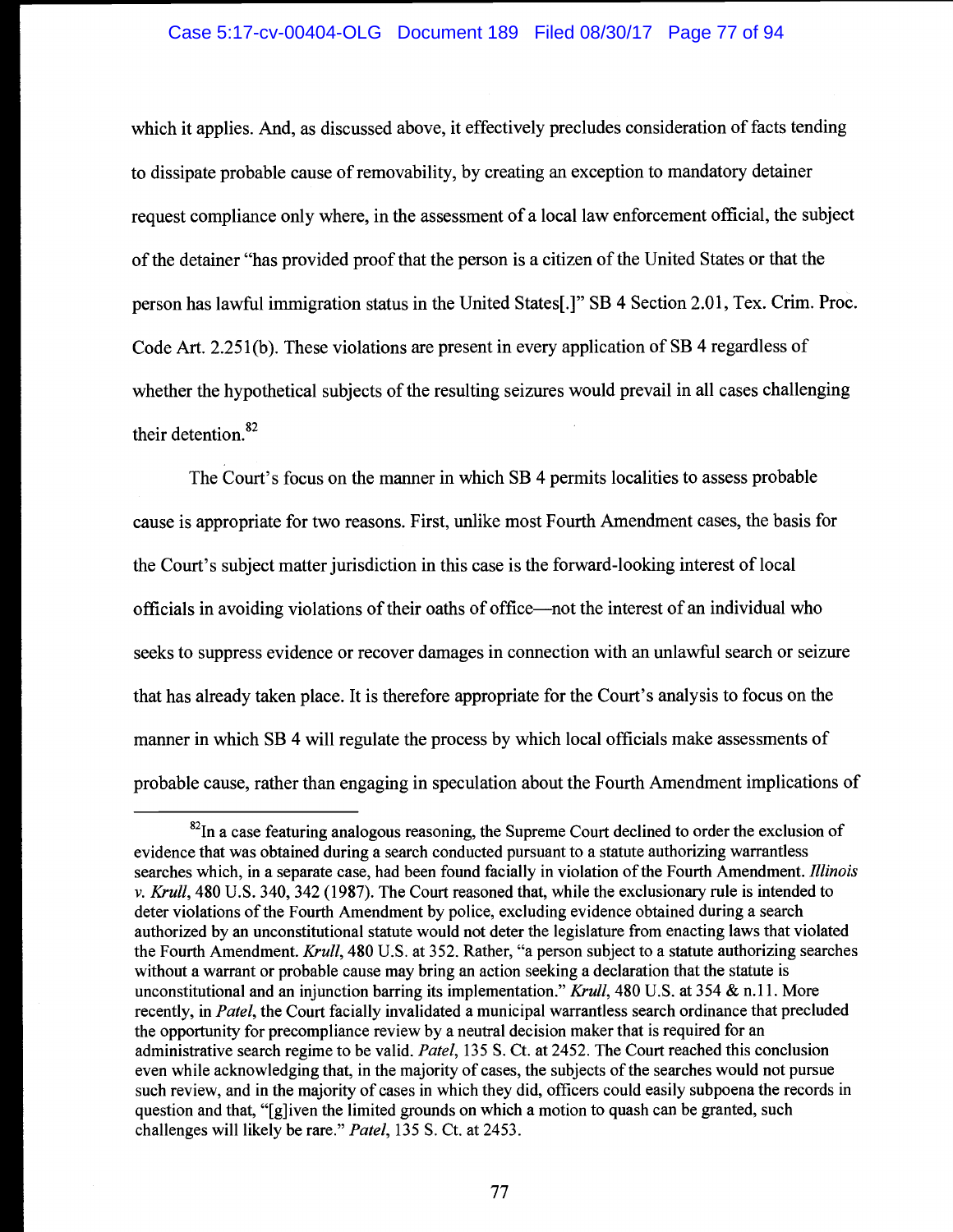which it applies. And, as discussed above, it effectively precludes consideration of facts tending to dissipate probable cause of removability, by creating an exception to mandatory detainer request compliance only where, in the assessment of a local law enforcement official, the subject of the detainer "has provided proof that the person is a citizen of the United States or that the person has lawful immigration status in the United States[.]" SB 4 Section 2.01, Tex. Crim. Proc. Code Art. 2.251(b). These violations are present in every application of SB 4 regardless of whether the hypothetical subjects of the resulting seizures would prevail in all cases challenging their detention.[82]

The Court's focus on the manner in which SB 4 permits localities to assess probable cause is appropriate for two reasons. First, unlike most Fourth Amendment cases, the basis for the Court's subject matter jurisdiction in this case is the forward-looking interest of local officials in avoiding violations of their oaths of office—not the interest of an individual who seeks to suppress evidence or recover damages in connection with an unlawful search or seizure that has already taken place. It is therefore appropriate for the Court's analysis to focus on the manner in which SB 4 will regulate the process by which local officials make assessments of probable cause, rather than engaging in speculation about the Fourth Amendment implications of

---

[82] In a case featuring analogous reasoning, the Supreme Court declined to order the exclusion of evidence that was obtained during a search conducted pursuant to a statute authorizing warrantless searches which, in a separate case, had been found facially in violation of the Fourth Amendment. *Illinois v. Krull*, 480 U.S. 340, 342 (1987). The Court reasoned that, while the exclusionary rule is intended to deter violations of the Fourth Amendment by police, excluding evidence obtained during a search authorized by an unconstitutional statute would not deter the legislature from enacting laws that violated the Fourth Amendment. *Krull*, 480 U.S. at 352. Rather, "a person subject to a statute authorizing searches without a warrant or probable cause may bring an action seeking a declaration that the statute is unconstitutional and an injunction barring its implementation." *Krull*, 480 U.S. at 354 & n.11. More recently, in *Patel*, the Court facially invalidated a municipal warrantless search ordinance that precluded the opportunity for precompliance review by a neutral decision maker that is required for an administrative search regime to be valid. *Patel*, 135 S. Ct. at 2452. The Court reached this conclusion even while acknowledging that, in the majority of cases, the subjects of the searches would not pursue such review, and in the majority of cases in which they did, officers could easily subpoena the records in question and that, "[g]iven the limited grounds on which a motion to quash can be granted, such challenges will likely be rare." *Patel*, 135 S. Ct. at 2453.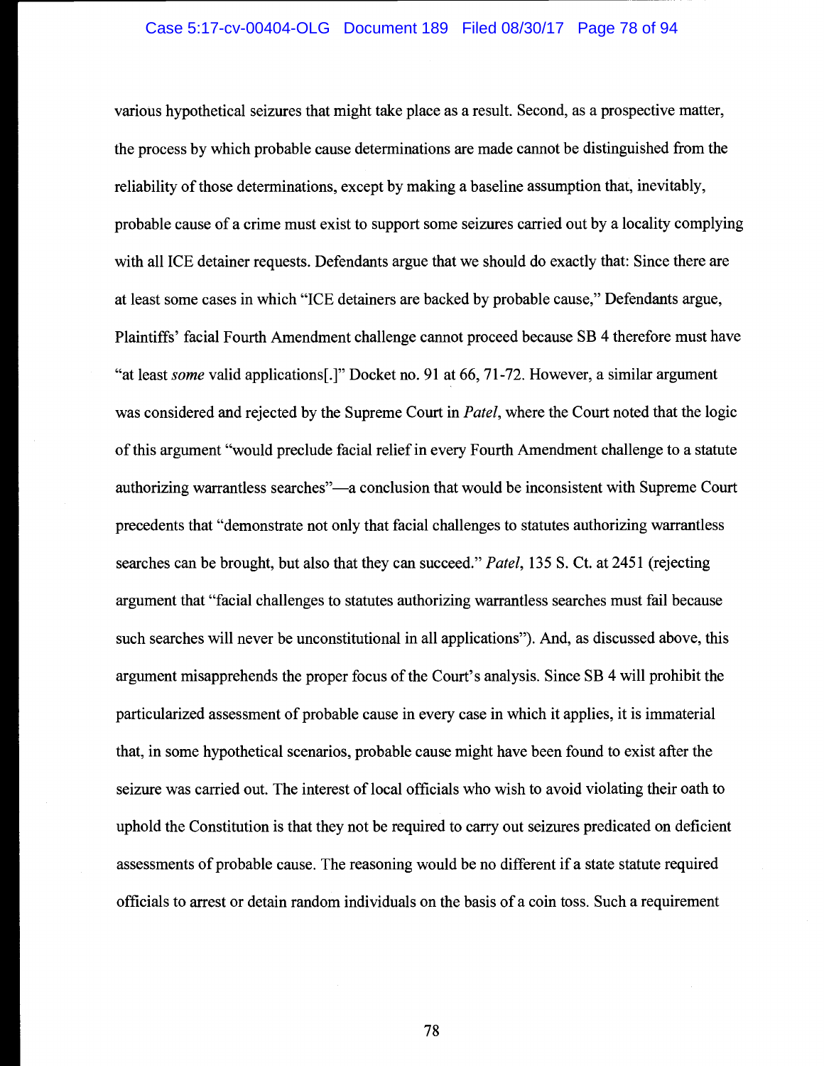various hypothetical seizures that might take place as a result. Second, as a prospective matter, the process by which probable cause determinations are made cannot be distinguished from the reliability of those determinations, except by making a baseline assumption that, inevitably, probable cause of a crime must exist to support some seizures carried out by a locality complying with all ICE detainer requests. Defendants argue that we should do exactly that: Since there are at least some cases in which "ICE detainers are backed by probable cause," Defendants argue, Plaintiffs' facial Fourth Amendment challenge cannot proceed because SB 4 therefore must have "at least *some* valid applications[.]" Docket no. 91 at 66, 71-72. However, a similar argument was considered and rejected by the Supreme Court in *Patel*, where the Court noted that the logic of this argument "would preclude facial relief in every Fourth Amendment challenge to a statute authorizing warrantless searches"—a conclusion that would be inconsistent with Supreme Court precedents that "demonstrate not only that facial challenges to statutes authorizing warrantless searches can be brought, but also that they can succeed." *Patel*, 135 S. Ct. at 2451 (rejecting argument that "facial challenges to statutes authorizing warrantless searches must fail because such searches will never be unconstitutional in all applications"). And, as discussed above, this argument misapprehends the proper focus of the Court's analysis. Since SB 4 will prohibit the particularized assessment of probable cause in every case in which it applies, it is immaterial that, in some hypothetical scenarios, probable cause might have been found to exist after the seizure was carried out. The interest of local officials who wish to avoid violating their oath to uphold the Constitution is that they not be required to carry out seizures predicated on deficient assessments of probable cause. The reasoning would be no different if a state statute required officials to arrest or detain random individuals on the basis of a coin toss. Such a requirement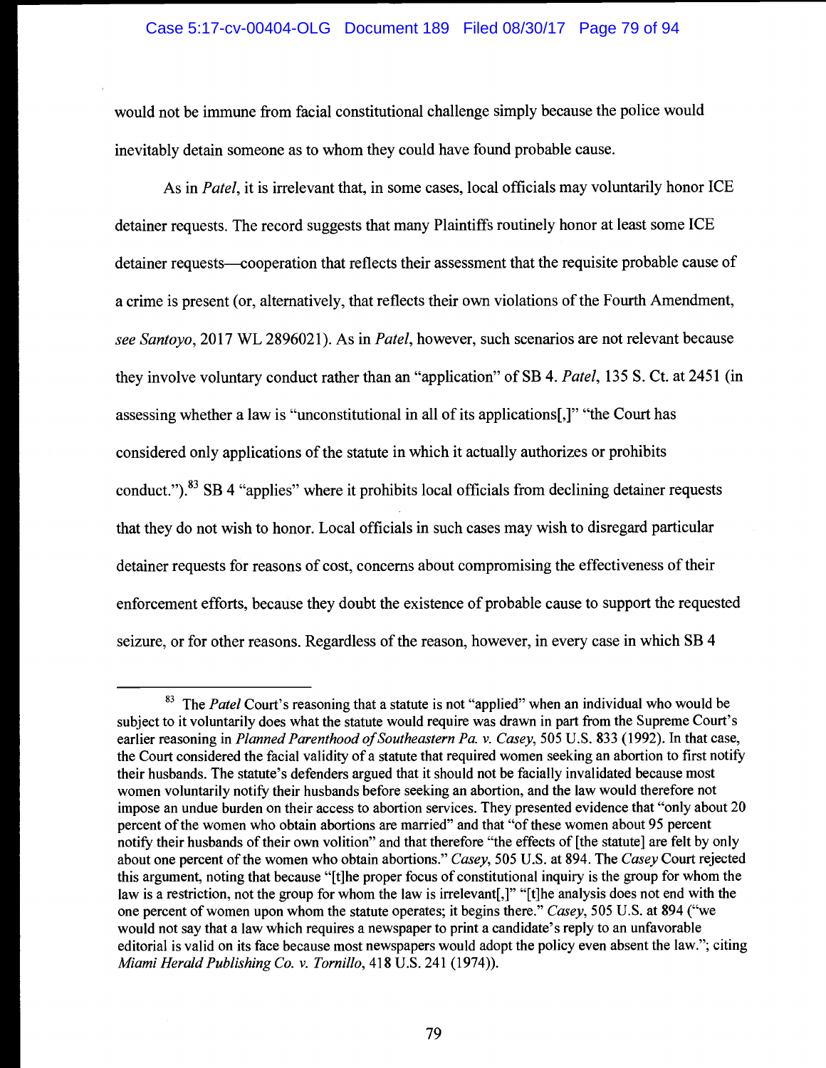would not be immune from facial constitutional challenge simply because the police would inevitably detain someone as to whom they could have found probable cause.

As in *Patel*, it is irrelevant that, in some cases, local officials may voluntarily honor ICE detainer requests. The record suggests that many Plaintiffs routinely honor at least some ICE detainer requests—cooperation that reflects their assessment that the requisite probable cause of a crime is present (or, alternatively, that reflects their own violations of the Fourth Amendment, *see Santoyo*, 2017 WL 2896021). As in *Patel*, however, such scenarios are not relevant because they involve voluntary conduct rather than an "application" of SB 4. *Patel*, 135 S. Ct. at 2451 (in assessing whether a law is "unconstitutional in all of its applications[,]" "the Court has considered only applications of the statute in which it actually authorizes or prohibits conduct.").[83] SB 4 "applies" where it prohibits local officials from declining detainer requests that they do not wish to honor. Local officials in such cases may wish to disregard particular detainer requests for reasons of cost, concerns about compromising the effectiveness of their enforcement efforts, because they doubt the existence of probable cause to support the requested seizure, or for other reasons. Regardless of the reason, however, in every case in which SB 4

---

[83] The *Patel* Court's reasoning that a statute is not "applied" when an individual who would be subject to it voluntarily does what the statute would require was drawn in part from the Supreme Court's earlier reasoning in *Planned Parenthood of Southeastern Pa. v. Casey*, 505 U.S. 833 (1992). In that case, the Court considered the facial validity of a statute that required women seeking an abortion to first notify their husbands. The statute's defenders argued that it should not be facially invalidated because most women voluntarily notify their husbands before seeking an abortion, and the law would therefore not impose an undue burden on their access to abortion services. They presented evidence that "only about 20 percent of the women who obtain abortions are married" and that "of these women about 95 percent notify their husbands of their own volition" and that therefore "the effects of [the statute] are felt by only about one percent of the women who obtain abortions." *Casey*, 505 U.S. at 894. The *Casey* Court rejected this argument, noting that because "[t]he proper focus of constitutional inquiry is the group for whom the law is a restriction, not the group for whom the law is irrelevant[,]" "[t]he analysis does not end with the one percent of women upon whom the statute operates; it begins there." *Casey*, 505 U.S. at 894 ("we would not say that a law which requires a newspaper to print a candidate's reply to an unfavorable editorial is valid on its face because most newspapers would adopt the policy even absent the law."; citing *Miami Herald Publishing Co. v. Tornillo*, 418 U.S. 241 (1974)).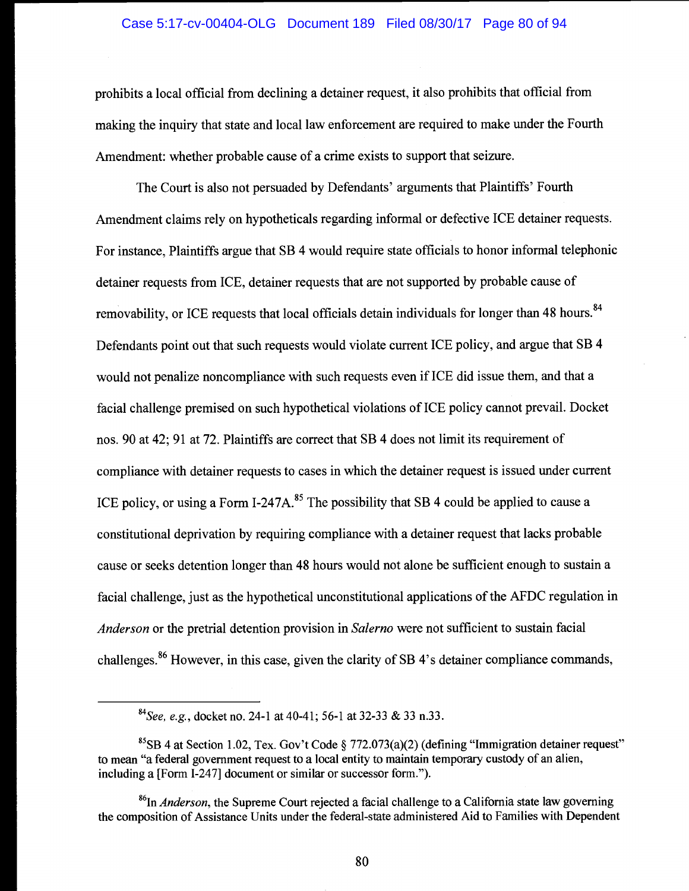prohibits a local official from declining a detainer request, it also prohibits that official from making the inquiry that state and local law enforcement are required to make under the Fourth Amendment: whether probable cause of a crime exists to support that seizure.

The Court is also not persuaded by Defendants' arguments that Plaintiffs' Fourth Amendment claims rely on hypotheticals regarding informal or defective ICE detainer requests. For instance, Plaintiffs argue that SB 4 would require state officials to honor informal telephonic detainer requests from ICE, detainer requests that are not supported by probable cause of removability, or ICE requests that local officials detain individuals for longer than 48 hours.[84] Defendants point out that such requests would violate current ICE policy, and argue that SB 4 would not penalize noncompliance with such requests even if ICE did issue them, and that a facial challenge premised on such hypothetical violations of ICE policy cannot prevail. Docket nos. 90 at 42; 91 at 72. Plaintiffs are correct that SB 4 does not limit its requirement of compliance with detainer requests to cases in which the detainer request is issued under current ICE policy, or using a Form I-247A.[85] The possibility that SB 4 could be applied to cause a constitutional deprivation by requiring compliance with a detainer request that lacks probable cause or seeks detention longer than 48 hours would not alone be sufficient enough to sustain a facial challenge, just as the hypothetical unconstitutional applications of the AFDC regulation in *Anderson* or the pretrial detention provision in *Salerno* were not sufficient to sustain facial challenges.[86] However, in this case, given the clarity of SB 4's detainer compliance commands,

---

[84] *See, e.g.*, docket no. 24-1 at 40-41; 56-1 at 32-33 & 33 n.33.

[85] SB 4 at Section 1.02, Tex. Gov't Code § 772.073(a)(2) (defining "Immigration detainer request" to mean "a federal government request to a local entity to maintain temporary custody of an alien, including a [Form I-247] document or similar or successor form.").

[86] In *Anderson*, the Supreme Court rejected a facial challenge to a California state law governing the composition of Assistance Units under the federal-state administered Aid to Families with Dependent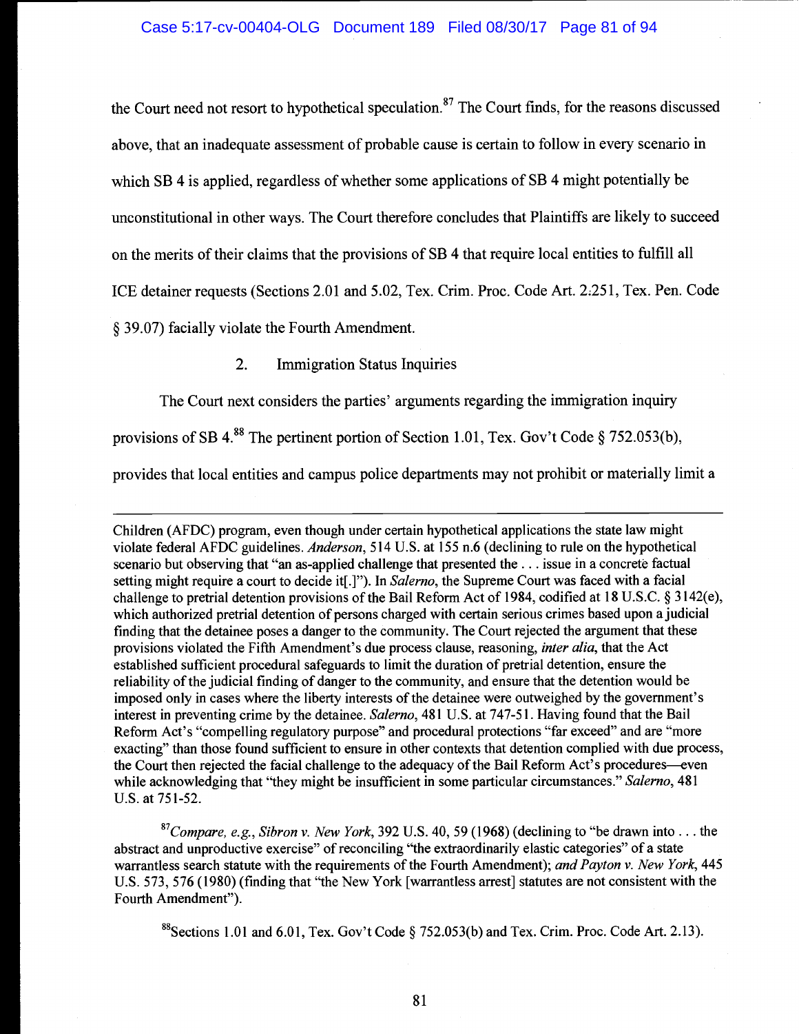the Court need not resort to hypothetical speculation.[87] The Court finds, for the reasons discussed above, that an inadequate assessment of probable cause is certain to follow in every scenario in which SB 4 is applied, regardless of whether some applications of SB 4 might potentially be unconstitutional in other ways. The Court therefore concludes that Plaintiffs are likely to succeed on the merits of their claims that the provisions of SB 4 that require local entities to fulfill all ICE detainer requests (Sections 2.01 and 5.02, Tex. Crim. Proc. Code Art. 2.251, Tex. Pen. Code § 39.07) facially violate the Fourth Amendment.

2. Immigration Status Inquiries

The Court next considers the parties' arguments regarding the immigration inquiry provisions of SB 4.[88] The pertinent portion of Section 1.01, Tex. Gov't Code § 752.053(b), provides that local entities and campus police departments may not prohibit or materially limit a

---

Children (AFDC) program, even though under certain hypothetical applications the state law might violate federal AFDC guidelines. *Anderson*, 514 U.S. at 155 n.6 (declining to rule on the hypothetical scenario but observing that "an as-applied challenge that presented the . . . issue in a concrete factual setting might require a court to decide it[.]"). In *Salerno*, the Supreme Court was faced with a facial challenge to pretrial detention provisions of the Bail Reform Act of 1984, codified at 18 U.S.C. § 3142(e), which authorized pretrial detention of persons charged with certain serious crimes based upon a judicial finding that the detainee poses a danger to the community. The Court rejected the argument that these provisions violated the Fifth Amendment's due process clause, reasoning, *inter alia*, that the Act established sufficient procedural safeguards to limit the duration of pretrial detention, ensure the reliability of the judicial finding of danger to the community, and ensure that the detention would be imposed only in cases where the liberty interests of the detainee were outweighed by the government's interest in preventing crime by the detainee. *Salerno*, 481 U.S. at 747-51. Having found that the Bail Reform Act's "compelling regulatory purpose" and procedural protections "far exceed" and are "more exacting" than those found sufficient to ensure in other contexts that detention complied with due process, the Court then rejected the facial challenge to the adequacy of the Bail Reform Act's procedures—even while acknowledging that "they might be insufficient in some particular circumstances." *Salerno*, 481 U.S. at 751-52.

[87] *Compare, e.g.*, *Sibron v. New York*, 392 U.S. 40, 59 (1968) (declining to "be drawn into . . . the abstract and unproductive exercise" of reconciling "the extraordinarily elastic categories" of a state warrantless search statute with the requirements of the Fourth Amendment); *and Payton v. New York*, 445 U.S. 573, 576 (1980) (finding that "the New York [warrantless arrest] statutes are not consistent with the Fourth Amendment").

[88] Sections 1.01 and 6.01, Tex. Gov't Code § 752.053(b) and Tex. Crim. Proc. Code Art. 2.13).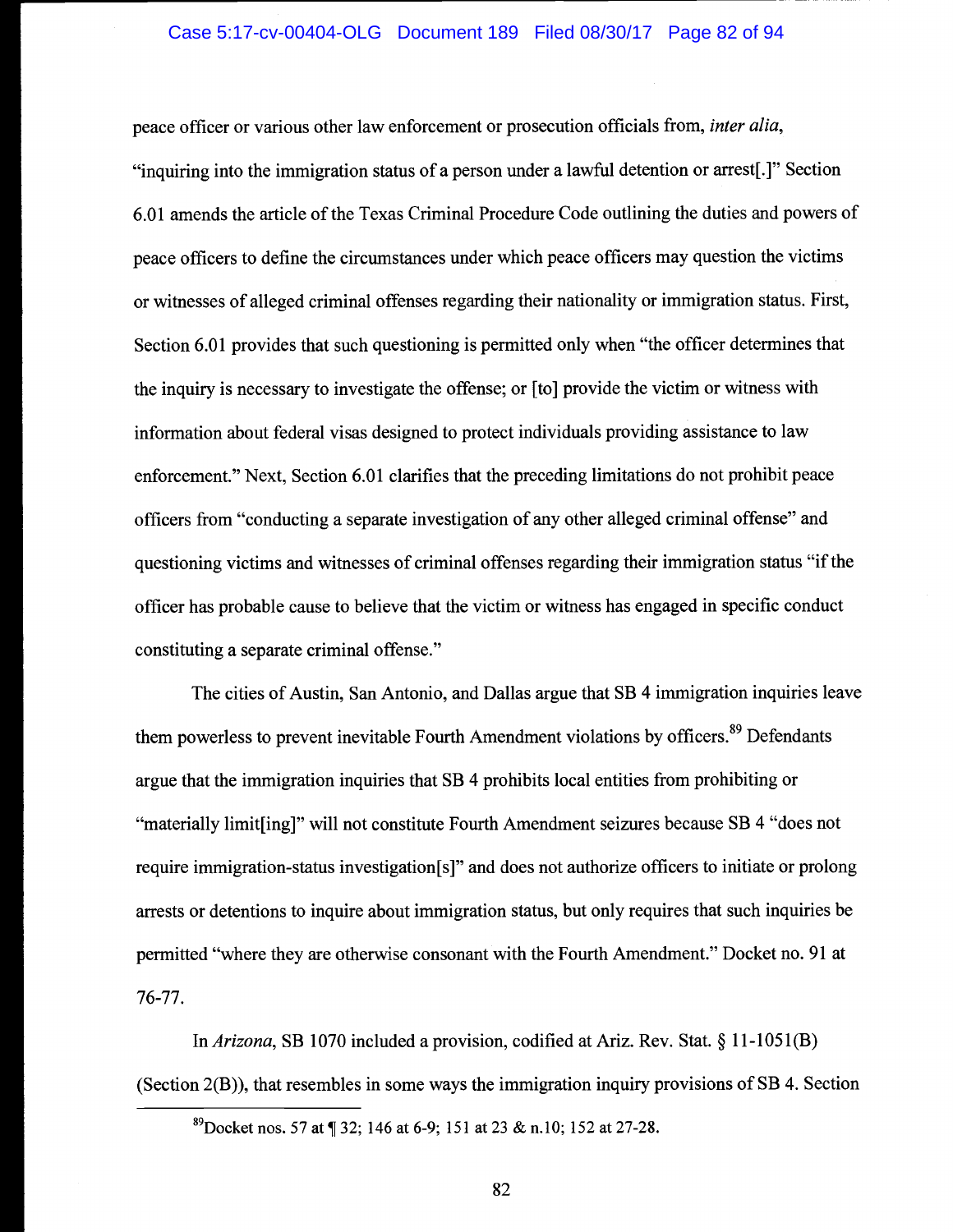peace officer or various other law enforcement or prosecution officials from, *inter alia*, "inquiring into the immigration status of a person under a lawful detention or arrest[.]" Section 6.01 amends the article of the Texas Criminal Procedure Code outlining the duties and powers of peace officers to define the circumstances under which peace officers may question the victims or witnesses of alleged criminal offenses regarding their nationality or immigration status. First, Section 6.01 provides that such questioning is permitted only when "the officer determines that the inquiry is necessary to investigate the offense; or [to] provide the victim or witness with information about federal visas designed to protect individuals providing assistance to law enforcement." Next, Section 6.01 clarifies that the preceding limitations do not prohibit peace officers from "conducting a separate investigation of any other alleged criminal offense" and questioning victims and witnesses of criminal offenses regarding their immigration status "if the officer has probable cause to believe that the victim or witness has engaged in specific conduct constituting a separate criminal offense."

The cities of Austin, San Antonio, and Dallas argue that SB 4 immigration inquiries leave them powerless to prevent inevitable Fourth Amendment violations by officers.[89] Defendants argue that the immigration inquiries that SB 4 prohibits local entities from prohibiting or "materially limit[ing]" will not constitute Fourth Amendment seizures because SB 4 "does not require immigration-status investigation[s]" and does not authorize officers to initiate or prolong arrests or detentions to inquire about immigration status, but only requires that such inquiries be permitted "where they are otherwise consonant with the Fourth Amendment." Docket no. 91 at 76-77.

In *Arizona*, SB 1070 included a provision, codified at Ariz. Rev. Stat. § 11-1051(B) (Section 2(B)), that resembles in some ways the immigration inquiry provisions of SB 4. Section

[89] Docket nos. 57 at ¶ 32; 146 at 6-9; 151 at 23 & n.10; 152 at 27-28.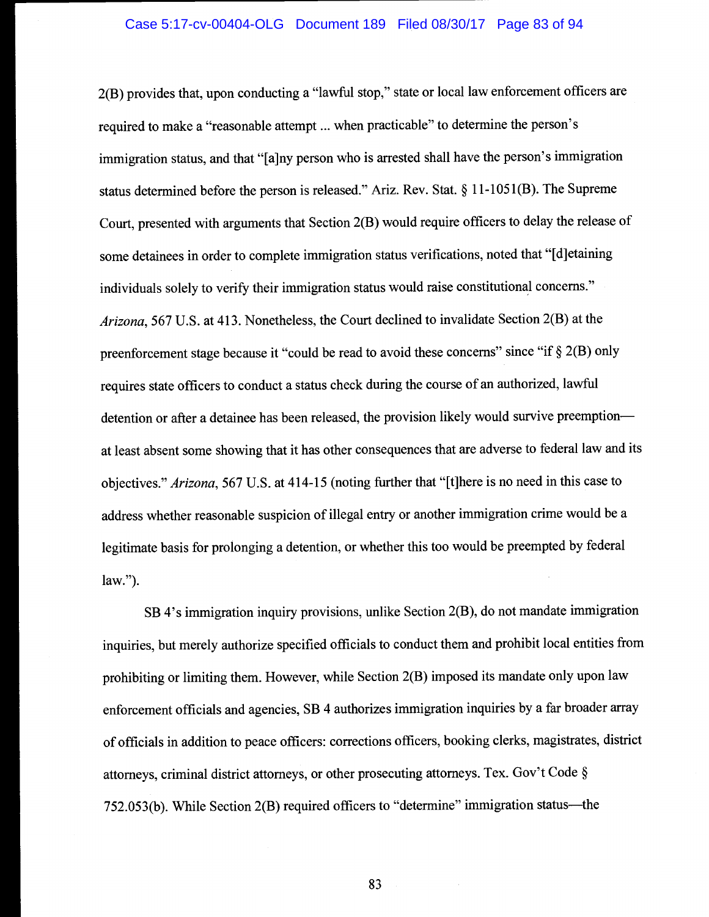2(B) provides that, upon conducting a "lawful stop," state or local law enforcement officers are required to make a "reasonable attempt ... when practicable" to determine the person's immigration status, and that "[a]ny person who is arrested shall have the person's immigration status determined before the person is released." Ariz. Rev. Stat. § 11-1051(B). The Supreme Court, presented with arguments that Section 2(B) would require officers to delay the release of some detainees in order to complete immigration status verifications, noted that "[d]etaining individuals solely to verify their immigration status would raise constitutional concerns." *Arizona*, 567 U.S. at 413. Nonetheless, the Court declined to invalidate Section 2(B) at the preenforcement stage because it "could be read to avoid these concerns" since "if § 2(B) only requires state officers to conduct a status check during the course of an authorized, lawful detention or after a detainee has been released, the provision likely would survive preemption—at least absent some showing that it has other consequences that are adverse to federal law and its objectives." *Arizona*, 567 U.S. at 414-15 (noting further that "[t]here is no need in this case to address whether reasonable suspicion of illegal entry or another immigration crime would be a legitimate basis for prolonging a detention, or whether this too would be preempted by federal law.").

SB 4's immigration inquiry provisions, unlike Section 2(B), do not mandate immigration inquiries, but merely authorize specified officials to conduct them and prohibit local entities from prohibiting or limiting them. However, while Section 2(B) imposed its mandate only upon law enforcement officials and agencies, SB 4 authorizes immigration inquiries by a far broader array of officials in addition to peace officers: corrections officers, booking clerks, magistrates, district attorneys, criminal district attorneys, or other prosecuting attorneys. Tex. Gov't Code § 752.053(b). While Section 2(B) required officers to "determine" immigration status—the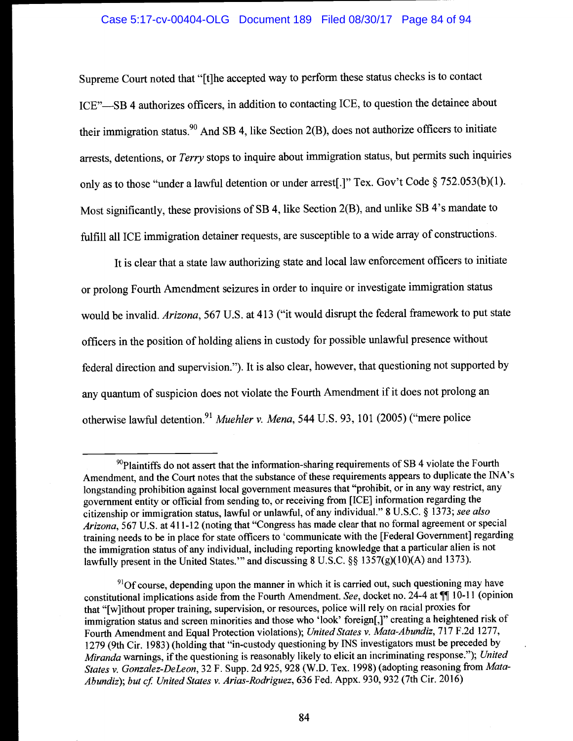Supreme Court noted that "[t]he accepted way to perform these status checks is to contact ICE"—SB 4 authorizes officers, in addition to contacting ICE, to question the detainee about their immigration status.[90] And SB 4, like Section 2(B), does not authorize officers to initiate arrests, detentions, or *Terry* stops to inquire about immigration status, but permits such inquiries only as to those "under a lawful detention or under arrest[.]" Tex. Gov't Code § 752.053(b)(1). Most significantly, these provisions of SB 4, like Section 2(B), and unlike SB 4's mandate to fulfill all ICE immigration detainer requests, are susceptible to a wide array of constructions.

It is clear that a state law authorizing state and local law enforcement officers to initiate or prolong Fourth Amendment seizures in order to inquire or investigate immigration status would be invalid. *Arizona*, 567 U.S. at 413 ("it would disrupt the federal framework to put state officers in the position of holding aliens in custody for possible unlawful presence without federal direction and supervision."). It is also clear, however, that questioning not supported by any quantum of suspicion does not violate the Fourth Amendment if it does not prolong an otherwise lawful detention.[91] *Muehler v. Mena*, 544 U.S. 93, 101 (2005) ("mere police

---

[90]Plaintiffs do not assert that the information-sharing requirements of SB 4 violate the Fourth Amendment, and the Court notes that the substance of these requirements appears to duplicate the INA's longstanding prohibition against local government measures that "prohibit, or in any way restrict, any government entity or official from sending to, or receiving from [ICE] information regarding the citizenship or immigration status, lawful or unlawful, of any individual." 8 U.S.C. § 1373; *see also Arizona*, 567 U.S. at 411-12 (noting that "Congress has made clear that no formal agreement or special training needs to be in place for state officers to 'communicate with the [Federal Government] regarding the immigration status of any individual, including reporting knowledge that a particular alien is not lawfully present in the United States.'" and discussing 8 U.S.C. §§ 1357(g)(10)(A) and 1373).

[91]Of course, depending upon the manner in which it is carried out, such questioning may have constitutional implications aside from the Fourth Amendment. *See*, docket no. 24-4 at ¶¶ 10-11 (opinion that "[w]ithout proper training, supervision, or resources, police will rely on racial proxies for immigration status and screen minorities and those who 'look' foreign[,]" creating a heightened risk of Fourth Amendment and Equal Protection violations); *United States v. Mata-Abundiz*, 717 F.2d 1277, 1279 (9th Cir. 1983) (holding that "in-custody questioning by INS investigators must be preceded by *Miranda* warnings, if the questioning is reasonably likely to elicit an incriminating response."); *United States v. Gonzalez-DeLeon*, 32 F. Supp. 2d 925, 928 (W.D. Tex. 1998) (adopting reasoning from *Mata-Abundiz*); *but cf. United States v. Arias-Rodriguez*, 636 Fed. Appx. 930, 932 (7th Cir. 2016)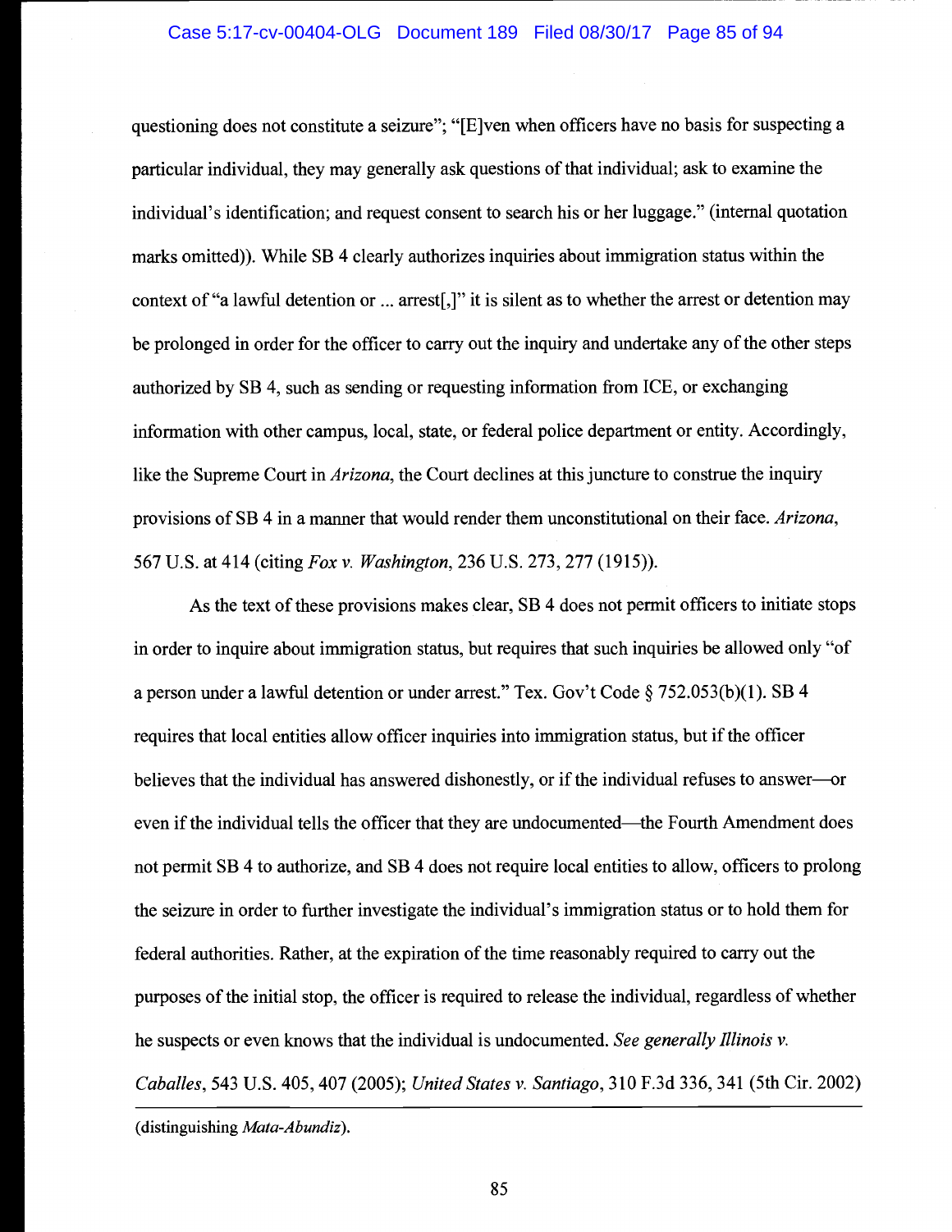questioning does not constitute a seizure"; "[E]ven when officers have no basis for suspecting a particular individual, they may generally ask questions of that individual; ask to examine the individual's identification; and request consent to search his or her luggage." (internal quotation marks omitted)). While SB 4 clearly authorizes inquiries about immigration status within the context of "a lawful detention or ... arrest[,]" it is silent as to whether the arrest or detention may be prolonged in order for the officer to carry out the inquiry and undertake any of the other steps authorized by SB 4, such as sending or requesting information from ICE, or exchanging information with other campus, local, state, or federal police department or entity. Accordingly, like the Supreme Court in *Arizona*, the Court declines at this juncture to construe the inquiry provisions of SB 4 in a manner that would render them unconstitutional on their face. *Arizona*, 567 U.S. at 414 (citing *Fox v. Washington*, 236 U.S. 273, 277 (1915)).

As the text of these provisions makes clear, SB 4 does not permit officers to initiate stops in order to inquire about immigration status, but requires that such inquiries be allowed only "of a person under a lawful detention or under arrest." Tex. Gov't Code § 752.053(b)(1). SB 4 requires that local entities allow officer inquiries into immigration status, but if the officer believes that the individual has answered dishonestly, or if the individual refuses to answer—or even if the individual tells the officer that they are undocumented—the Fourth Amendment does not permit SB 4 to authorize, and SB 4 does not require local entities to allow, officers to prolong the seizure in order to further investigate the individual's immigration status or to hold them for federal authorities. Rather, at the expiration of the time reasonably required to carry out the purposes of the initial stop, the officer is required to release the individual, regardless of whether he suspects or even knows that the individual is undocumented. *See generally Illinois v. Caballes*, 543 U.S. 405, 407 (2005); *United States v. Santiago*, 310 F.3d 336, 341 (5th Cir. 2002)

---

(distinguishing *Mata-Abundiz*).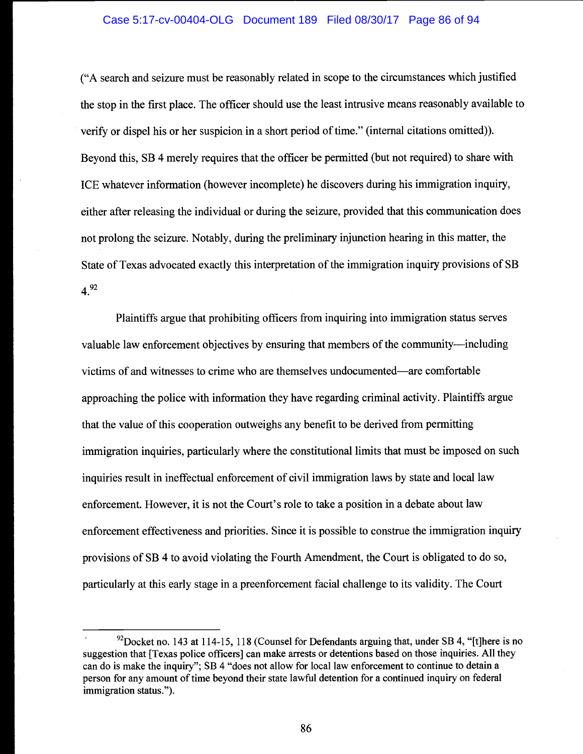("A search and seizure must be reasonably related in scope to the circumstances which justified the stop in the first place. The officer should use the least intrusive means reasonably available to verify or dispel his or her suspicion in a short period of time." (internal citations omitted)). Beyond this, SB 4 merely requires that the officer be permitted (but not required) to share with ICE whatever information (however incomplete) he discovers during his immigration inquiry, either after releasing the individual or during the seizure, provided that this communication does not prolong the seizure. Notably, during the preliminary injunction hearing in this matter, the State of Texas advocated exactly this interpretation of the immigration inquiry provisions of SB 4.[92]

Plaintiffs argue that prohibiting officers from inquiring into immigration status serves valuable law enforcement objectives by ensuring that members of the community—including victims of and witnesses to crime who are themselves undocumented—are comfortable approaching the police with information they have regarding criminal activity. Plaintiffs argue that the value of this cooperation outweighs any benefit to be derived from permitting immigration inquiries, particularly where the constitutional limits that must be imposed on such inquiries result in ineffectual enforcement of civil immigration laws by state and local law enforcement. However, it is not the Court's role to take a position in a debate about law enforcement effectiveness and priorities. Since it is possible to construe the immigration inquiry provisions of SB 4 to avoid violating the Fourth Amendment, the Court is obligated to do so, particularly at this early stage in a preenforcement facial challenge to its validity. The Court

---

[92]Docket no. 143 at 114-15, 118 (Counsel for Defendants arguing that, under SB 4, "[t]here is no suggestion that [Texas police officers] can make arrests or detentions based on those inquiries. All they can do is make the inquiry"; SB 4 "does not allow for local law enforcement to continue to detain a person for any amount of time beyond their state lawful detention for a continued inquiry on federal immigration status.").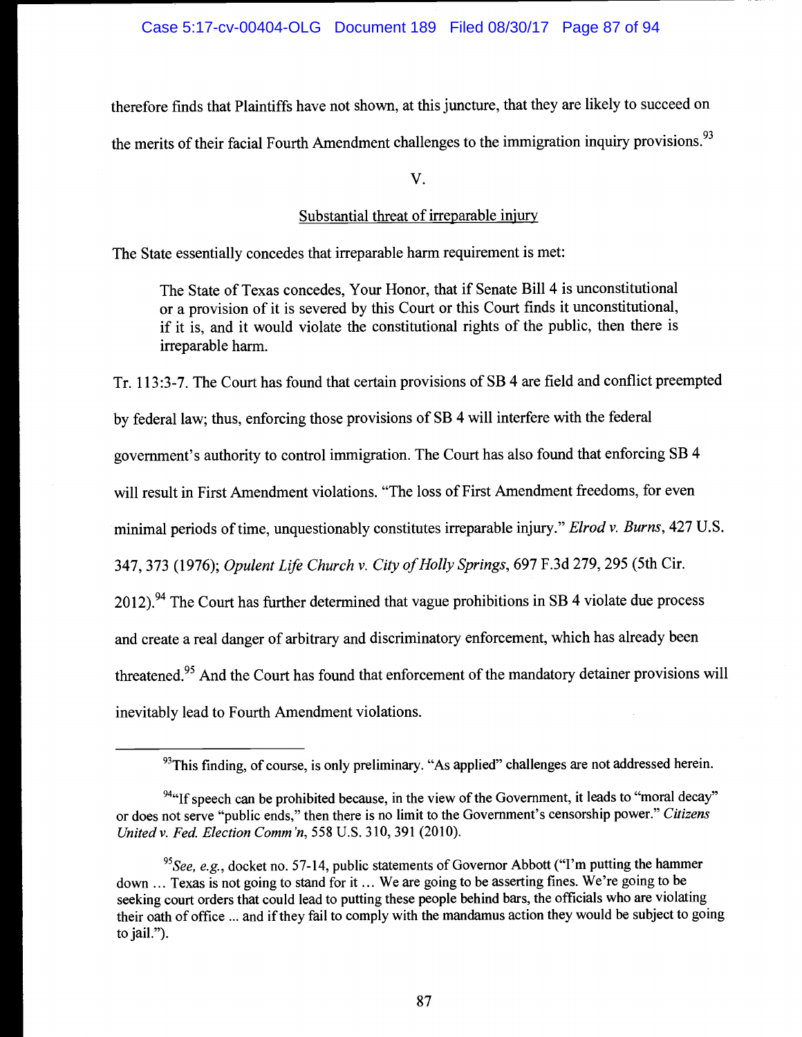therefore finds that Plaintiffs have not shown, at this juncture, that they are likely to succeed on the merits of their facial Fourth Amendment challenges to the immigration inquiry provisions.[93]

V.

Substantial threat of irreparable injury

The State essentially concedes that irreparable harm requirement is met:

> The State of Texas concedes, Your Honor, that if Senate Bill 4 is unconstitutional or a provision of it is severed by this Court or this Court finds it unconstitutional, if it is, and it would violate the constitutional rights of the public, then there is irreparable harm.

Tr. 113:3-7. The Court has found that certain provisions of SB 4 are field and conflict preempted by federal law; thus, enforcing those provisions of SB 4 will interfere with the federal government's authority to control immigration. The Court has also found that enforcing SB 4 will result in First Amendment violations. "The loss of First Amendment freedoms, for even minimal periods of time, unquestionably constitutes irreparable injury." *Elrod v. Burns*, 427 U.S. 347, 373 (1976); *Opulent Life Church v. City of Holly Springs*, 697 F.3d 279, 295 (5th Cir. 2012).[94] The Court has further determined that vague prohibitions in SB 4 violate due process and create a real danger of arbitrary and discriminatory enforcement, which has already been threatened.[95] And the Court has found that enforcement of the mandatory detainer provisions will inevitably lead to Fourth Amendment violations.

---

[93] This finding, of course, is only preliminary. "As applied" challenges are not addressed herein.

[94] "If speech can be prohibited because, in the view of the Government, it leads to "moral decay" or does not serve "public ends," then there is no limit to the Government's censorship power." *Citizens United v. Fed. Election Comm'n*, 558 U.S. 310, 391 (2010).

[95] *See, e.g.*, docket no. 57-14, public statements of Governor Abbott ("I'm putting the hammer down … Texas is not going to stand for it … We are going to be asserting fines. We're going to be seeking court orders that could lead to putting these people behind bars, the officials who are violating their oath of office ... and if they fail to comply with the mandamus action they would be subject to going to jail.").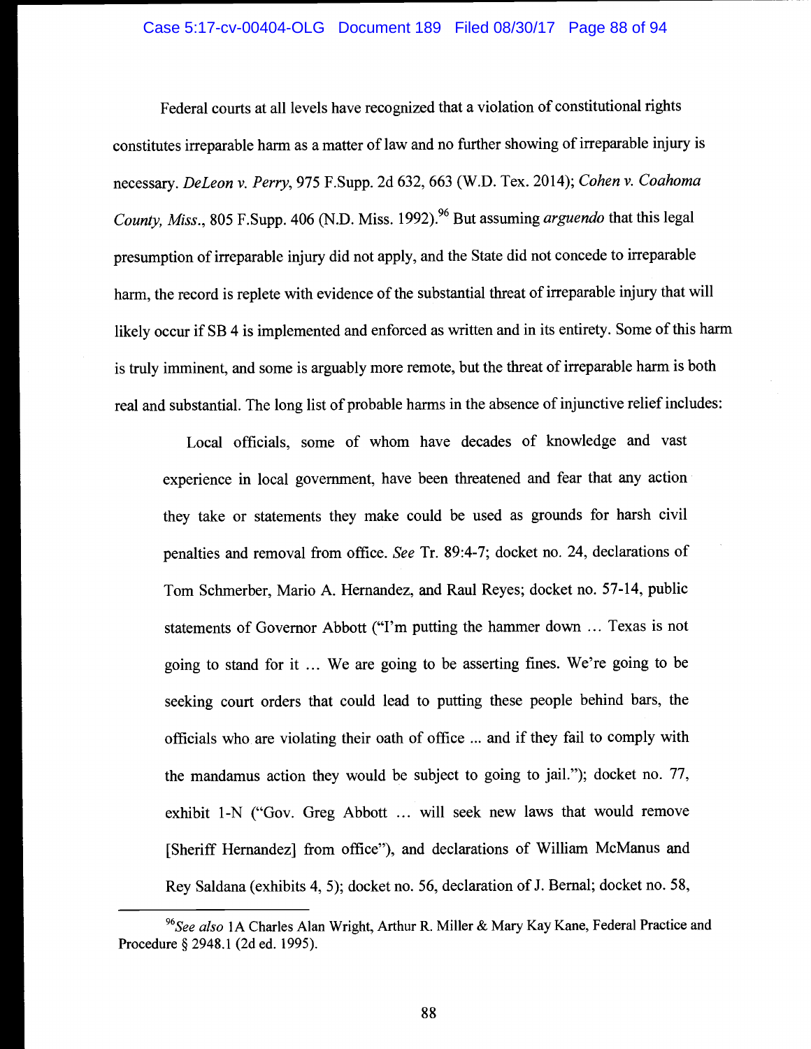Federal courts at all levels have recognized that a violation of constitutional rights constitutes irreparable harm as a matter of law and no further showing of irreparable injury is necessary. *DeLeon v. Perry*, 975 F.Supp. 2d 632, 663 (W.D. Tex. 2014); *Cohen v. Coahoma County, Miss.*, 805 F.Supp. 406 (N.D. Miss. 1992).[96] But assuming *arguendo* that this legal presumption of irreparable injury did not apply, and the State did not concede to irreparable harm, the record is replete with evidence of the substantial threat of irreparable injury that will likely occur if SB 4 is implemented and enforced as written and in its entirety. Some of this harm is truly imminent, and some is arguably more remote, but the threat of irreparable harm is both real and substantial. The long list of probable harms in the absence of injunctive relief includes:

> Local officials, some of whom have decades of knowledge and vast experience in local government, have been threatened and fear that any action they take or statements they make could be used as grounds for harsh civil penalties and removal from office. *See* Tr. 89:4-7; docket no. 24, declarations of Tom Schmerber, Mario A. Hernandez, and Raul Reyes; docket no. 57-14, public statements of Governor Abbott ("I'm putting the hammer down … Texas is not going to stand for it … We are going to be asserting fines. We're going to be seeking court orders that could lead to putting these people behind bars, the officials who are violating their oath of office ... and if they fail to comply with the mandamus action they would be subject to going to jail."); docket no. 77, exhibit 1-N ("Gov. Greg Abbott … will seek new laws that would remove [Sheriff Hernandez] from office"), and declarations of William McManus and Rey Saldana (exhibits 4, 5); docket no. 56, declaration of J. Bernal; docket no. 58,

[96] *See also* 1A Charles Alan Wright, Arthur R. Miller & Mary Kay Kane, Federal Practice and Procedure § 2948.1 (2d ed. 1995).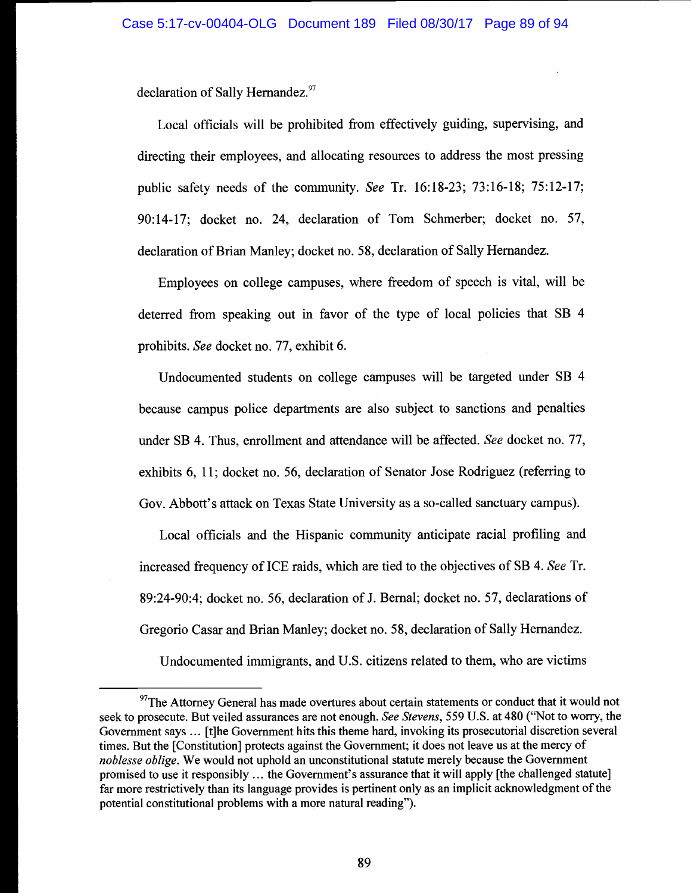declaration of Sally Hernandez.[97]

Local officials will be prohibited from effectively guiding, supervising, and directing their employees, and allocating resources to address the most pressing public safety needs of the community. *See* Tr. 16:18-23; 73:16-18; 75:12-17; 90:14-17; docket no. 24, declaration of Tom Schmerber; docket no. 57, declaration of Brian Manley; docket no. 58, declaration of Sally Hernandez.

Employees on college campuses, where freedom of speech is vital, will be deterred from speaking out in favor of the type of local policies that SB 4 prohibits. *See* docket no. 77, exhibit 6.

Undocumented students on college campuses will be targeted under SB 4 because campus police departments are also subject to sanctions and penalties under SB 4. Thus, enrollment and attendance will be affected. *See* docket no. 77, exhibits 6, 11; docket no. 56, declaration of Senator Jose Rodriguez (referring to Gov. Abbott's attack on Texas State University as a so-called sanctuary campus).

Local officials and the Hispanic community anticipate racial profiling and increased frequency of ICE raids, which are tied to the objectives of SB 4. *See* Tr. 89:24-90:4; docket no. 56, declaration of J. Bernal; docket no. 57, declarations of Gregorio Casar and Brian Manley; docket no. 58, declaration of Sally Hernandez.

Undocumented immigrants, and U.S. citizens related to them, who are victims

---

[97]The Attorney General has made overtures about certain statements or conduct that it would not seek to prosecute. But veiled assurances are not enough. *See Stevens*, 559 U.S. at 480 ("Not to worry, the Government says … [t]he Government hits this theme hard, invoking its prosecutorial discretion several times. But the [Constitution] protects against the Government; it does not leave us at the mercy of *noblesse oblige*. We would not uphold an unconstitutional statute merely because the Government promised to use it responsibly … the Government's assurance that it will apply [the challenged statute] far more restrictively than its language provides is pertinent only as an implicit acknowledgment of the potential constitutional problems with a more natural reading").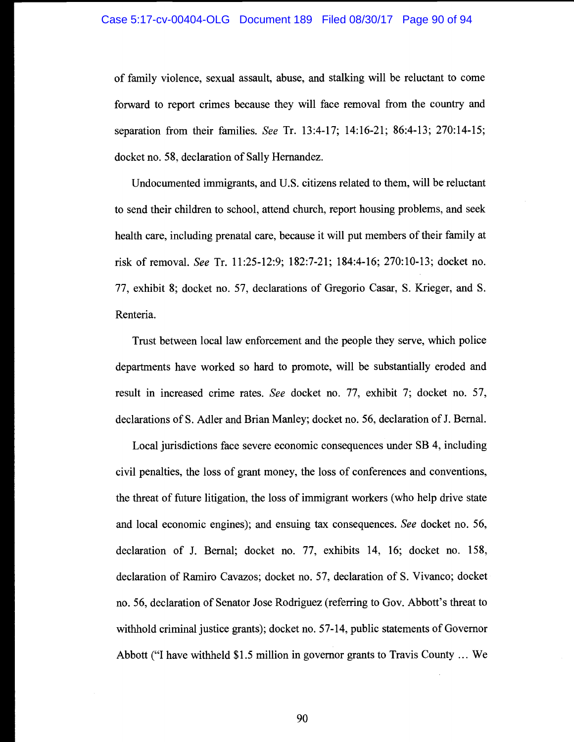of family violence, sexual assault, abuse, and stalking will be reluctant to come forward to report crimes because they will face removal from the country and separation from their families. *See* Tr. 13:4-17; 14:16-21; 86:4-13; 270:14-15; docket no. 58, declaration of Sally Hernandez.

Undocumented immigrants, and U.S. citizens related to them, will be reluctant to send their children to school, attend church, report housing problems, and seek health care, including prenatal care, because it will put members of their family at risk of removal. *See* Tr. 11:25-12:9; 182:7-21; 184:4-16; 270:10-13; docket no. 77, exhibit 8; docket no. 57, declarations of Gregorio Casar, S. Krieger, and S. Renteria.

Trust between local law enforcement and the people they serve, which police departments have worked so hard to promote, will be substantially eroded and result in increased crime rates. *See* docket no. 77, exhibit 7; docket no. 57, declarations of S. Adler and Brian Manley; docket no. 56, declaration of J. Bernal.

Local jurisdictions face severe economic consequences under SB 4, including civil penalties, the loss of grant money, the loss of conferences and conventions, the threat of future litigation, the loss of immigrant workers (who help drive state and local economic engines); and ensuing tax consequences. *See* docket no. 56, declaration of J. Bernal; docket no. 77, exhibits 14, 16; docket no. 158, declaration of Ramiro Cavazos; docket no. 57, declaration of S. Vivanco; docket no. 56, declaration of Senator Jose Rodriguez (referring to Gov. Abbott's threat to withhold criminal justice grants); docket no. 57-14, public statements of Governor Abbott ("I have withheld $1.5 million in governor grants to Travis County … We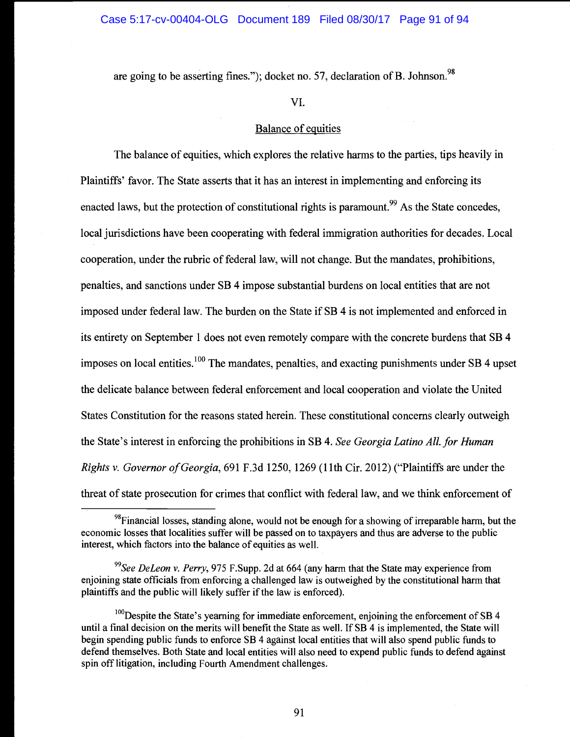are going to be asserting fines."); docket no. 57, declaration of B. Johnson.[98]

VI.

Balance of equities

The balance of equities, which explores the relative harms to the parties, tips heavily in Plaintiffs' favor. The State asserts that it has an interest in implementing and enforcing its enacted laws, but the protection of constitutional rights is paramount.[99] As the State concedes, local jurisdictions have been cooperating with federal immigration authorities for decades. Local cooperation, under the rubric of federal law, will not change. But the mandates, prohibitions, penalties, and sanctions under SB 4 impose substantial burdens on local entities that are not imposed under federal law. The burden on the State if SB 4 is not implemented and enforced in its entirety on September 1 does not even remotely compare with the concrete burdens that SB 4 imposes on local entities.[100] The mandates, penalties, and exacting punishments under SB 4 upset the delicate balance between federal enforcement and local cooperation and violate the United States Constitution for the reasons stated herein. These constitutional concerns clearly outweigh the State's interest in enforcing the prohibitions in SB 4. *See Georgia Latino All. for Human Rights v. Governor of Georgia*, 691 F.3d 1250, 1269 (11th Cir. 2012) ("Plaintiffs are under the threat of state prosecution for crimes that conflict with federal law, and we think enforcement of

---

[98]Financial losses, standing alone, would not be enough for a showing of irreparable harm, but the economic losses that localities suffer will be passed on to taxpayers and thus are adverse to the public interest, which factors into the balance of equities as well.

[99]*See DeLeon v. Perry*, 975 F.Supp. 2d at 664 (any harm that the State may experience from enjoining state officials from enforcing a challenged law is outweighed by the constitutional harm that plaintiffs and the public will likely suffer if the law is enforced).

[100]Despite the State's yearning for immediate enforcement, enjoining the enforcement of SB 4 until a final decision on the merits will benefit the State as well. If SB 4 is implemented, the State will begin spending public funds to enforce SB 4 against local entities that will also spend public funds to defend themselves. Both State and local entities will also need to expend public funds to defend against spin off litigation, including Fourth Amendment challenges.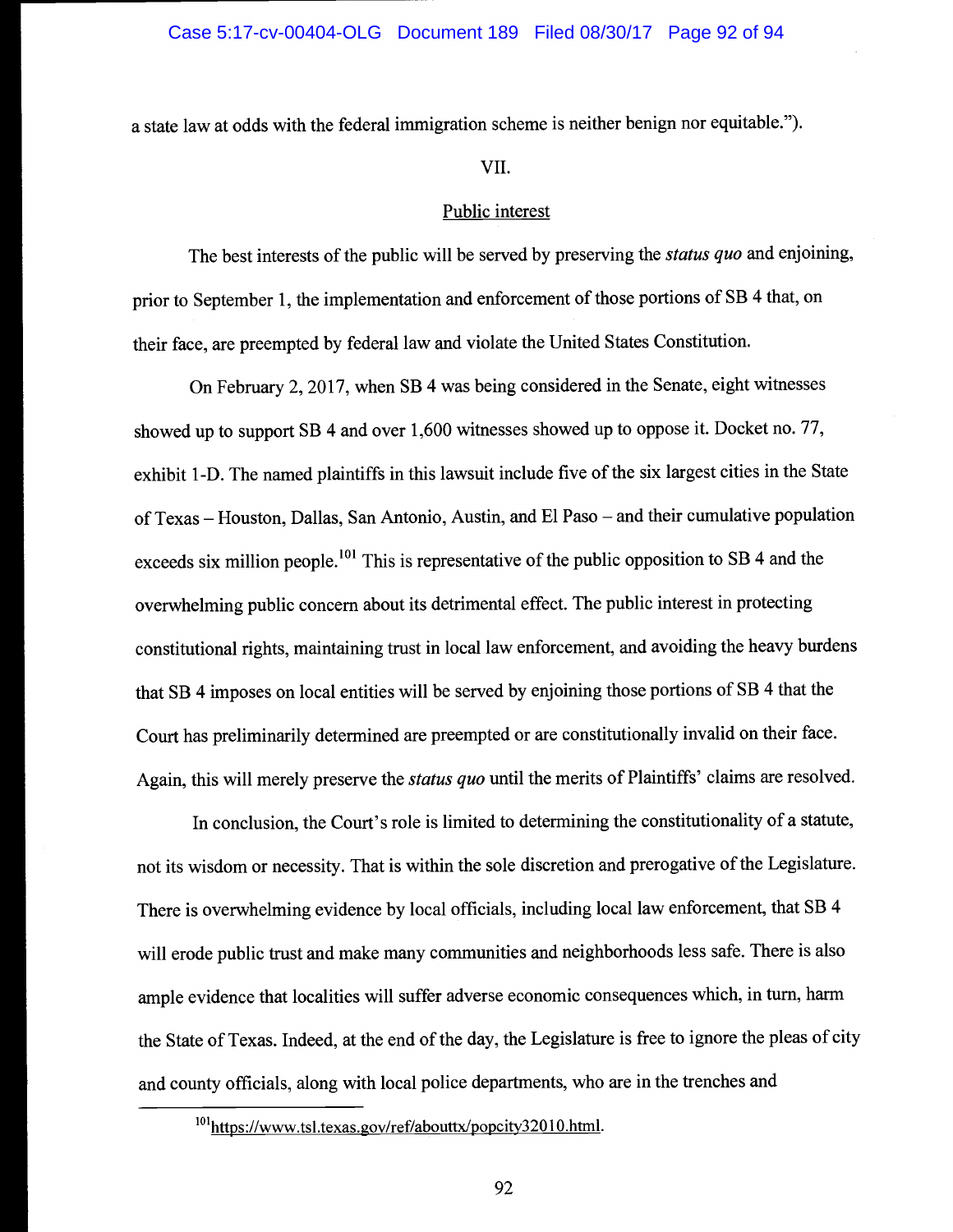a state law at odds with the federal immigration scheme is neither benign nor equitable.").

VII.

## Public interest

The best interests of the public will be served by preserving the *status quo* and enjoining, prior to September 1, the implementation and enforcement of those portions of SB 4 that, on their face, are preempted by federal law and violate the United States Constitution.

On February 2, 2017, when SB 4 was being considered in the Senate, eight witnesses showed up to support SB 4 and over 1,600 witnesses showed up to oppose it. Docket no. 77, exhibit 1-D. The named plaintiffs in this lawsuit include five of the six largest cities in the State of Texas – Houston, Dallas, San Antonio, Austin, and El Paso – and their cumulative population exceeds six million people.[101] This is representative of the public opposition to SB 4 and the overwhelming public concern about its detrimental effect. The public interest in protecting constitutional rights, maintaining trust in local law enforcement, and avoiding the heavy burdens that SB 4 imposes on local entities will be served by enjoining those portions of SB 4 that the Court has preliminarily determined are preempted or are constitutionally invalid on their face. Again, this will merely preserve the *status quo* until the merits of Plaintiffs' claims are resolved.

In conclusion, the Court's role is limited to determining the constitutionality of a statute, not its wisdom or necessity. That is within the sole discretion and prerogative of the Legislature. There is overwhelming evidence by local officials, including local law enforcement, that SB 4 will erode public trust and make many communities and neighborhoods less safe. There is also ample evidence that localities will suffer adverse economic consequences which, in turn, harm the State of Texas. Indeed, at the end of the day, the Legislature is free to ignore the pleas of city and county officials, along with local police departments, who are in the trenches and

---

[101] https://www.tsl.texas.gov/ref/abouttx/popcity32010.html.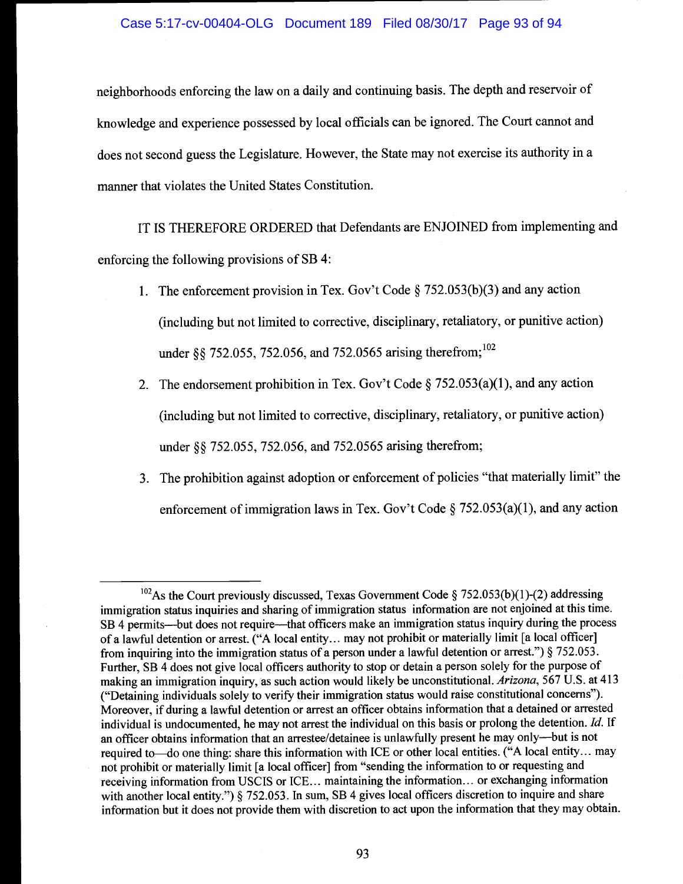neighborhoods enforcing the law on a daily and continuing basis. The depth and reservoir of knowledge and experience possessed by local officials can be ignored. The Court cannot and does not second guess the Legislature. However, the State may not exercise its authority in a manner that violates the United States Constitution.

IT IS THEREFORE ORDERED that Defendants are ENJOINED from implementing and enforcing the following provisions of SB 4:

1. The enforcement provision in Tex. Gov't Code § 752.053(b)(3) and any action (including but not limited to corrective, disciplinary, retaliatory, or punitive action) under §§ 752.055, 752.056, and 752.0565 arising therefrom;[102]
2. The endorsement prohibition in Tex. Gov't Code § 752.053(a)(1), and any action (including but not limited to corrective, disciplinary, retaliatory, or punitive action) under §§ 752.055, 752.056, and 752.0565 arising therefrom;
3. The prohibition against adoption or enforcement of policies "that materially limit" the enforcement of immigration laws in Tex. Gov't Code § 752.053(a)(1), and any action

---

[102] As the Court previously discussed, Texas Government Code § 752.053(b)(1)-(2) addressing immigration status inquiries and sharing of immigration status information are not enjoined at this time. SB 4 permits—but does not require—that officers make an immigration status inquiry during the process of a lawful detention or arrest. ("A local entity… may not prohibit or materially limit [a local officer] from inquiring into the immigration status of a person under a lawful detention or arrest.") § 752.053. Further, SB 4 does not give local officers authority to stop or detain a person solely for the purpose of making an immigration inquiry, as such action would likely be unconstitutional. *Arizona*, 567 U.S. at 413 ("Detaining individuals solely to verify their immigration status would raise constitutional concerns"). Moreover, if during a lawful detention or arrest an officer obtains information that a detained or arrested individual is undocumented, he may not arrest the individual on this basis or prolong the detention. *Id.* If an officer obtains information that an arrestee/detainee is unlawfully present he may only—but is not required to—do one thing: share this information with ICE or other local entities. ("A local entity… may not prohibit or materially limit [a local officer] from "sending the information to or requesting and receiving information from USCIS or ICE… maintaining the information… or exchanging information with another local entity.") § 752.053. In sum, SB 4 gives local officers discretion to inquire and share information but it does not provide them with discretion to act upon the information that they may obtain.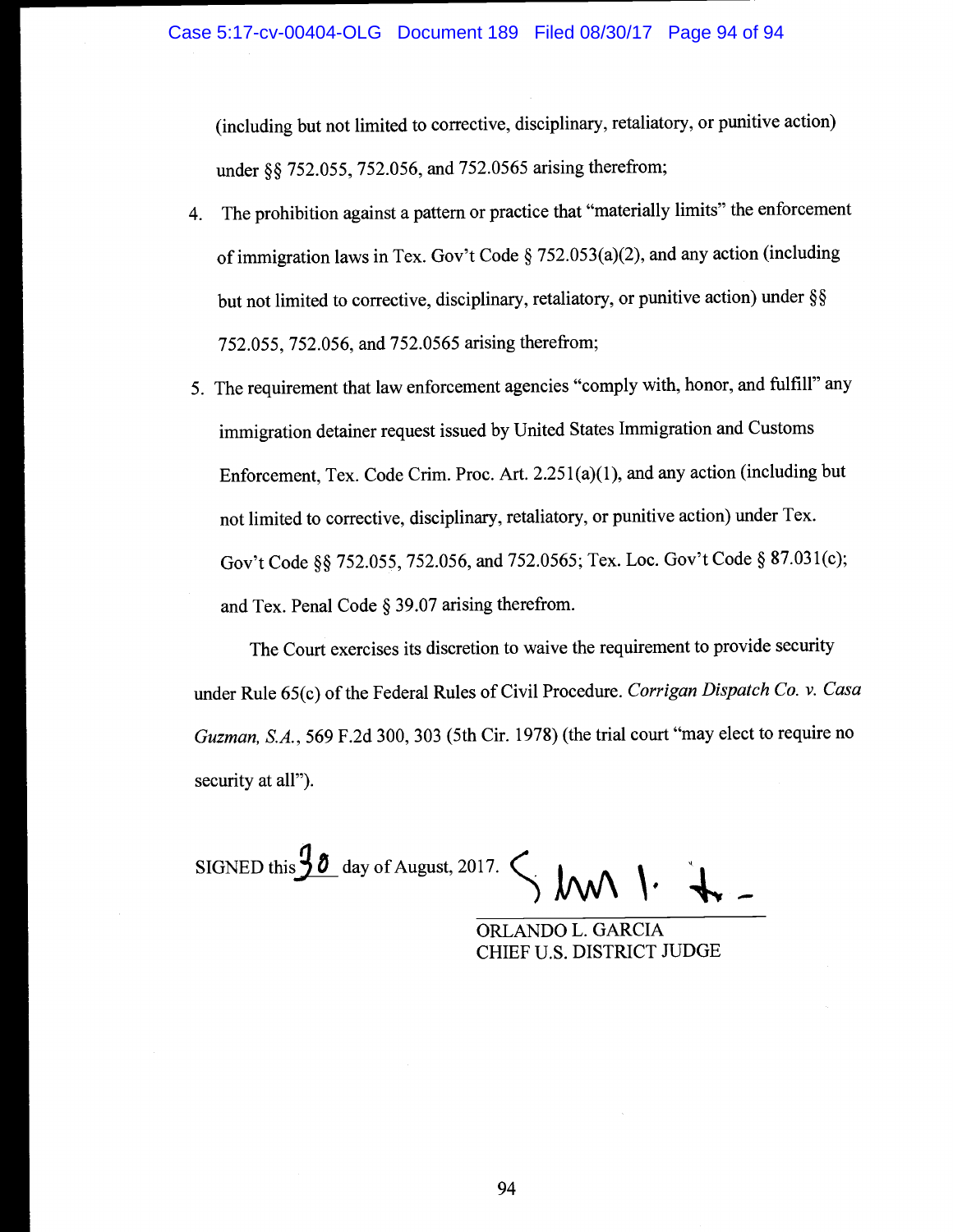(including but not limited to corrective, disciplinary, retaliatory, or punitive action) under §§ 752.055, 752.056, and 752.0565 arising therefrom;

4. The prohibition against a pattern or practice that "materially limits" the enforcement of immigration laws in Tex. Gov't Code § 752.053(a)(2), and any action (including but not limited to corrective, disciplinary, retaliatory, or punitive action) under §§ 752.055, 752.056, and 752.0565 arising therefrom;

5. The requirement that law enforcement agencies "comply with, honor, and fulfill" any immigration detainer request issued by United States Immigration and Customs Enforcement, Tex. Code Crim. Proc. Art. 2.251(a)(1), and any action (including but not limited to corrective, disciplinary, retaliatory, or punitive action) under Tex. Gov't Code §§ 752.055, 752.056, and 752.0565; Tex. Loc. Gov't Code § 87.031(c); and Tex. Penal Code § 39.07 arising therefrom.

The Court exercises its discretion to waive the requirement to provide security under Rule 65(c) of the Federal Rules of Civil Procedure. *Corrigan Dispatch Co. v. Casa Guzman, S.A.*, 569 F.2d 300, 303 (5th Cir. 1978) (the trial court "may elect to require no security at all").

SIGNED this 30 day of August, 2017.

ORLANDO L. GARCIA
CHIEF U.S. DISTRICT JUDGE